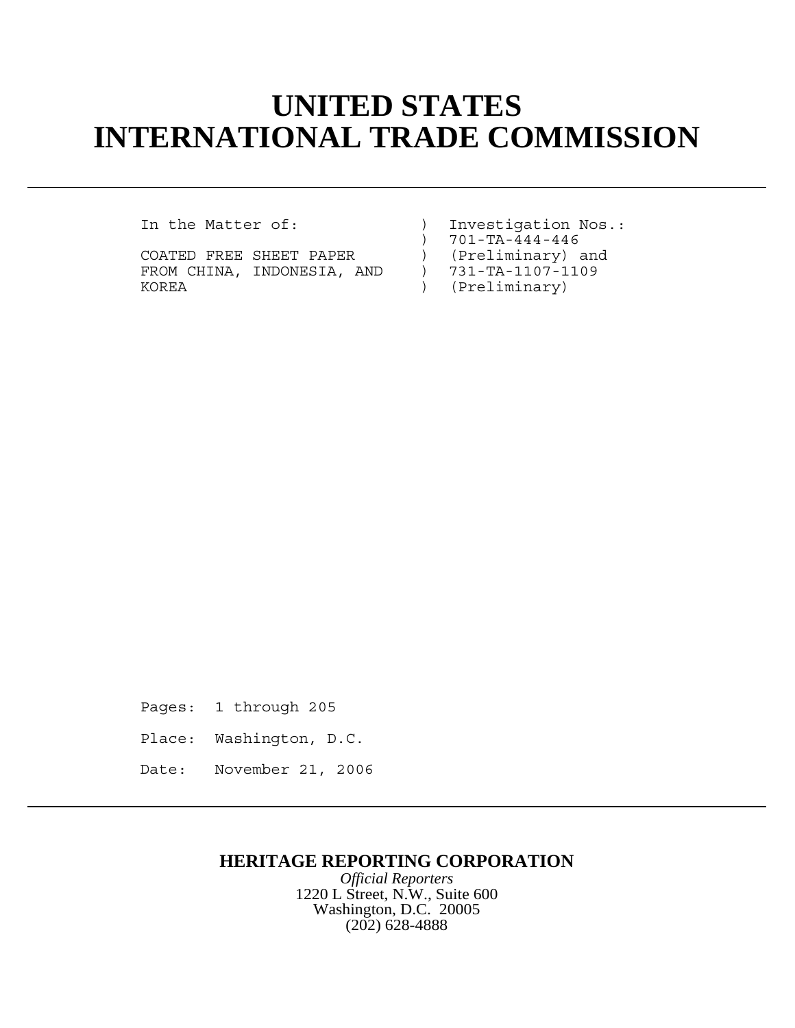# UNITED STATES INTERNATIONAL TRADE COMMISSION

```
In the Matter of:              )  Investigation Nos.:
                               )  701-TA-444-446
COATED FREE SHEET PAPER        )  (Preliminary) and
FROM CHINA, INDONESIA, AND     )  731-TA-1107-1109
KOREA                          )  (Preliminary)
```

Pages: 1 through 205

Place: Washington, D.C.

Date: November 21, 2006

**HERITAGE REPORTING CORPORATION**
*Official Reporters*
1220 L Street, N.W., Suite 600
Washington, D.C. 20005
(202) 628-4888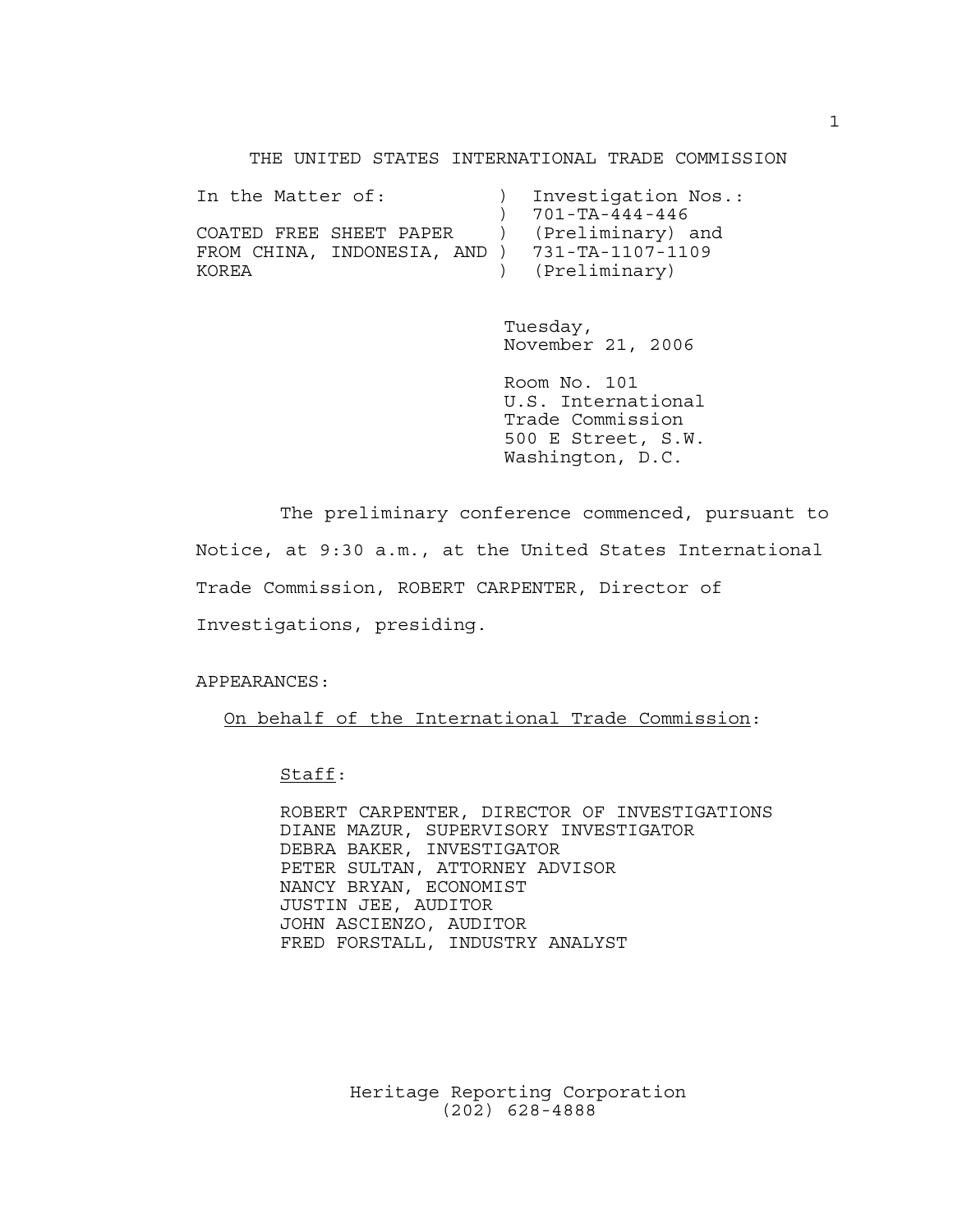THE UNITED STATES INTERNATIONAL TRADE COMMISSION

```
In the Matter of:            )  Investigation Nos.:
                             )  701-TA-444-446
COATED FREE SHEET PAPER      )  (Preliminary) and
FROM CHINA, INDONESIA, AND   )  731-TA-1107-1109
KOREA                        )  (Preliminary)
```

Tuesday,
November 21, 2006

Room No. 101
U.S. International
Trade Commission
500 E Street, S.W.
Washington, D.C.

The preliminary conference commenced, pursuant to Notice, at 9:30 a.m., at the United States International Trade Commission, ROBERT CARPENTER, Director of Investigations, presiding.

APPEARANCES:

On behalf of the International Trade Commission:

Staff:

ROBERT CARPENTER, DIRECTOR OF INVESTIGATIONS
DIANE MAZUR, SUPERVISORY INVESTIGATOR
DEBRA BAKER, INVESTIGATOR
PETER SULTAN, ATTORNEY ADVISOR
NANCY BRYAN, ECONOMIST
JUSTIN JEE, AUDITOR
JOHN ASCIENZO, AUDITOR
FRED FORSTALL, INDUSTRY ANALYST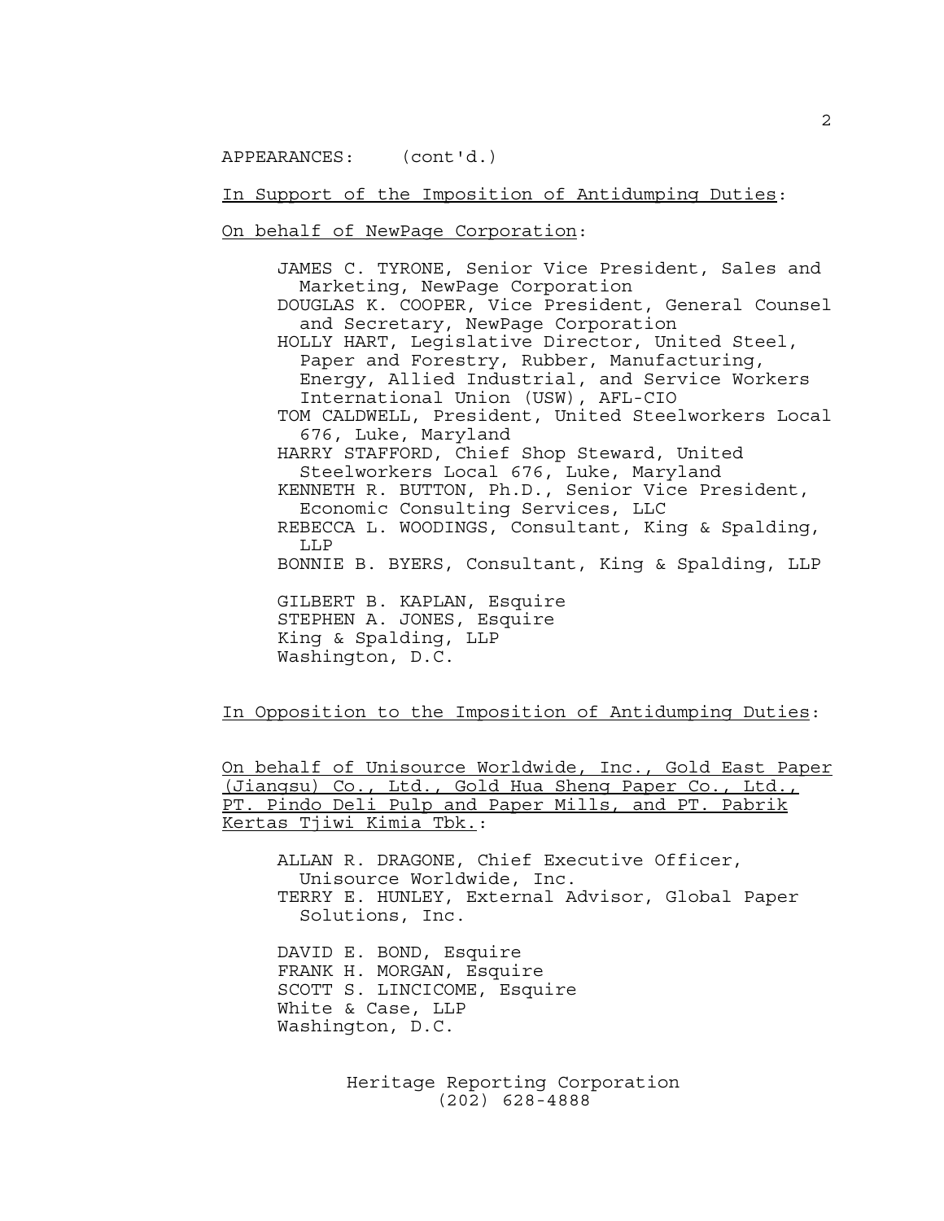APPEARANCES: (cont'd.)

<u>In Support of the Imposition of Antidumping Duties</u>:

<u>On behalf of NewPage Corporation</u>:

JAMES C. TYRONE, Senior Vice President, Sales and Marketing, NewPage Corporation
DOUGLAS K. COOPER, Vice President, General Counsel and Secretary, NewPage Corporation
HOLLY HART, Legislative Director, United Steel, Paper and Forestry, Rubber, Manufacturing, Energy, Allied Industrial, and Service Workers International Union (USW), AFL-CIO
TOM CALDWELL, President, United Steelworkers Local 676, Luke, Maryland
HARRY STAFFORD, Chief Shop Steward, United Steelworkers Local 676, Luke, Maryland
KENNETH R. BUTTON, Ph.D., Senior Vice President, Economic Consulting Services, LLC
REBECCA L. WOODINGS, Consultant, King & Spalding, LLP
BONNIE B. BYERS, Consultant, King & Spalding, LLP

GILBERT B. KAPLAN, Esquire
STEPHEN A. JONES, Esquire
King & Spalding, LLP
Washington, D.C.

<u>In Opposition to the Imposition of Antidumping Duties</u>:

<u>On behalf of Unisource Worldwide, Inc., Gold East Paper (Jiangsu) Co., Ltd., Gold Hua Sheng Paper Co., Ltd., PT. Pindo Deli Pulp and Paper Mills, and PT. Pabrik Kertas Tjiwi Kimia Tbk.</u>:

ALLAN R. DRAGONE, Chief Executive Officer, Unisource Worldwide, Inc.
TERRY E. HUNLEY, External Advisor, Global Paper Solutions, Inc.

DAVID E. BOND, Esquire
FRANK H. MORGAN, Esquire
SCOTT S. LINCICOME, Esquire
White & Case, LLP
Washington, D.C.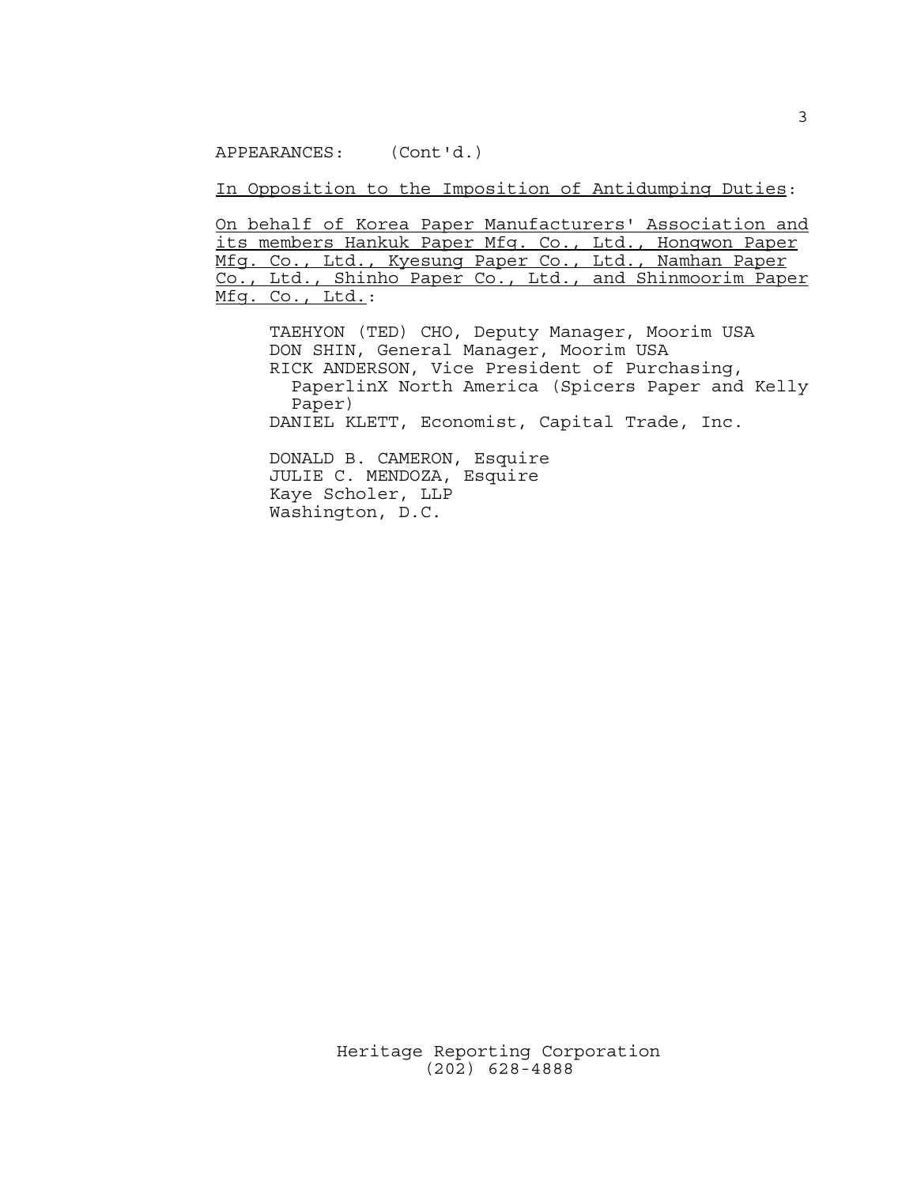APPEARANCES: (Cont'd.)

In Opposition to the Imposition of Antidumping Duties:

On behalf of Korea Paper Manufacturers' Association and its members Hankuk Paper Mfg. Co., Ltd., Hongwon Paper Mfg. Co., Ltd., Kyesung Paper Co., Ltd., Namhan Paper Co., Ltd., Shinho Paper Co., Ltd., and Shinmoorim Paper Mfg. Co., Ltd.:

TAEHYON (TED) CHO, Deputy Manager, Moorim USA
DON SHIN, General Manager, Moorim USA
RICK ANDERSON, Vice President of Purchasing, PaperlinX North America (Spicers Paper and Kelly Paper)
DANIEL KLETT, Economist, Capital Trade, Inc.

DONALD B. CAMERON, Esquire
JULIE C. MENDOZA, Esquire
Kaye Scholer, LLP
Washington, D.C.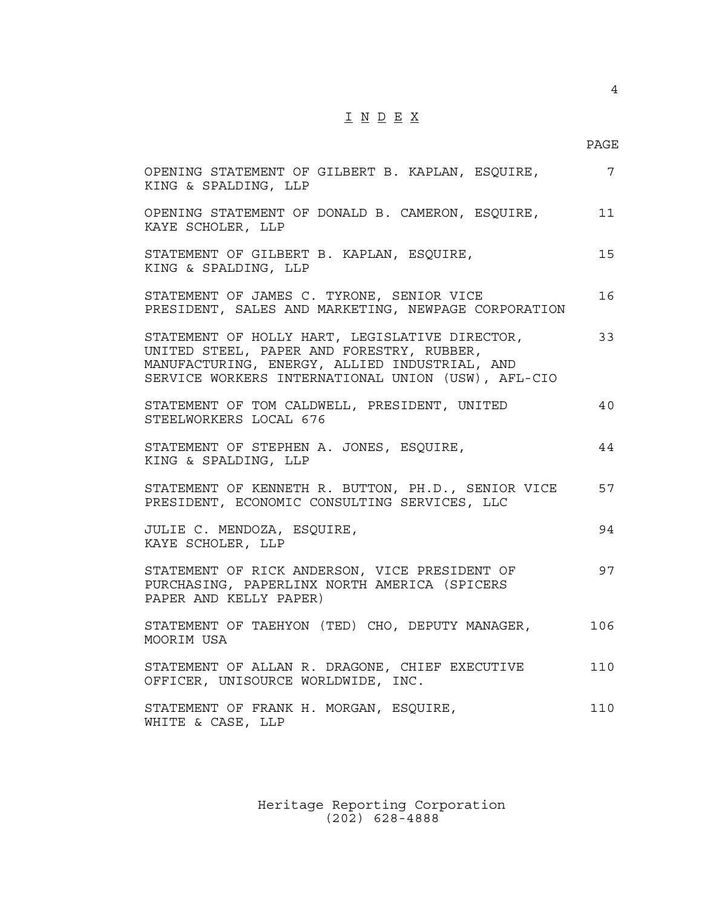# I N D E X

| | PAGE |
|---|---|
| OPENING STATEMENT OF GILBERT B. KAPLAN, ESQUIRE, KING & SPALDING, LLP | 7 |
| OPENING STATEMENT OF DONALD B. CAMERON, ESQUIRE, KAYE SCHOLER, LLP | 11 |
| STATEMENT OF GILBERT B. KAPLAN, ESQUIRE, KING & SPALDING, LLP | 15 |
| STATEMENT OF JAMES C. TYRONE, SENIOR VICE PRESIDENT, SALES AND MARKETING, NEWPAGE CORPORATION | 16 |
| STATEMENT OF HOLLY HART, LEGISLATIVE DIRECTOR, UNITED STEEL, PAPER AND FORESTRY, RUBBER, MANUFACTURING, ENERGY, ALLIED INDUSTRIAL, AND SERVICE WORKERS INTERNATIONAL UNION (USW), AFL-CIO | 33 |
| STATEMENT OF TOM CALDWELL, PRESIDENT, UNITED STEELWORKERS LOCAL 676 | 40 |
| STATEMENT OF STEPHEN A. JONES, ESQUIRE, KING & SPALDING, LLP | 44 |
| STATEMENT OF KENNETH R. BUTTON, PH.D., SENIOR VICE PRESIDENT, ECONOMIC CONSULTING SERVICES, LLC | 57 |
| JULIE C. MENDOZA, ESQUIRE, KAYE SCHOLER, LLP | 94 |
| STATEMENT OF RICK ANDERSON, VICE PRESIDENT OF PURCHASING, PAPERLINX NORTH AMERICA (SPICERS PAPER AND KELLY PAPER) | 97 |
| STATEMENT OF TAEHYON (TED) CHO, DEPUTY MANAGER, MOORIM USA | 106 |
| STATEMENT OF ALLAN R. DRAGONE, CHIEF EXECUTIVE OFFICER, UNISOURCE WORLDWIDE, INC. | 110 |
| STATEMENT OF FRANK H. MORGAN, ESQUIRE, WHITE & CASE, LLP | 110 |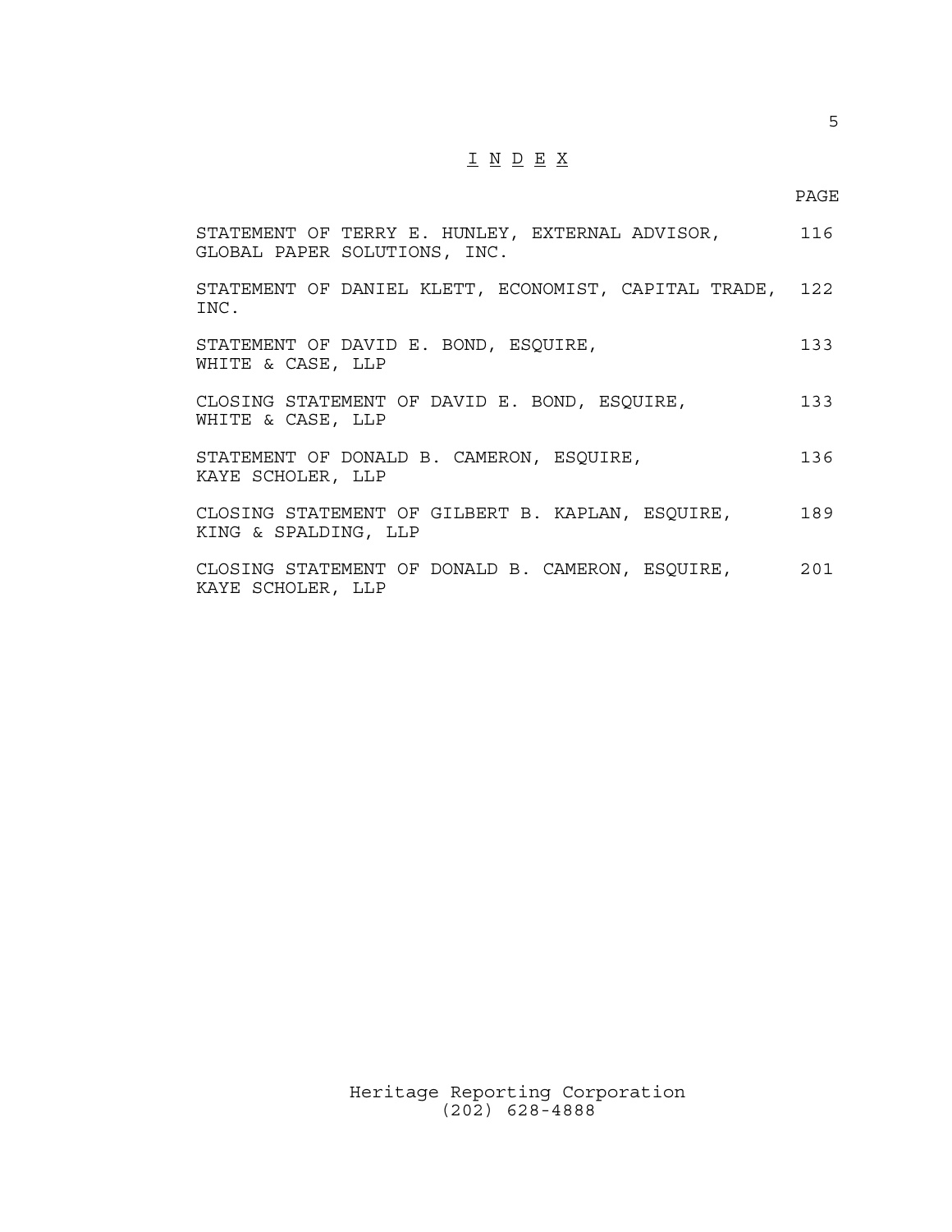# I N D E X

| | PAGE |
|---|---|
| STATEMENT OF TERRY E. HUNLEY, EXTERNAL ADVISOR, GLOBAL PAPER SOLUTIONS, INC. | 116 |
| STATEMENT OF DANIEL KLETT, ECONOMIST, CAPITAL TRADE, INC. | 122 |
| STATEMENT OF DAVID E. BOND, ESQUIRE, WHITE & CASE, LLP | 133 |
| CLOSING STATEMENT OF DAVID E. BOND, ESQUIRE, WHITE & CASE, LLP | 133 |
| STATEMENT OF DONALD B. CAMERON, ESQUIRE, KAYE SCHOLER, LLP | 136 |
| CLOSING STATEMENT OF GILBERT B. KAPLAN, ESQUIRE, KING & SPALDING, LLP | 189 |
| CLOSING STATEMENT OF DONALD B. CAMERON, ESQUIRE, KAYE SCHOLER, LLP | 201 |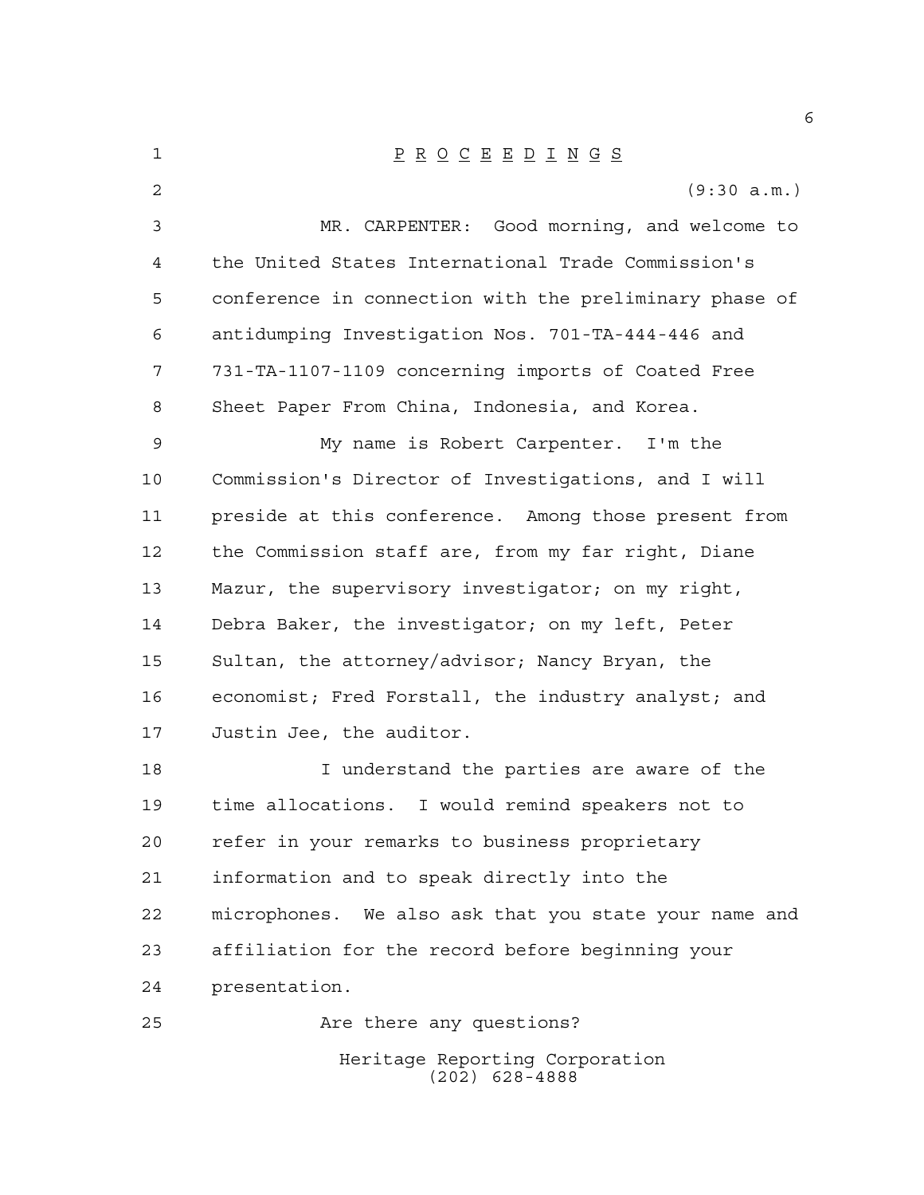# P R O C E E D I N G S

(9:30 a.m.)

MR. CARPENTER: Good morning, and welcome to the United States International Trade Commission's conference in connection with the preliminary phase of antidumping Investigation Nos. 701-TA-444-446 and 731-TA-1107-1109 concerning imports of Coated Free Sheet Paper From China, Indonesia, and Korea.

My name is Robert Carpenter. I'm the Commission's Director of Investigations, and I will preside at this conference. Among those present from the Commission staff are, from my far right, Diane Mazur, the supervisory investigator; on my right, Debra Baker, the investigator; on my left, Peter Sultan, the attorney/advisor; Nancy Bryan, the economist; Fred Forstall, the industry analyst; and Justin Jee, the auditor.

I understand the parties are aware of the time allocations. I would remind speakers not to refer in your remarks to business proprietary information and to speak directly into the microphones. We also ask that you state your name and affiliation for the record before beginning your presentation.

Are there any questions?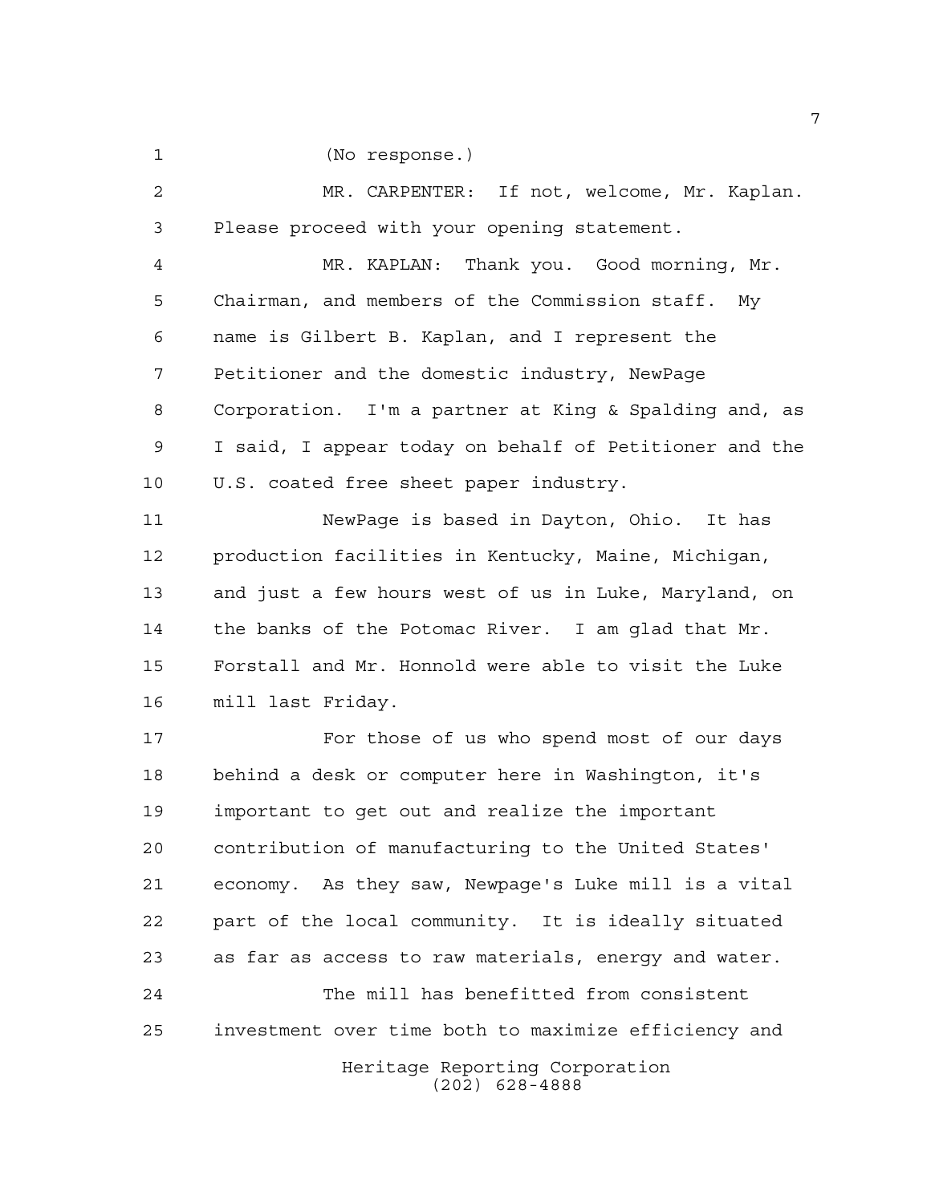(No response.)

MR. CARPENTER: If not, welcome, Mr. Kaplan. Please proceed with your opening statement.

MR. KAPLAN: Thank you. Good morning, Mr. Chairman, and members of the Commission staff. My name is Gilbert B. Kaplan, and I represent the Petitioner and the domestic industry, NewPage Corporation. I'm a partner at King & Spalding and, as I said, I appear today on behalf of Petitioner and the U.S. coated free sheet paper industry.

NewPage is based in Dayton, Ohio. It has production facilities in Kentucky, Maine, Michigan, and just a few hours west of us in Luke, Maryland, on the banks of the Potomac River. I am glad that Mr. Forstall and Mr. Honnold were able to visit the Luke mill last Friday.

For those of us who spend most of our days behind a desk or computer here in Washington, it's important to get out and realize the important contribution of manufacturing to the United States' economy. As they saw, Newpage's Luke mill is a vital part of the local community. It is ideally situated as far as access to raw materials, energy and water.

The mill has benefitted from consistent investment over time both to maximize efficiency and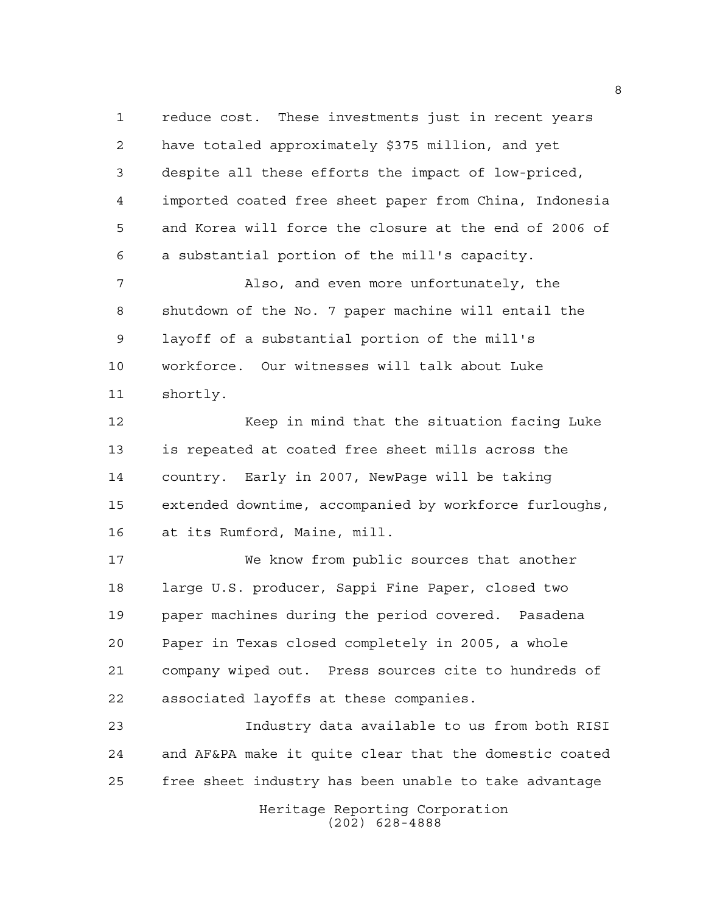reduce cost. These investments just in recent years have totaled approximately $375 million, and yet despite all these efforts the impact of low-priced, imported coated free sheet paper from China, Indonesia and Korea will force the closure at the end of 2006 of a substantial portion of the mill's capacity.

Also, and even more unfortunately, the shutdown of the No. 7 paper machine will entail the layoff of a substantial portion of the mill's workforce. Our witnesses will talk about Luke shortly.

Keep in mind that the situation facing Luke is repeated at coated free sheet mills across the country. Early in 2007, NewPage will be taking extended downtime, accompanied by workforce furloughs, at its Rumford, Maine, mill.

We know from public sources that another large U.S. producer, Sappi Fine Paper, closed two paper machines during the period covered. Pasadena Paper in Texas closed completely in 2005, a whole company wiped out. Press sources cite to hundreds of associated layoffs at these companies.

Industry data available to us from both RISI and AF&PA make it quite clear that the domestic coated free sheet industry has been unable to take advantage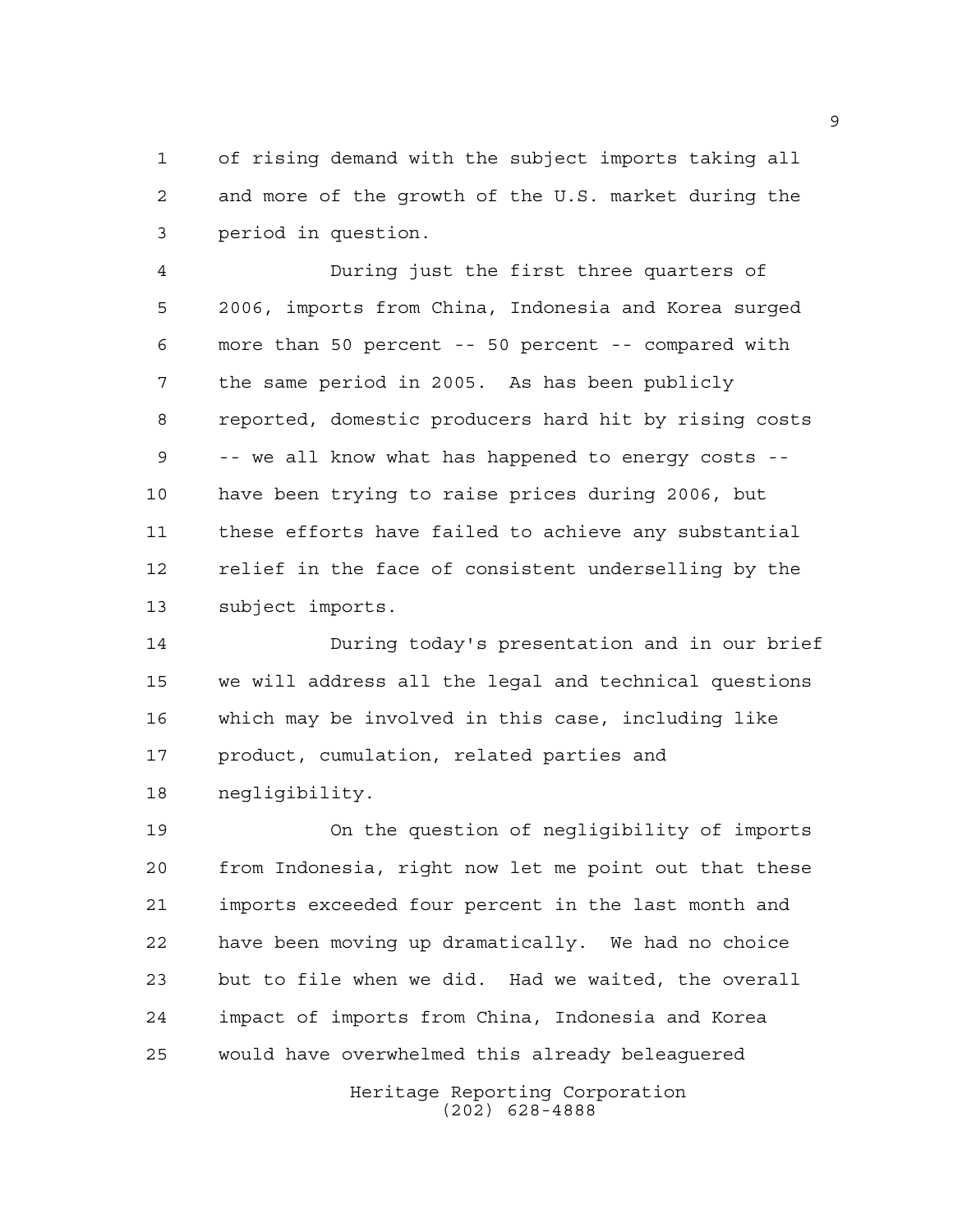of rising demand with the subject imports taking all and more of the growth of the U.S. market during the period in question.

During just the first three quarters of 2006, imports from China, Indonesia and Korea surged more than 50 percent -- 50 percent -- compared with the same period in 2005. As has been publicly reported, domestic producers hard hit by rising costs -- we all know what has happened to energy costs -- have been trying to raise prices during 2006, but these efforts have failed to achieve any substantial relief in the face of consistent underselling by the subject imports.

During today's presentation and in our brief we will address all the legal and technical questions which may be involved in this case, including like product, cumulation, related parties and negligibility.

On the question of negligibility of imports from Indonesia, right now let me point out that these imports exceeded four percent in the last month and have been moving up dramatically. We had no choice but to file when we did. Had we waited, the overall impact of imports from China, Indonesia and Korea would have overwhelmed this already beleaguered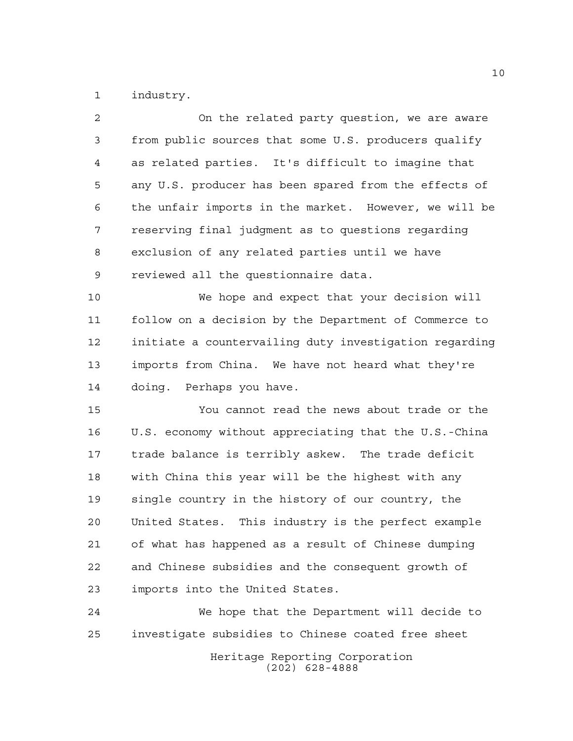industry.

On the related party question, we are aware from public sources that some U.S. producers qualify as related parties. It's difficult to imagine that any U.S. producer has been spared from the effects of the unfair imports in the market. However, we will be reserving final judgment as to questions regarding exclusion of any related parties until we have reviewed all the questionnaire data.

We hope and expect that your decision will follow on a decision by the Department of Commerce to initiate a countervailing duty investigation regarding imports from China. We have not heard what they're doing. Perhaps you have.

You cannot read the news about trade or the U.S. economy without appreciating that the U.S.-China trade balance is terribly askew. The trade deficit with China this year will be the highest with any single country in the history of our country, the United States. This industry is the perfect example of what has happened as a result of Chinese dumping and Chinese subsidies and the consequent growth of imports into the United States.

We hope that the Department will decide to investigate subsidies to Chinese coated free sheet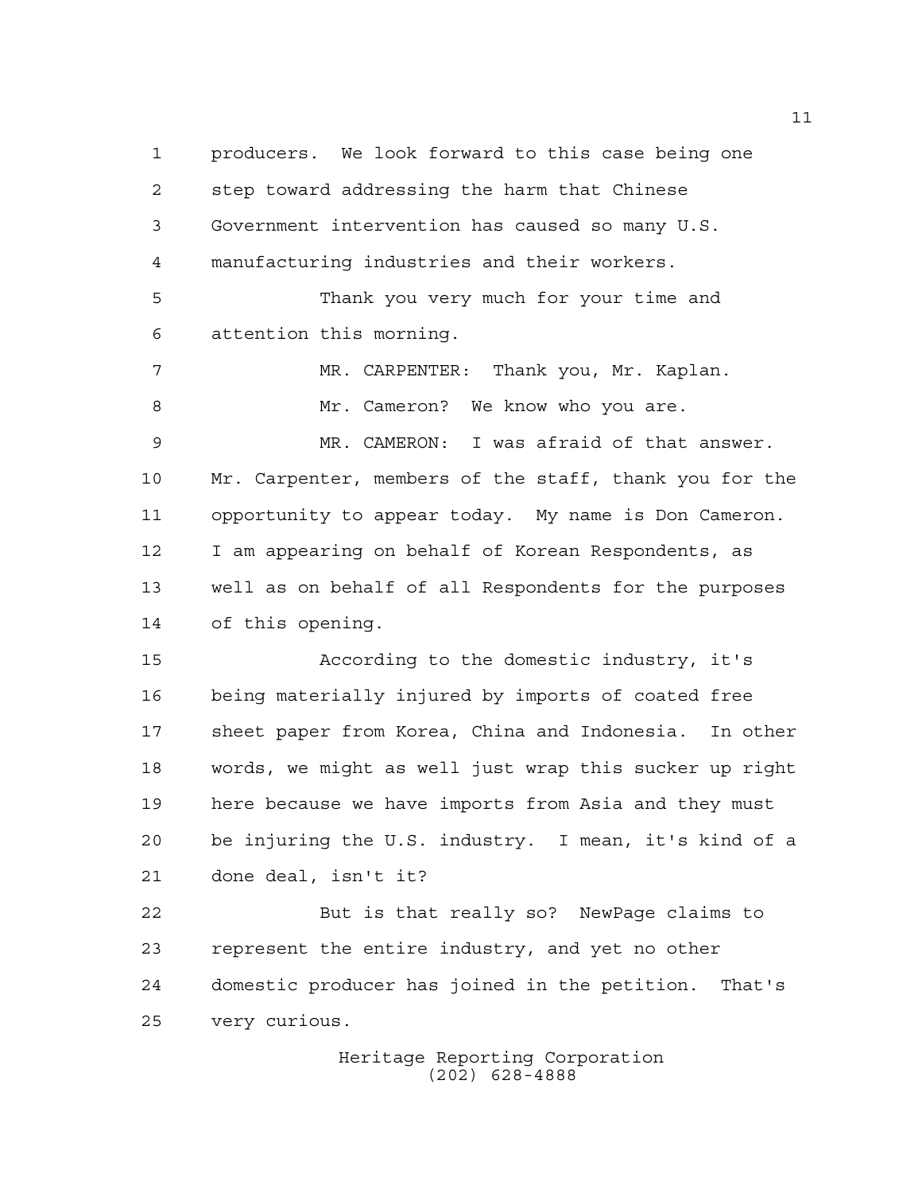producers. We look forward to this case being one step toward addressing the harm that Chinese Government intervention has caused so many U.S. manufacturing industries and their workers.

Thank you very much for your time and attention this morning.

MR. CARPENTER: Thank you, Mr. Kaplan.

Mr. Cameron? We know who you are.

MR. CAMERON: I was afraid of that answer. Mr. Carpenter, members of the staff, thank you for the opportunity to appear today. My name is Don Cameron. I am appearing on behalf of Korean Respondents, as well as on behalf of all Respondents for the purposes of this opening.

According to the domestic industry, it's being materially injured by imports of coated free sheet paper from Korea, China and Indonesia. In other words, we might as well just wrap this sucker up right here because we have imports from Asia and they must be injuring the U.S. industry. I mean, it's kind of a done deal, isn't it?

But is that really so? NewPage claims to represent the entire industry, and yet no other domestic producer has joined in the petition. That's very curious.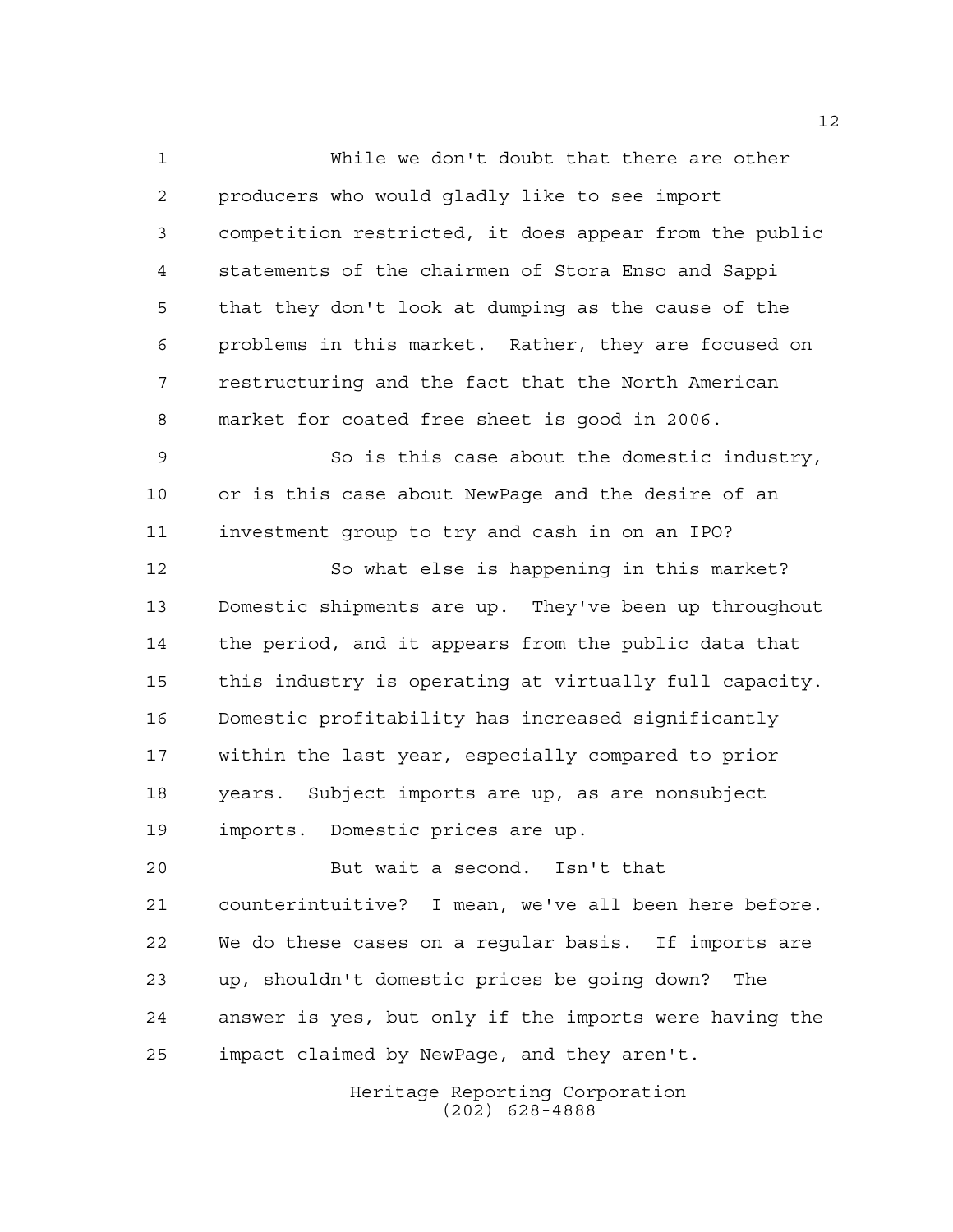While we don't doubt that there are other producers who would gladly like to see import competition restricted, it does appear from the public statements of the chairmen of Stora Enso and Sappi that they don't look at dumping as the cause of the problems in this market. Rather, they are focused on restructuring and the fact that the North American market for coated free sheet is good in 2006.

So is this case about the domestic industry, or is this case about NewPage and the desire of an investment group to try and cash in on an IPO?

So what else is happening in this market? Domestic shipments are up. They've been up throughout the period, and it appears from the public data that this industry is operating at virtually full capacity. Domestic profitability has increased significantly within the last year, especially compared to prior years. Subject imports are up, as are nonsubject imports. Domestic prices are up.

But wait a second. Isn't that counterintuitive? I mean, we've all been here before. We do these cases on a regular basis. If imports are up, shouldn't domestic prices be going down? The answer is yes, but only if the imports were having the impact claimed by NewPage, and they aren't.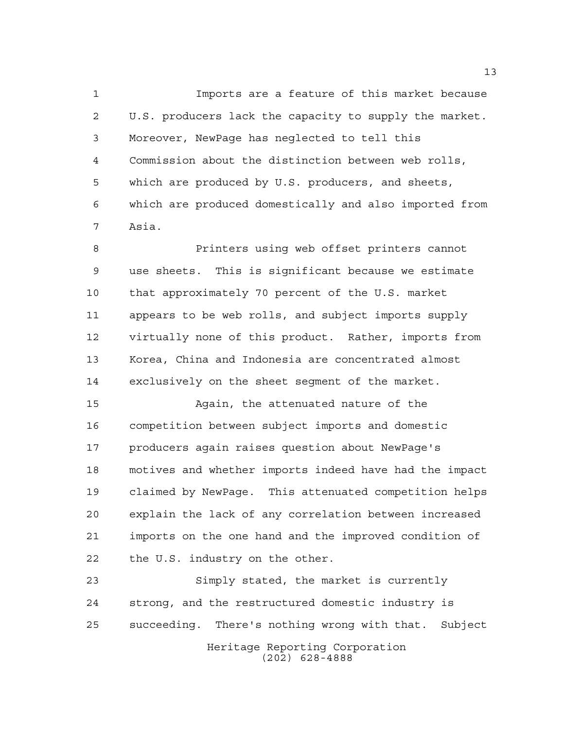Imports are a feature of this market because U.S. producers lack the capacity to supply the market. Moreover, NewPage has neglected to tell this Commission about the distinction between web rolls, which are produced by U.S. producers, and sheets, which are produced domestically and also imported from Asia.

Printers using web offset printers cannot use sheets. This is significant because we estimate that approximately 70 percent of the U.S. market appears to be web rolls, and subject imports supply virtually none of this product. Rather, imports from Korea, China and Indonesia are concentrated almost exclusively on the sheet segment of the market.

Again, the attenuated nature of the competition between subject imports and domestic producers again raises question about NewPage's motives and whether imports indeed have had the impact claimed by NewPage. This attenuated competition helps explain the lack of any correlation between increased imports on the one hand and the improved condition of the U.S. industry on the other.

Simply stated, the market is currently strong, and the restructured domestic industry is succeeding. There's nothing wrong with that. Subject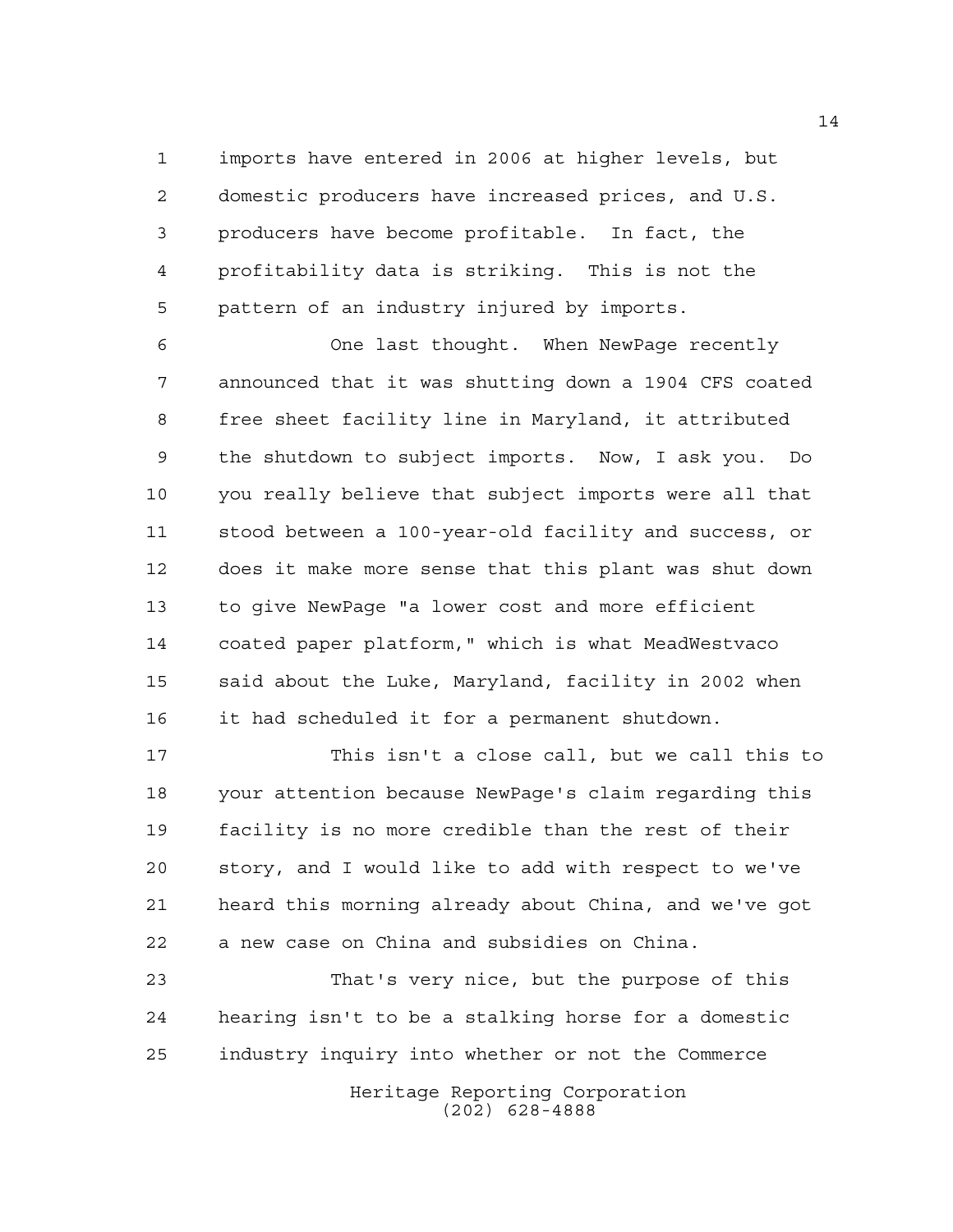imports have entered in 2006 at higher levels, but domestic producers have increased prices, and U.S. producers have become profitable. In fact, the profitability data is striking. This is not the pattern of an industry injured by imports.

One last thought. When NewPage recently announced that it was shutting down a 1904 CFS coated free sheet facility line in Maryland, it attributed the shutdown to subject imports. Now, I ask you. Do you really believe that subject imports were all that stood between a 100-year-old facility and success, or does it make more sense that this plant was shut down to give NewPage "a lower cost and more efficient coated paper platform," which is what MeadWestvaco said about the Luke, Maryland, facility in 2002 when it had scheduled it for a permanent shutdown.

This isn't a close call, but we call this to your attention because NewPage's claim regarding this facility is no more credible than the rest of their story, and I would like to add with respect to we've heard this morning already about China, and we've got a new case on China and subsidies on China.

That's very nice, but the purpose of this hearing isn't to be a stalking horse for a domestic industry inquiry into whether or not the Commerce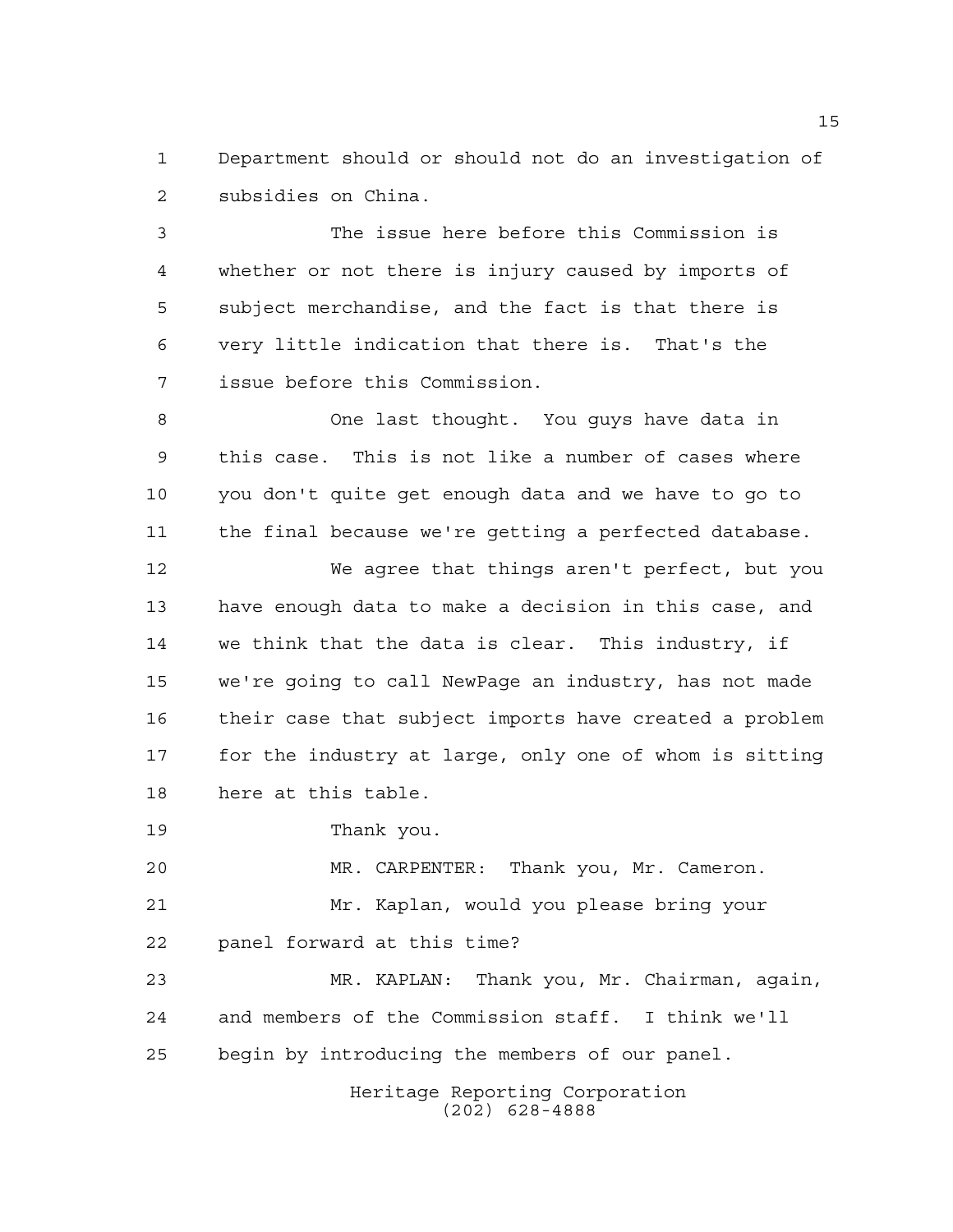Department should or should not do an investigation of subsidies on China.

The issue here before this Commission is whether or not there is injury caused by imports of subject merchandise, and the fact is that there is very little indication that there is. That's the issue before this Commission.

One last thought. You guys have data in this case. This is not like a number of cases where you don't quite get enough data and we have to go to the final because we're getting a perfected database.

We agree that things aren't perfect, but you have enough data to make a decision in this case, and we think that the data is clear. This industry, if we're going to call NewPage an industry, has not made their case that subject imports have created a problem for the industry at large, only one of whom is sitting here at this table.

Thank you.

MR. CARPENTER: Thank you, Mr. Cameron.

Mr. Kaplan, would you please bring your panel forward at this time?

MR. KAPLAN: Thank you, Mr. Chairman, again, and members of the Commission staff. I think we'll begin by introducing the members of our panel.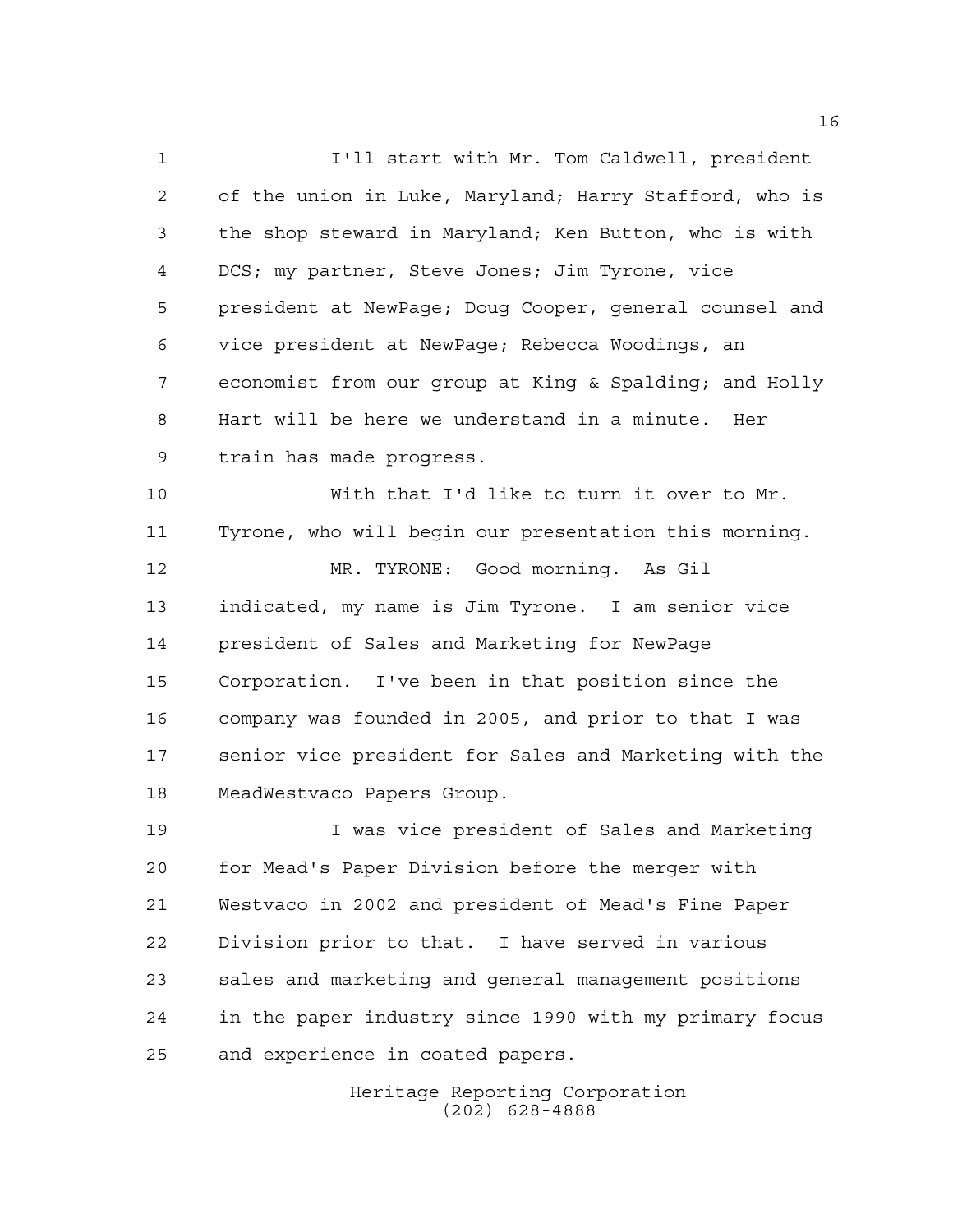I'll start with Mr. Tom Caldwell, president of the union in Luke, Maryland; Harry Stafford, who is the shop steward in Maryland; Ken Button, who is with DCS; my partner, Steve Jones; Jim Tyrone, vice president at NewPage; Doug Cooper, general counsel and vice president at NewPage; Rebecca Woodings, an economist from our group at King & Spalding; and Holly Hart will be here we understand in a minute. Her train has made progress.

With that I'd like to turn it over to Mr. Tyrone, who will begin our presentation this morning.

MR. TYRONE: Good morning. As Gil indicated, my name is Jim Tyrone. I am senior vice president of Sales and Marketing for NewPage Corporation. I've been in that position since the company was founded in 2005, and prior to that I was senior vice president for Sales and Marketing with the MeadWestvaco Papers Group.

I was vice president of Sales and Marketing for Mead's Paper Division before the merger with Westvaco in 2002 and president of Mead's Fine Paper Division prior to that. I have served in various sales and marketing and general management positions in the paper industry since 1990 with my primary focus and experience in coated papers.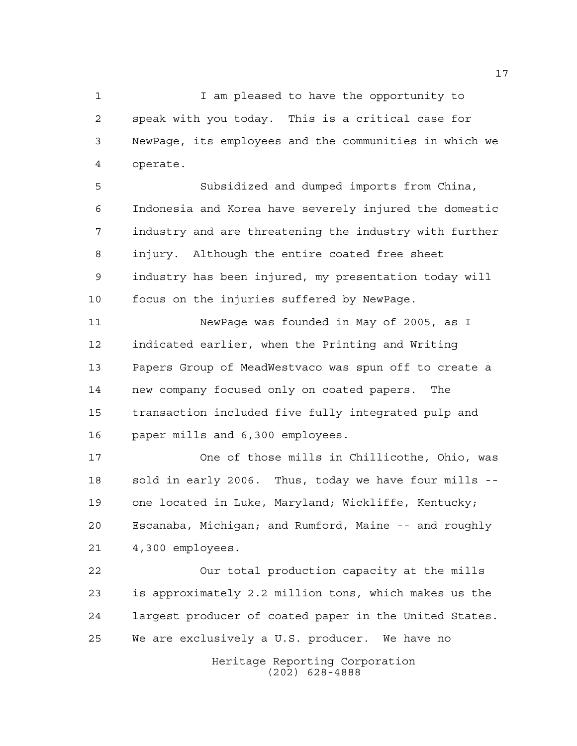I am pleased to have the opportunity to speak with you today. This is a critical case for NewPage, its employees and the communities in which we operate.

Subsidized and dumped imports from China, Indonesia and Korea have severely injured the domestic industry and are threatening the industry with further injury. Although the entire coated free sheet industry has been injured, my presentation today will focus on the injuries suffered by NewPage.

NewPage was founded in May of 2005, as I indicated earlier, when the Printing and Writing Papers Group of MeadWestvaco was spun off to create a new company focused only on coated papers. The transaction included five fully integrated pulp and paper mills and 6,300 employees.

One of those mills in Chillicothe, Ohio, was sold in early 2006. Thus, today we have four mills -- one located in Luke, Maryland; Wickliffe, Kentucky; Escanaba, Michigan; and Rumford, Maine -- and roughly 4,300 employees.

Our total production capacity at the mills is approximately 2.2 million tons, which makes us the largest producer of coated paper in the United States. We are exclusively a U.S. producer. We have no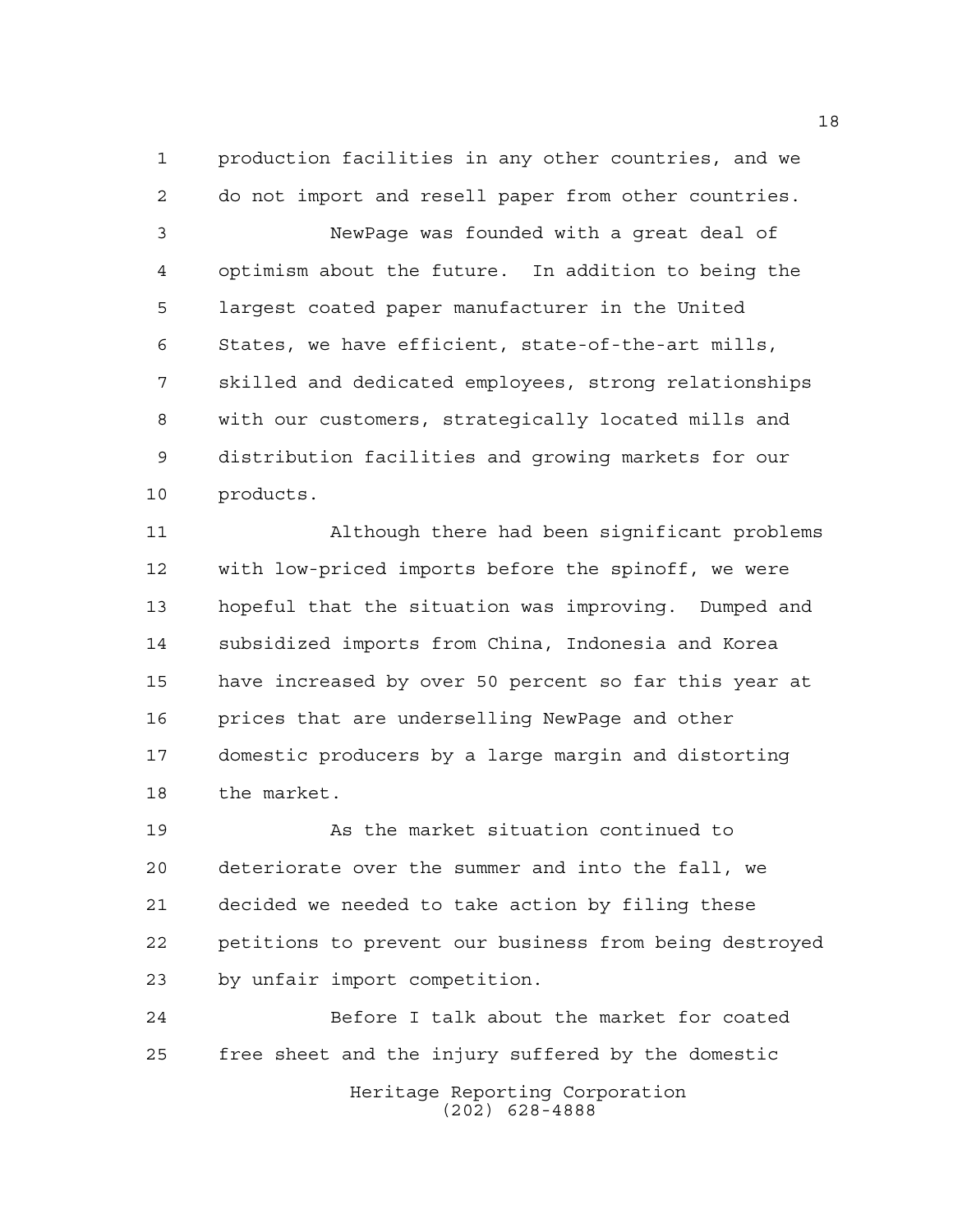production facilities in any other countries, and we do not import and resell paper from other countries.

NewPage was founded with a great deal of optimism about the future. In addition to being the largest coated paper manufacturer in the United States, we have efficient, state-of-the-art mills, skilled and dedicated employees, strong relationships with our customers, strategically located mills and distribution facilities and growing markets for our products.

Although there had been significant problems with low-priced imports before the spinoff, we were hopeful that the situation was improving. Dumped and subsidized imports from China, Indonesia and Korea have increased by over 50 percent so far this year at prices that are underselling NewPage and other domestic producers by a large margin and distorting the market.

As the market situation continued to deteriorate over the summer and into the fall, we decided we needed to take action by filing these petitions to prevent our business from being destroyed by unfair import competition.

Before I talk about the market for coated free sheet and the injury suffered by the domestic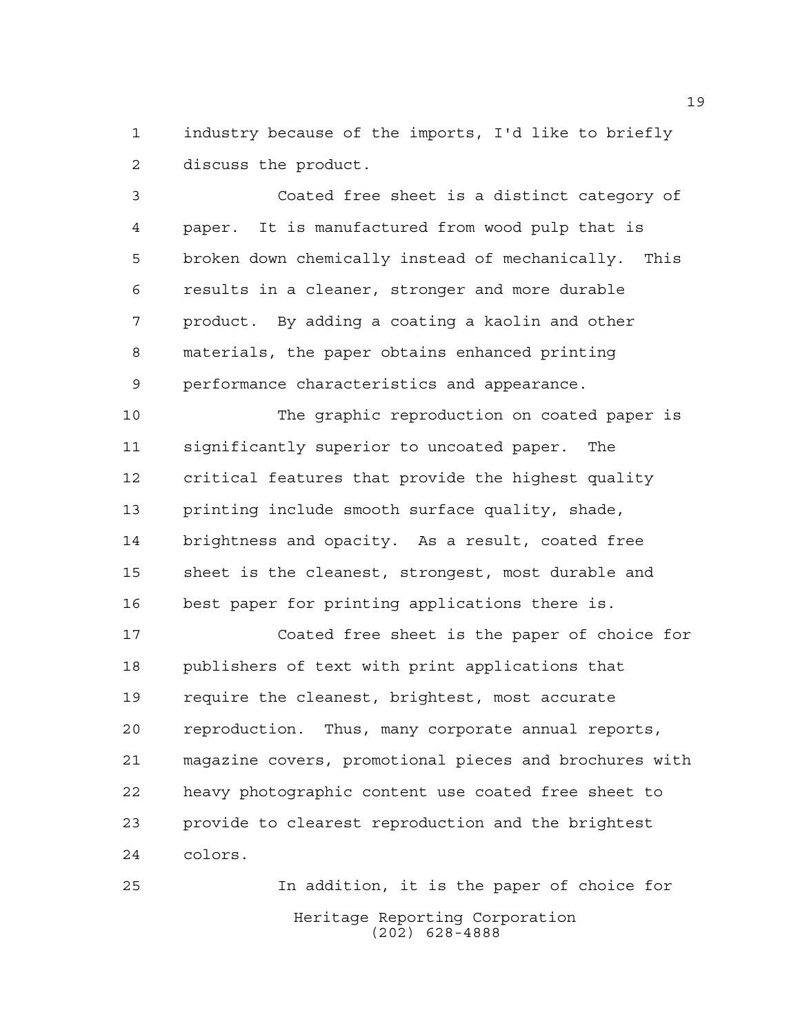industry because of the imports, I'd like to briefly discuss the product.

Coated free sheet is a distinct category of paper. It is manufactured from wood pulp that is broken down chemically instead of mechanically. This results in a cleaner, stronger and more durable product. By adding a coating a kaolin and other materials, the paper obtains enhanced printing performance characteristics and appearance.

The graphic reproduction on coated paper is significantly superior to uncoated paper. The critical features that provide the highest quality printing include smooth surface quality, shade, brightness and opacity. As a result, coated free sheet is the cleanest, strongest, most durable and best paper for printing applications there is.

Coated free sheet is the paper of choice for publishers of text with print applications that require the cleanest, brightest, most accurate reproduction. Thus, many corporate annual reports, magazine covers, promotional pieces and brochures with heavy photographic content use coated free sheet to provide to clearest reproduction and the brightest colors.

In addition, it is the paper of choice for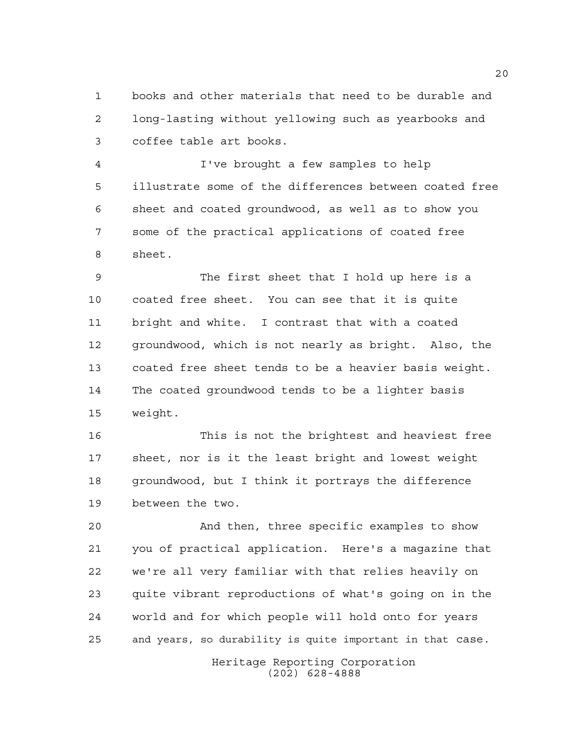books and other materials that need to be durable and long-lasting without yellowing such as yearbooks and coffee table art books.

I've brought a few samples to help illustrate some of the differences between coated free sheet and coated groundwood, as well as to show you some of the practical applications of coated free sheet.

The first sheet that I hold up here is a coated free sheet. You can see that it is quite bright and white. I contrast that with a coated groundwood, which is not nearly as bright. Also, the coated free sheet tends to be a heavier basis weight. The coated groundwood tends to be a lighter basis weight.

This is not the brightest and heaviest free sheet, nor is it the least bright and lowest weight groundwood, but I think it portrays the difference between the two.

And then, three specific examples to show you of practical application. Here's a magazine that we're all very familiar with that relies heavily on quite vibrant reproductions of what's going on in the world and for which people will hold onto for years and years, so durability is quite important in that case.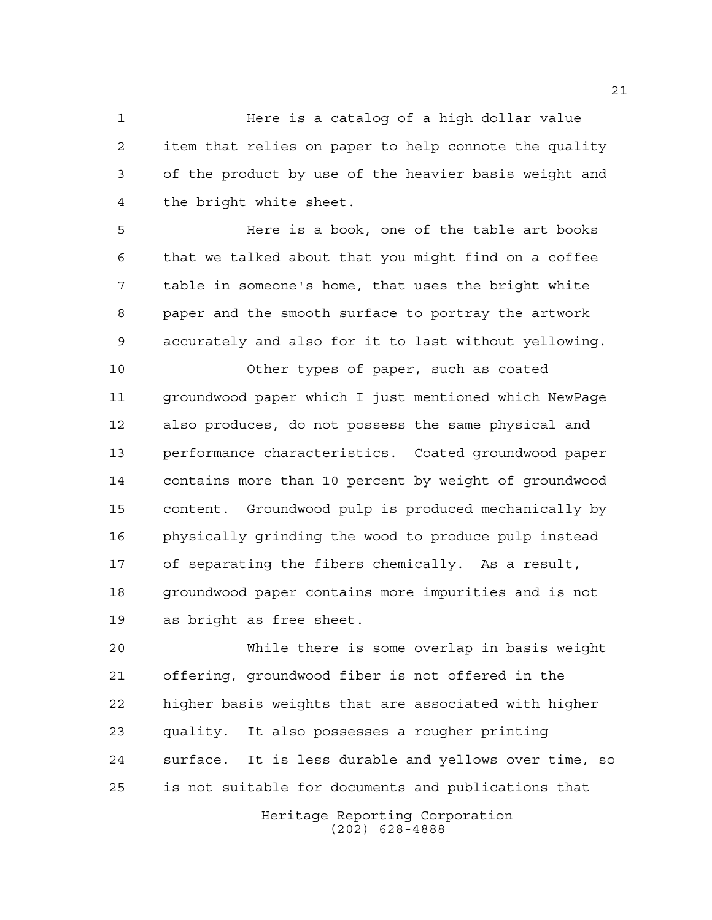Here is a catalog of a high dollar value item that relies on paper to help connote the quality of the product by use of the heavier basis weight and the bright white sheet.

Here is a book, one of the table art books that we talked about that you might find on a coffee table in someone's home, that uses the bright white paper and the smooth surface to portray the artwork accurately and also for it to last without yellowing.

Other types of paper, such as coated groundwood paper which I just mentioned which NewPage also produces, do not possess the same physical and performance characteristics. Coated groundwood paper contains more than 10 percent by weight of groundwood content. Groundwood pulp is produced mechanically by physically grinding the wood to produce pulp instead of separating the fibers chemically. As a result, groundwood paper contains more impurities and is not as bright as free sheet.

While there is some overlap in basis weight offering, groundwood fiber is not offered in the higher basis weights that are associated with higher quality. It also possesses a rougher printing surface. It is less durable and yellows over time, so is not suitable for documents and publications that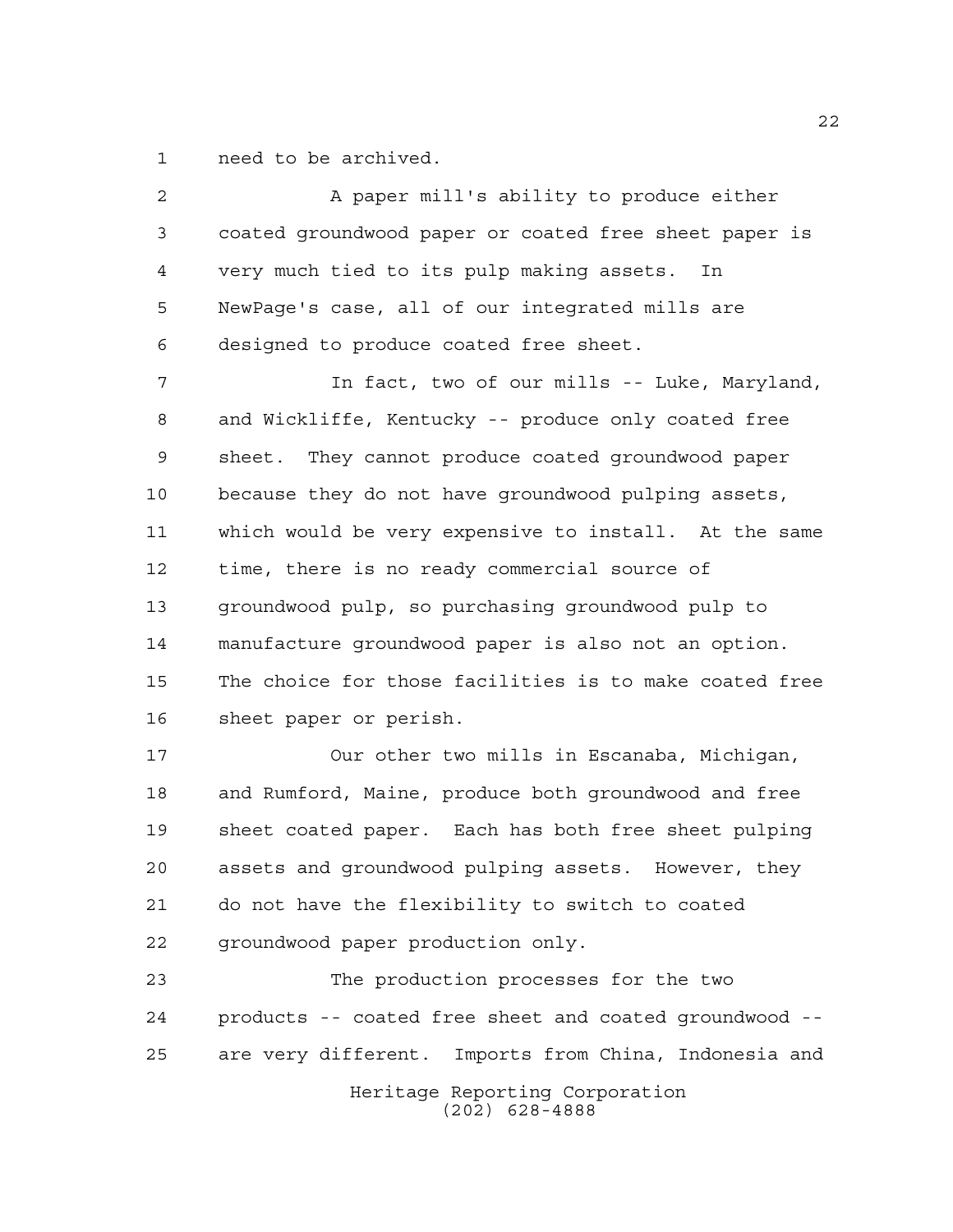need to be archived.

A paper mill's ability to produce either coated groundwood paper or coated free sheet paper is very much tied to its pulp making assets. In NewPage's case, all of our integrated mills are designed to produce coated free sheet.

In fact, two of our mills -- Luke, Maryland, and Wickliffe, Kentucky -- produce only coated free sheet. They cannot produce coated groundwood paper because they do not have groundwood pulping assets, which would be very expensive to install. At the same time, there is no ready commercial source of groundwood pulp, so purchasing groundwood pulp to manufacture groundwood paper is also not an option. The choice for those facilities is to make coated free sheet paper or perish.

Our other two mills in Escanaba, Michigan, and Rumford, Maine, produce both groundwood and free sheet coated paper. Each has both free sheet pulping assets and groundwood pulping assets. However, they do not have the flexibility to switch to coated groundwood paper production only.

The production processes for the two products -- coated free sheet and coated groundwood -- are very different. Imports from China, Indonesia and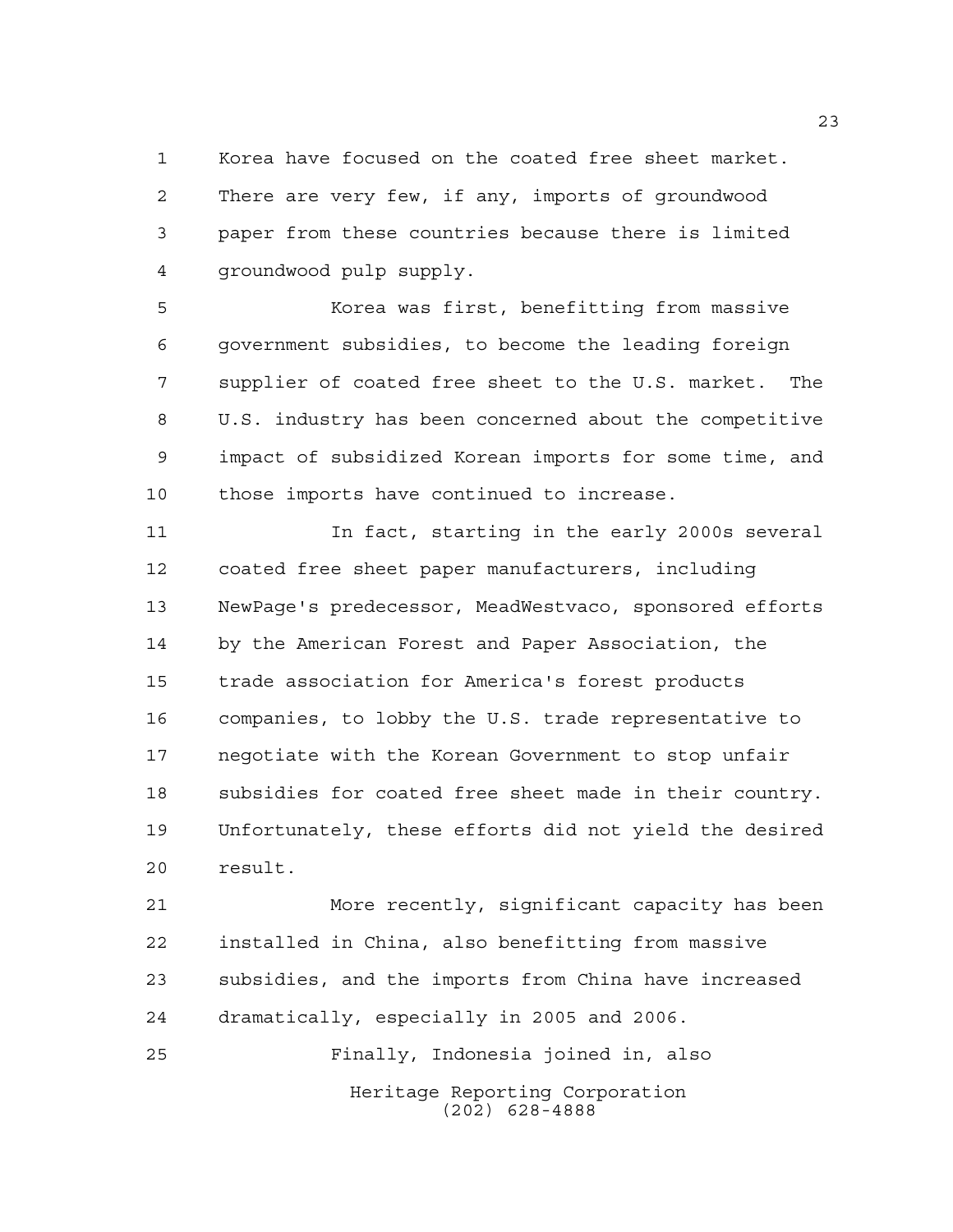Korea have focused on the coated free sheet market. There are very few, if any, imports of groundwood paper from these countries because there is limited groundwood pulp supply.

Korea was first, benefitting from massive government subsidies, to become the leading foreign supplier of coated free sheet to the U.S. market. The U.S. industry has been concerned about the competitive impact of subsidized Korean imports for some time, and those imports have continued to increase.

In fact, starting in the early 2000s several coated free sheet paper manufacturers, including NewPage's predecessor, MeadWestvaco, sponsored efforts by the American Forest and Paper Association, the trade association for America's forest products companies, to lobby the U.S. trade representative to negotiate with the Korean Government to stop unfair subsidies for coated free sheet made in their country. Unfortunately, these efforts did not yield the desired result.

More recently, significant capacity has been installed in China, also benefitting from massive subsidies, and the imports from China have increased dramatically, especially in 2005 and 2006.

Finally, Indonesia joined in, also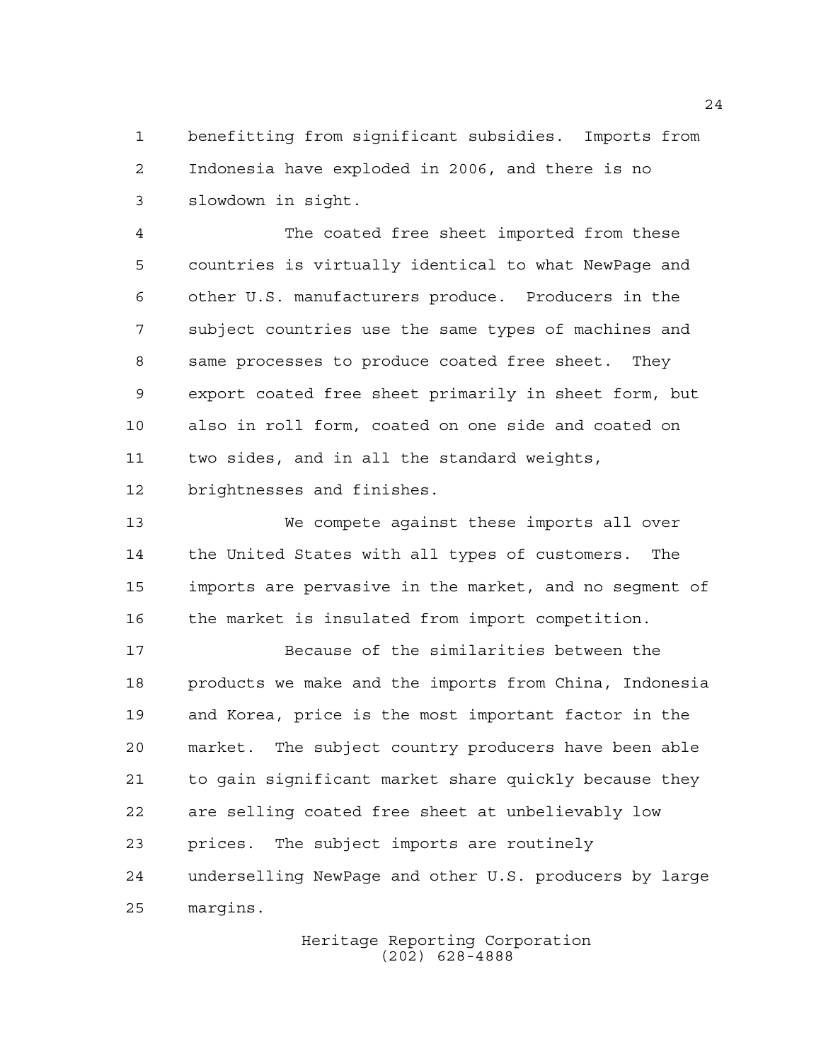benefitting from significant subsidies. Imports from Indonesia have exploded in 2006, and there is no slowdown in sight.

The coated free sheet imported from these countries is virtually identical to what NewPage and other U.S. manufacturers produce. Producers in the subject countries use the same types of machines and same processes to produce coated free sheet. They export coated free sheet primarily in sheet form, but also in roll form, coated on one side and coated on two sides, and in all the standard weights, brightnesses and finishes.

We compete against these imports all over the United States with all types of customers. The imports are pervasive in the market, and no segment of the market is insulated from import competition.

Because of the similarities between the products we make and the imports from China, Indonesia and Korea, price is the most important factor in the market. The subject country producers have been able to gain significant market share quickly because they are selling coated free sheet at unbelievably low prices. The subject imports are routinely underselling NewPage and other U.S. producers by large margins.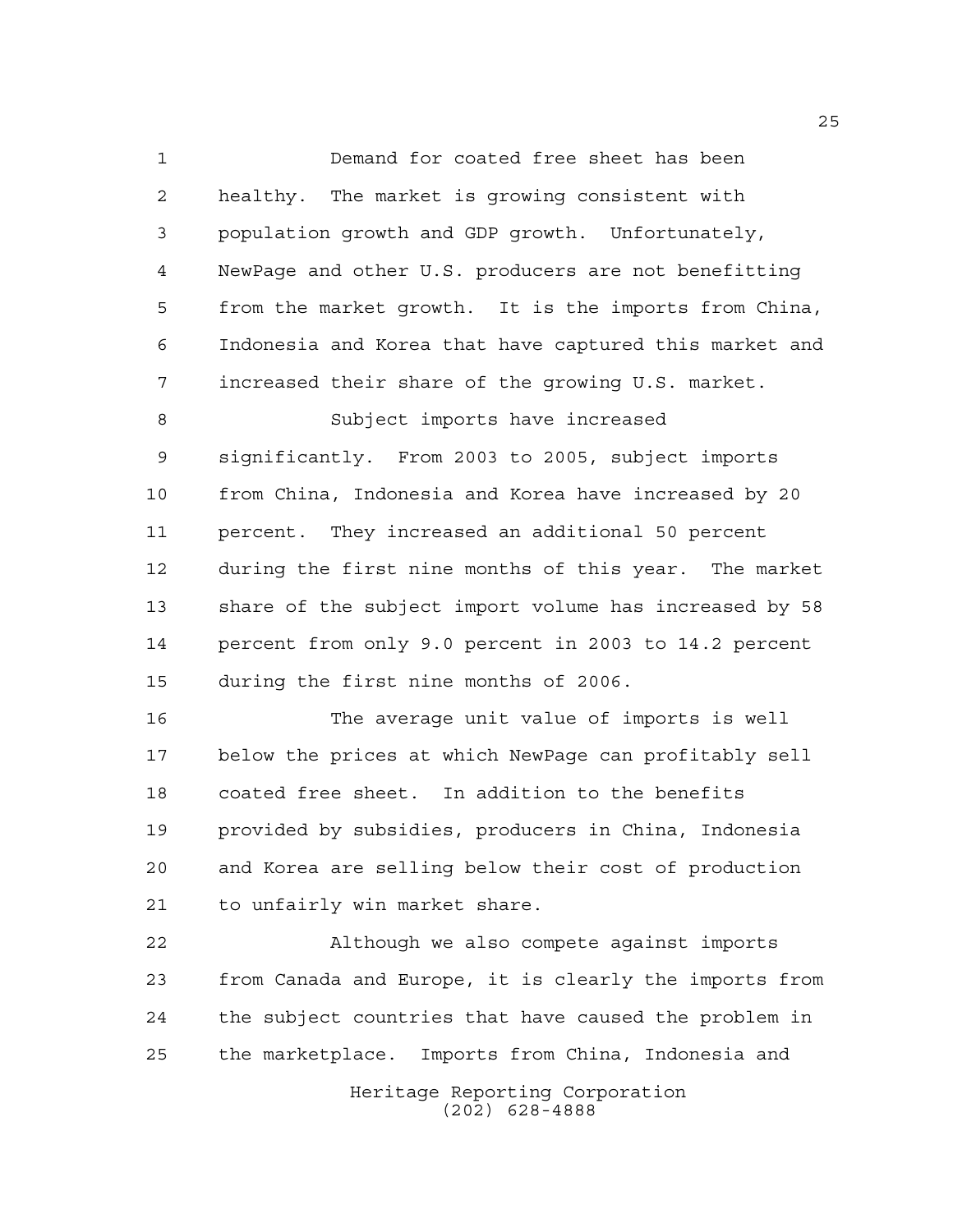Demand for coated free sheet has been healthy. The market is growing consistent with population growth and GDP growth. Unfortunately, NewPage and other U.S. producers are not benefitting from the market growth. It is the imports from China, Indonesia and Korea that have captured this market and increased their share of the growing U.S. market.

Subject imports have increased significantly. From 2003 to 2005, subject imports from China, Indonesia and Korea have increased by 20 percent. They increased an additional 50 percent during the first nine months of this year. The market share of the subject import volume has increased by 58 percent from only 9.0 percent in 2003 to 14.2 percent during the first nine months of 2006.

The average unit value of imports is well below the prices at which NewPage can profitably sell coated free sheet. In addition to the benefits provided by subsidies, producers in China, Indonesia and Korea are selling below their cost of production to unfairly win market share.

Although we also compete against imports from Canada and Europe, it is clearly the imports from the subject countries that have caused the problem in the marketplace. Imports from China, Indonesia and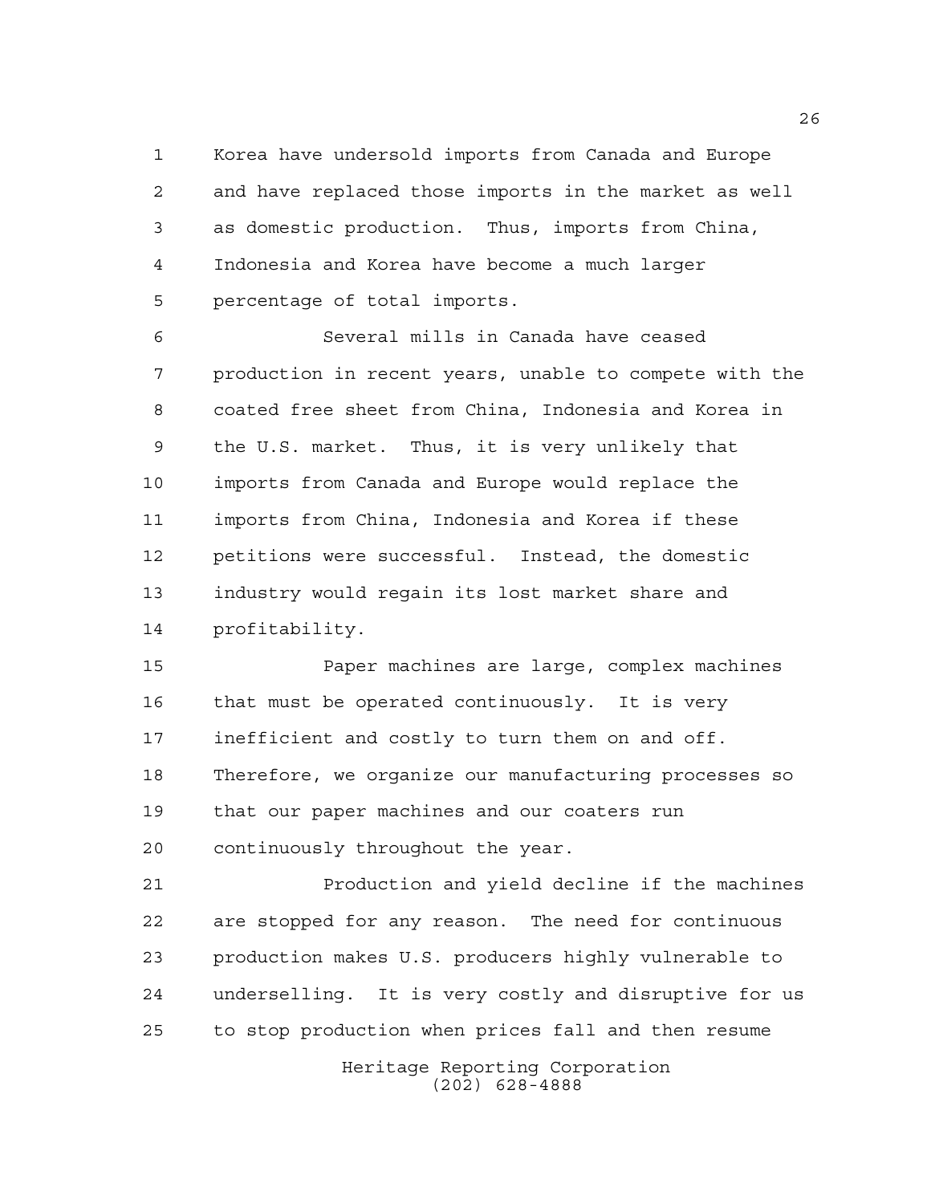Korea have undersold imports from Canada and Europe and have replaced those imports in the market as well as domestic production. Thus, imports from China, Indonesia and Korea have become a much larger percentage of total imports.

Several mills in Canada have ceased production in recent years, unable to compete with the coated free sheet from China, Indonesia and Korea in the U.S. market. Thus, it is very unlikely that imports from Canada and Europe would replace the imports from China, Indonesia and Korea if these petitions were successful. Instead, the domestic industry would regain its lost market share and profitability.

Paper machines are large, complex machines that must be operated continuously. It is very inefficient and costly to turn them on and off. Therefore, we organize our manufacturing processes so that our paper machines and our coaters run continuously throughout the year.

Production and yield decline if the machines are stopped for any reason. The need for continuous production makes U.S. producers highly vulnerable to underselling. It is very costly and disruptive for us to stop production when prices fall and then resume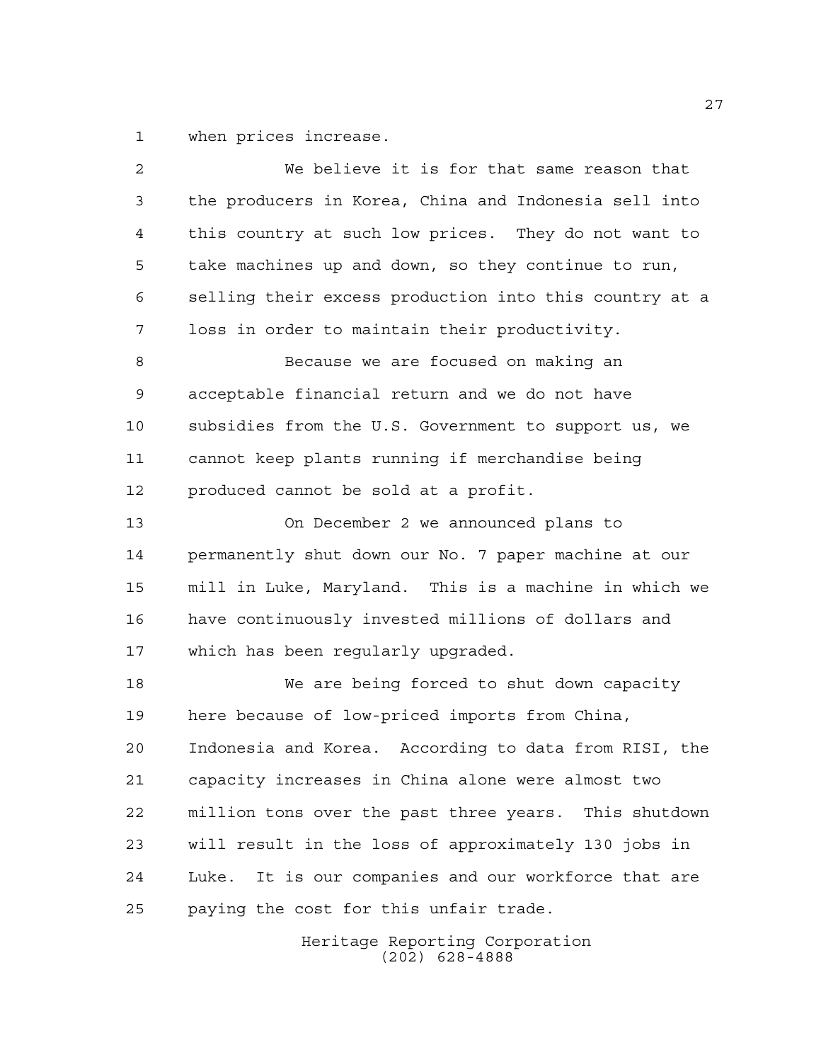when prices increase.

We believe it is for that same reason that the producers in Korea, China and Indonesia sell into this country at such low prices. They do not want to take machines up and down, so they continue to run, selling their excess production into this country at a loss in order to maintain their productivity.

Because we are focused on making an acceptable financial return and we do not have subsidies from the U.S. Government to support us, we cannot keep plants running if merchandise being produced cannot be sold at a profit.

On December 2 we announced plans to permanently shut down our No. 7 paper machine at our mill in Luke, Maryland. This is a machine in which we have continuously invested millions of dollars and which has been regularly upgraded.

We are being forced to shut down capacity here because of low-priced imports from China, Indonesia and Korea. According to data from RISI, the capacity increases in China alone were almost two million tons over the past three years. This shutdown will result in the loss of approximately 130 jobs in Luke. It is our companies and our workforce that are paying the cost for this unfair trade.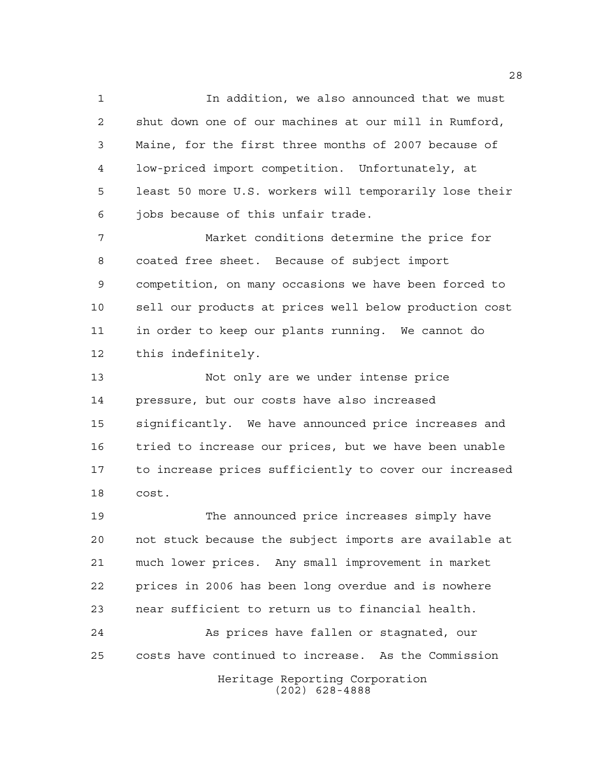In addition, we also announced that we must shut down one of our machines at our mill in Rumford, Maine, for the first three months of 2007 because of low-priced import competition. Unfortunately, at least 50 more U.S. workers will temporarily lose their jobs because of this unfair trade.

Market conditions determine the price for coated free sheet. Because of subject import competition, on many occasions we have been forced to sell our products at prices well below production cost in order to keep our plants running. We cannot do this indefinitely.

Not only are we under intense price pressure, but our costs have also increased significantly. We have announced price increases and tried to increase our prices, but we have been unable to increase prices sufficiently to cover our increased cost.

The announced price increases simply have not stuck because the subject imports are available at much lower prices. Any small improvement in market prices in 2006 has been long overdue and is nowhere near sufficient to return us to financial health.

As prices have fallen or stagnated, our costs have continued to increase. As the Commission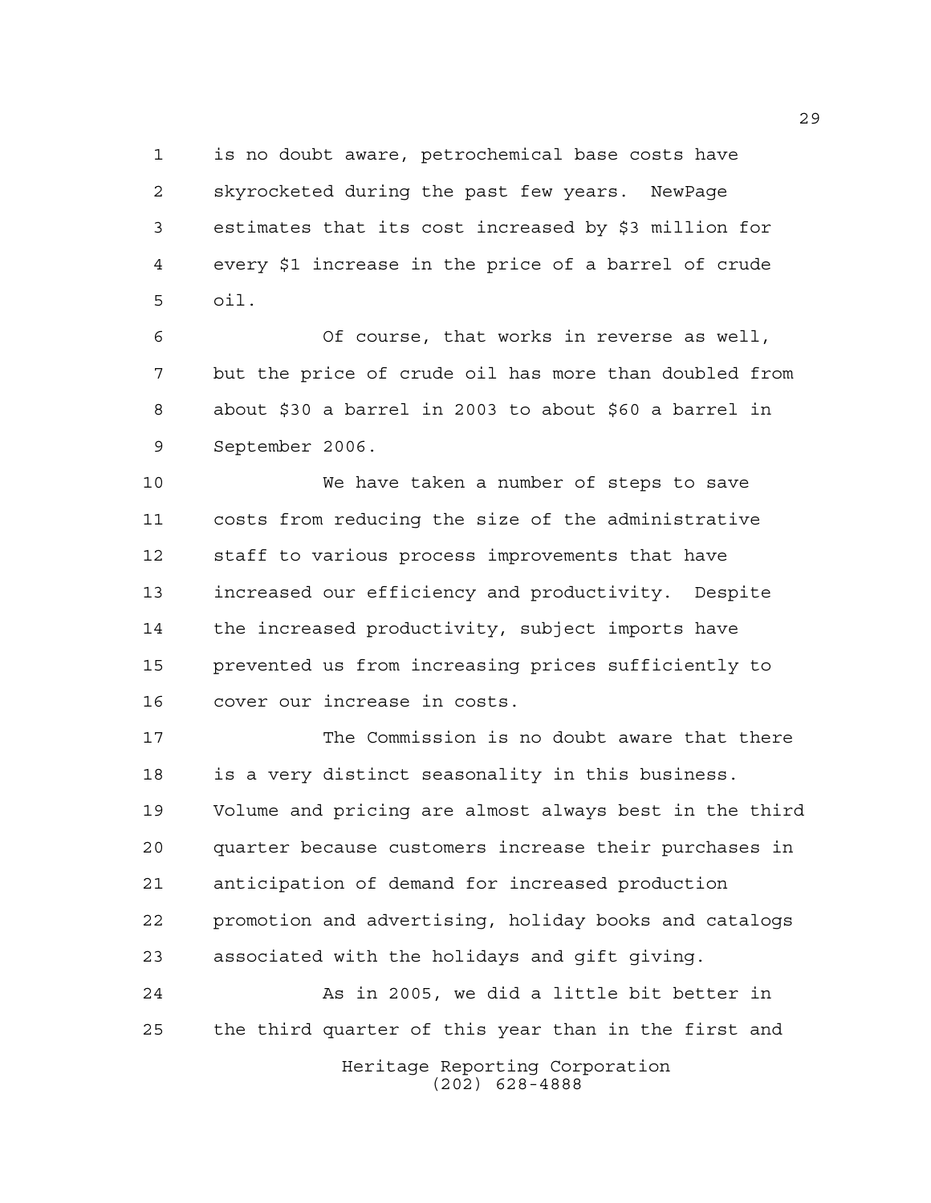is no doubt aware, petrochemical base costs have skyrocketed during the past few years. NewPage estimates that its cost increased by $3 million for every $1 increase in the price of a barrel of crude oil.

Of course, that works in reverse as well, but the price of crude oil has more than doubled from about $30 a barrel in 2003 to about $60 a barrel in September 2006.

We have taken a number of steps to save costs from reducing the size of the administrative staff to various process improvements that have increased our efficiency and productivity. Despite the increased productivity, subject imports have prevented us from increasing prices sufficiently to cover our increase in costs.

The Commission is no doubt aware that there is a very distinct seasonality in this business. Volume and pricing are almost always best in the third quarter because customers increase their purchases in anticipation of demand for increased production promotion and advertising, holiday books and catalogs associated with the holidays and gift giving.

As in 2005, we did a little bit better in the third quarter of this year than in the first and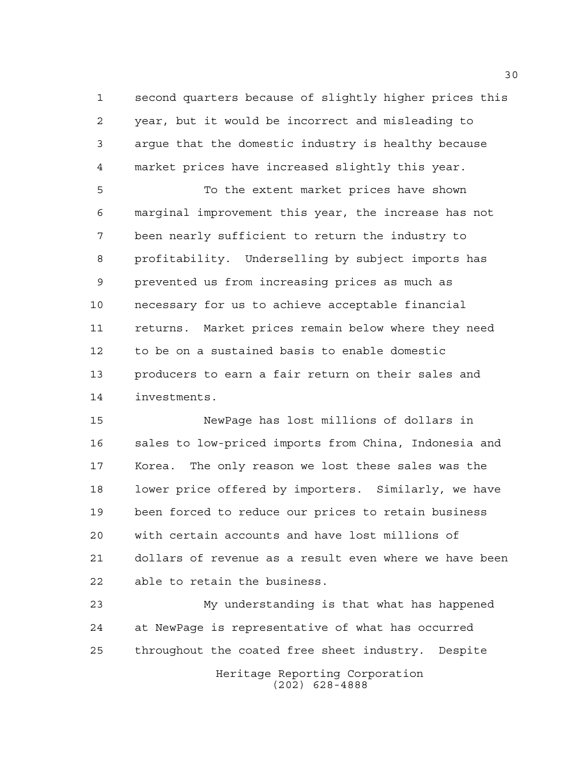second quarters because of slightly higher prices this year, but it would be incorrect and misleading to argue that the domestic industry is healthy because market prices have increased slightly this year.

To the extent market prices have shown marginal improvement this year, the increase has not been nearly sufficient to return the industry to profitability. Underselling by subject imports has prevented us from increasing prices as much as necessary for us to achieve acceptable financial returns. Market prices remain below where they need to be on a sustained basis to enable domestic producers to earn a fair return on their sales and investments.

NewPage has lost millions of dollars in sales to low-priced imports from China, Indonesia and Korea. The only reason we lost these sales was the lower price offered by importers. Similarly, we have been forced to reduce our prices to retain business with certain accounts and have lost millions of dollars of revenue as a result even where we have been able to retain the business.

My understanding is that what has happened at NewPage is representative of what has occurred throughout the coated free sheet industry. Despite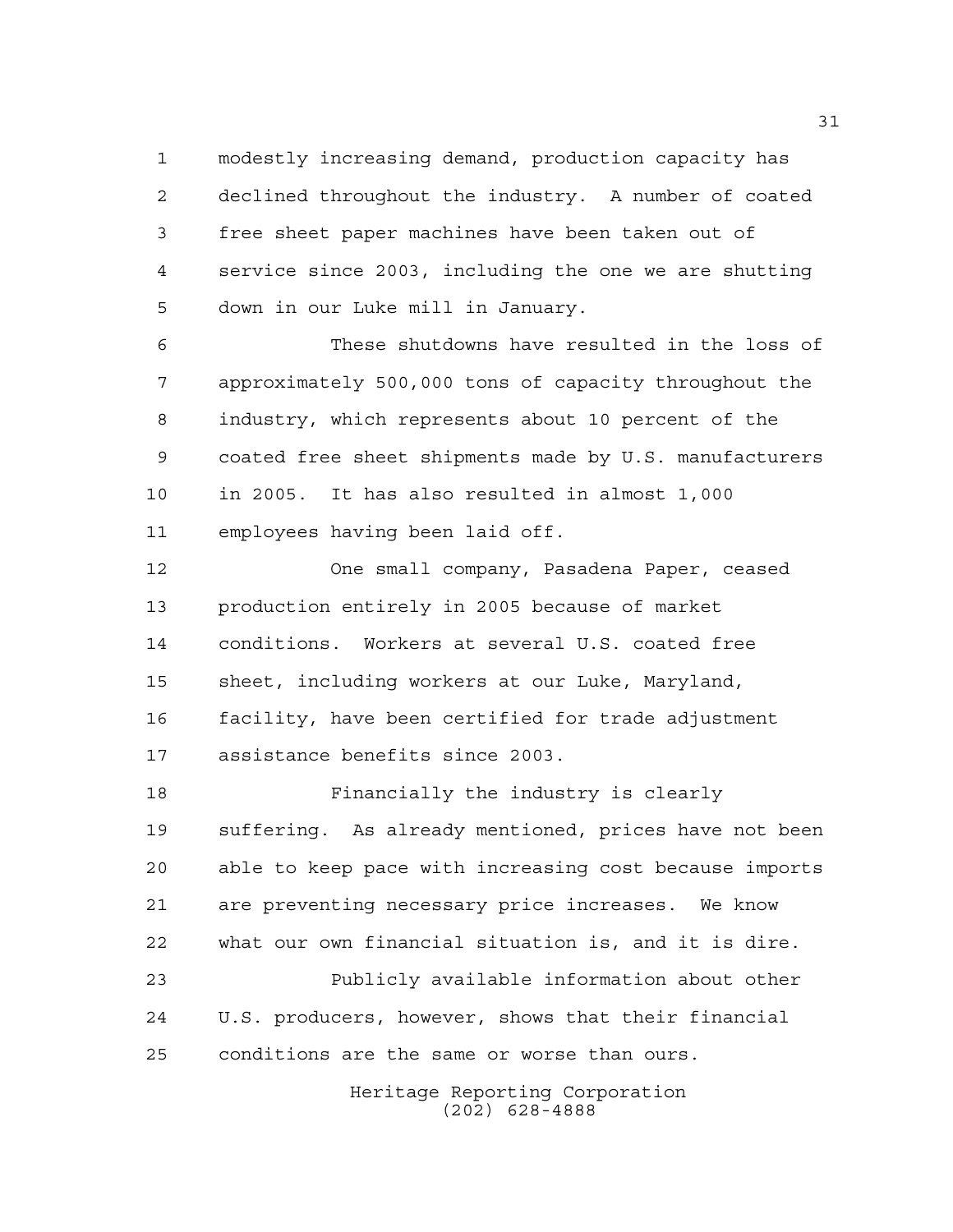modestly increasing demand, production capacity has declined throughout the industry. A number of coated free sheet paper machines have been taken out of service since 2003, including the one we are shutting down in our Luke mill in January.

These shutdowns have resulted in the loss of approximately 500,000 tons of capacity throughout the industry, which represents about 10 percent of the coated free sheet shipments made by U.S. manufacturers in 2005. It has also resulted in almost 1,000 employees having been laid off.

One small company, Pasadena Paper, ceased production entirely in 2005 because of market conditions. Workers at several U.S. coated free sheet, including workers at our Luke, Maryland, facility, have been certified for trade adjustment assistance benefits since 2003.

Financially the industry is clearly suffering. As already mentioned, prices have not been able to keep pace with increasing cost because imports are preventing necessary price increases. We know what our own financial situation is, and it is dire.

Publicly available information about other U.S. producers, however, shows that their financial conditions are the same or worse than ours.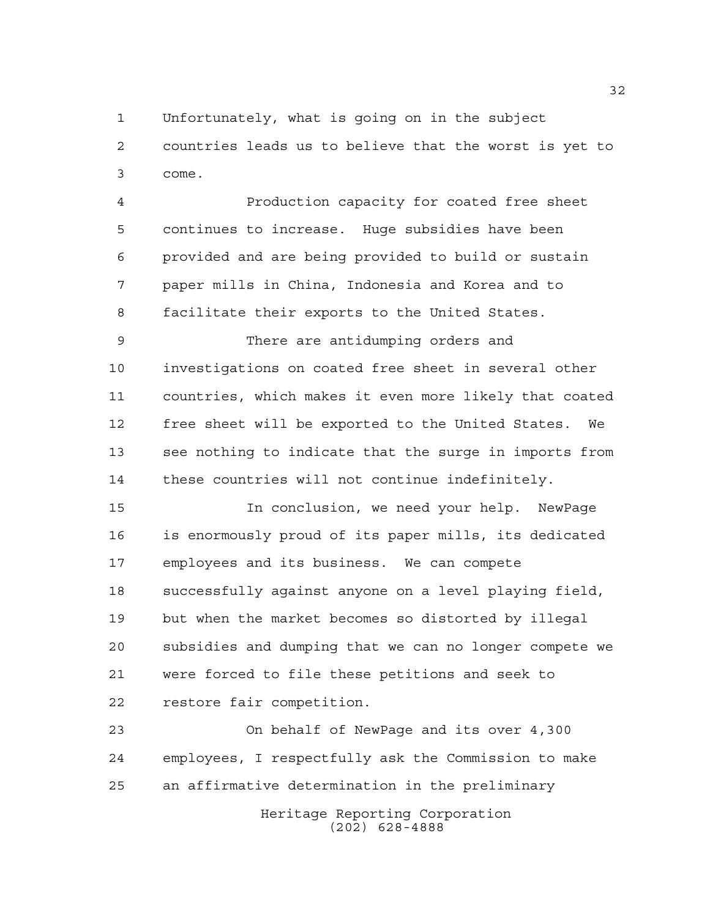Unfortunately, what is going on in the subject countries leads us to believe that the worst is yet to come.

Production capacity for coated free sheet continues to increase. Huge subsidies have been provided and are being provided to build or sustain paper mills in China, Indonesia and Korea and to facilitate their exports to the United States.

There are antidumping orders and investigations on coated free sheet in several other countries, which makes it even more likely that coated free sheet will be exported to the United States. We see nothing to indicate that the surge in imports from these countries will not continue indefinitely.

In conclusion, we need your help. NewPage is enormously proud of its paper mills, its dedicated employees and its business. We can compete successfully against anyone on a level playing field, but when the market becomes so distorted by illegal subsidies and dumping that we can no longer compete we were forced to file these petitions and seek to restore fair competition.

On behalf of NewPage and its over 4,300 employees, I respectfully ask the Commission to make an affirmative determination in the preliminary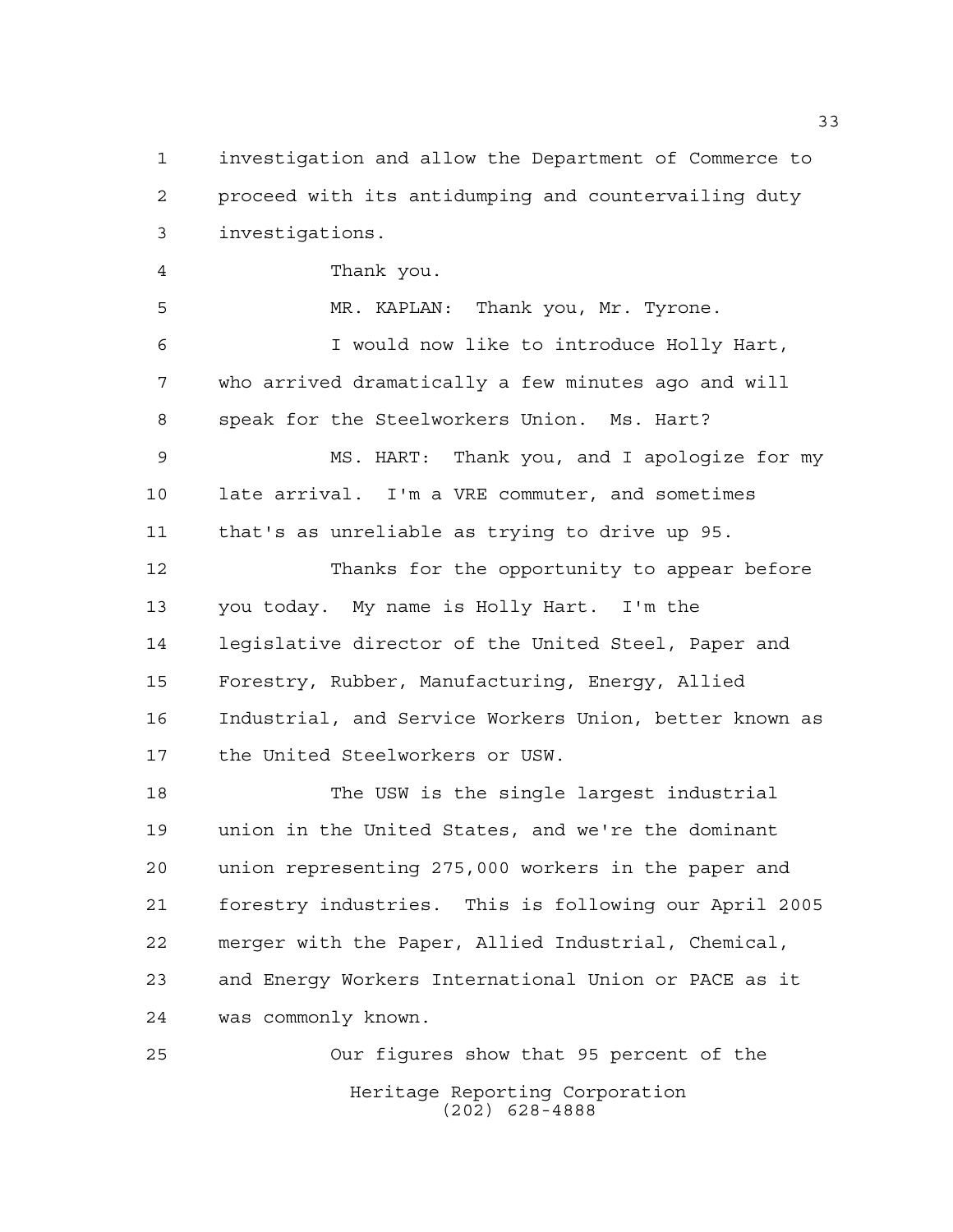investigation and allow the Department of Commerce to proceed with its antidumping and countervailing duty investigations.

Thank you.

MR. KAPLAN: Thank you, Mr. Tyrone.

I would now like to introduce Holly Hart, who arrived dramatically a few minutes ago and will speak for the Steelworkers Union. Ms. Hart?

MS. HART: Thank you, and I apologize for my late arrival. I'm a VRE commuter, and sometimes that's as unreliable as trying to drive up 95.

Thanks for the opportunity to appear before you today. My name is Holly Hart. I'm the legislative director of the United Steel, Paper and Forestry, Rubber, Manufacturing, Energy, Allied Industrial, and Service Workers Union, better known as the United Steelworkers or USW.

The USW is the single largest industrial union in the United States, and we're the dominant union representing 275,000 workers in the paper and forestry industries. This is following our April 2005 merger with the Paper, Allied Industrial, Chemical, and Energy Workers International Union or PACE as it was commonly known.

Our figures show that 95 percent of the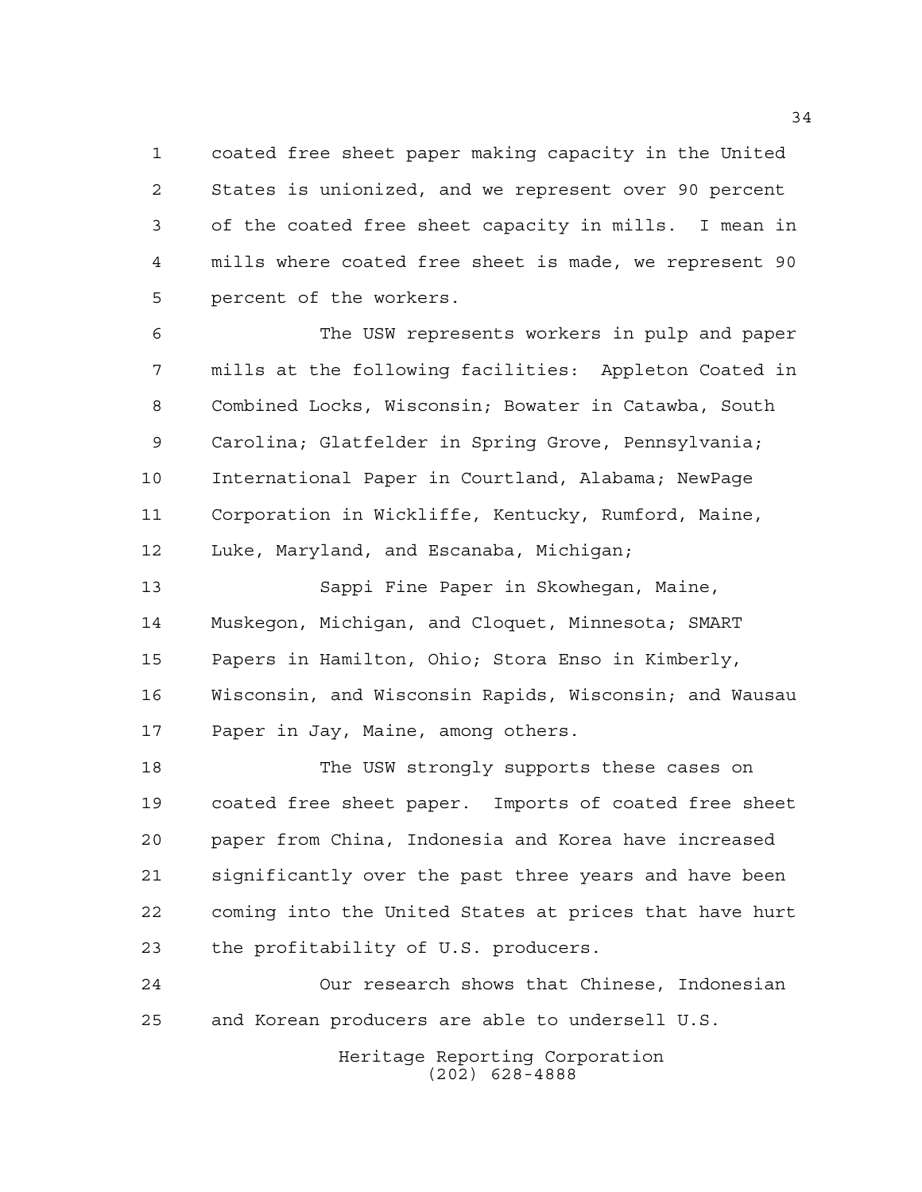coated free sheet paper making capacity in the United States is unionized, and we represent over 90 percent of the coated free sheet capacity in mills. I mean in mills where coated free sheet is made, we represent 90 percent of the workers.

The USW represents workers in pulp and paper mills at the following facilities: Appleton Coated in Combined Locks, Wisconsin; Bowater in Catawba, South Carolina; Glatfelder in Spring Grove, Pennsylvania; International Paper in Courtland, Alabama; NewPage Corporation in Wickliffe, Kentucky, Rumford, Maine, Luke, Maryland, and Escanaba, Michigan;

Sappi Fine Paper in Skowhegan, Maine, Muskegon, Michigan, and Cloquet, Minnesota; SMART Papers in Hamilton, Ohio; Stora Enso in Kimberly, Wisconsin, and Wisconsin Rapids, Wisconsin; and Wausau Paper in Jay, Maine, among others.

The USW strongly supports these cases on coated free sheet paper. Imports of coated free sheet paper from China, Indonesia and Korea have increased significantly over the past three years and have been coming into the United States at prices that have hurt the profitability of U.S. producers.

Our research shows that Chinese, Indonesian and Korean producers are able to undersell U.S.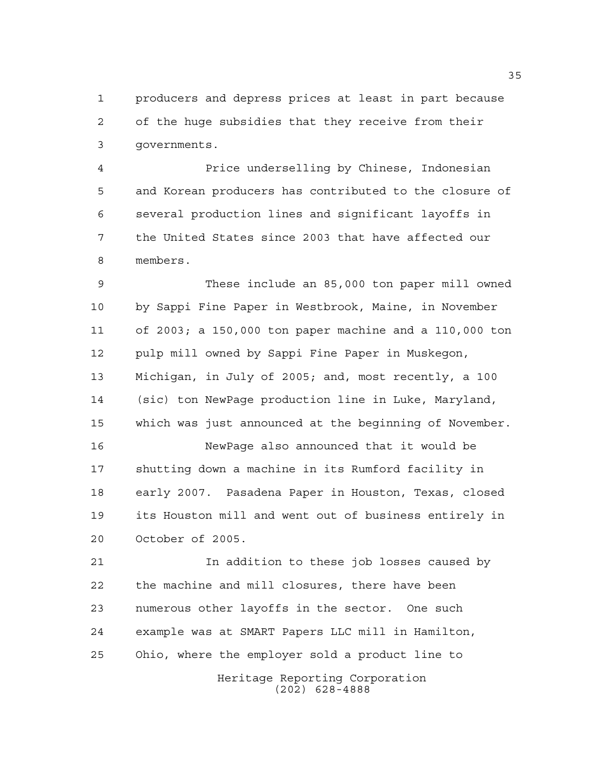producers and depress prices at least in part because of the huge subsidies that they receive from their governments.

Price underselling by Chinese, Indonesian and Korean producers has contributed to the closure of several production lines and significant layoffs in the United States since 2003 that have affected our members.

These include an 85,000 ton paper mill owned by Sappi Fine Paper in Westbrook, Maine, in November of 2003; a 150,000 ton paper machine and a 110,000 ton pulp mill owned by Sappi Fine Paper in Muskegon, Michigan, in July of 2005; and, most recently, a 100 (sic) ton NewPage production line in Luke, Maryland, which was just announced at the beginning of November.

NewPage also announced that it would be shutting down a machine in its Rumford facility in early 2007. Pasadena Paper in Houston, Texas, closed its Houston mill and went out of business entirely in October of 2005.

In addition to these job losses caused by the machine and mill closures, there have been numerous other layoffs in the sector. One such example was at SMART Papers LLC mill in Hamilton, Ohio, where the employer sold a product line to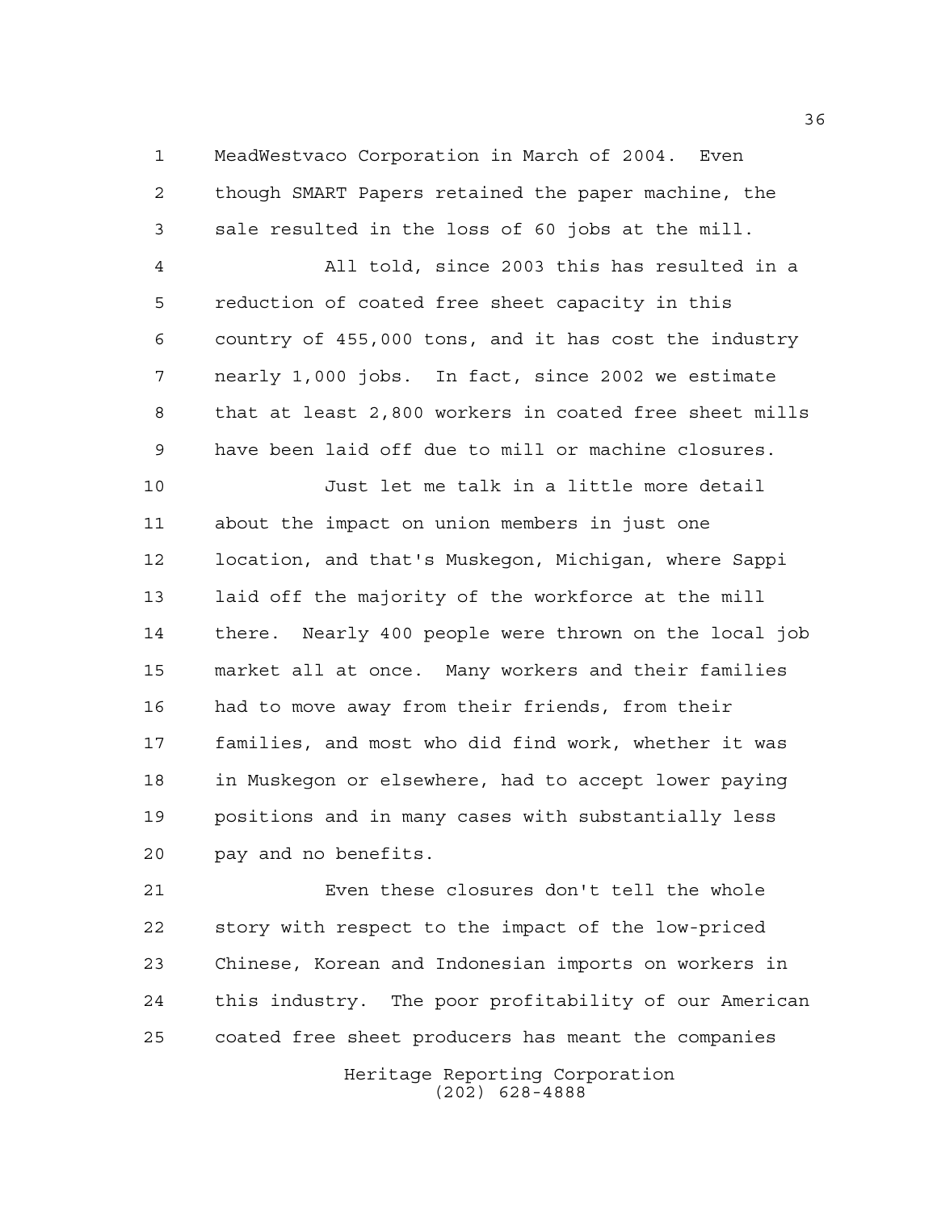MeadWestvaco Corporation in March of 2004. Even though SMART Papers retained the paper machine, the sale resulted in the loss of 60 jobs at the mill.

All told, since 2003 this has resulted in a reduction of coated free sheet capacity in this country of 455,000 tons, and it has cost the industry nearly 1,000 jobs. In fact, since 2002 we estimate that at least 2,800 workers in coated free sheet mills have been laid off due to mill or machine closures.

Just let me talk in a little more detail about the impact on union members in just one location, and that's Muskegon, Michigan, where Sappi laid off the majority of the workforce at the mill there. Nearly 400 people were thrown on the local job market all at once. Many workers and their families had to move away from their friends, from their families, and most who did find work, whether it was in Muskegon or elsewhere, had to accept lower paying positions and in many cases with substantially less pay and no benefits.

Even these closures don't tell the whole story with respect to the impact of the low-priced Chinese, Korean and Indonesian imports on workers in this industry. The poor profitability of our American coated free sheet producers has meant the companies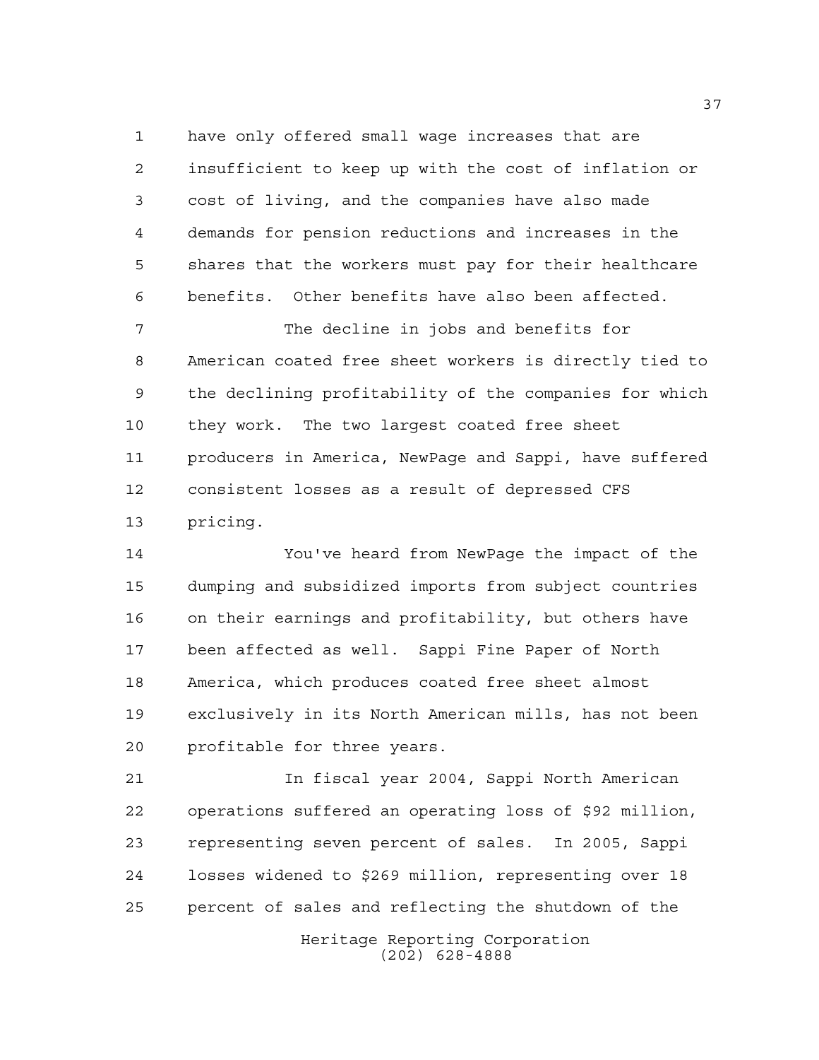have only offered small wage increases that are insufficient to keep up with the cost of inflation or cost of living, and the companies have also made demands for pension reductions and increases in the shares that the workers must pay for their healthcare benefits. Other benefits have also been affected.

The decline in jobs and benefits for American coated free sheet workers is directly tied to the declining profitability of the companies for which they work. The two largest coated free sheet producers in America, NewPage and Sappi, have suffered consistent losses as a result of depressed CFS pricing.

You've heard from NewPage the impact of the dumping and subsidized imports from subject countries on their earnings and profitability, but others have been affected as well. Sappi Fine Paper of North America, which produces coated free sheet almost exclusively in its North American mills, has not been profitable for three years.

In fiscal year 2004, Sappi North American operations suffered an operating loss of $92 million, representing seven percent of sales. In 2005, Sappi losses widened to $269 million, representing over 18 percent of sales and reflecting the shutdown of the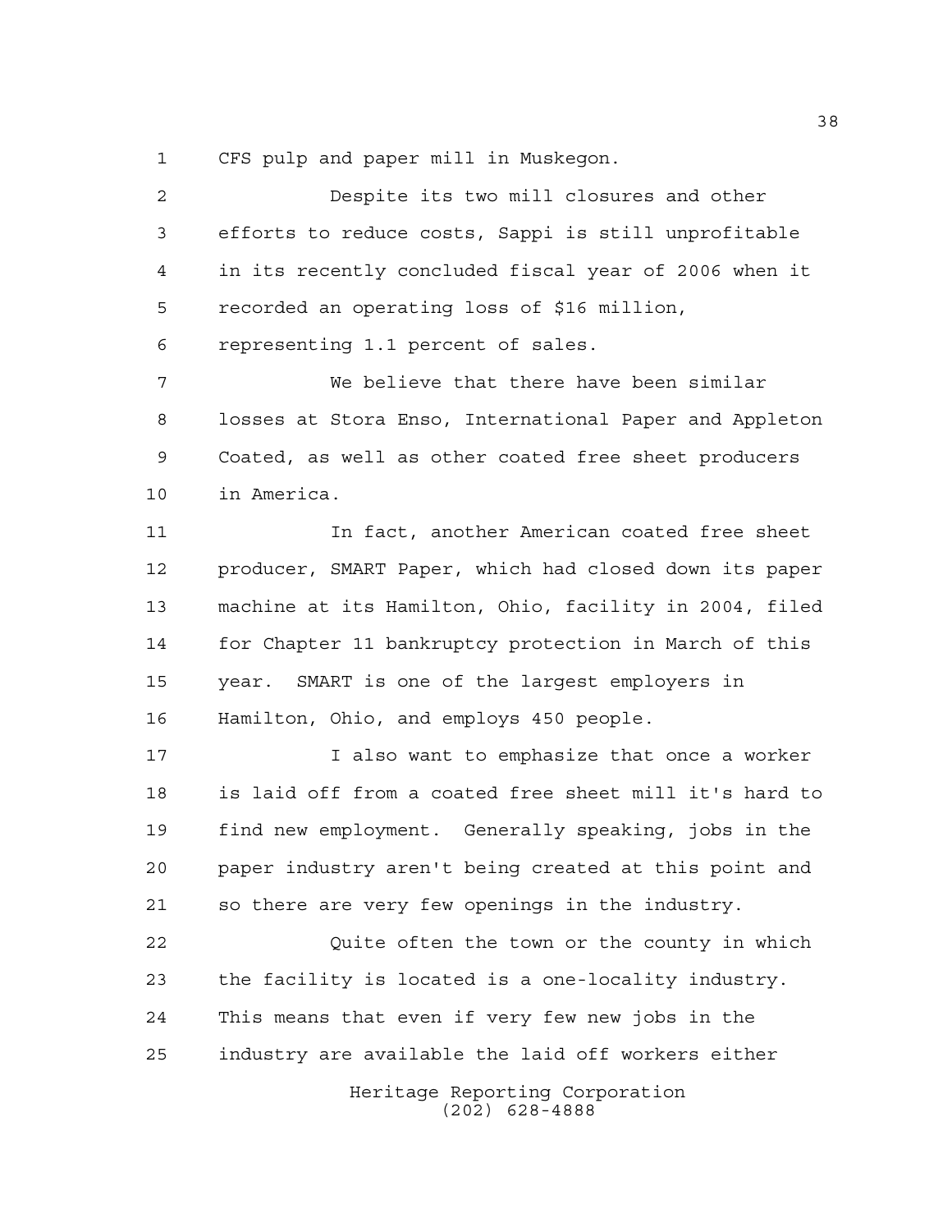CFS pulp and paper mill in Muskegon.

Despite its two mill closures and other efforts to reduce costs, Sappi is still unprofitable in its recently concluded fiscal year of 2006 when it recorded an operating loss of $16 million, representing 1.1 percent of sales.

We believe that there have been similar losses at Stora Enso, International Paper and Appleton Coated, as well as other coated free sheet producers in America.

In fact, another American coated free sheet producer, SMART Paper, which had closed down its paper machine at its Hamilton, Ohio, facility in 2004, filed for Chapter 11 bankruptcy protection in March of this year. SMART is one of the largest employers in Hamilton, Ohio, and employs 450 people.

I also want to emphasize that once a worker is laid off from a coated free sheet mill it's hard to find new employment. Generally speaking, jobs in the paper industry aren't being created at this point and so there are very few openings in the industry.

Quite often the town or the county in which the facility is located is a one-locality industry. This means that even if very few new jobs in the industry are available the laid off workers either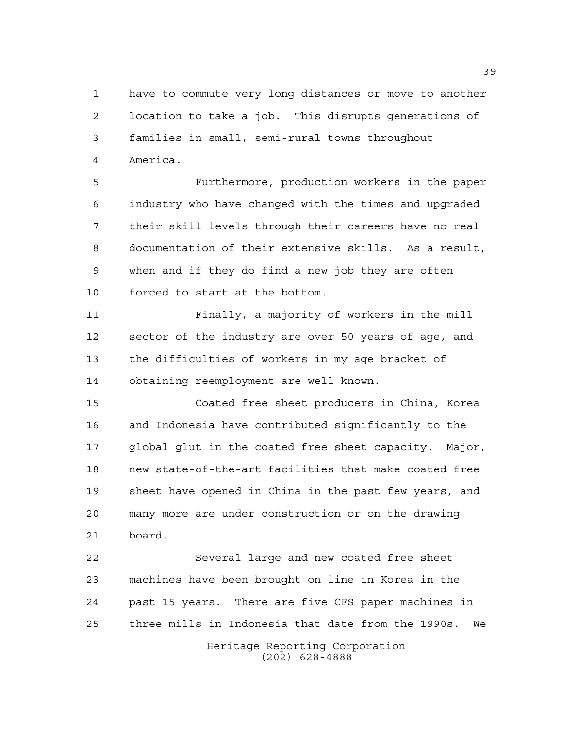have to commute very long distances or move to another location to take a job. This disrupts generations of families in small, semi-rural towns throughout America.

Furthermore, production workers in the paper industry who have changed with the times and upgraded their skill levels through their careers have no real documentation of their extensive skills. As a result, when and if they do find a new job they are often forced to start at the bottom.

Finally, a majority of workers in the mill sector of the industry are over 50 years of age, and the difficulties of workers in my age bracket of obtaining reemployment are well known.

Coated free sheet producers in China, Korea and Indonesia have contributed significantly to the global glut in the coated free sheet capacity. Major, new state-of-the-art facilities that make coated free sheet have opened in China in the past few years, and many more are under construction or on the drawing board.

Several large and new coated free sheet machines have been brought on line in Korea in the past 15 years. There are five CFS paper machines in three mills in Indonesia that date from the 1990s. We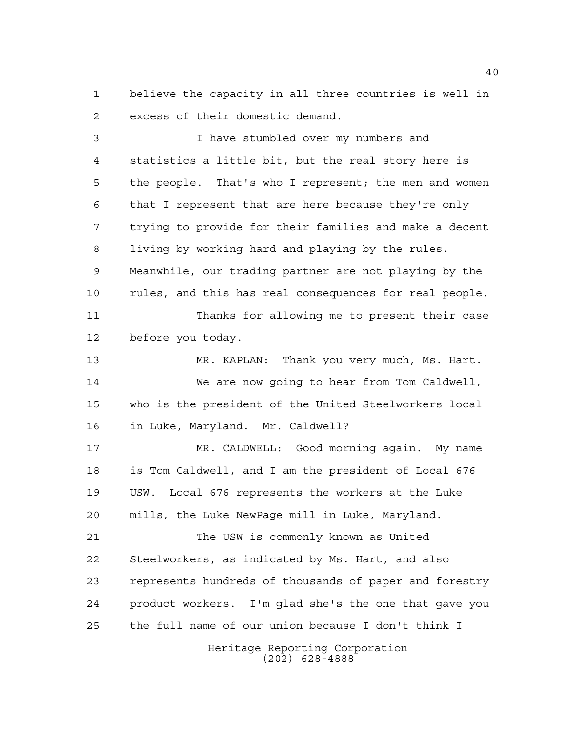believe the capacity in all three countries is well in excess of their domestic demand.

I have stumbled over my numbers and statistics a little bit, but the real story here is the people. That's who I represent; the men and women that I represent that are here because they're only trying to provide for their families and make a decent living by working hard and playing by the rules. Meanwhile, our trading partner are not playing by the rules, and this has real consequences for real people.

Thanks for allowing me to present their case before you today.

MR. KAPLAN: Thank you very much, Ms. Hart.

We are now going to hear from Tom Caldwell, who is the president of the United Steelworkers local in Luke, Maryland. Mr. Caldwell?

MR. CALDWELL: Good morning again. My name is Tom Caldwell, and I am the president of Local 676 USW. Local 676 represents the workers at the Luke mills, the Luke NewPage mill in Luke, Maryland.

The USW is commonly known as United Steelworkers, as indicated by Ms. Hart, and also represents hundreds of thousands of paper and forestry product workers. I'm glad she's the one that gave you the full name of our union because I don't think I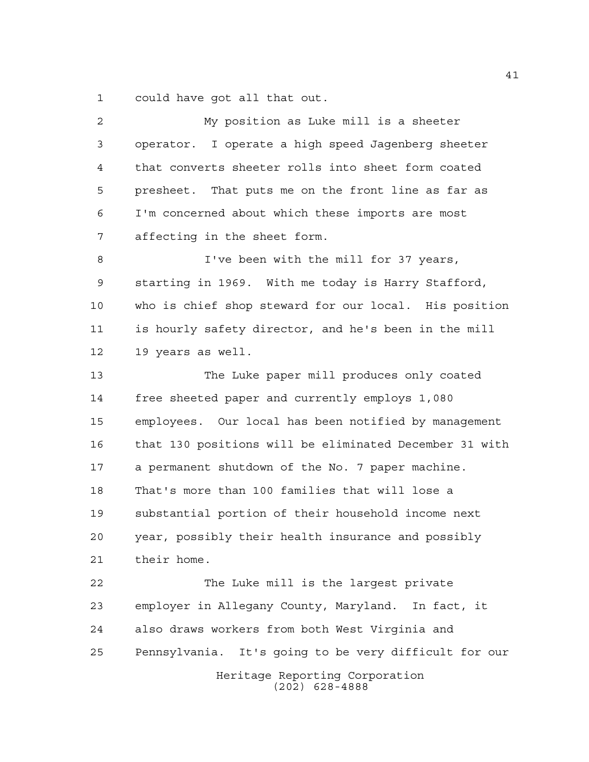could have got all that out.

My position as Luke mill is a sheeter operator. I operate a high speed Jagenberg sheeter that converts sheeter rolls into sheet form coated presheet. That puts me on the front line as far as I'm concerned about which these imports are most affecting in the sheet form.

I've been with the mill for 37 years, starting in 1969. With me today is Harry Stafford, who is chief shop steward for our local. His position is hourly safety director, and he's been in the mill 19 years as well.

The Luke paper mill produces only coated free sheeted paper and currently employs 1,080 employees. Our local has been notified by management that 130 positions will be eliminated December 31 with a permanent shutdown of the No. 7 paper machine. That's more than 100 families that will lose a substantial portion of their household income next year, possibly their health insurance and possibly their home.

The Luke mill is the largest private employer in Allegany County, Maryland. In fact, it also draws workers from both West Virginia and Pennsylvania. It's going to be very difficult for our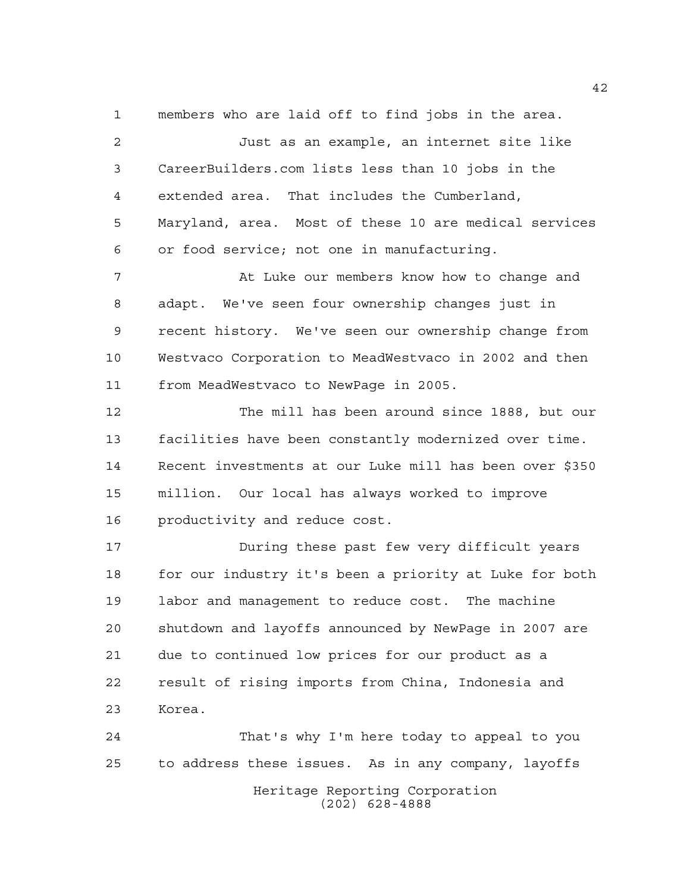members who are laid off to find jobs in the area.

Just as an example, an internet site like CareerBuilders.com lists less than 10 jobs in the extended area. That includes the Cumberland, Maryland, area. Most of these 10 are medical services or food service; not one in manufacturing.

At Luke our members know how to change and adapt. We've seen four ownership changes just in recent history. We've seen our ownership change from Westvaco Corporation to MeadWestvaco in 2002 and then from MeadWestvaco to NewPage in 2005.

The mill has been around since 1888, but our facilities have been constantly modernized over time. Recent investments at our Luke mill has been over $350 million. Our local has always worked to improve productivity and reduce cost.

During these past few very difficult years for our industry it's been a priority at Luke for both labor and management to reduce cost. The machine shutdown and layoffs announced by NewPage in 2007 are due to continued low prices for our product as a result of rising imports from China, Indonesia and Korea.

That's why I'm here today to appeal to you to address these issues. As in any company, layoffs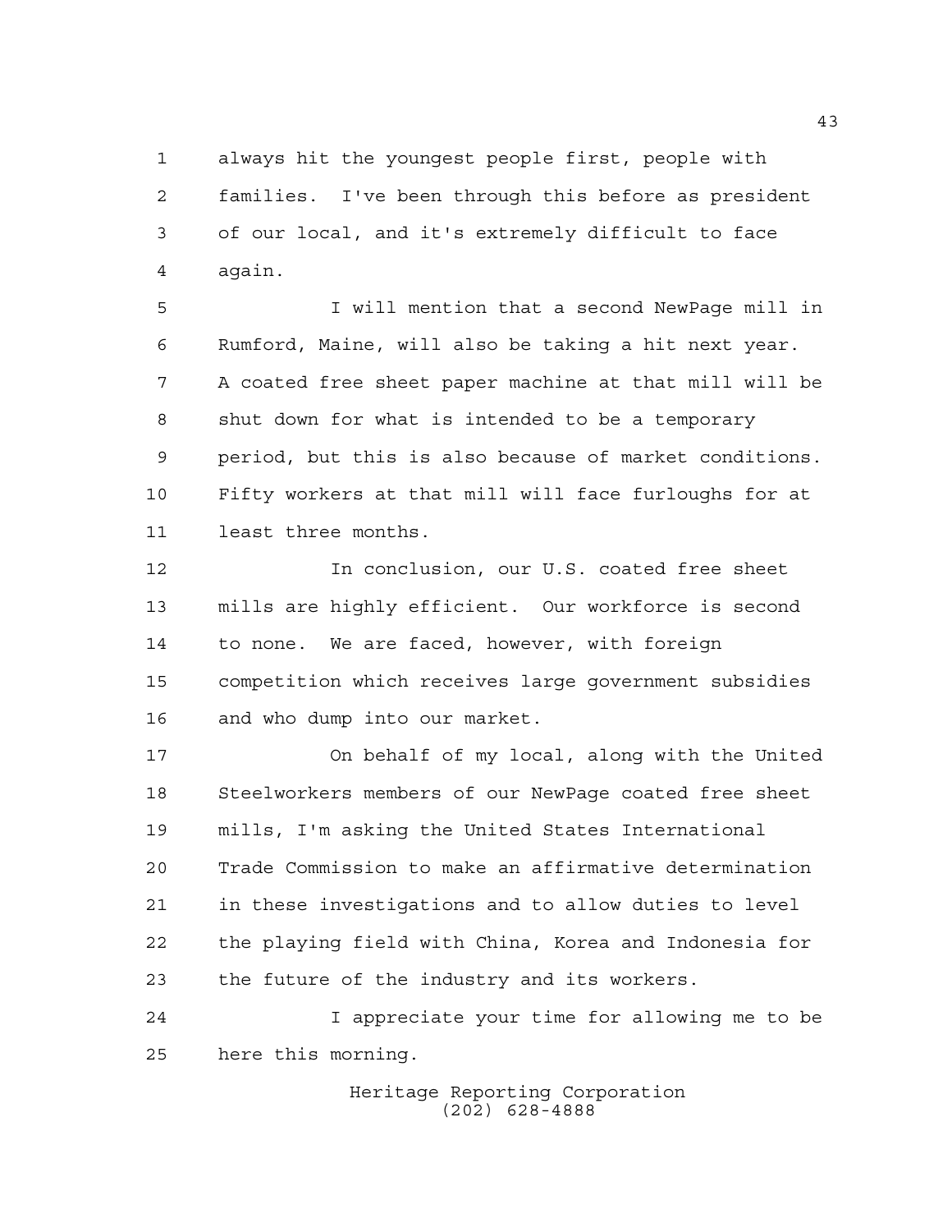always hit the youngest people first, people with families. I've been through this before as president of our local, and it's extremely difficult to face again.

I will mention that a second NewPage mill in Rumford, Maine, will also be taking a hit next year. A coated free sheet paper machine at that mill will be shut down for what is intended to be a temporary period, but this is also because of market conditions. Fifty workers at that mill will face furloughs for at least three months.

In conclusion, our U.S. coated free sheet mills are highly efficient. Our workforce is second to none. We are faced, however, with foreign competition which receives large government subsidies and who dump into our market.

On behalf of my local, along with the United Steelworkers members of our NewPage coated free sheet mills, I'm asking the United States International Trade Commission to make an affirmative determination in these investigations and to allow duties to level the playing field with China, Korea and Indonesia for the future of the industry and its workers.

I appreciate your time for allowing me to be here this morning.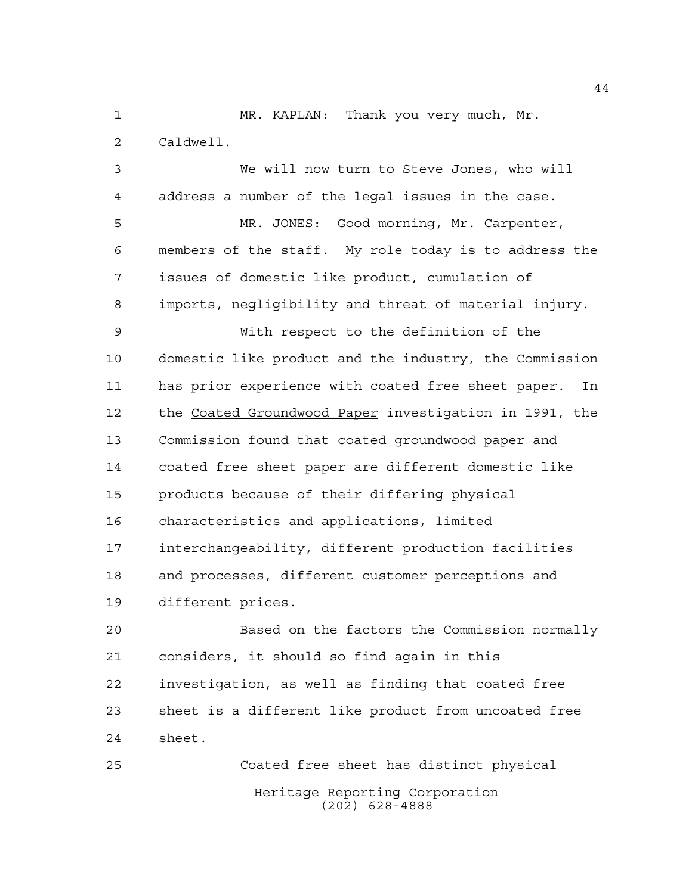MR. KAPLAN: Thank you very much, Mr. Caldwell.

We will now turn to Steve Jones, who will address a number of the legal issues in the case.

MR. JONES: Good morning, Mr. Carpenter, members of the staff. My role today is to address the issues of domestic like product, cumulation of imports, negligibility and threat of material injury.

With respect to the definition of the domestic like product and the industry, the Commission has prior experience with coated free sheet paper. In the Coated Groundwood Paper investigation in 1991, the Commission found that coated groundwood paper and coated free sheet paper are different domestic like products because of their differing physical characteristics and applications, limited interchangeability, different production facilities and processes, different customer perceptions and different prices.

Based on the factors the Commission normally considers, it should so find again in this investigation, as well as finding that coated free sheet is a different like product from uncoated free sheet.

Coated free sheet has distinct physical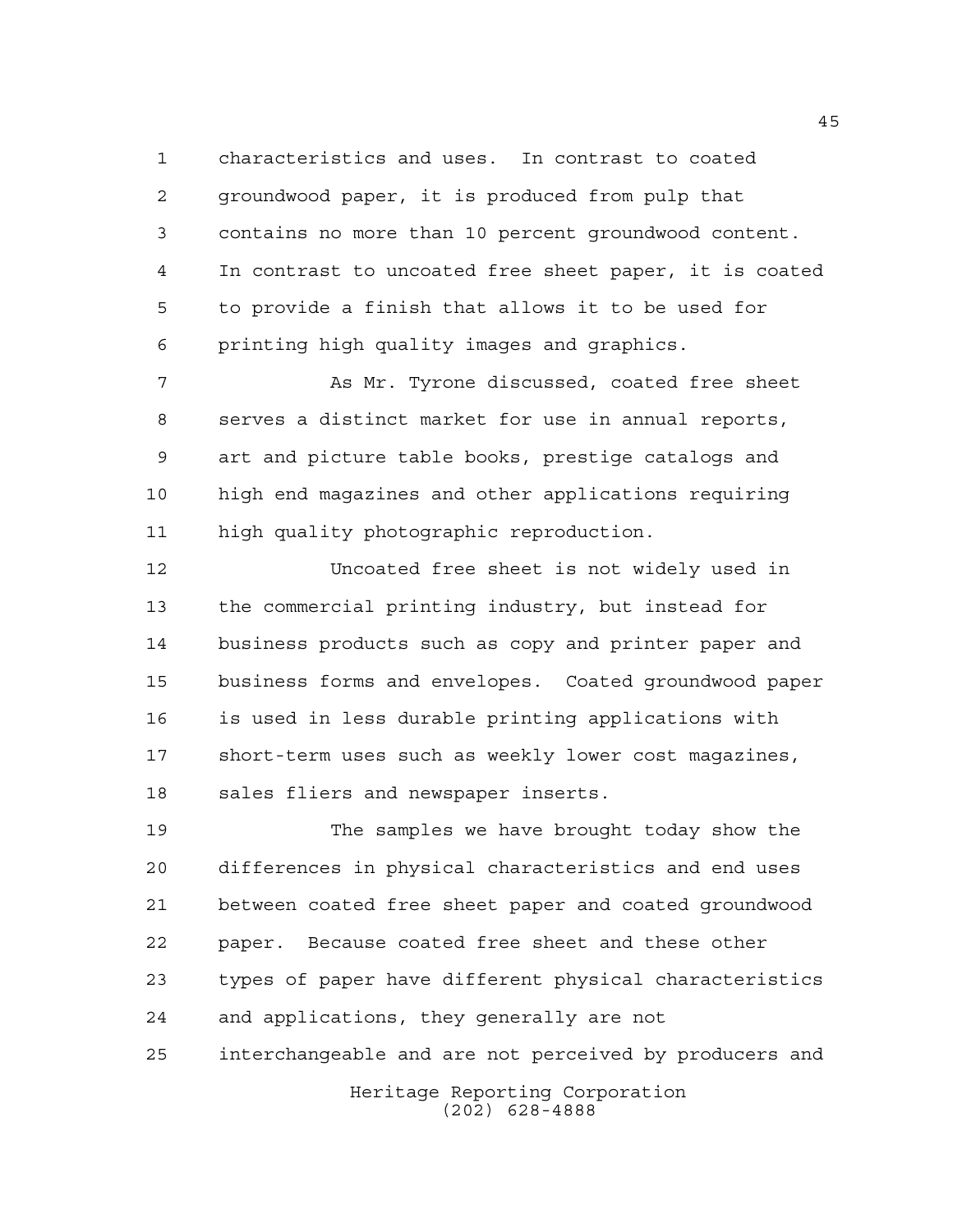characteristics and uses. In contrast to coated groundwood paper, it is produced from pulp that contains no more than 10 percent groundwood content. In contrast to uncoated free sheet paper, it is coated to provide a finish that allows it to be used for printing high quality images and graphics.

As Mr. Tyrone discussed, coated free sheet serves a distinct market for use in annual reports, art and picture table books, prestige catalogs and high end magazines and other applications requiring high quality photographic reproduction.

Uncoated free sheet is not widely used in the commercial printing industry, but instead for business products such as copy and printer paper and business forms and envelopes. Coated groundwood paper is used in less durable printing applications with short-term uses such as weekly lower cost magazines, sales fliers and newspaper inserts.

The samples we have brought today show the differences in physical characteristics and end uses between coated free sheet paper and coated groundwood paper. Because coated free sheet and these other types of paper have different physical characteristics and applications, they generally are not interchangeable and are not perceived by producers and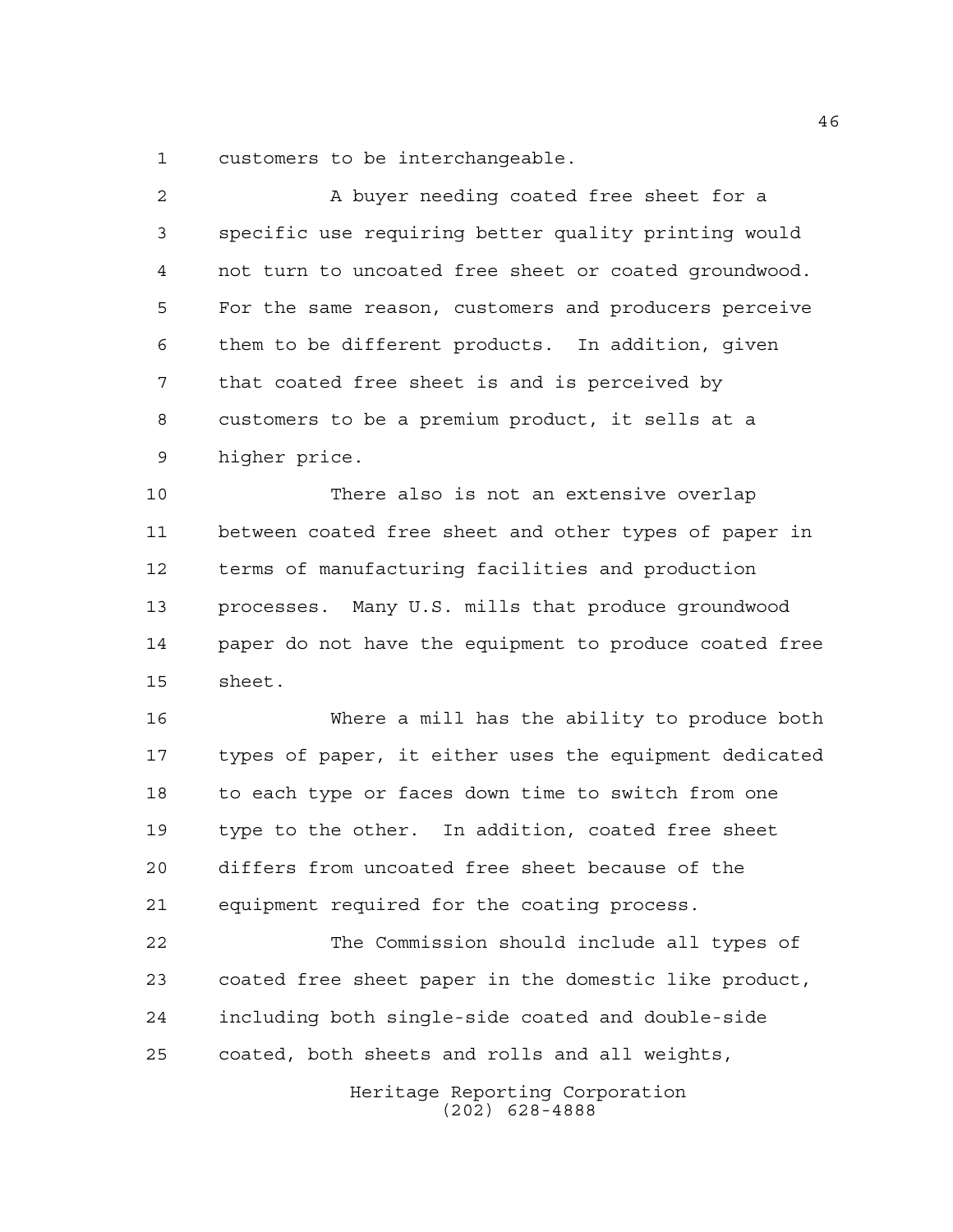customers to be interchangeable.

A buyer needing coated free sheet for a specific use requiring better quality printing would not turn to uncoated free sheet or coated groundwood. For the same reason, customers and producers perceive them to be different products. In addition, given that coated free sheet is and is perceived by customers to be a premium product, it sells at a higher price.

There also is not an extensive overlap between coated free sheet and other types of paper in terms of manufacturing facilities and production processes. Many U.S. mills that produce groundwood paper do not have the equipment to produce coated free sheet.

Where a mill has the ability to produce both types of paper, it either uses the equipment dedicated to each type or faces down time to switch from one type to the other. In addition, coated free sheet differs from uncoated free sheet because of the equipment required for the coating process.

The Commission should include all types of coated free sheet paper in the domestic like product, including both single-side coated and double-side coated, both sheets and rolls and all weights,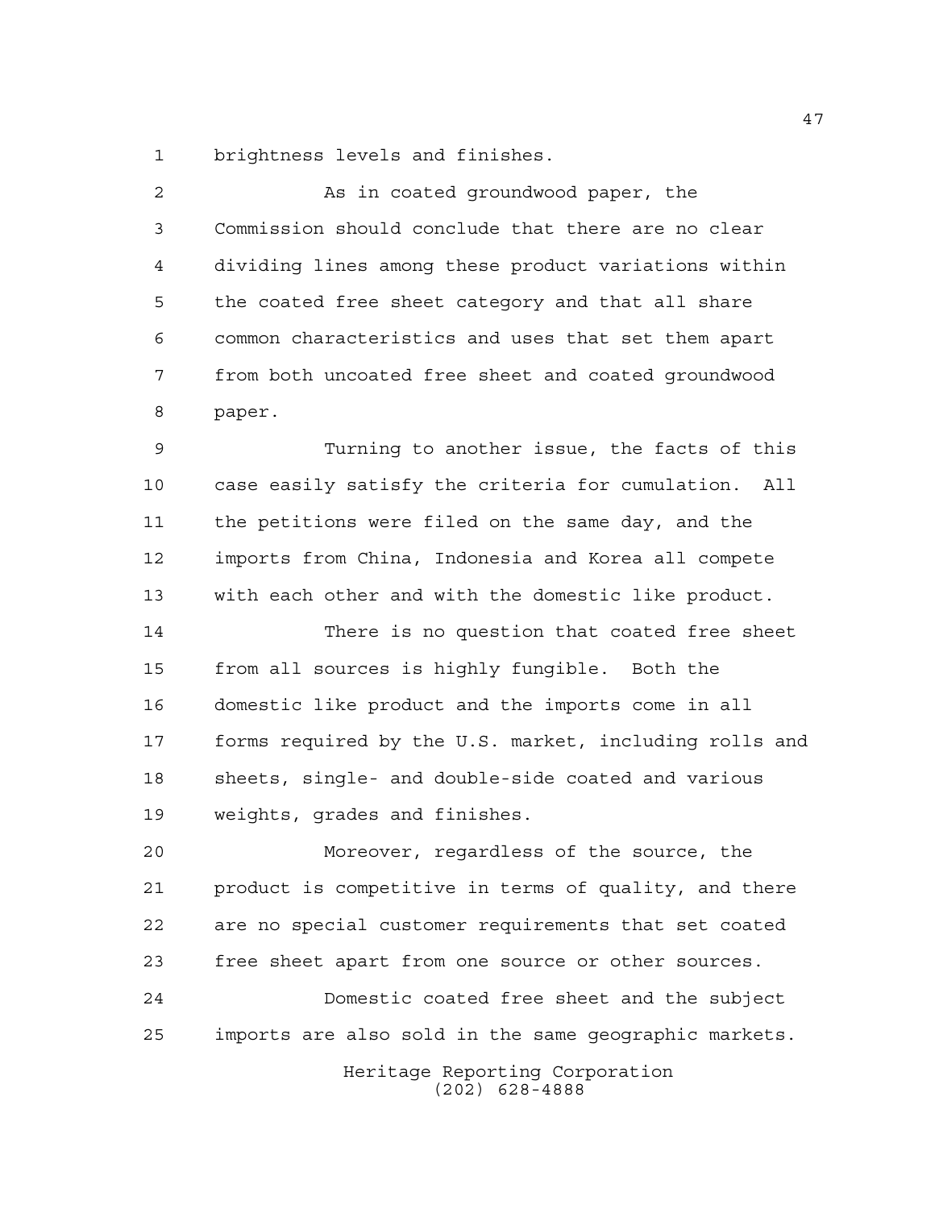brightness levels and finishes.

As in coated groundwood paper, the Commission should conclude that there are no clear dividing lines among these product variations within the coated free sheet category and that all share common characteristics and uses that set them apart from both uncoated free sheet and coated groundwood paper.

Turning to another issue, the facts of this case easily satisfy the criteria for cumulation. All the petitions were filed on the same day, and the imports from China, Indonesia and Korea all compete with each other and with the domestic like product.

There is no question that coated free sheet from all sources is highly fungible. Both the domestic like product and the imports come in all forms required by the U.S. market, including rolls and sheets, single- and double-side coated and various weights, grades and finishes.

Moreover, regardless of the source, the product is competitive in terms of quality, and there are no special customer requirements that set coated free sheet apart from one source or other sources.

Domestic coated free sheet and the subject imports are also sold in the same geographic markets.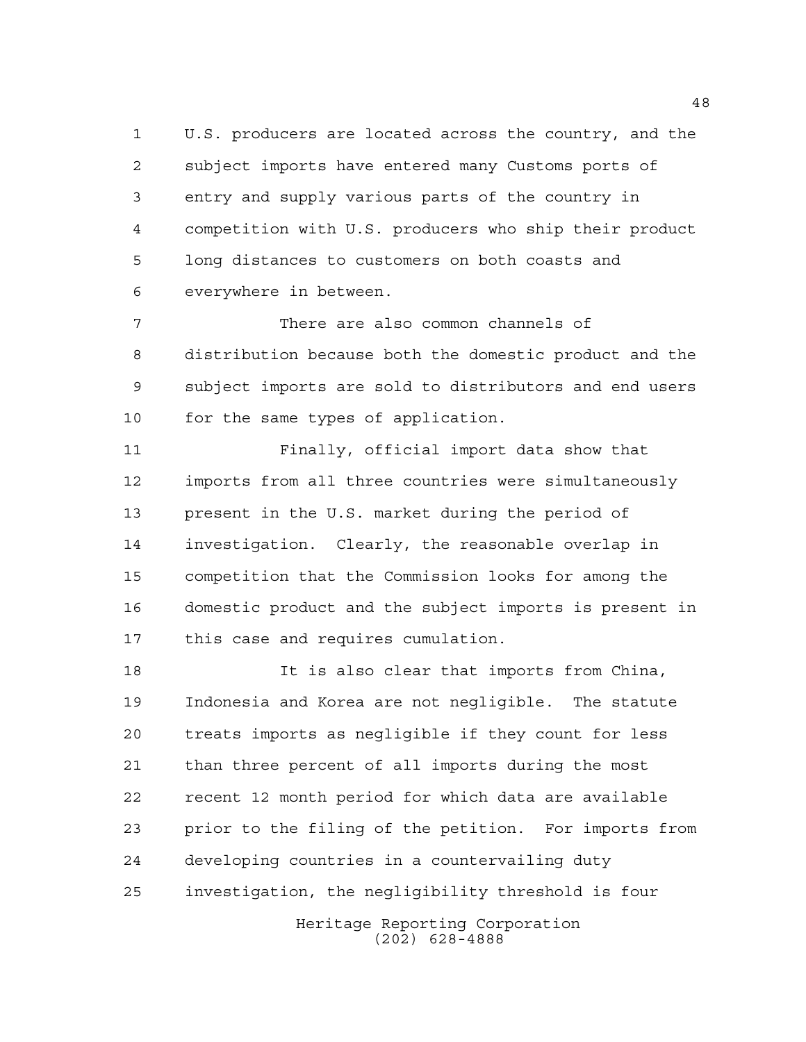U.S. producers are located across the country, and the subject imports have entered many Customs ports of entry and supply various parts of the country in competition with U.S. producers who ship their product long distances to customers on both coasts and everywhere in between.

There are also common channels of distribution because both the domestic product and the subject imports are sold to distributors and end users for the same types of application.

Finally, official import data show that imports from all three countries were simultaneously present in the U.S. market during the period of investigation. Clearly, the reasonable overlap in competition that the Commission looks for among the domestic product and the subject imports is present in this case and requires cumulation.

It is also clear that imports from China, Indonesia and Korea are not negligible. The statute treats imports as negligible if they count for less than three percent of all imports during the most recent 12 month period for which data are available prior to the filing of the petition. For imports from developing countries in a countervailing duty investigation, the negligibility threshold is four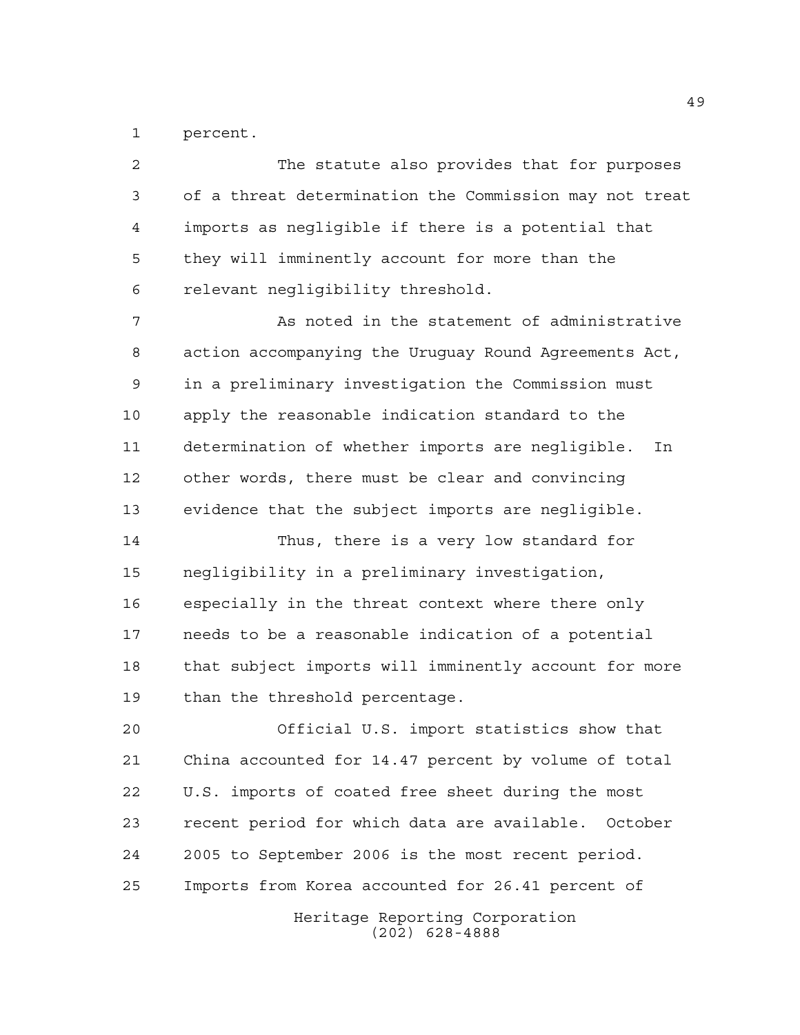percent.

The statute also provides that for purposes of a threat determination the Commission may not treat imports as negligible if there is a potential that they will imminently account for more than the relevant negligibility threshold.

As noted in the statement of administrative action accompanying the Uruguay Round Agreements Act, in a preliminary investigation the Commission must apply the reasonable indication standard to the determination of whether imports are negligible. In other words, there must be clear and convincing evidence that the subject imports are negligible.

Thus, there is a very low standard for negligibility in a preliminary investigation, especially in the threat context where there only needs to be a reasonable indication of a potential that subject imports will imminently account for more than the threshold percentage.

Official U.S. import statistics show that China accounted for 14.47 percent by volume of total U.S. imports of coated free sheet during the most recent period for which data are available. October 2005 to September 2006 is the most recent period. Imports from Korea accounted for 26.41 percent of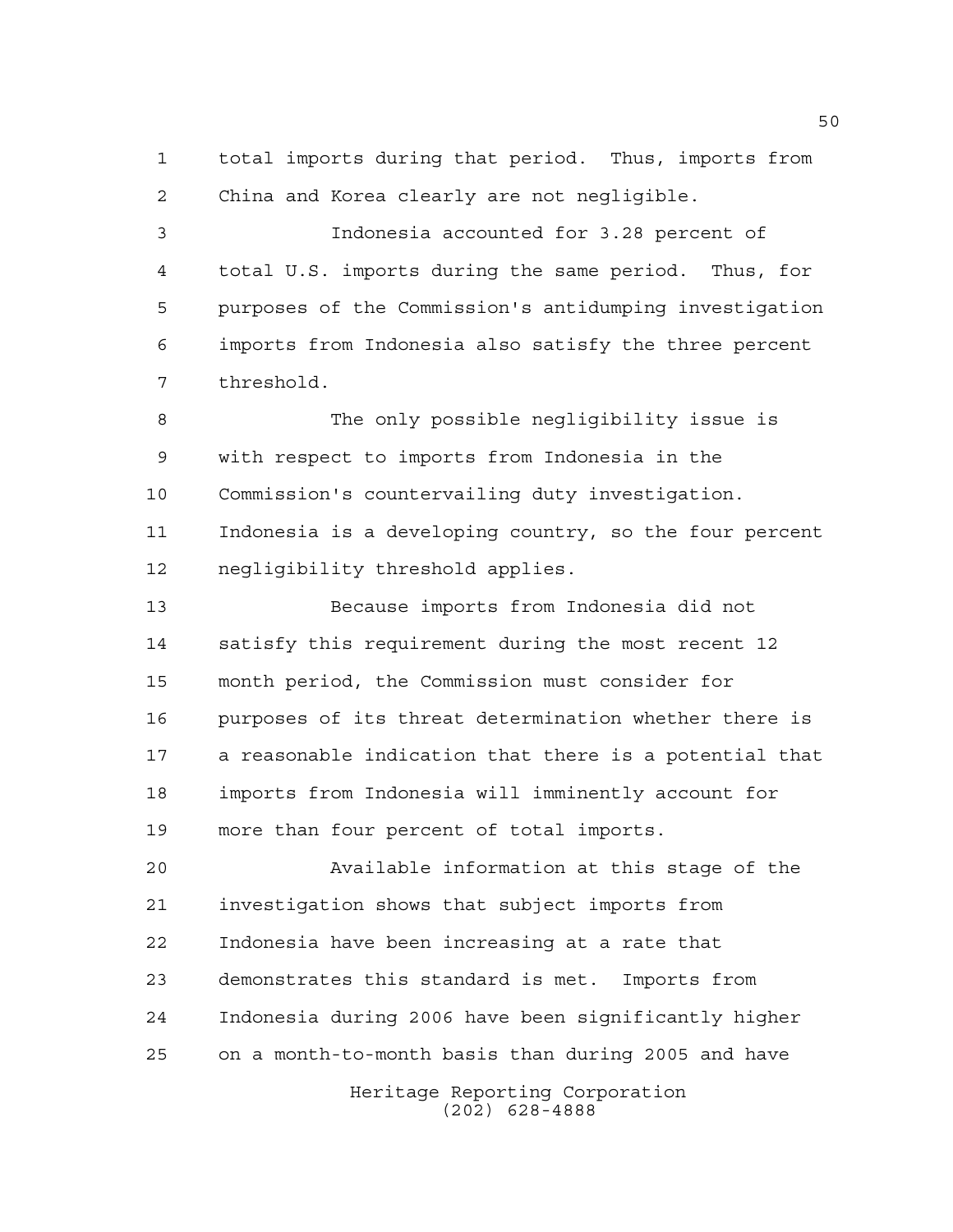total imports during that period. Thus, imports from China and Korea clearly are not negligible.

Indonesia accounted for 3.28 percent of total U.S. imports during the same period. Thus, for purposes of the Commission's antidumping investigation imports from Indonesia also satisfy the three percent threshold.

The only possible negligibility issue is with respect to imports from Indonesia in the Commission's countervailing duty investigation. Indonesia is a developing country, so the four percent negligibility threshold applies.

Because imports from Indonesia did not satisfy this requirement during the most recent 12 month period, the Commission must consider for purposes of its threat determination whether there is a reasonable indication that there is a potential that imports from Indonesia will imminently account for more than four percent of total imports.

Available information at this stage of the investigation shows that subject imports from Indonesia have been increasing at a rate that demonstrates this standard is met. Imports from Indonesia during 2006 have been significantly higher on a month-to-month basis than during 2005 and have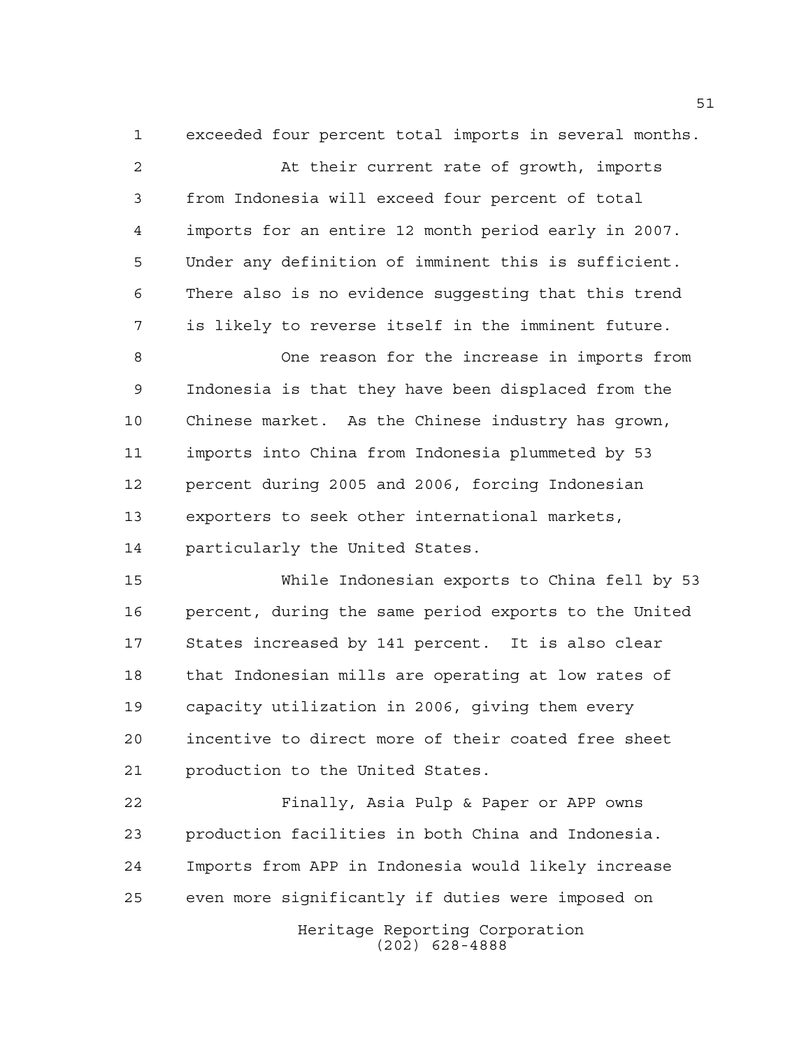exceeded four percent total imports in several months.

At their current rate of growth, imports from Indonesia will exceed four percent of total imports for an entire 12 month period early in 2007. Under any definition of imminent this is sufficient. There also is no evidence suggesting that this trend is likely to reverse itself in the imminent future.

One reason for the increase in imports from Indonesia is that they have been displaced from the Chinese market. As the Chinese industry has grown, imports into China from Indonesia plummeted by 53 percent during 2005 and 2006, forcing Indonesian exporters to seek other international markets, particularly the United States.

While Indonesian exports to China fell by 53 percent, during the same period exports to the United States increased by 141 percent. It is also clear that Indonesian mills are operating at low rates of capacity utilization in 2006, giving them every incentive to direct more of their coated free sheet production to the United States.

Finally, Asia Pulp & Paper or APP owns production facilities in both China and Indonesia. Imports from APP in Indonesia would likely increase even more significantly if duties were imposed on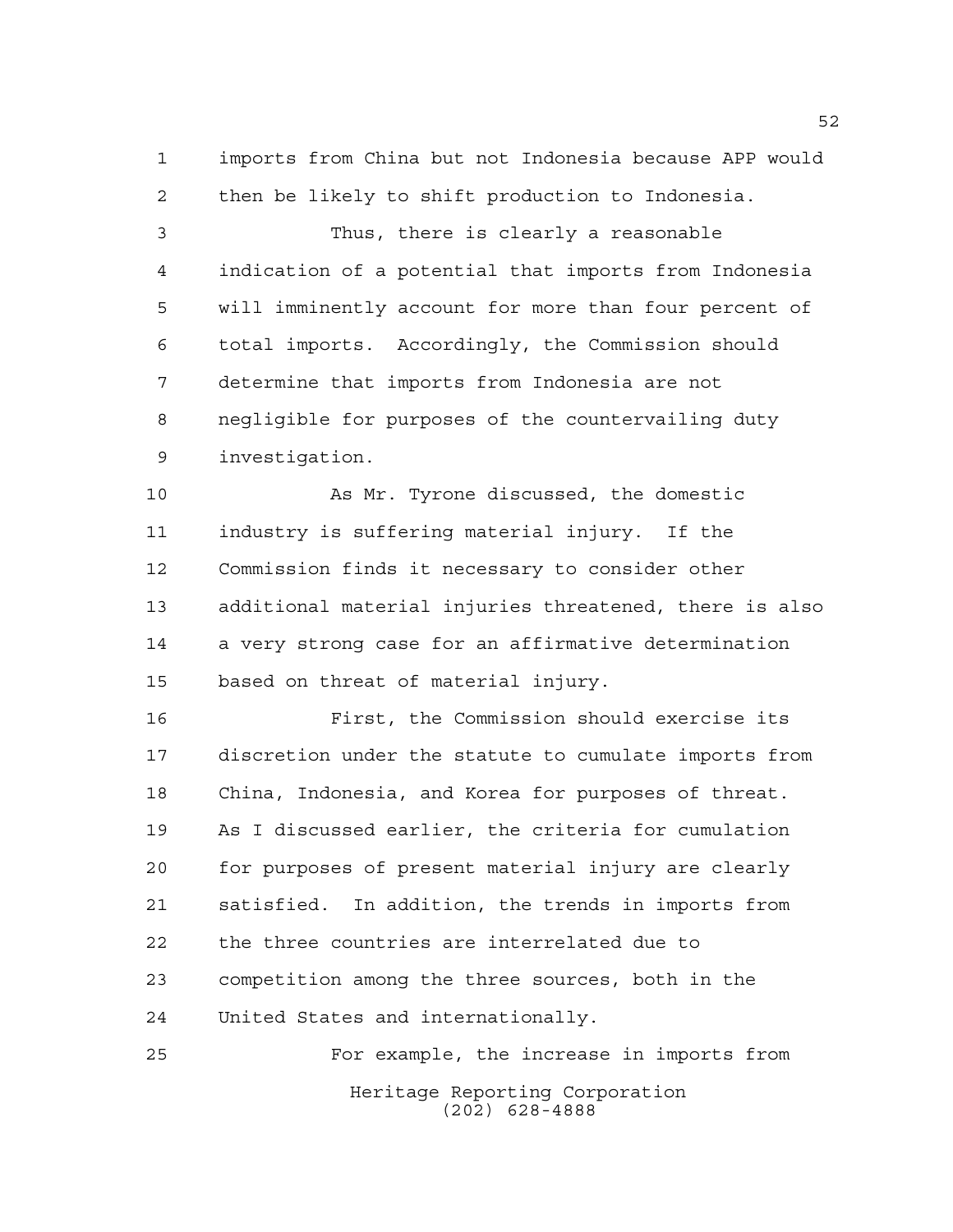imports from China but not Indonesia because APP would then be likely to shift production to Indonesia.

Thus, there is clearly a reasonable indication of a potential that imports from Indonesia will imminently account for more than four percent of total imports. Accordingly, the Commission should determine that imports from Indonesia are not negligible for purposes of the countervailing duty investigation.

As Mr. Tyrone discussed, the domestic industry is suffering material injury. If the Commission finds it necessary to consider other additional material injuries threatened, there is also a very strong case for an affirmative determination based on threat of material injury.

First, the Commission should exercise its discretion under the statute to cumulate imports from China, Indonesia, and Korea for purposes of threat. As I discussed earlier, the criteria for cumulation for purposes of present material injury are clearly satisfied. In addition, the trends in imports from the three countries are interrelated due to competition among the three sources, both in the United States and internationally.

For example, the increase in imports from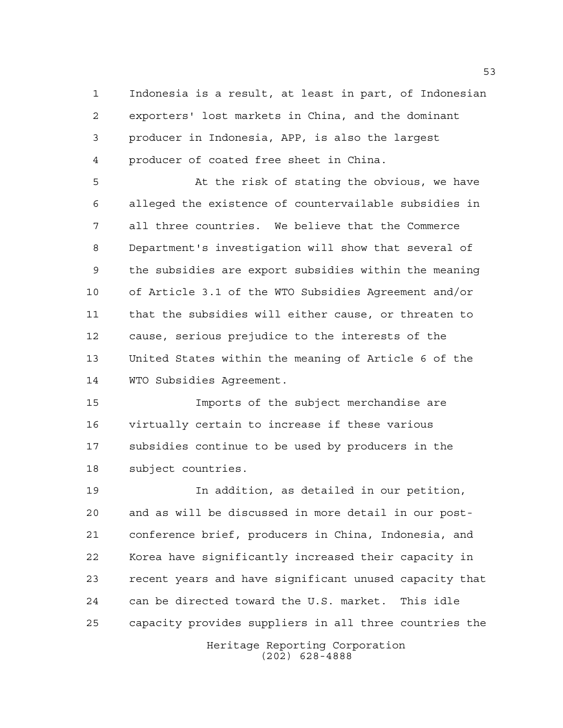Indonesia is a result, at least in part, of Indonesian exporters' lost markets in China, and the dominant producer in Indonesia, APP, is also the largest producer of coated free sheet in China.

At the risk of stating the obvious, we have alleged the existence of countervailable subsidies in all three countries. We believe that the Commerce Department's investigation will show that several of the subsidies are export subsidies within the meaning of Article 3.1 of the WTO Subsidies Agreement and/or that the subsidies will either cause, or threaten to cause, serious prejudice to the interests of the United States within the meaning of Article 6 of the WTO Subsidies Agreement.

Imports of the subject merchandise are virtually certain to increase if these various subsidies continue to be used by producers in the subject countries.

In addition, as detailed in our petition, and as will be discussed in more detail in our post-conference brief, producers in China, Indonesia, and Korea have significantly increased their capacity in recent years and have significant unused capacity that can be directed toward the U.S. market. This idle capacity provides suppliers in all three countries the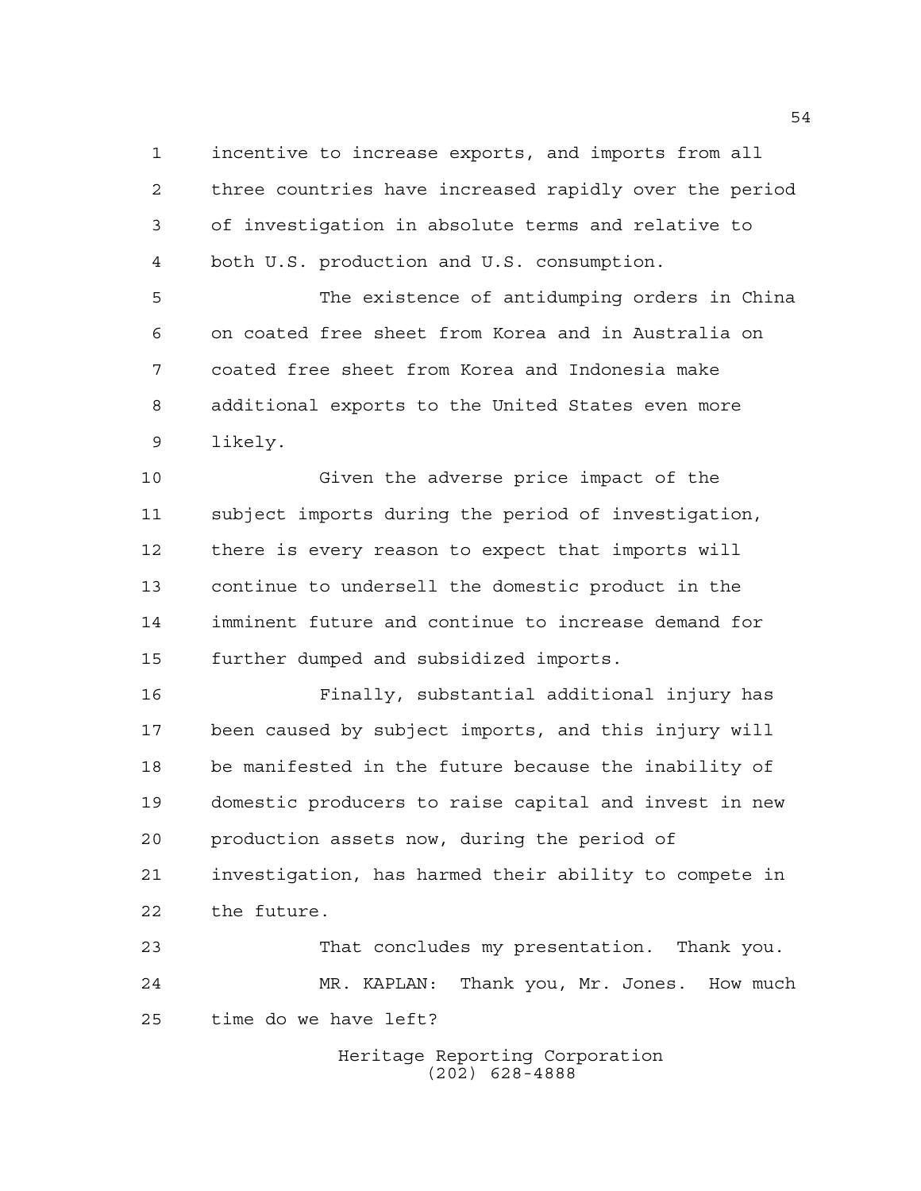incentive to increase exports, and imports from all three countries have increased rapidly over the period of investigation in absolute terms and relative to both U.S. production and U.S. consumption.

The existence of antidumping orders in China on coated free sheet from Korea and in Australia on coated free sheet from Korea and Indonesia make additional exports to the United States even more likely.

Given the adverse price impact of the subject imports during the period of investigation, there is every reason to expect that imports will continue to undersell the domestic product in the imminent future and continue to increase demand for further dumped and subsidized imports.

Finally, substantial additional injury has been caused by subject imports, and this injury will be manifested in the future because the inability of domestic producers to raise capital and invest in new production assets now, during the period of investigation, has harmed their ability to compete in the future.

That concludes my presentation. Thank you.

MR. KAPLAN: Thank you, Mr. Jones. How much time do we have left?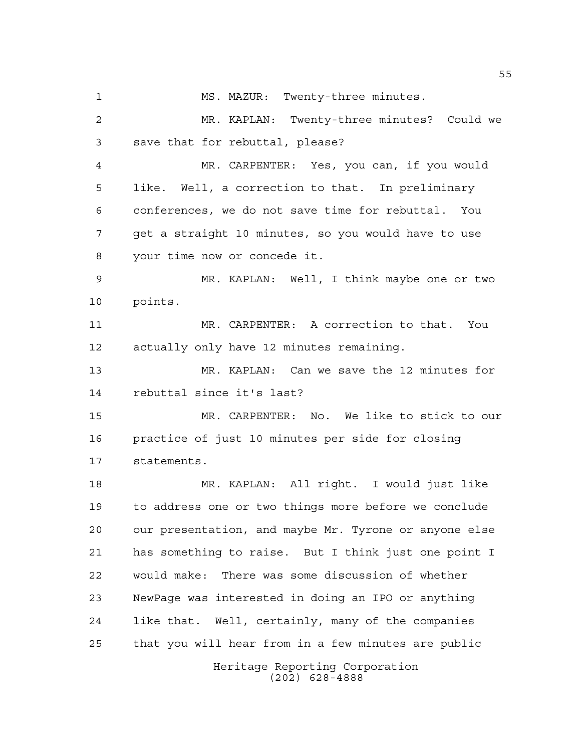MS. MAZUR: Twenty-three minutes.

MR. KAPLAN: Twenty-three minutes? Could we save that for rebuttal, please?

MR. CARPENTER: Yes, you can, if you would like. Well, a correction to that. In preliminary conferences, we do not save time for rebuttal. You get a straight 10 minutes, so you would have to use your time now or concede it.

MR. KAPLAN: Well, I think maybe one or two points.

MR. CARPENTER: A correction to that. You actually only have 12 minutes remaining.

MR. KAPLAN: Can we save the 12 minutes for rebuttal since it's last?

MR. CARPENTER: No. We like to stick to our practice of just 10 minutes per side for closing statements.

MR. KAPLAN: All right. I would just like to address one or two things more before we conclude our presentation, and maybe Mr. Tyrone or anyone else has something to raise. But I think just one point I would make: There was some discussion of whether NewPage was interested in doing an IPO or anything like that. Well, certainly, many of the companies that you will hear from in a few minutes are public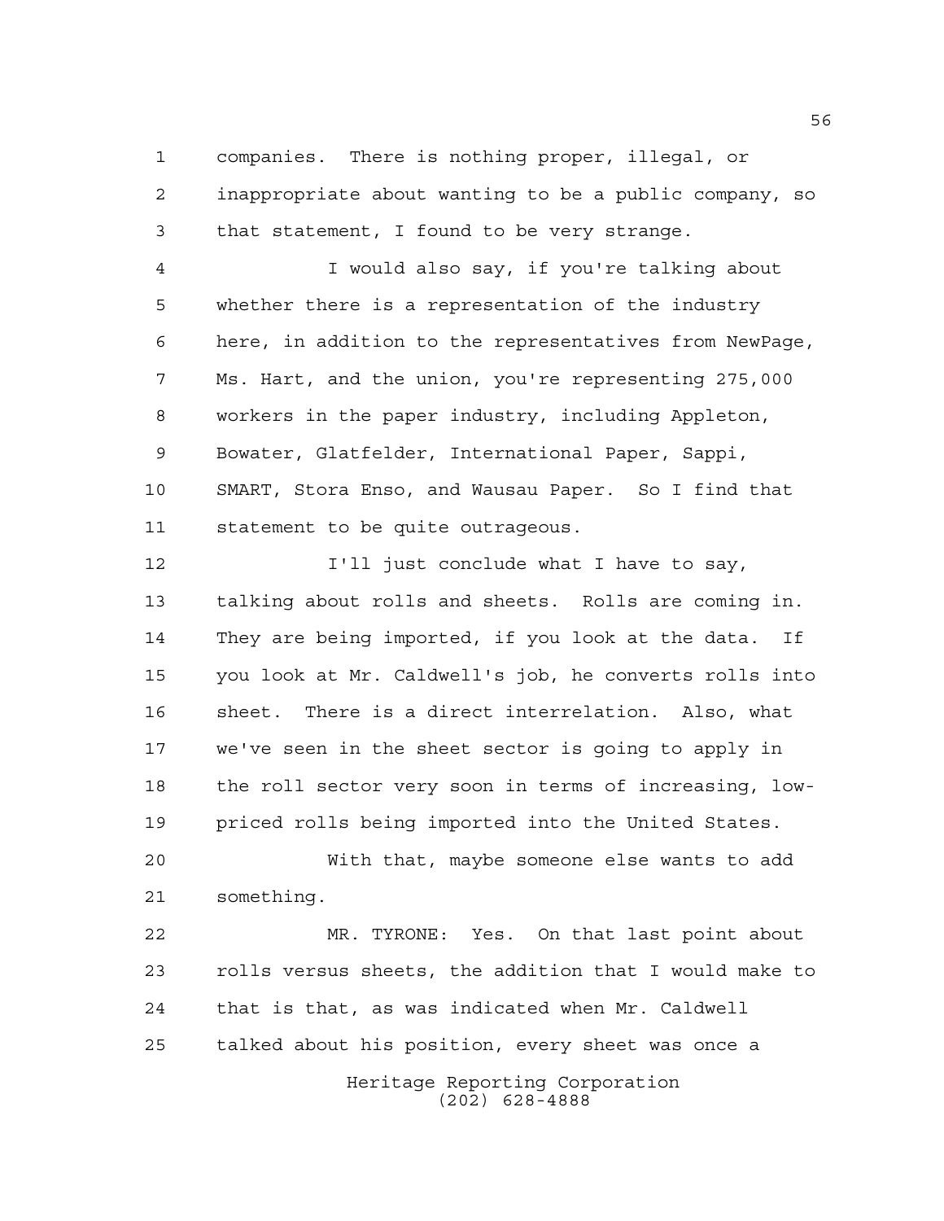companies. There is nothing proper, illegal, or inappropriate about wanting to be a public company, so that statement, I found to be very strange.

I would also say, if you're talking about whether there is a representation of the industry here, in addition to the representatives from NewPage, Ms. Hart, and the union, you're representing 275,000 workers in the paper industry, including Appleton, Bowater, Glatfelder, International Paper, Sappi, SMART, Stora Enso, and Wausau Paper. So I find that statement to be quite outrageous.

I'll just conclude what I have to say, talking about rolls and sheets. Rolls are coming in. They are being imported, if you look at the data. If you look at Mr. Caldwell's job, he converts rolls into sheet. There is a direct interrelation. Also, what we've seen in the sheet sector is going to apply in the roll sector very soon in terms of increasing, low-priced rolls being imported into the United States.

With that, maybe someone else wants to add something.

MR. TYRONE: Yes. On that last point about rolls versus sheets, the addition that I would make to that is that, as was indicated when Mr. Caldwell talked about his position, every sheet was once a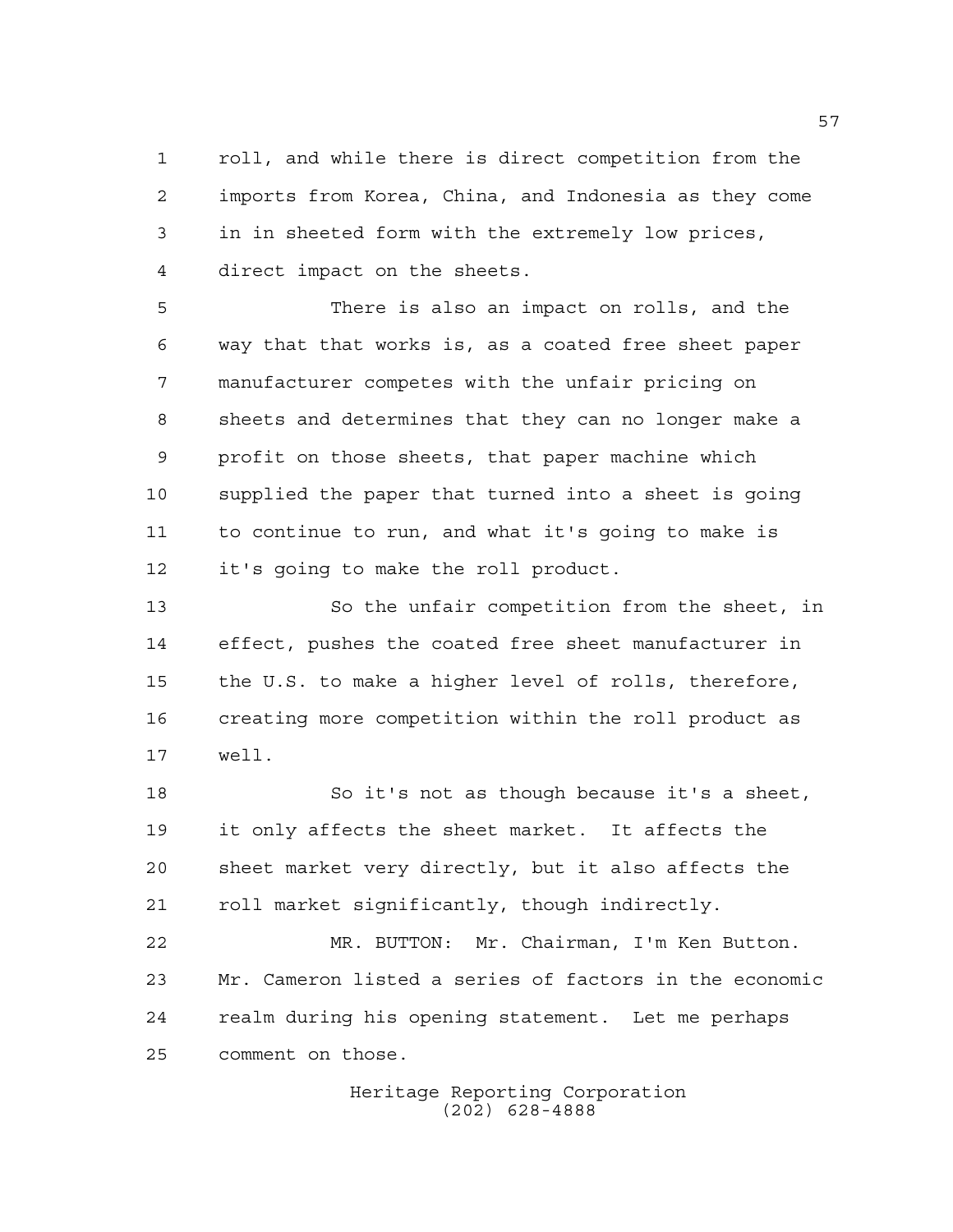roll, and while there is direct competition from the imports from Korea, China, and Indonesia as they come in in sheeted form with the extremely low prices, direct impact on the sheets.

There is also an impact on rolls, and the way that that works is, as a coated free sheet paper manufacturer competes with the unfair pricing on sheets and determines that they can no longer make a profit on those sheets, that paper machine which supplied the paper that turned into a sheet is going to continue to run, and what it's going to make is it's going to make the roll product.

So the unfair competition from the sheet, in effect, pushes the coated free sheet manufacturer in the U.S. to make a higher level of rolls, therefore, creating more competition within the roll product as well.

So it's not as though because it's a sheet, it only affects the sheet market. It affects the sheet market very directly, but it also affects the roll market significantly, though indirectly.

MR. BUTTON: Mr. Chairman, I'm Ken Button. Mr. Cameron listed a series of factors in the economic realm during his opening statement. Let me perhaps comment on those.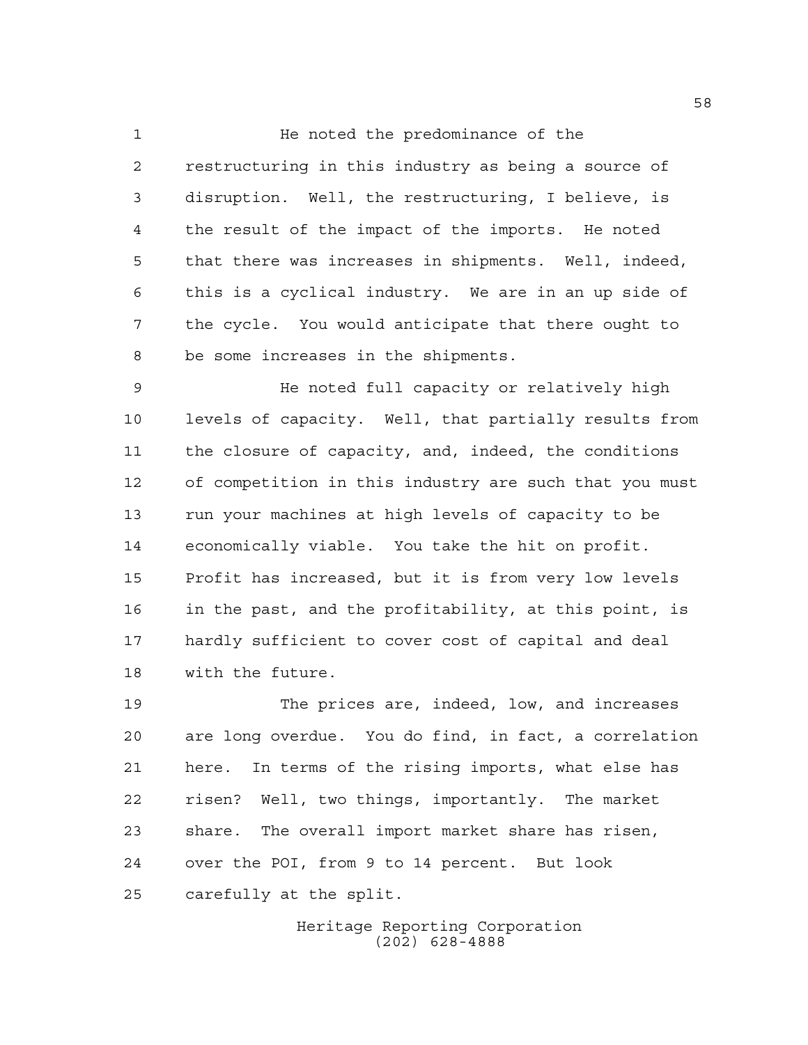He noted the predominance of the restructuring in this industry as being a source of disruption. Well, the restructuring, I believe, is the result of the impact of the imports. He noted that there was increases in shipments. Well, indeed, this is a cyclical industry. We are in an up side of the cycle. You would anticipate that there ought to be some increases in the shipments.

He noted full capacity or relatively high levels of capacity. Well, that partially results from the closure of capacity, and, indeed, the conditions of competition in this industry are such that you must run your machines at high levels of capacity to be economically viable. You take the hit on profit. Profit has increased, but it is from very low levels in the past, and the profitability, at this point, is hardly sufficient to cover cost of capital and deal with the future.

The prices are, indeed, low, and increases are long overdue. You do find, in fact, a correlation here. In terms of the rising imports, what else has risen? Well, two things, importantly. The market share. The overall import market share has risen, over the POI, from 9 to 14 percent. But look carefully at the split.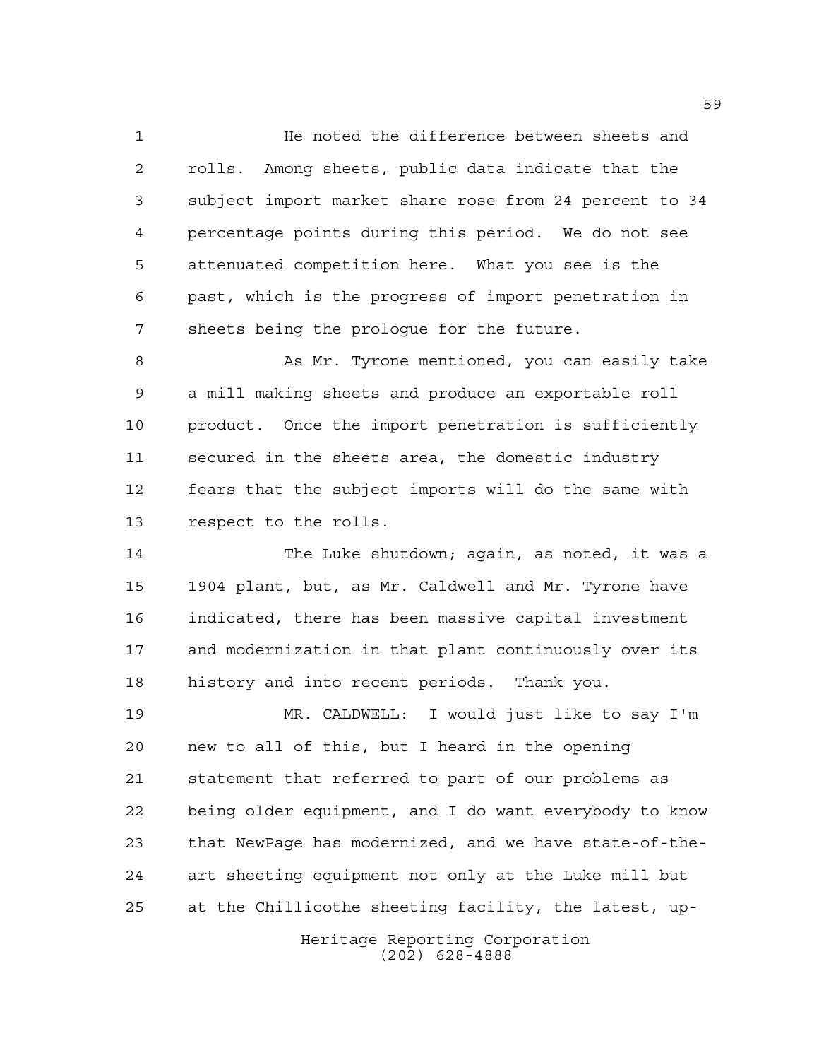He noted the difference between sheets and rolls. Among sheets, public data indicate that the subject import market share rose from 24 percent to 34 percentage points during this period. We do not see attenuated competition here. What you see is the past, which is the progress of import penetration in sheets being the prologue for the future.

As Mr. Tyrone mentioned, you can easily take a mill making sheets and produce an exportable roll product. Once the import penetration is sufficiently secured in the sheets area, the domestic industry fears that the subject imports will do the same with respect to the rolls.

The Luke shutdown; again, as noted, it was a 1904 plant, but, as Mr. Caldwell and Mr. Tyrone have indicated, there has been massive capital investment and modernization in that plant continuously over its history and into recent periods. Thank you.

MR. CALDWELL: I would just like to say I'm new to all of this, but I heard in the opening statement that referred to part of our problems as being older equipment, and I do want everybody to know that NewPage has modernized, and we have state-of-the-art sheeting equipment not only at the Luke mill but at the Chillicothe sheeting facility, the latest, up-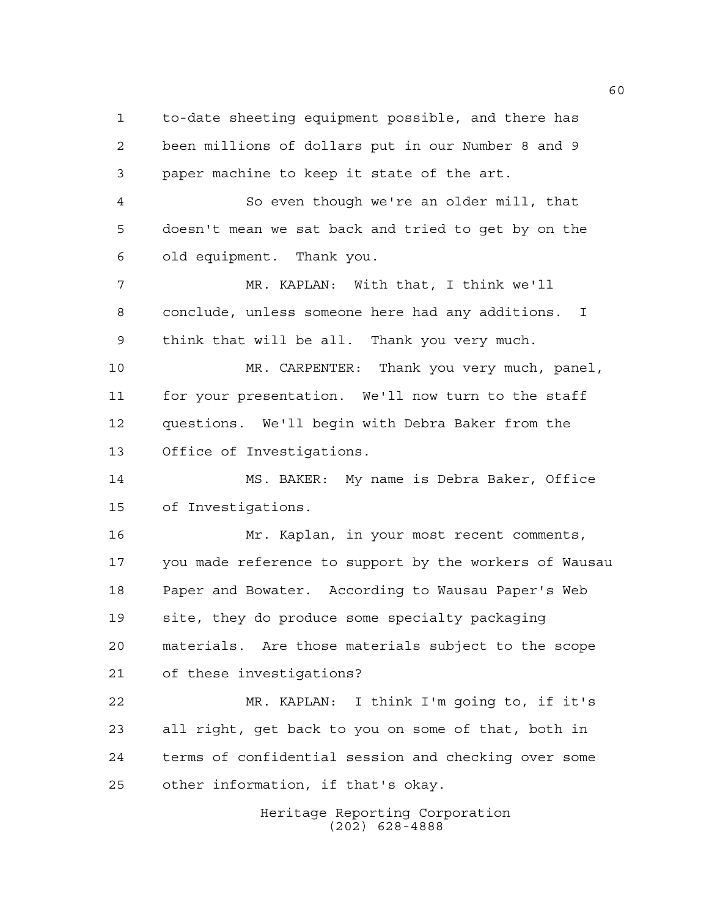to-date sheeting equipment possible, and there has been millions of dollars put in our Number 8 and 9 paper machine to keep it state of the art.

So even though we're an older mill, that doesn't mean we sat back and tried to get by on the old equipment. Thank you.

MR. KAPLAN: With that, I think we'll conclude, unless someone here had any additions. I think that will be all. Thank you very much.

MR. CARPENTER: Thank you very much, panel, for your presentation. We'll now turn to the staff questions. We'll begin with Debra Baker from the Office of Investigations.

MS. BAKER: My name is Debra Baker, Office of Investigations.

Mr. Kaplan, in your most recent comments, you made reference to support by the workers of Wausau Paper and Bowater. According to Wausau Paper's Web site, they do produce some specialty packaging materials. Are those materials subject to the scope of these investigations?

MR. KAPLAN: I think I'm going to, if it's all right, get back to you on some of that, both in terms of confidential session and checking over some other information, if that's okay.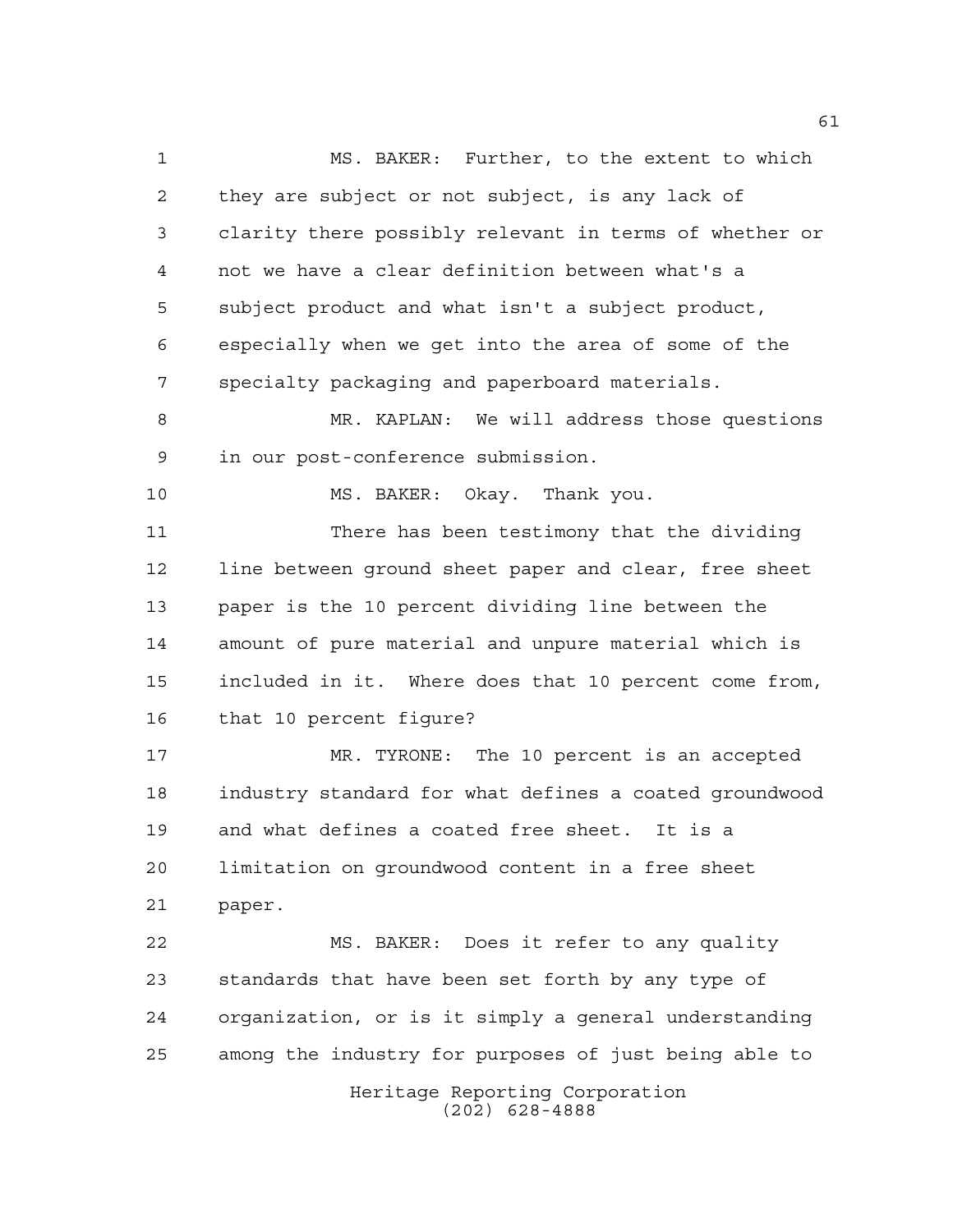MS. BAKER: Further, to the extent to which they are subject or not subject, is any lack of clarity there possibly relevant in terms of whether or not we have a clear definition between what's a subject product and what isn't a subject product, especially when we get into the area of some of the specialty packaging and paperboard materials.

MR. KAPLAN: We will address those questions in our post-conference submission.

MS. BAKER: Okay. Thank you.

There has been testimony that the dividing line between ground sheet paper and clear, free sheet paper is the 10 percent dividing line between the amount of pure material and unpure material which is included in it. Where does that 10 percent come from, that 10 percent figure?

MR. TYRONE: The 10 percent is an accepted industry standard for what defines a coated groundwood and what defines a coated free sheet. It is a limitation on groundwood content in a free sheet paper.

MS. BAKER: Does it refer to any quality standards that have been set forth by any type of organization, or is it simply a general understanding among the industry for purposes of just being able to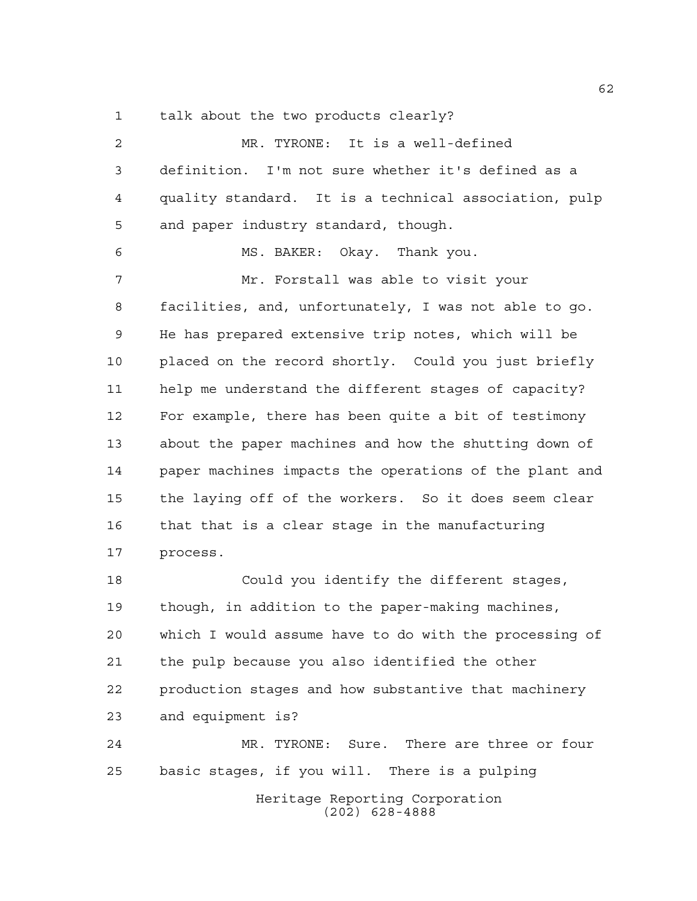talk about the two products clearly?

MR. TYRONE: It is a well-defined definition. I'm not sure whether it's defined as a quality standard. It is a technical association, pulp and paper industry standard, though.

MS. BAKER: Okay. Thank you.

Mr. Forstall was able to visit your facilities, and, unfortunately, I was not able to go. He has prepared extensive trip notes, which will be placed on the record shortly. Could you just briefly help me understand the different stages of capacity? For example, there has been quite a bit of testimony about the paper machines and how the shutting down of paper machines impacts the operations of the plant and the laying off of the workers. So it does seem clear that that is a clear stage in the manufacturing process.

Could you identify the different stages, though, in addition to the paper-making machines, which I would assume have to do with the processing of the pulp because you also identified the other production stages and how substantive that machinery and equipment is?

MR. TYRONE: Sure. There are three or four basic stages, if you will. There is a pulping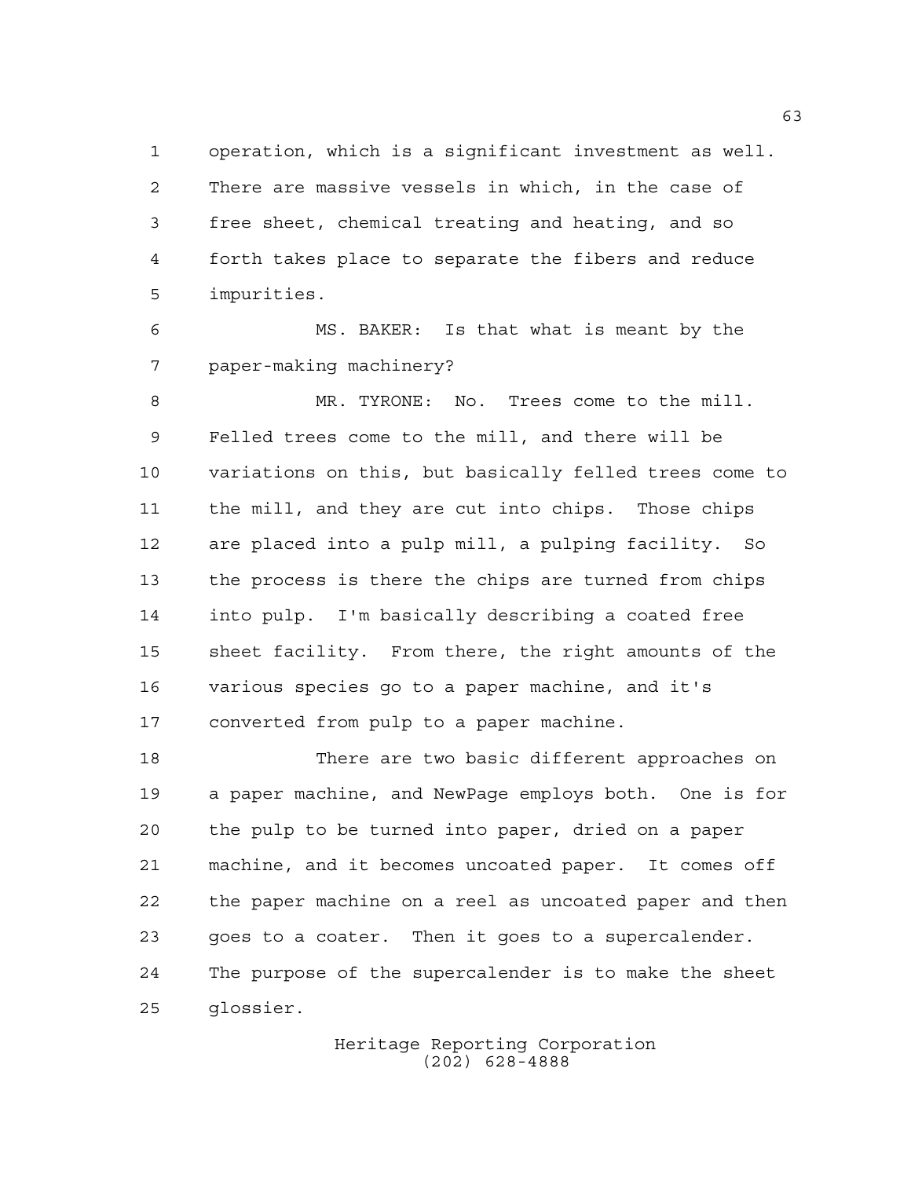operation, which is a significant investment as well. There are massive vessels in which, in the case of free sheet, chemical treating and heating, and so forth takes place to separate the fibers and reduce impurities.

MS. BAKER: Is that what is meant by the paper-making machinery?

MR. TYRONE: No. Trees come to the mill. Felled trees come to the mill, and there will be variations on this, but basically felled trees come to the mill, and they are cut into chips. Those chips are placed into a pulp mill, a pulping facility. So the process is there the chips are turned from chips into pulp. I'm basically describing a coated free sheet facility. From there, the right amounts of the various species go to a paper machine, and it's converted from pulp to a paper machine.

There are two basic different approaches on a paper machine, and NewPage employs both. One is for the pulp to be turned into paper, dried on a paper machine, and it becomes uncoated paper. It comes off the paper machine on a reel as uncoated paper and then goes to a coater. Then it goes to a supercalender. The purpose of the supercalender is to make the sheet glossier.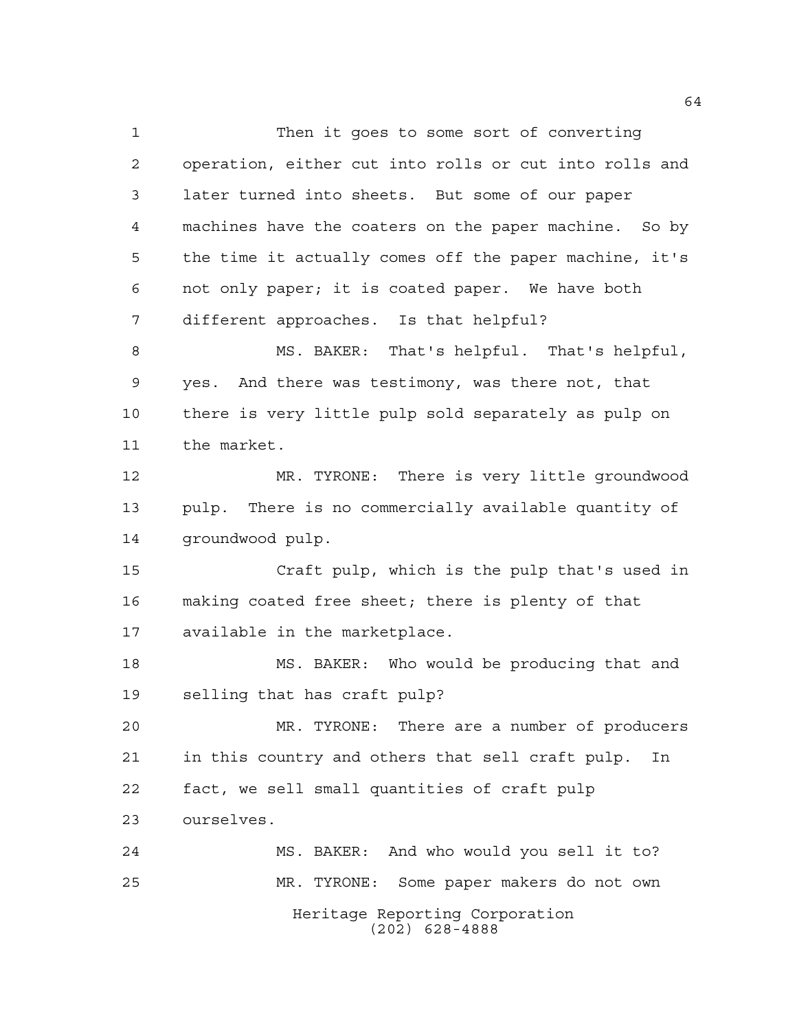Then it goes to some sort of converting operation, either cut into rolls or cut into rolls and later turned into sheets. But some of our paper machines have the coaters on the paper machine. So by the time it actually comes off the paper machine, it's not only paper; it is coated paper. We have both different approaches. Is that helpful?

MS. BAKER: That's helpful. That's helpful, yes. And there was testimony, was there not, that there is very little pulp sold separately as pulp on the market.

MR. TYRONE: There is very little groundwood pulp. There is no commercially available quantity of groundwood pulp.

Craft pulp, which is the pulp that's used in making coated free sheet; there is plenty of that available in the marketplace.

MS. BAKER: Who would be producing that and selling that has craft pulp?

MR. TYRONE: There are a number of producers in this country and others that sell craft pulp. In fact, we sell small quantities of craft pulp ourselves.

MS. BAKER: And who would you sell it to?

MR. TYRONE: Some paper makers do not own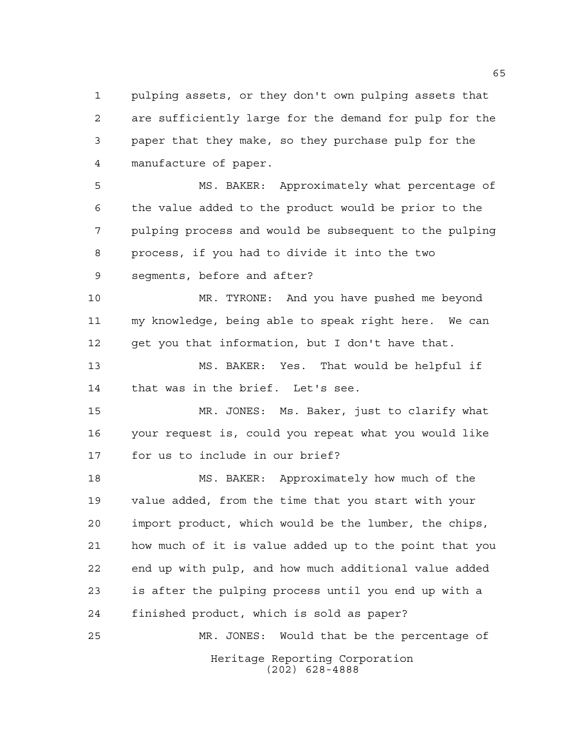pulping assets, or they don't own pulping assets that are sufficiently large for the demand for pulp for the paper that they make, so they purchase pulp for the manufacture of paper.

MS. BAKER: Approximately what percentage of the value added to the product would be prior to the pulping process and would be subsequent to the pulping process, if you had to divide it into the two segments, before and after?

MR. TYRONE: And you have pushed me beyond my knowledge, being able to speak right here. We can get you that information, but I don't have that.

MS. BAKER: Yes. That would be helpful if that was in the brief. Let's see.

MR. JONES: Ms. Baker, just to clarify what your request is, could you repeat what you would like for us to include in our brief?

MS. BAKER: Approximately how much of the value added, from the time that you start with your import product, which would be the lumber, the chips, how much of it is value added up to the point that you end up with pulp, and how much additional value added is after the pulping process until you end up with a finished product, which is sold as paper?

MR. JONES: Would that be the percentage of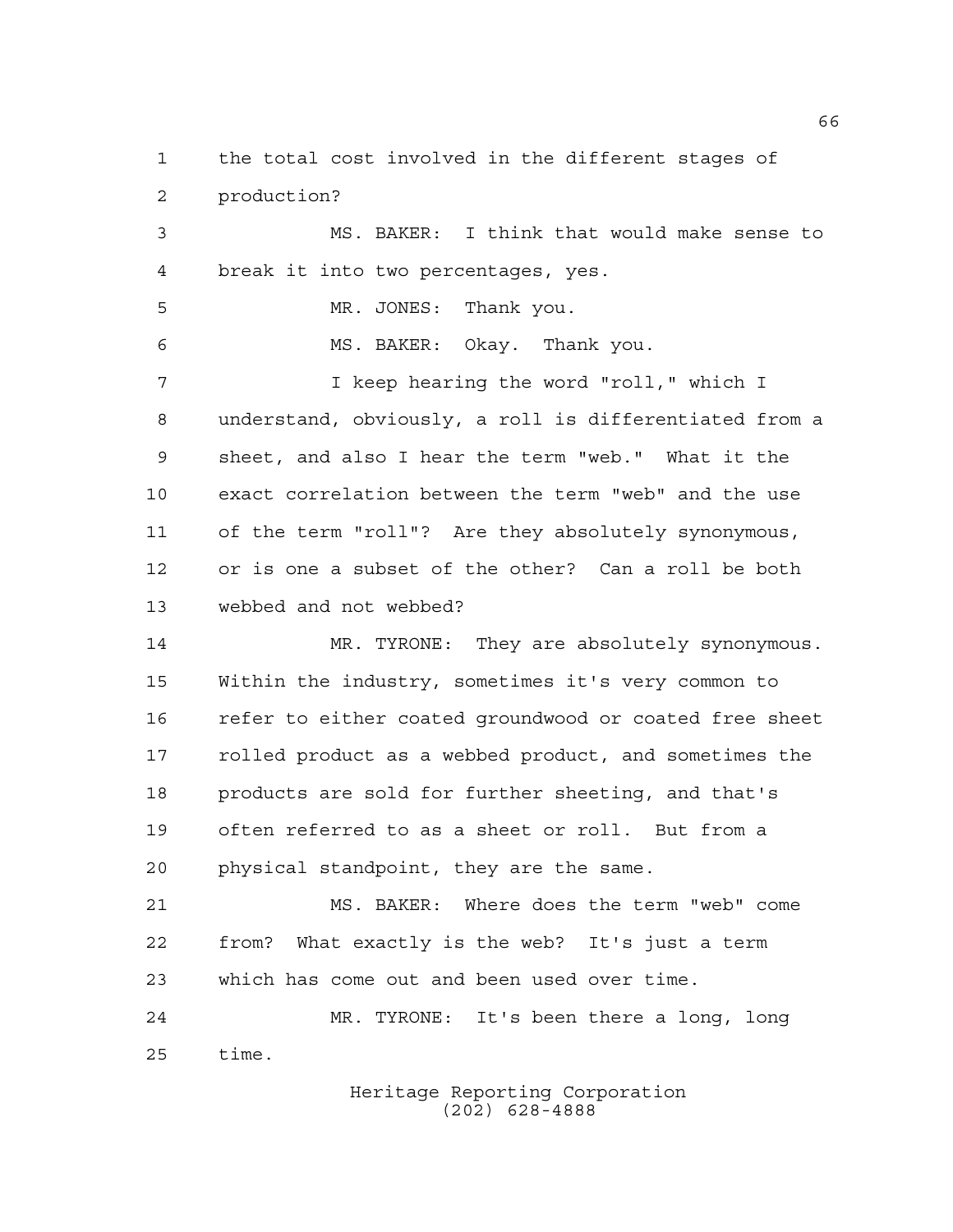the total cost involved in the different stages of production?

MS. BAKER: I think that would make sense to break it into two percentages, yes.

MR. JONES: Thank you.

MS. BAKER: Okay. Thank you.

I keep hearing the word "roll," which I understand, obviously, a roll is differentiated from a sheet, and also I hear the term "web." What it the exact correlation between the term "web" and the use of the term "roll"? Are they absolutely synonymous, or is one a subset of the other? Can a roll be both webbed and not webbed?

MR. TYRONE: They are absolutely synonymous. Within the industry, sometimes it's very common to refer to either coated groundwood or coated free sheet rolled product as a webbed product, and sometimes the products are sold for further sheeting, and that's often referred to as a sheet or roll. But from a physical standpoint, they are the same.

MS. BAKER: Where does the term "web" come from? What exactly is the web? It's just a term which has come out and been used over time.

MR. TYRONE: It's been there a long, long time.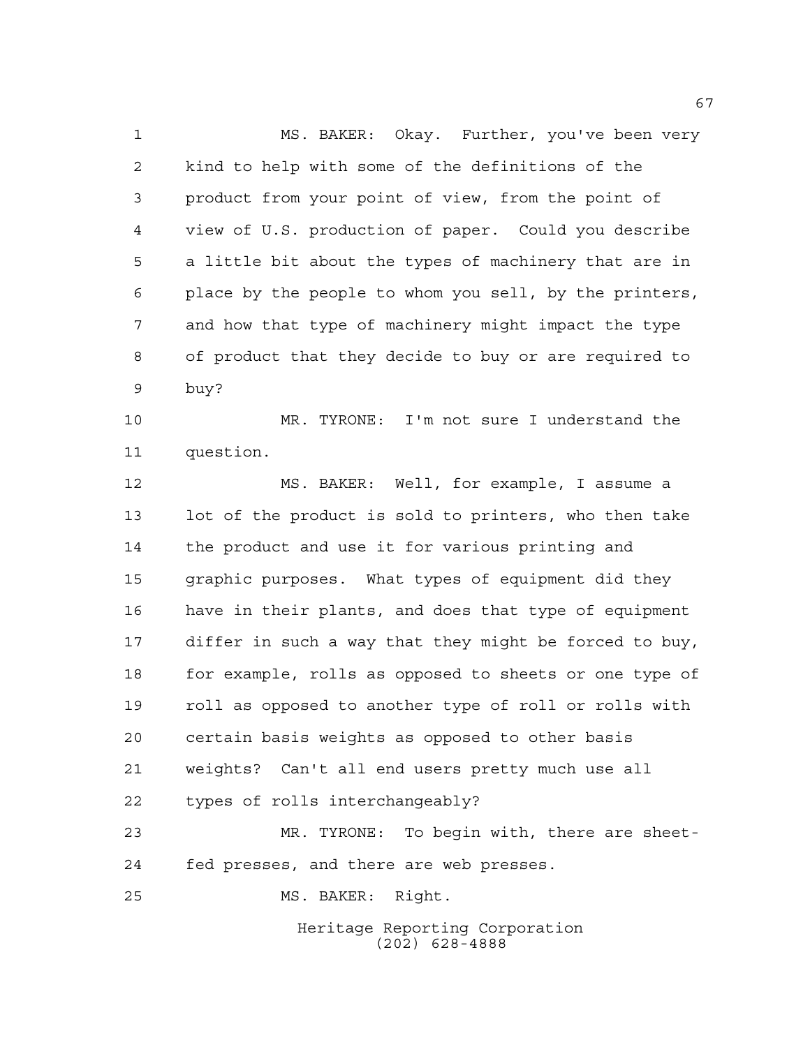MS. BAKER: Okay. Further, you've been very kind to help with some of the definitions of the product from your point of view, from the point of view of U.S. production of paper. Could you describe a little bit about the types of machinery that are in place by the people to whom you sell, by the printers, and how that type of machinery might impact the type of product that they decide to buy or are required to buy?

MR. TYRONE: I'm not sure I understand the question.

MS. BAKER: Well, for example, I assume a lot of the product is sold to printers, who then take the product and use it for various printing and graphic purposes. What types of equipment did they have in their plants, and does that type of equipment differ in such a way that they might be forced to buy, for example, rolls as opposed to sheets or one type of roll as opposed to another type of roll or rolls with certain basis weights as opposed to other basis weights? Can't all end users pretty much use all types of rolls interchangeably?

MR. TYRONE: To begin with, there are sheet-fed presses, and there are web presses.

MS. BAKER: Right.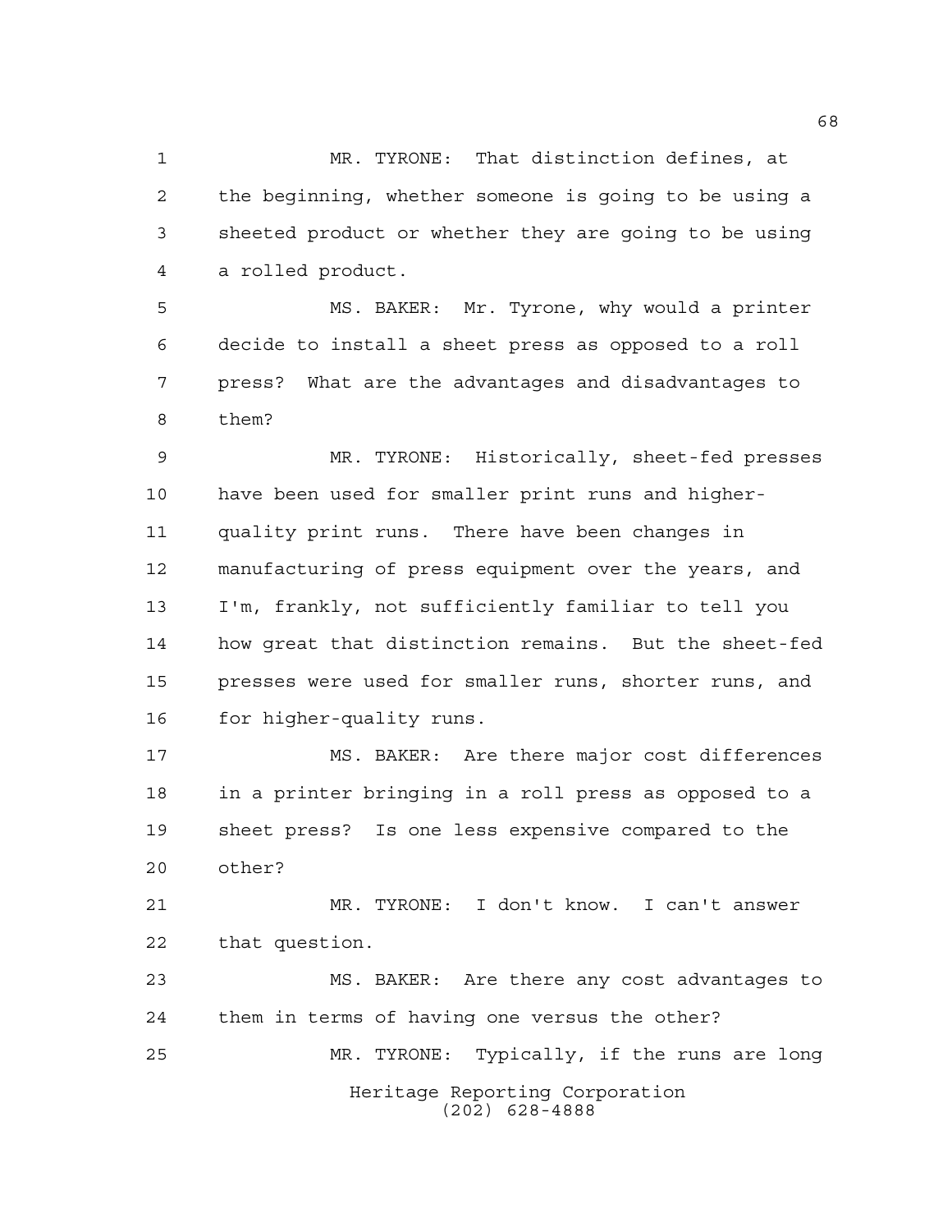MR. TYRONE: That distinction defines, at the beginning, whether someone is going to be using a sheeted product or whether they are going to be using a rolled product.

MS. BAKER: Mr. Tyrone, why would a printer decide to install a sheet press as opposed to a roll press? What are the advantages and disadvantages to them?

MR. TYRONE: Historically, sheet-fed presses have been used for smaller print runs and higher-quality print runs. There have been changes in manufacturing of press equipment over the years, and I'm, frankly, not sufficiently familiar to tell you how great that distinction remains. But the sheet-fed presses were used for smaller runs, shorter runs, and for higher-quality runs.

MS. BAKER: Are there major cost differences in a printer bringing in a roll press as opposed to a sheet press? Is one less expensive compared to the other?

MR. TYRONE: I don't know. I can't answer that question.

MS. BAKER: Are there any cost advantages to them in terms of having one versus the other?

MR. TYRONE: Typically, if the runs are long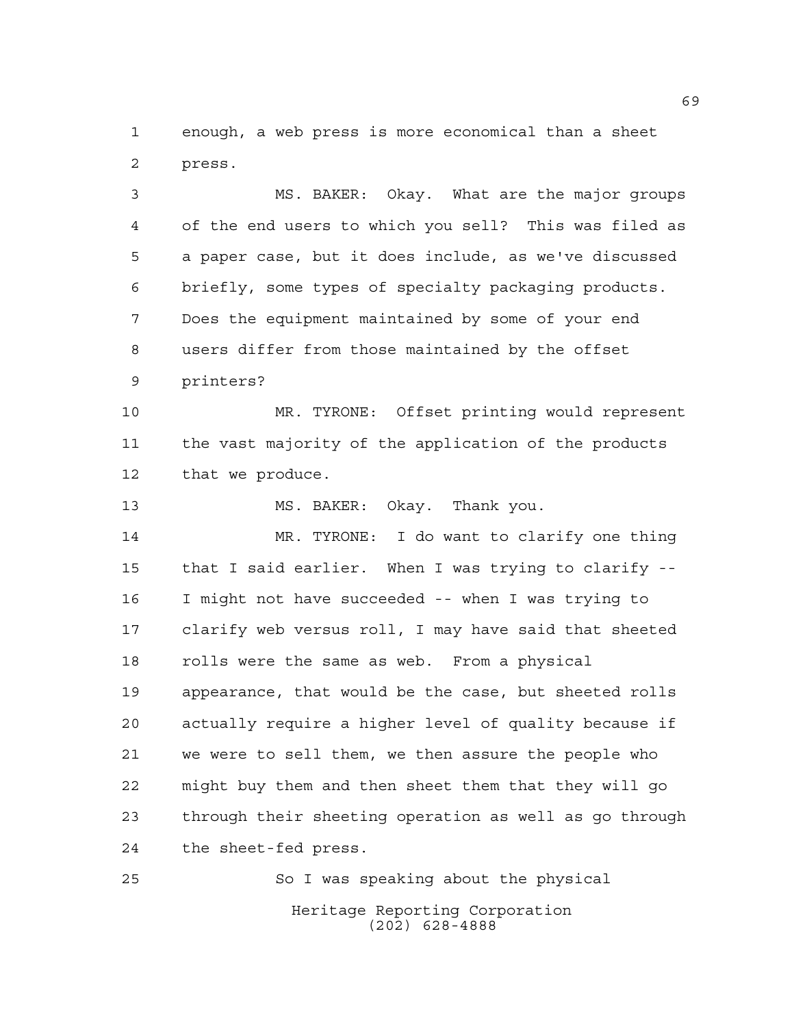enough, a web press is more economical than a sheet press.

MS. BAKER: Okay. What are the major groups of the end users to which you sell? This was filed as a paper case, but it does include, as we've discussed briefly, some types of specialty packaging products. Does the equipment maintained by some of your end users differ from those maintained by the offset printers?

MR. TYRONE: Offset printing would represent the vast majority of the application of the products that we produce.

MS. BAKER: Okay. Thank you.

MR. TYRONE: I do want to clarify one thing that I said earlier. When I was trying to clarify -- I might not have succeeded -- when I was trying to clarify web versus roll, I may have said that sheeted rolls were the same as web. From a physical appearance, that would be the case, but sheeted rolls actually require a higher level of quality because if we were to sell them, we then assure the people who might buy them and then sheet them that they will go through their sheeting operation as well as go through the sheet-fed press.

So I was speaking about the physical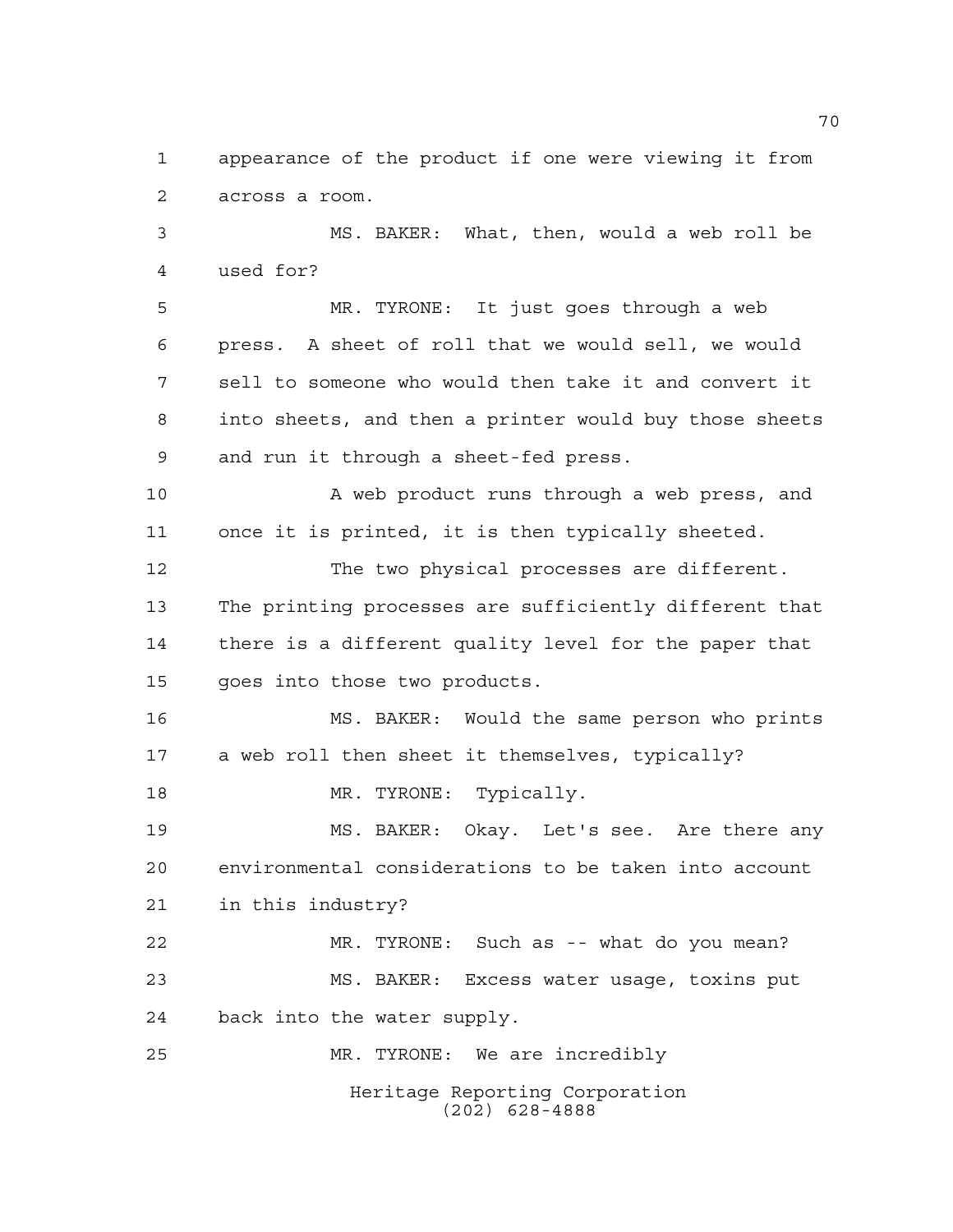appearance of the product if one were viewing it from across a room.

MS. BAKER: What, then, would a web roll be used for?

MR. TYRONE: It just goes through a web press. A sheet of roll that we would sell, we would sell to someone who would then take it and convert it into sheets, and then a printer would buy those sheets and run it through a sheet-fed press.

A web product runs through a web press, and once it is printed, it is then typically sheeted.

The two physical processes are different. The printing processes are sufficiently different that there is a different quality level for the paper that goes into those two products.

MS. BAKER: Would the same person who prints a web roll then sheet it themselves, typically?

MR. TYRONE: Typically.

MS. BAKER: Okay. Let's see. Are there any environmental considerations to be taken into account in this industry?

MR. TYRONE: Such as -- what do you mean?

MS. BAKER: Excess water usage, toxins put back into the water supply.

MR. TYRONE: We are incredibly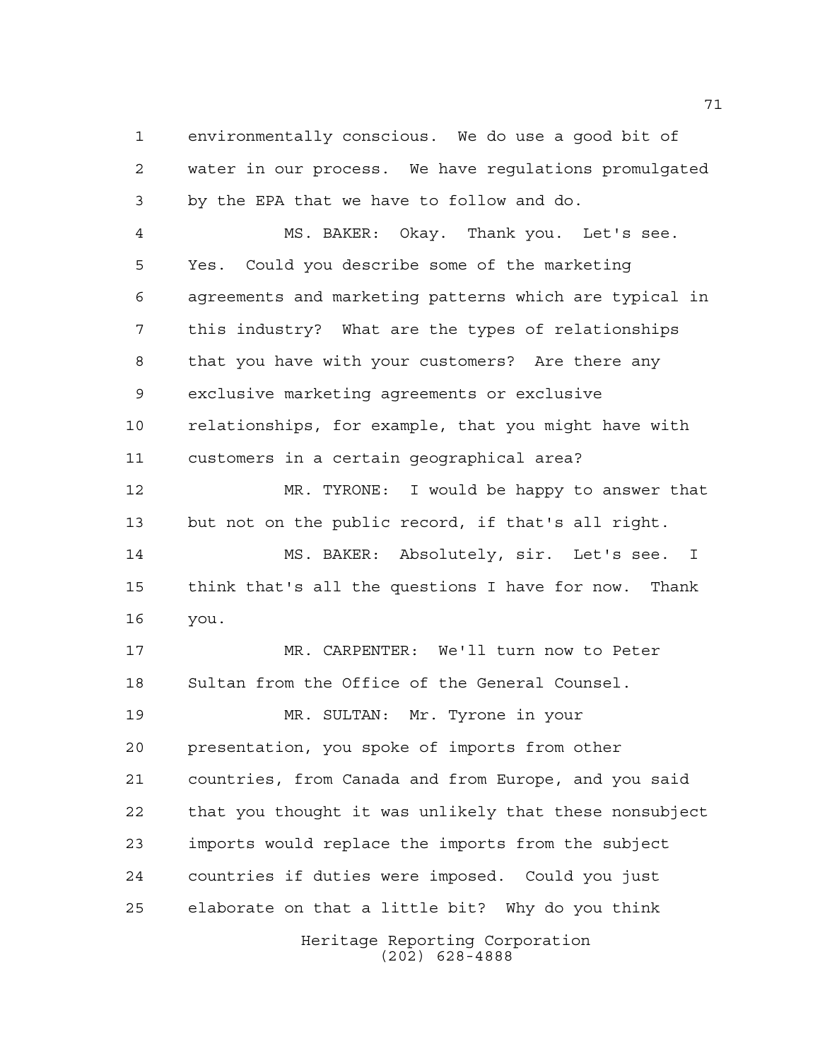environmentally conscious. We do use a good bit of water in our process. We have regulations promulgated by the EPA that we have to follow and do.

MS. BAKER: Okay. Thank you. Let's see. Yes. Could you describe some of the marketing agreements and marketing patterns which are typical in this industry? What are the types of relationships that you have with your customers? Are there any exclusive marketing agreements or exclusive relationships, for example, that you might have with customers in a certain geographical area?

MR. TYRONE: I would be happy to answer that but not on the public record, if that's all right.

MS. BAKER: Absolutely, sir. Let's see. I think that's all the questions I have for now. Thank you.

MR. CARPENTER: We'll turn now to Peter Sultan from the Office of the General Counsel.

MR. SULTAN: Mr. Tyrone in your presentation, you spoke of imports from other countries, from Canada and from Europe, and you said that you thought it was unlikely that these nonsubject imports would replace the imports from the subject countries if duties were imposed. Could you just elaborate on that a little bit? Why do you think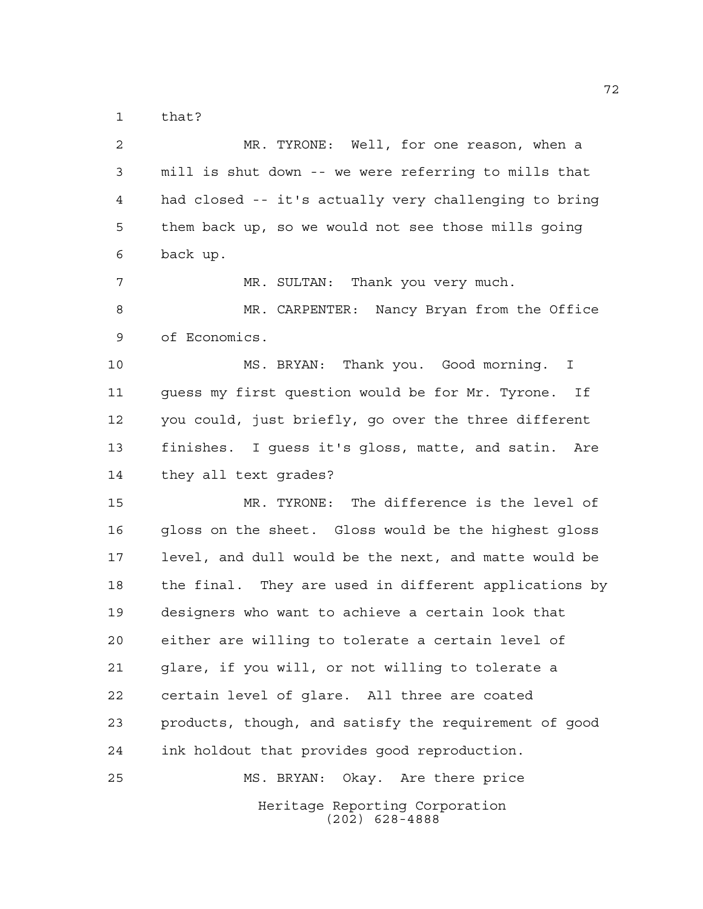that?

MR. TYRONE: Well, for one reason, when a mill is shut down -- we were referring to mills that had closed -- it's actually very challenging to bring them back up, so we would not see those mills going back up.

MR. SULTAN: Thank you very much.

MR. CARPENTER: Nancy Bryan from the Office of Economics.

MS. BRYAN: Thank you. Good morning. I guess my first question would be for Mr. Tyrone. If you could, just briefly, go over the three different finishes. I guess it's gloss, matte, and satin. Are they all text grades?

MR. TYRONE: The difference is the level of gloss on the sheet. Gloss would be the highest gloss level, and dull would be the next, and matte would be the final. They are used in different applications by designers who want to achieve a certain look that either are willing to tolerate a certain level of glare, if you will, or not willing to tolerate a certain level of glare. All three are coated products, though, and satisfy the requirement of good ink holdout that provides good reproduction.

MS. BRYAN: Okay. Are there price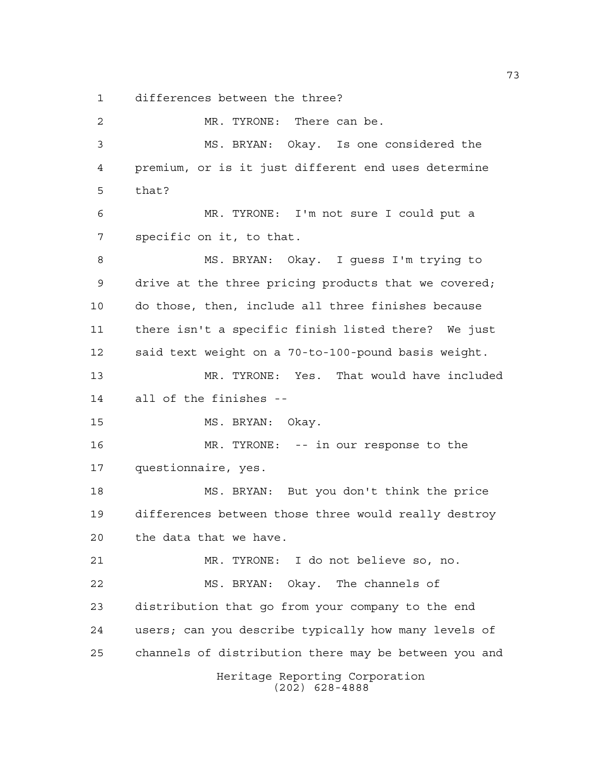differences between the three?

MR. TYRONE: There can be.

MS. BRYAN: Okay. Is one considered the premium, or is it just different end uses determine that?

MR. TYRONE: I'm not sure I could put a specific on it, to that.

MS. BRYAN: Okay. I guess I'm trying to drive at the three pricing products that we covered; do those, then, include all three finishes because there isn't a specific finish listed there? We just said text weight on a 70-to-100-pound basis weight.

MR. TYRONE: Yes. That would have included all of the finishes --

MS. BRYAN: Okay.

MR. TYRONE: -- in our response to the questionnaire, yes.

MS. BRYAN: But you don't think the price differences between those three would really destroy the data that we have.

MR. TYRONE: I do not believe so, no.

MS. BRYAN: Okay. The channels of distribution that go from your company to the end users; can you describe typically how many levels of channels of distribution there may be between you and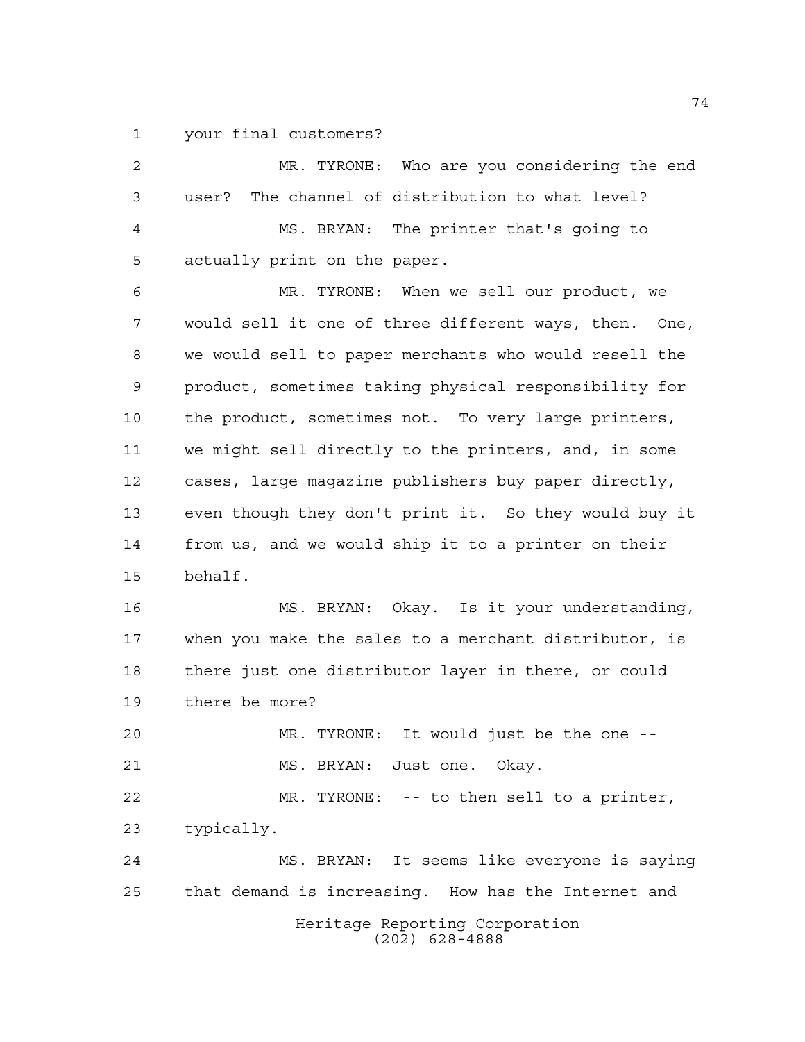your final customers?

MR. TYRONE: Who are you considering the end user? The channel of distribution to what level?

MS. BRYAN: The printer that's going to actually print on the paper.

MR. TYRONE: When we sell our product, we would sell it one of three different ways, then. One, we would sell to paper merchants who would resell the product, sometimes taking physical responsibility for the product, sometimes not. To very large printers, we might sell directly to the printers, and, in some cases, large magazine publishers buy paper directly, even though they don't print it. So they would buy it from us, and we would ship it to a printer on their behalf.

MS. BRYAN: Okay. Is it your understanding, when you make the sales to a merchant distributor, is there just one distributor layer in there, or could there be more?

MR. TYRONE: It would just be the one --

MS. BRYAN: Just one. Okay.

MR. TYRONE: -- to then sell to a printer, typically.

MS. BRYAN: It seems like everyone is saying that demand is increasing. How has the Internet and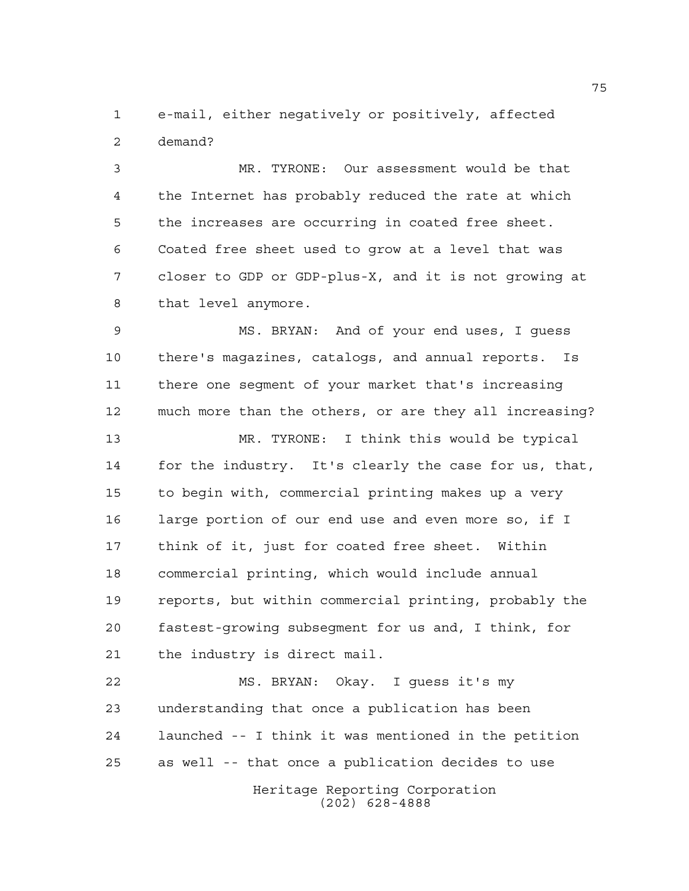e-mail, either negatively or positively, affected demand?

MR. TYRONE: Our assessment would be that the Internet has probably reduced the rate at which the increases are occurring in coated free sheet. Coated free sheet used to grow at a level that was closer to GDP or GDP-plus-X, and it is not growing at that level anymore.

MS. BRYAN: And of your end uses, I guess there's magazines, catalogs, and annual reports. Is there one segment of your market that's increasing much more than the others, or are they all increasing?

MR. TYRONE: I think this would be typical for the industry. It's clearly the case for us, that, to begin with, commercial printing makes up a very large portion of our end use and even more so, if I think of it, just for coated free sheet. Within commercial printing, which would include annual reports, but within commercial printing, probably the fastest-growing subsegment for us and, I think, for the industry is direct mail.

MS. BRYAN: Okay. I guess it's my understanding that once a publication has been launched -- I think it was mentioned in the petition as well -- that once a publication decides to use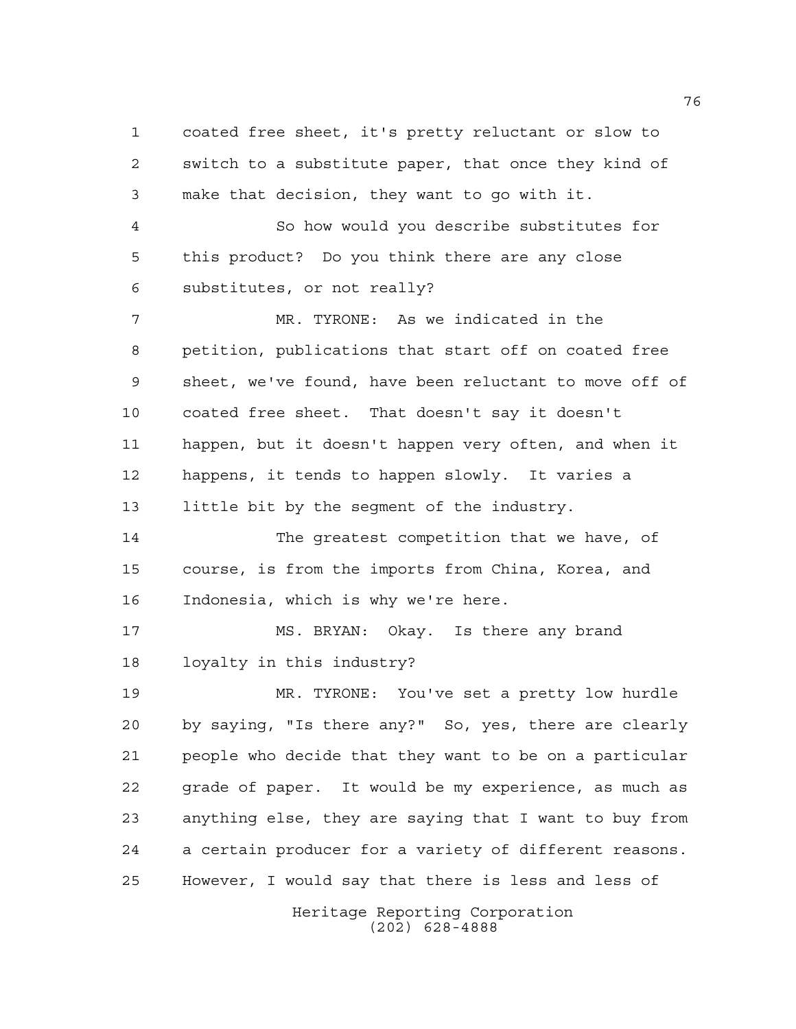coated free sheet, it's pretty reluctant or slow to switch to a substitute paper, that once they kind of make that decision, they want to go with it.

So how would you describe substitutes for this product? Do you think there are any close substitutes, or not really?

MR. TYRONE: As we indicated in the petition, publications that start off on coated free sheet, we've found, have been reluctant to move off of coated free sheet. That doesn't say it doesn't happen, but it doesn't happen very often, and when it happens, it tends to happen slowly. It varies a little bit by the segment of the industry.

The greatest competition that we have, of course, is from the imports from China, Korea, and Indonesia, which is why we're here.

MS. BRYAN: Okay. Is there any brand loyalty in this industry?

MR. TYRONE: You've set a pretty low hurdle by saying, "Is there any?" So, yes, there are clearly people who decide that they want to be on a particular grade of paper. It would be my experience, as much as anything else, they are saying that I want to buy from a certain producer for a variety of different reasons. However, I would say that there is less and less of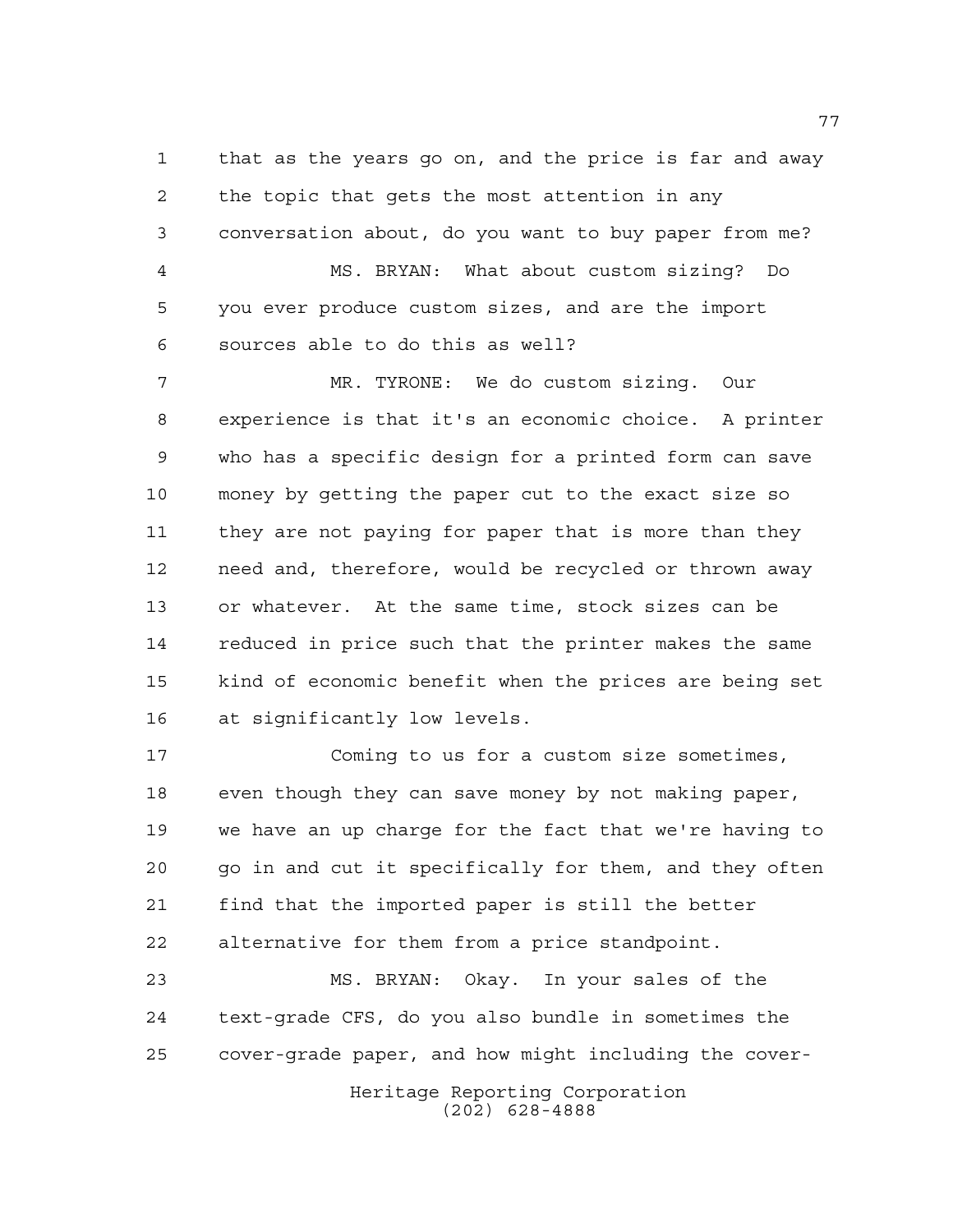that as the years go on, and the price is far and away the topic that gets the most attention in any conversation about, do you want to buy paper from me?

MS. BRYAN: What about custom sizing? Do you ever produce custom sizes, and are the import sources able to do this as well?

MR. TYRONE: We do custom sizing. Our experience is that it's an economic choice. A printer who has a specific design for a printed form can save money by getting the paper cut to the exact size so they are not paying for paper that is more than they need and, therefore, would be recycled or thrown away or whatever. At the same time, stock sizes can be reduced in price such that the printer makes the same kind of economic benefit when the prices are being set at significantly low levels.

Coming to us for a custom size sometimes, even though they can save money by not making paper, we have an up charge for the fact that we're having to go in and cut it specifically for them, and they often find that the imported paper is still the better alternative for them from a price standpoint.

MS. BRYAN: Okay. In your sales of the text-grade CFS, do you also bundle in sometimes the cover-grade paper, and how might including the cover-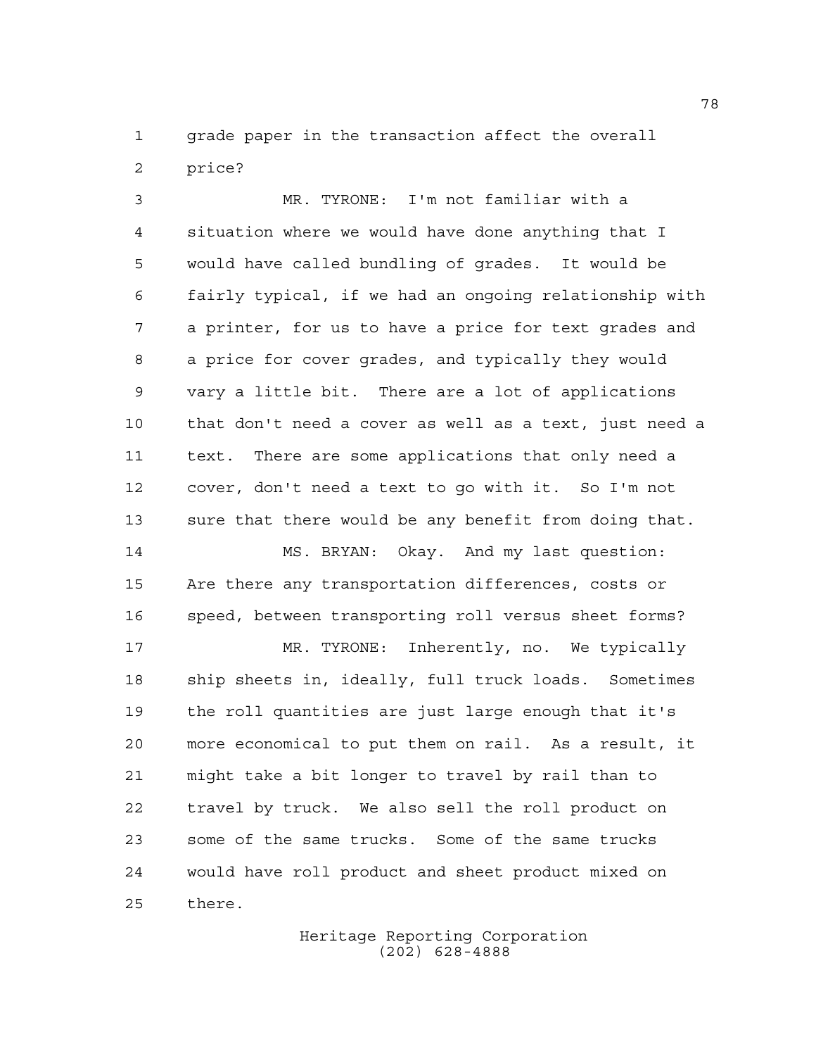grade paper in the transaction affect the overall price?

MR. TYRONE: I'm not familiar with a situation where we would have done anything that I would have called bundling of grades. It would be fairly typical, if we had an ongoing relationship with a printer, for us to have a price for text grades and a price for cover grades, and typically they would vary a little bit. There are a lot of applications that don't need a cover as well as a text, just need a text. There are some applications that only need a cover, don't need a text to go with it. So I'm not sure that there would be any benefit from doing that.

MS. BRYAN: Okay. And my last question: Are there any transportation differences, costs or speed, between transporting roll versus sheet forms?

MR. TYRONE: Inherently, no. We typically ship sheets in, ideally, full truck loads. Sometimes the roll quantities are just large enough that it's more economical to put them on rail. As a result, it might take a bit longer to travel by rail than to travel by truck. We also sell the roll product on some of the same trucks. Some of the same trucks would have roll product and sheet product mixed on there.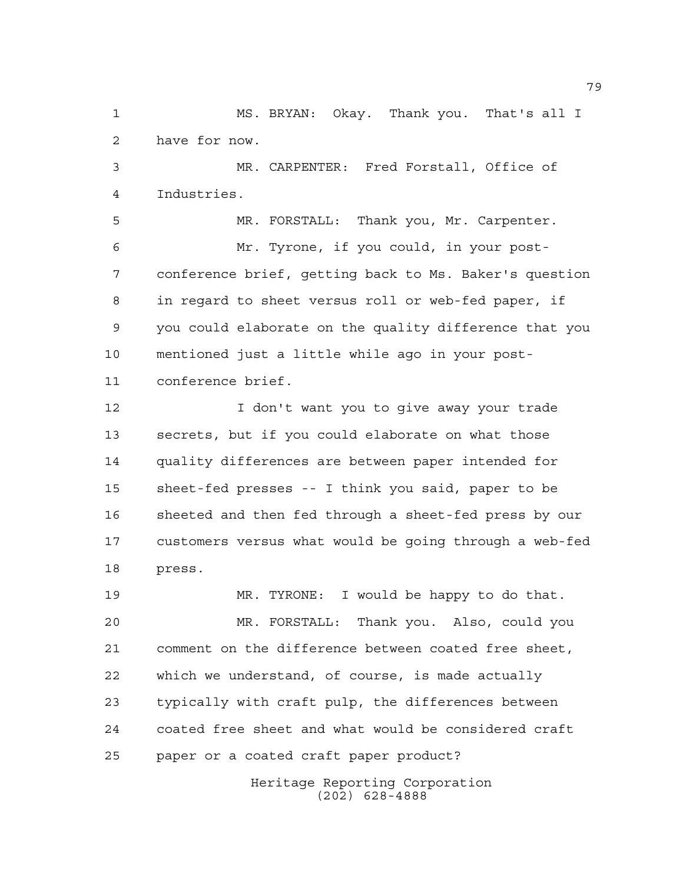MS. BRYAN: Okay. Thank you. That's all I have for now.

MR. CARPENTER: Fred Forstall, Office of Industries.

MR. FORSTALL: Thank you, Mr. Carpenter.

Mr. Tyrone, if you could, in your post-conference brief, getting back to Ms. Baker's question in regard to sheet versus roll or web-fed paper, if you could elaborate on the quality difference that you mentioned just a little while ago in your post-conference brief.

I don't want you to give away your trade secrets, but if you could elaborate on what those quality differences are between paper intended for sheet-fed presses -- I think you said, paper to be sheeted and then fed through a sheet-fed press by our customers versus what would be going through a web-fed press.

MR. TYRONE: I would be happy to do that.

MR. FORSTALL: Thank you. Also, could you comment on the difference between coated free sheet, which we understand, of course, is made actually typically with craft pulp, the differences between coated free sheet and what would be considered craft paper or a coated craft paper product?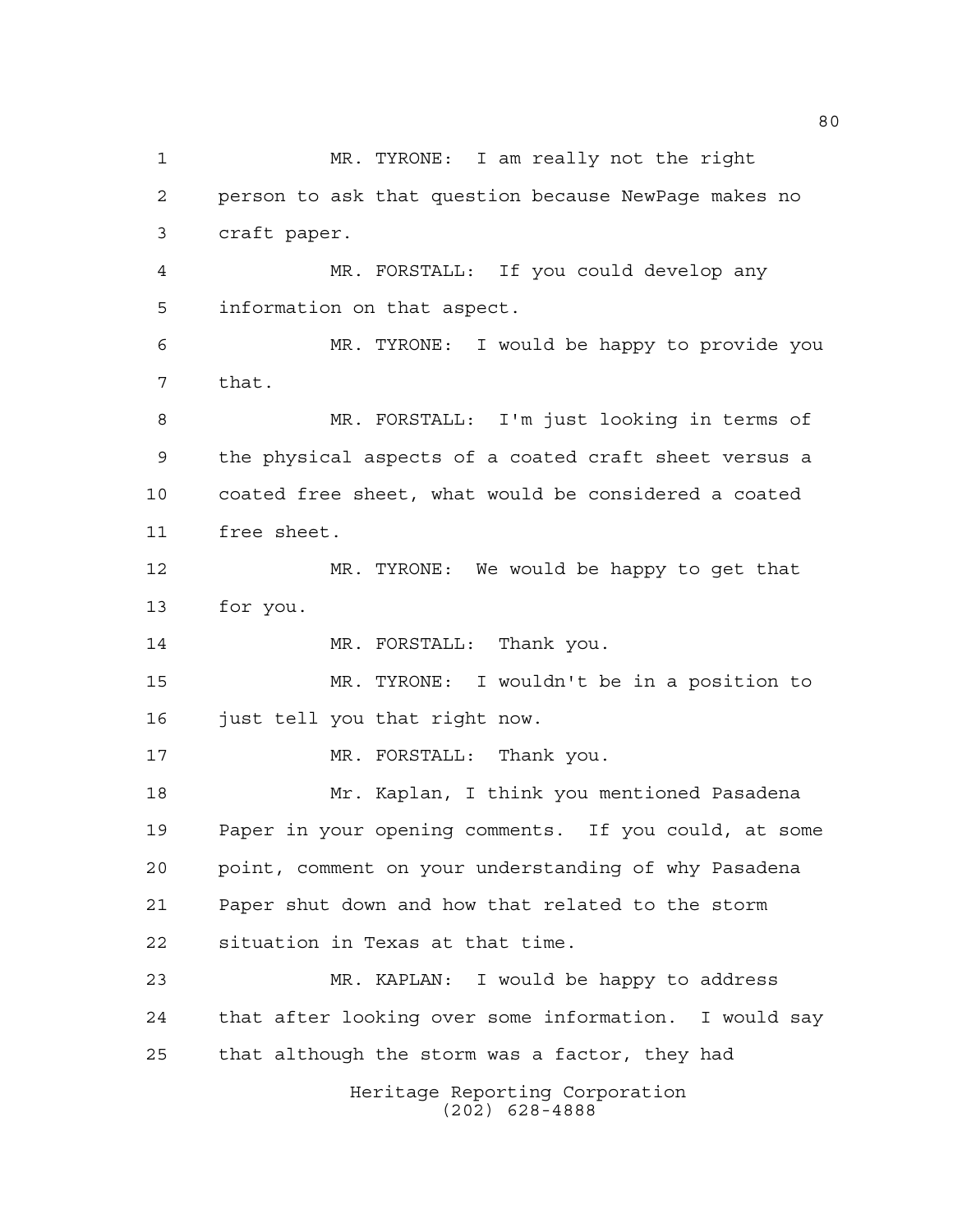MR. TYRONE: I am really not the right person to ask that question because NewPage makes no craft paper.

MR. FORSTALL: If you could develop any information on that aspect.

MR. TYRONE: I would be happy to provide you that.

MR. FORSTALL: I'm just looking in terms of the physical aspects of a coated craft sheet versus a coated free sheet, what would be considered a coated free sheet.

MR. TYRONE: We would be happy to get that for you.

MR. FORSTALL: Thank you.

MR. TYRONE: I wouldn't be in a position to just tell you that right now.

MR. FORSTALL: Thank you.

Mr. Kaplan, I think you mentioned Pasadena Paper in your opening comments. If you could, at some point, comment on your understanding of why Pasadena Paper shut down and how that related to the storm situation in Texas at that time.

MR. KAPLAN: I would be happy to address that after looking over some information. I would say that although the storm was a factor, they had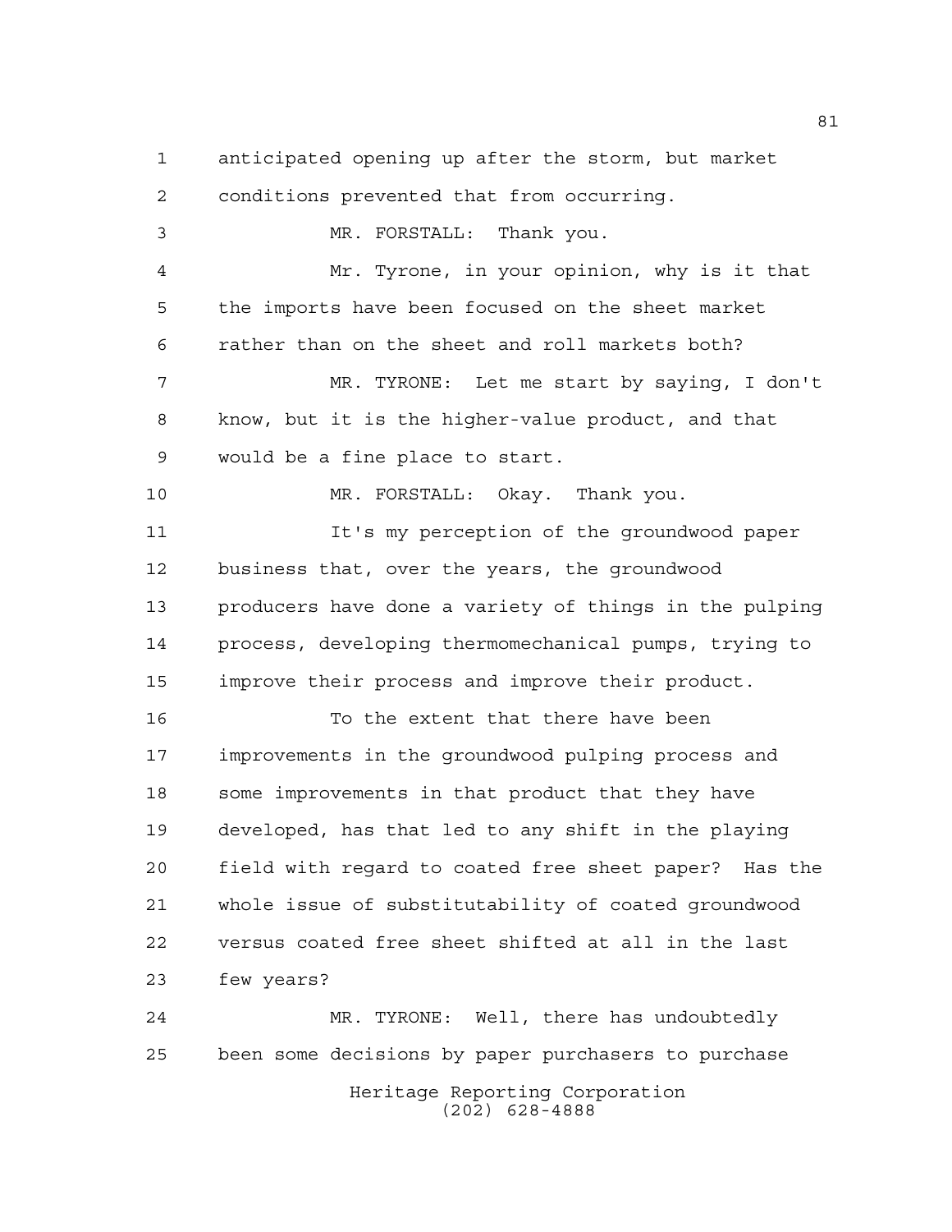anticipated opening up after the storm, but market conditions prevented that from occurring.

MR. FORSTALL: Thank you.

Mr. Tyrone, in your opinion, why is it that the imports have been focused on the sheet market rather than on the sheet and roll markets both?

MR. TYRONE: Let me start by saying, I don't know, but it is the higher-value product, and that would be a fine place to start.

MR. FORSTALL: Okay. Thank you.

It's my perception of the groundwood paper business that, over the years, the groundwood producers have done a variety of things in the pulping process, developing thermomechanical pumps, trying to improve their process and improve their product.

To the extent that there have been improvements in the groundwood pulping process and some improvements in that product that they have developed, has that led to any shift in the playing field with regard to coated free sheet paper? Has the whole issue of substitutability of coated groundwood versus coated free sheet shifted at all in the last few years?

MR. TYRONE: Well, there has undoubtedly been some decisions by paper purchasers to purchase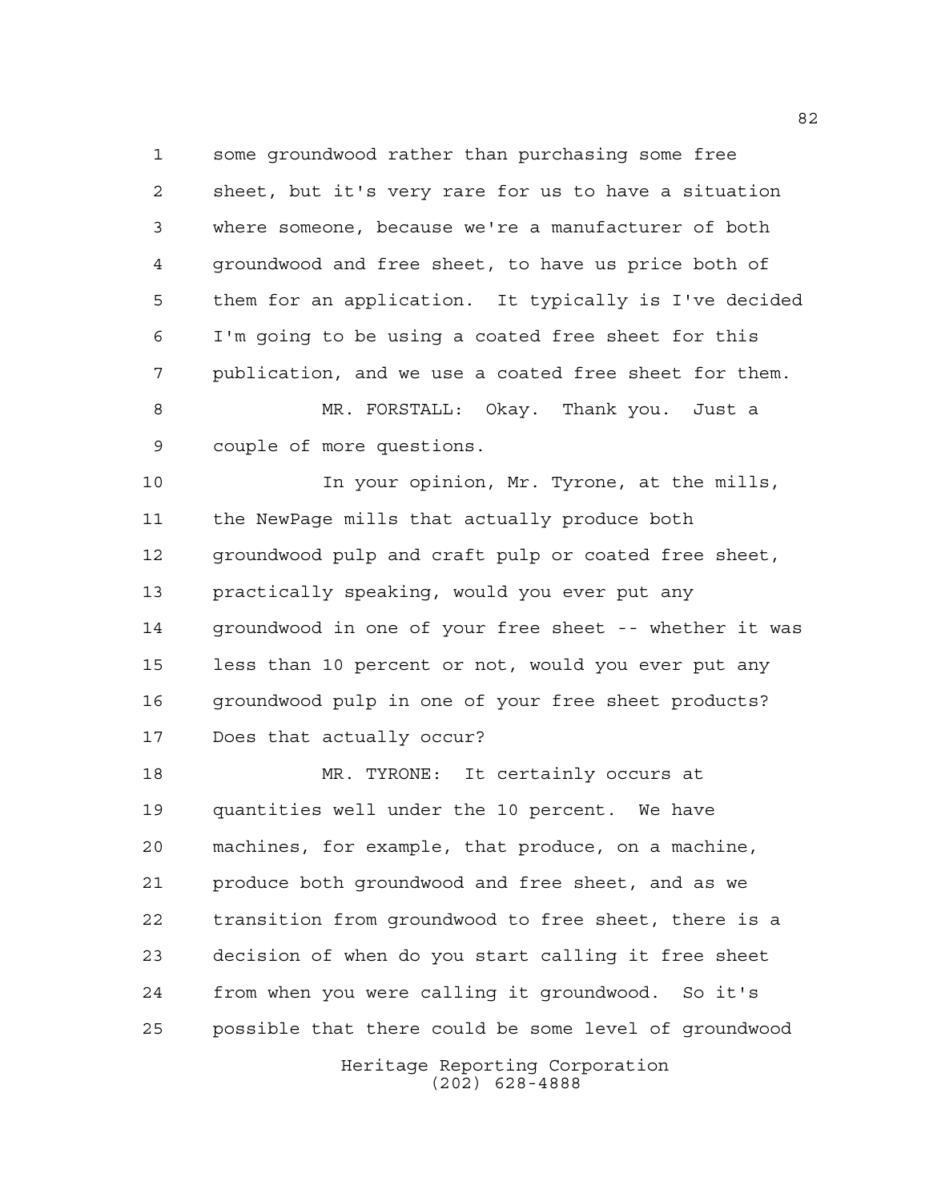some groundwood rather than purchasing some free sheet, but it's very rare for us to have a situation where someone, because we're a manufacturer of both groundwood and free sheet, to have us price both of them for an application. It typically is I've decided I'm going to be using a coated free sheet for this publication, and we use a coated free sheet for them.

MR. FORSTALL: Okay. Thank you. Just a couple of more questions.

In your opinion, Mr. Tyrone, at the mills, the NewPage mills that actually produce both groundwood pulp and craft pulp or coated free sheet, practically speaking, would you ever put any groundwood in one of your free sheet -- whether it was less than 10 percent or not, would you ever put any groundwood pulp in one of your free sheet products? Does that actually occur?

MR. TYRONE: It certainly occurs at quantities well under the 10 percent. We have machines, for example, that produce, on a machine, produce both groundwood and free sheet, and as we transition from groundwood to free sheet, there is a decision of when do you start calling it free sheet from when you were calling it groundwood. So it's possible that there could be some level of groundwood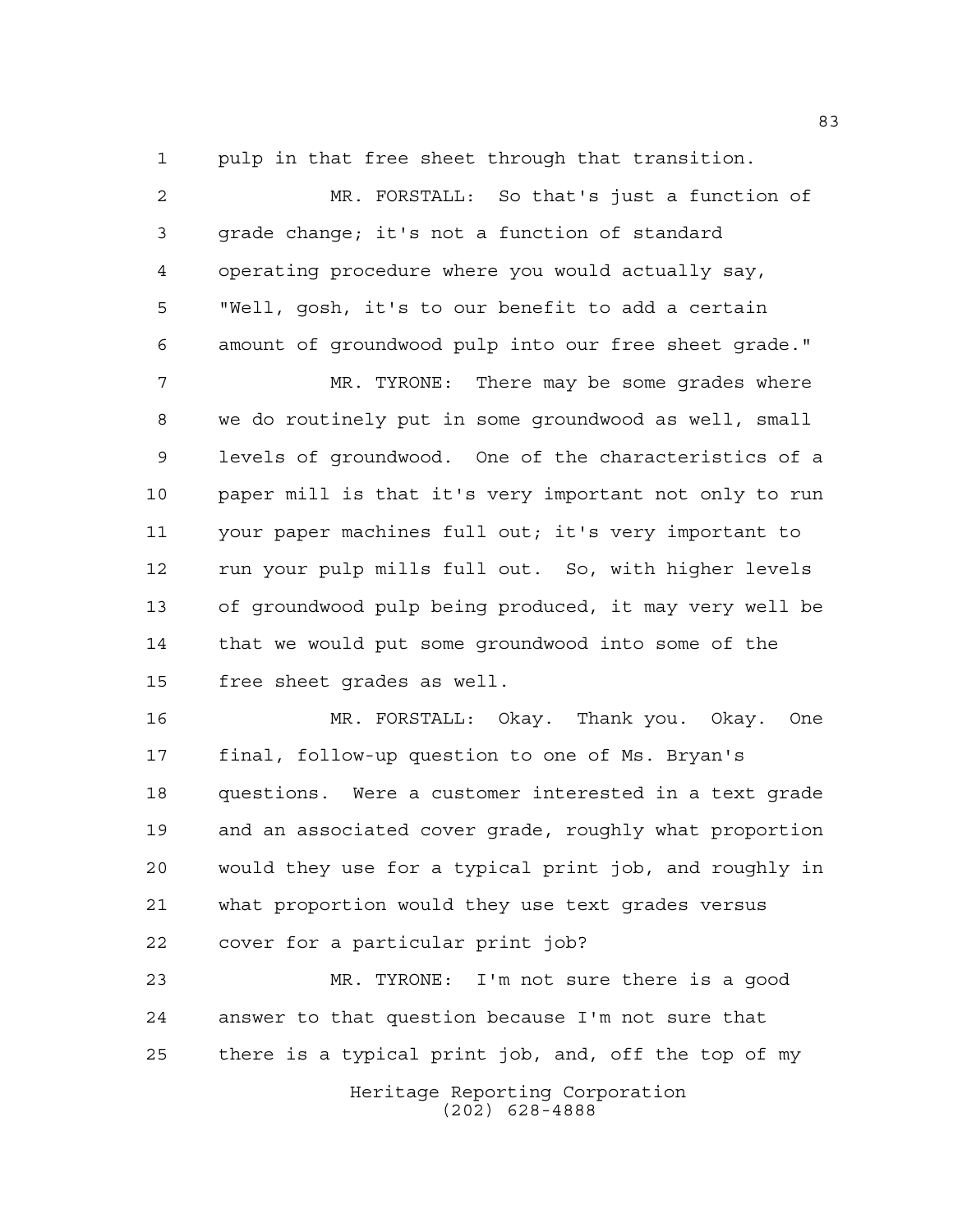pulp in that free sheet through that transition.

MR. FORSTALL: So that's just a function of grade change; it's not a function of standard operating procedure where you would actually say, "Well, gosh, it's to our benefit to add a certain amount of groundwood pulp into our free sheet grade."

MR. TYRONE: There may be some grades where we do routinely put in some groundwood as well, small levels of groundwood. One of the characteristics of a paper mill is that it's very important not only to run your paper machines full out; it's very important to run your pulp mills full out. So, with higher levels of groundwood pulp being produced, it may very well be that we would put some groundwood into some of the free sheet grades as well.

MR. FORSTALL: Okay. Thank you. Okay. One final, follow-up question to one of Ms. Bryan's questions. Were a customer interested in a text grade and an associated cover grade, roughly what proportion would they use for a typical print job, and roughly in what proportion would they use text grades versus cover for a particular print job?

MR. TYRONE: I'm not sure there is a good answer to that question because I'm not sure that there is a typical print job, and, off the top of my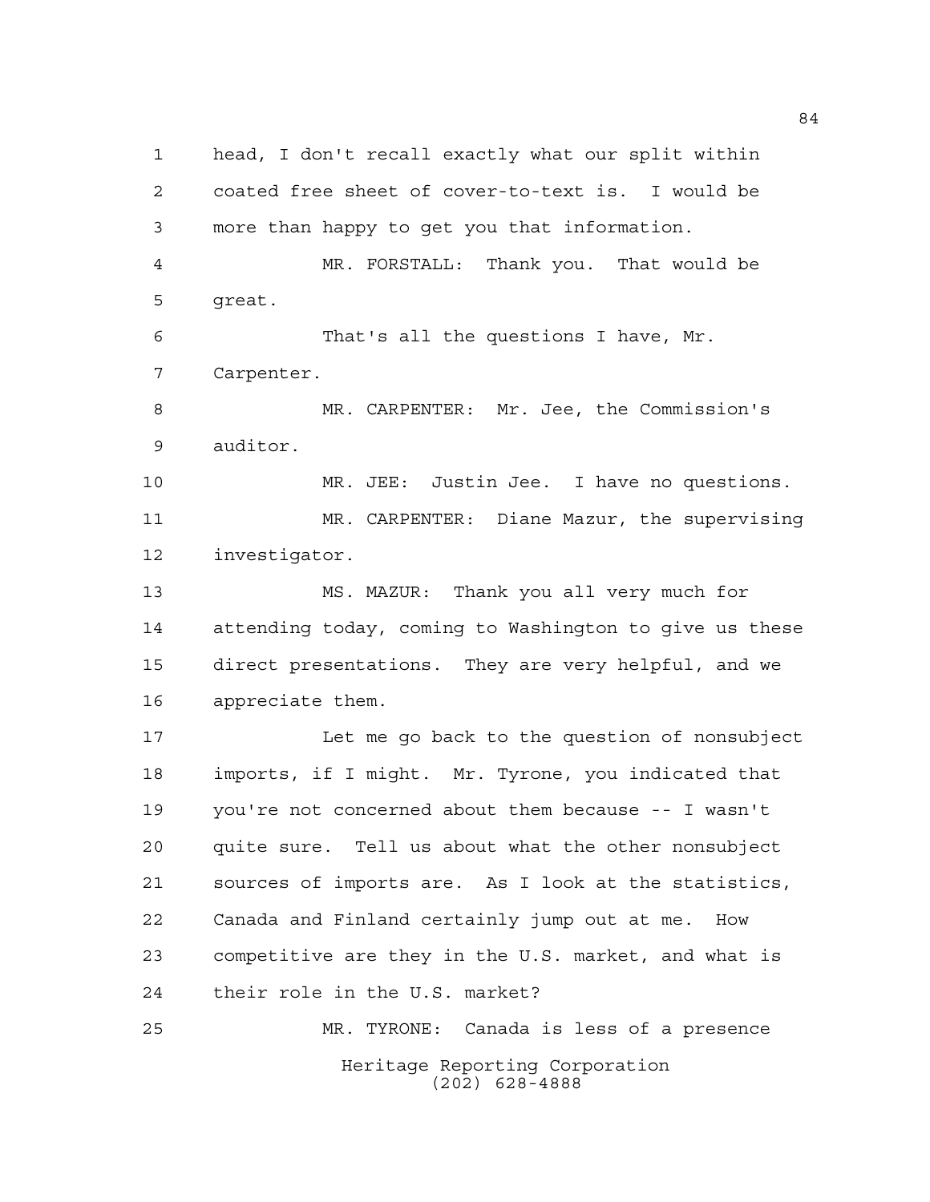head, I don't recall exactly what our split within coated free sheet of cover-to-text is. I would be more than happy to get you that information.

MR. FORSTALL: Thank you. That would be great.

That's all the questions I have, Mr. Carpenter.

MR. CARPENTER: Mr. Jee, the Commission's auditor.

MR. JEE: Justin Jee. I have no questions.

MR. CARPENTER: Diane Mazur, the supervising investigator.

MS. MAZUR: Thank you all very much for attending today, coming to Washington to give us these direct presentations. They are very helpful, and we appreciate them.

Let me go back to the question of nonsubject imports, if I might. Mr. Tyrone, you indicated that you're not concerned about them because -- I wasn't quite sure. Tell us about what the other nonsubject sources of imports are. As I look at the statistics, Canada and Finland certainly jump out at me. How competitive are they in the U.S. market, and what is their role in the U.S. market?

MR. TYRONE: Canada is less of a presence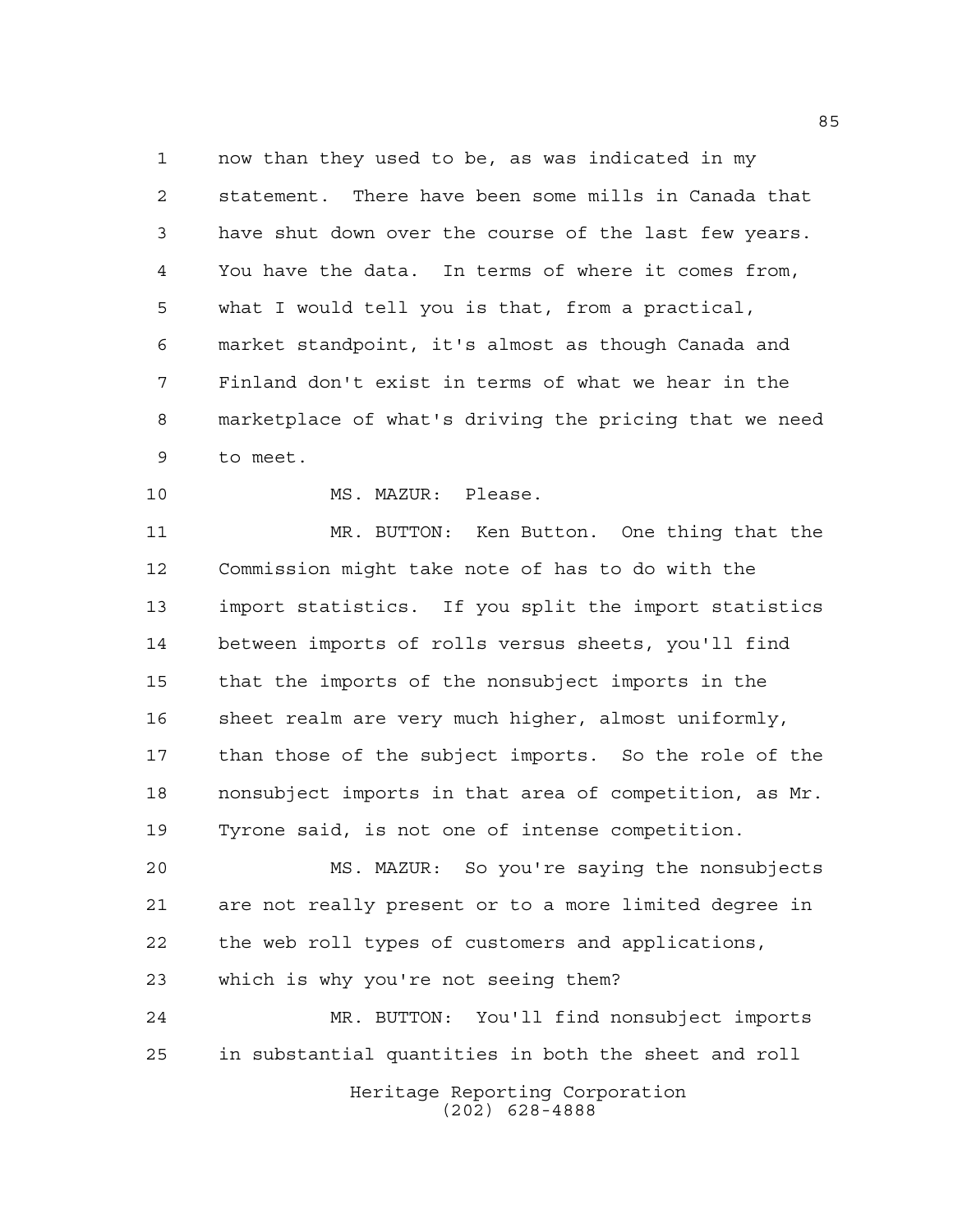now than they used to be, as was indicated in my statement. There have been some mills in Canada that have shut down over the course of the last few years. You have the data. In terms of where it comes from, what I would tell you is that, from a practical, market standpoint, it's almost as though Canada and Finland don't exist in terms of what we hear in the marketplace of what's driving the pricing that we need to meet.

MS. MAZUR: Please.

MR. BUTTON: Ken Button. One thing that the Commission might take note of has to do with the import statistics. If you split the import statistics between imports of rolls versus sheets, you'll find that the imports of the nonsubject imports in the sheet realm are very much higher, almost uniformly, than those of the subject imports. So the role of the nonsubject imports in that area of competition, as Mr. Tyrone said, is not one of intense competition.

MS. MAZUR: So you're saying the nonsubjects are not really present or to a more limited degree in the web roll types of customers and applications, which is why you're not seeing them?

MR. BUTTON: You'll find nonsubject imports in substantial quantities in both the sheet and roll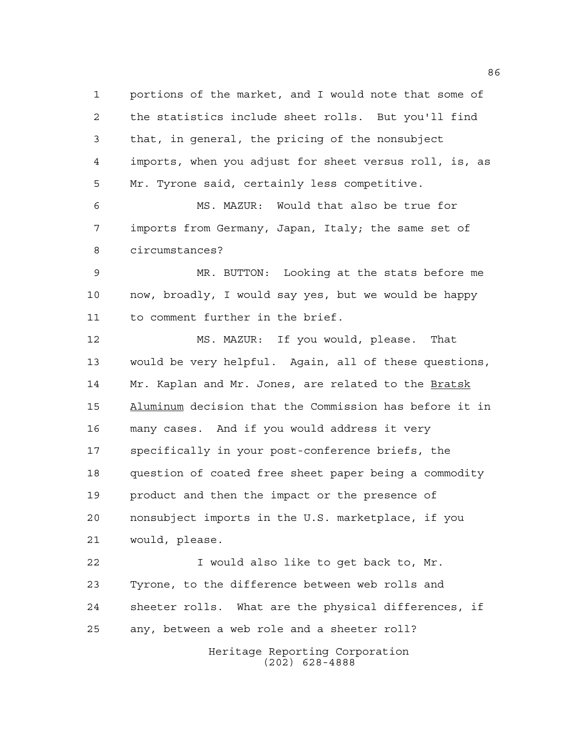portions of the market, and I would note that some of the statistics include sheet rolls. But you'll find that, in general, the pricing of the nonsubject imports, when you adjust for sheet versus roll, is, as Mr. Tyrone said, certainly less competitive.

MS. MAZUR: Would that also be true for imports from Germany, Japan, Italy; the same set of circumstances?

MR. BUTTON: Looking at the stats before me now, broadly, I would say yes, but we would be happy to comment further in the brief.

MS. MAZUR: If you would, please. That would be very helpful. Again, all of these questions, Mr. Kaplan and Mr. Jones, are related to the Bratsk Aluminum decision that the Commission has before it in many cases. And if you would address it very specifically in your post-conference briefs, the question of coated free sheet paper being a commodity product and then the impact or the presence of nonsubject imports in the U.S. marketplace, if you would, please.

I would also like to get back to, Mr. Tyrone, to the difference between web rolls and sheeter rolls. What are the physical differences, if any, between a web role and a sheeter roll?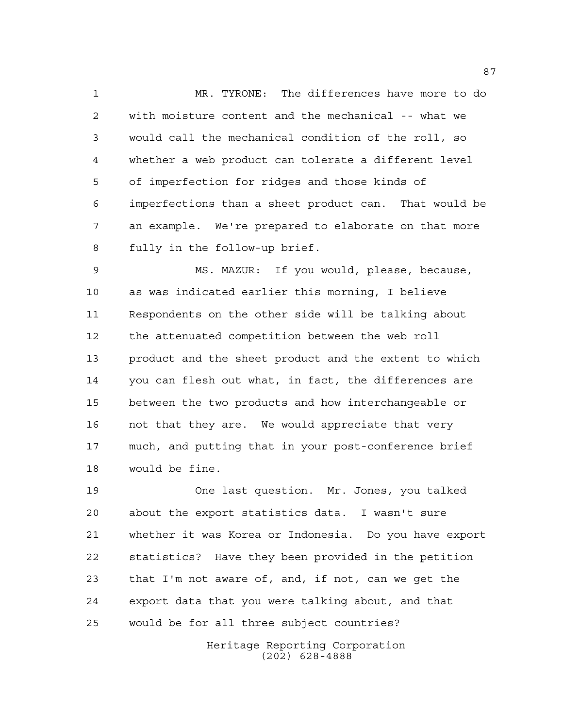MR. TYRONE: The differences have more to do with moisture content and the mechanical -- what we would call the mechanical condition of the roll, so whether a web product can tolerate a different level of imperfection for ridges and those kinds of imperfections than a sheet product can. That would be an example. We're prepared to elaborate on that more fully in the follow-up brief.

MS. MAZUR: If you would, please, because, as was indicated earlier this morning, I believe Respondents on the other side will be talking about the attenuated competition between the web roll product and the sheet product and the extent to which you can flesh out what, in fact, the differences are between the two products and how interchangeable or not that they are. We would appreciate that very much, and putting that in your post-conference brief would be fine.

One last question. Mr. Jones, you talked about the export statistics data. I wasn't sure whether it was Korea or Indonesia. Do you have export statistics? Have they been provided in the petition that I'm not aware of, and, if not, can we get the export data that you were talking about, and that would be for all three subject countries?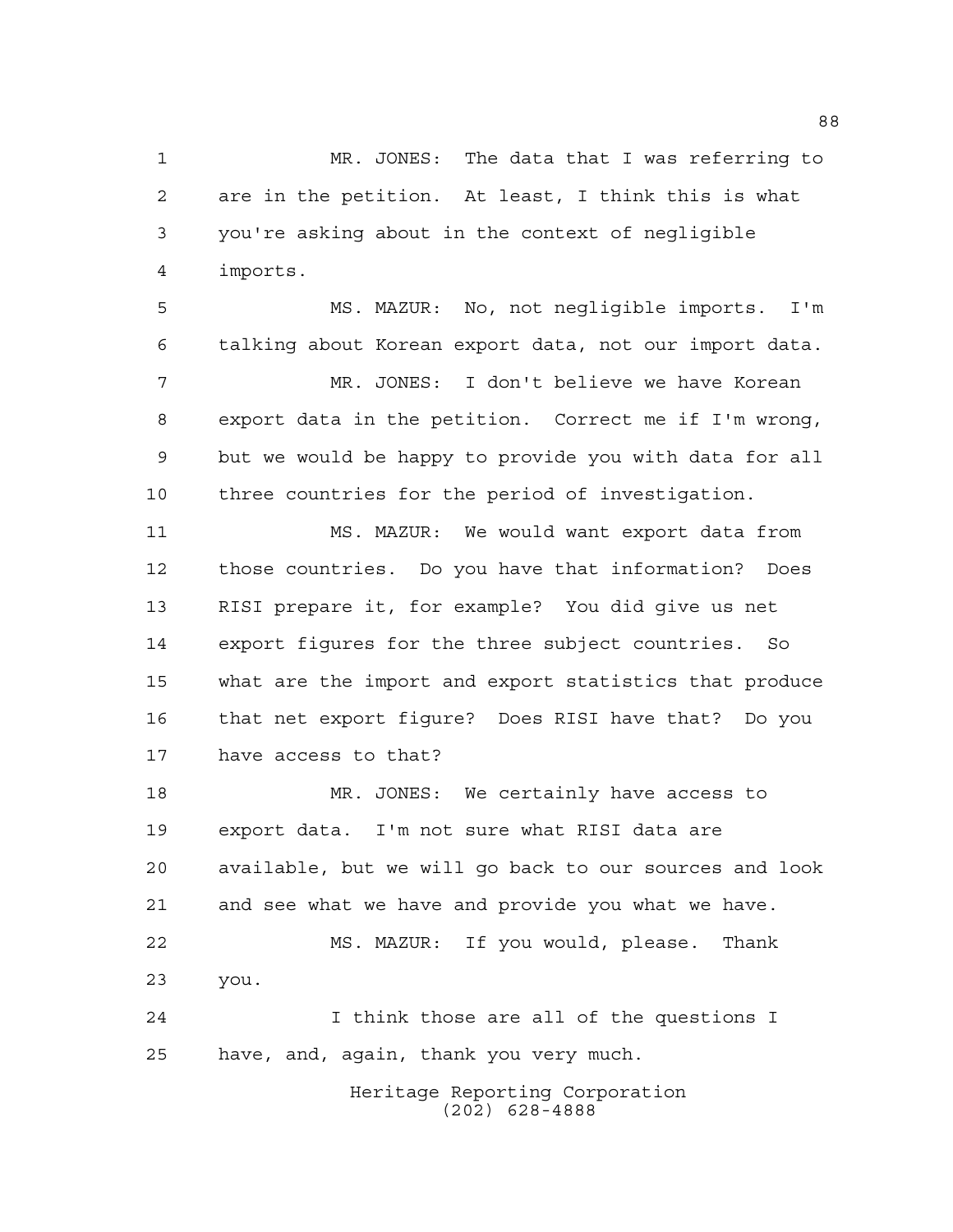MR. JONES: The data that I was referring to are in the petition. At least, I think this is what you're asking about in the context of negligible imports.

MS. MAZUR: No, not negligible imports. I'm talking about Korean export data, not our import data.

MR. JONES: I don't believe we have Korean export data in the petition. Correct me if I'm wrong, but we would be happy to provide you with data for all three countries for the period of investigation.

MS. MAZUR: We would want export data from those countries. Do you have that information? Does RISI prepare it, for example? You did give us net export figures for the three subject countries. So what are the import and export statistics that produce that net export figure? Does RISI have that? Do you have access to that?

MR. JONES: We certainly have access to export data. I'm not sure what RISI data are available, but we will go back to our sources and look and see what we have and provide you what we have.

MS. MAZUR: If you would, please. Thank you.

I think those are all of the questions I have, and, again, thank you very much.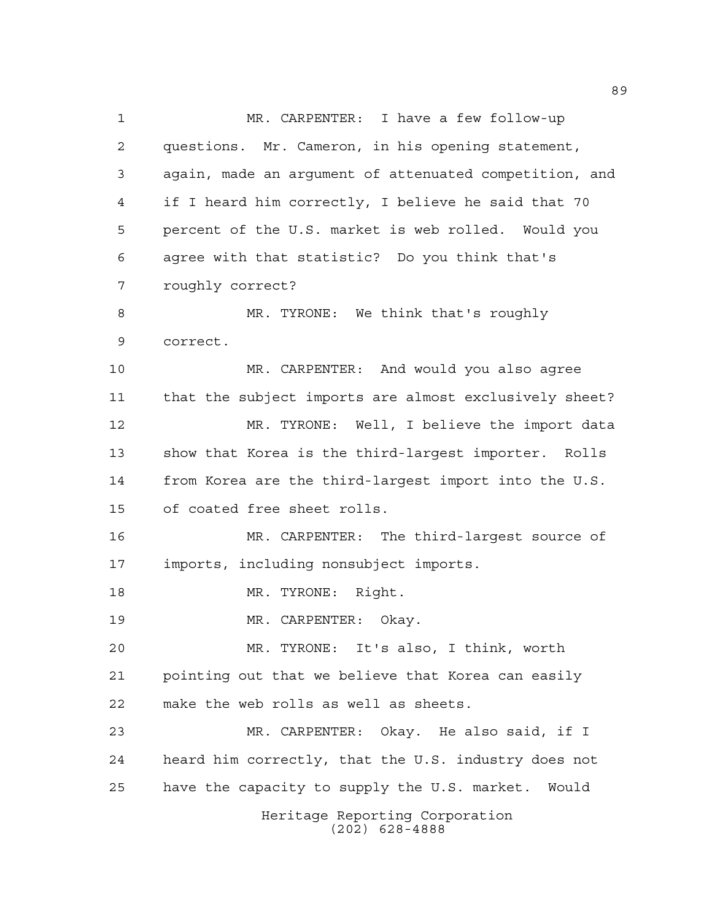MR. CARPENTER: I have a few follow-up questions. Mr. Cameron, in his opening statement, again, made an argument of attenuated competition, and if I heard him correctly, I believe he said that 70 percent of the U.S. market is web rolled. Would you agree with that statistic? Do you think that's roughly correct?

MR. TYRONE: We think that's roughly correct.

MR. CARPENTER: And would you also agree that the subject imports are almost exclusively sheet?

MR. TYRONE: Well, I believe the import data show that Korea is the third-largest importer. Rolls from Korea are the third-largest import into the U.S. of coated free sheet rolls.

MR. CARPENTER: The third-largest source of imports, including nonsubject imports.

MR. TYRONE: Right.

MR. CARPENTER: Okay.

MR. TYRONE: It's also, I think, worth pointing out that we believe that Korea can easily make the web rolls as well as sheets.

MR. CARPENTER: Okay. He also said, if I heard him correctly, that the U.S. industry does not have the capacity to supply the U.S. market. Would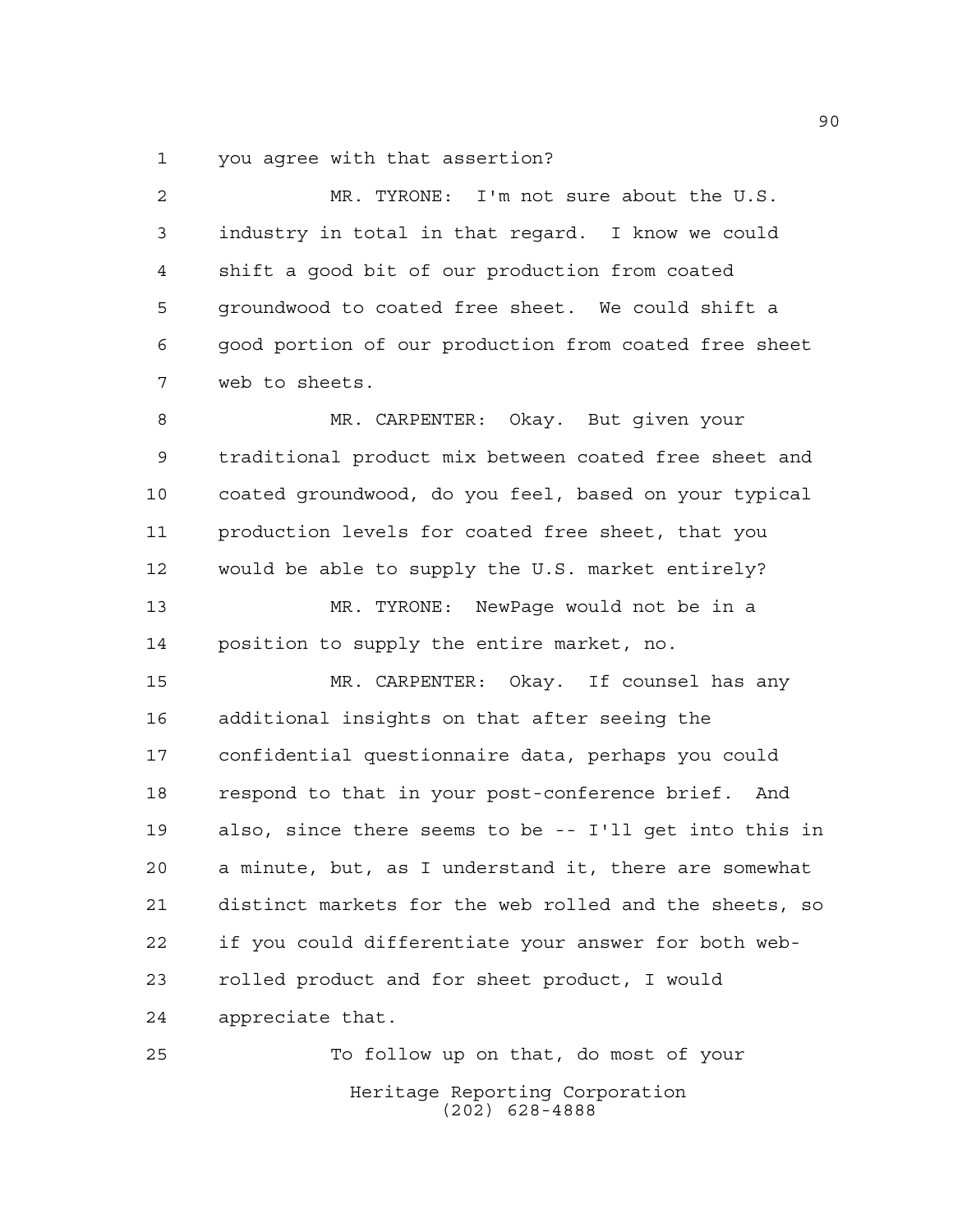you agree with that assertion?

MR. TYRONE: I'm not sure about the U.S. industry in total in that regard. I know we could shift a good bit of our production from coated groundwood to coated free sheet. We could shift a good portion of our production from coated free sheet web to sheets.

MR. CARPENTER: Okay. But given your traditional product mix between coated free sheet and coated groundwood, do you feel, based on your typical production levels for coated free sheet, that you would be able to supply the U.S. market entirely?

MR. TYRONE: NewPage would not be in a position to supply the entire market, no.

MR. CARPENTER: Okay. If counsel has any additional insights on that after seeing the confidential questionnaire data, perhaps you could respond to that in your post-conference brief. And also, since there seems to be -- I'll get into this in a minute, but, as I understand it, there are somewhat distinct markets for the web rolled and the sheets, so if you could differentiate your answer for both web-rolled product and for sheet product, I would appreciate that.

To follow up on that, do most of your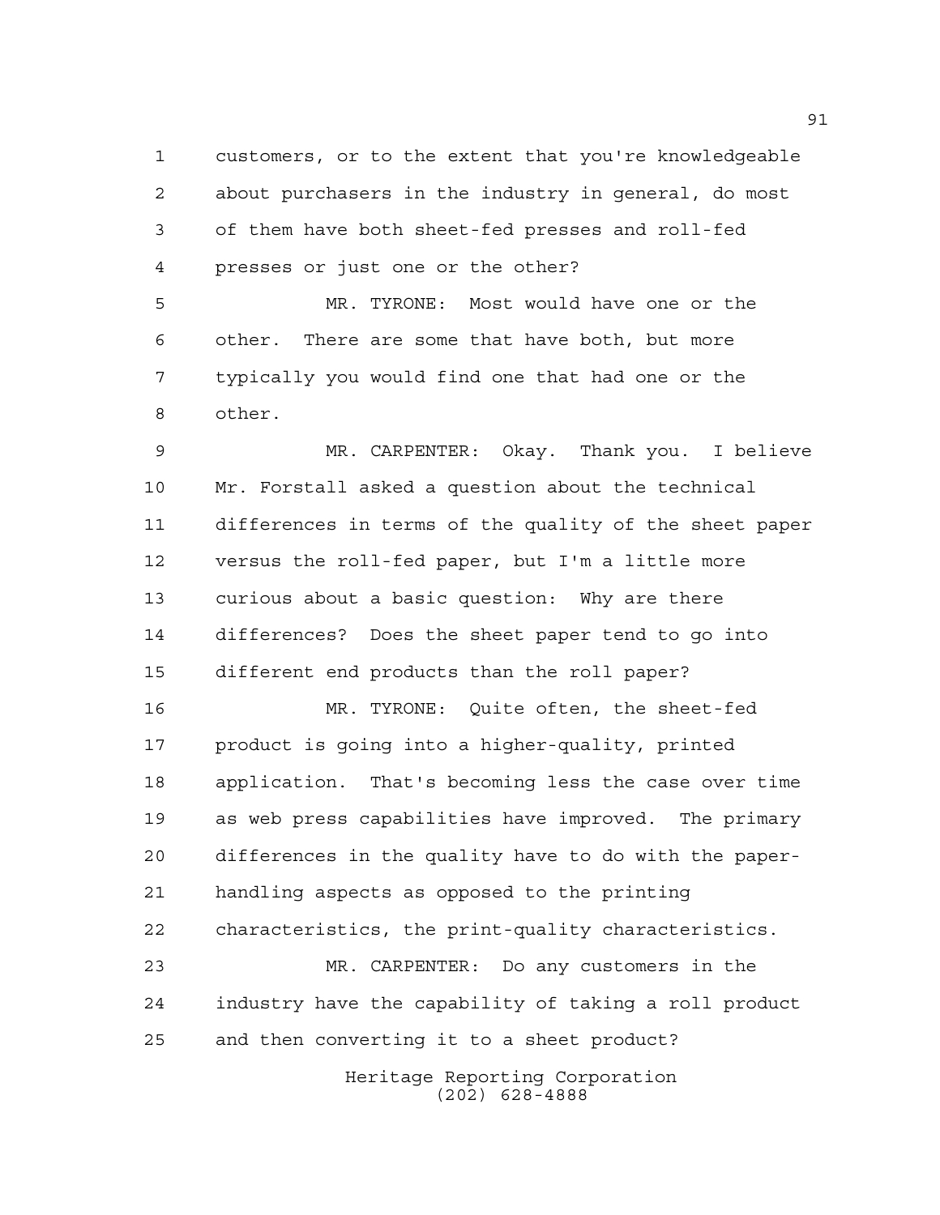customers, or to the extent that you're knowledgeable about purchasers in the industry in general, do most of them have both sheet-fed presses and roll-fed presses or just one or the other?

MR. TYRONE: Most would have one or the other. There are some that have both, but more typically you would find one that had one or the other.

MR. CARPENTER: Okay. Thank you. I believe Mr. Forstall asked a question about the technical differences in terms of the quality of the sheet paper versus the roll-fed paper, but I'm a little more curious about a basic question: Why are there differences? Does the sheet paper tend to go into different end products than the roll paper?

MR. TYRONE: Quite often, the sheet-fed product is going into a higher-quality, printed application. That's becoming less the case over time as web press capabilities have improved. The primary differences in the quality have to do with the paper-handling aspects as opposed to the printing characteristics, the print-quality characteristics.

MR. CARPENTER: Do any customers in the industry have the capability of taking a roll product and then converting it to a sheet product?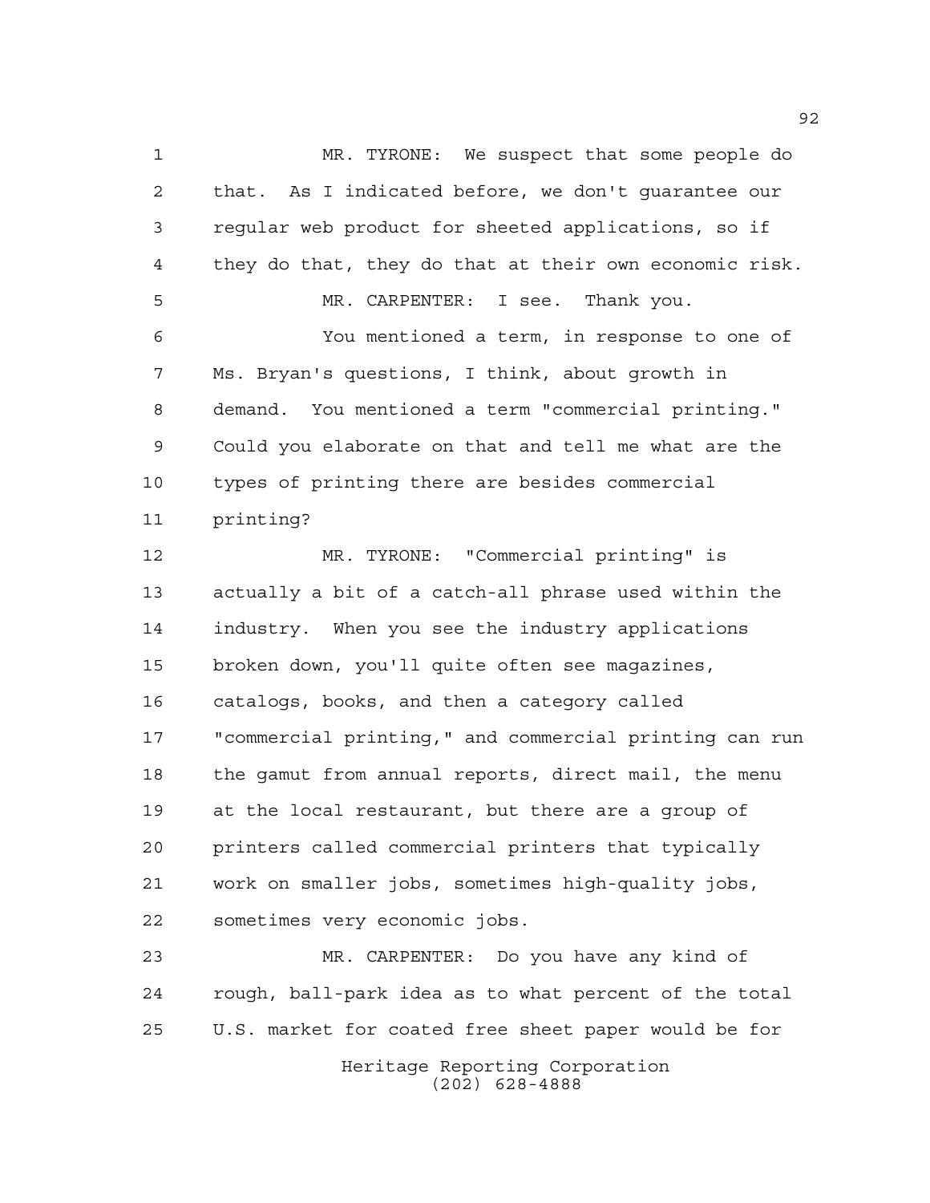MR. TYRONE: We suspect that some people do that. As I indicated before, we don't guarantee our regular web product for sheeted applications, so if they do that, they do that at their own economic risk.

MR. CARPENTER: I see. Thank you.

You mentioned a term, in response to one of Ms. Bryan's questions, I think, about growth in demand. You mentioned a term "commercial printing." Could you elaborate on that and tell me what are the types of printing there are besides commercial printing?

MR. TYRONE: "Commercial printing" is actually a bit of a catch-all phrase used within the industry. When you see the industry applications broken down, you'll quite often see magazines, catalogs, books, and then a category called "commercial printing," and commercial printing can run the gamut from annual reports, direct mail, the menu at the local restaurant, but there are a group of printers called commercial printers that typically work on smaller jobs, sometimes high-quality jobs, sometimes very economic jobs.

MR. CARPENTER: Do you have any kind of rough, ball-park idea as to what percent of the total U.S. market for coated free sheet paper would be for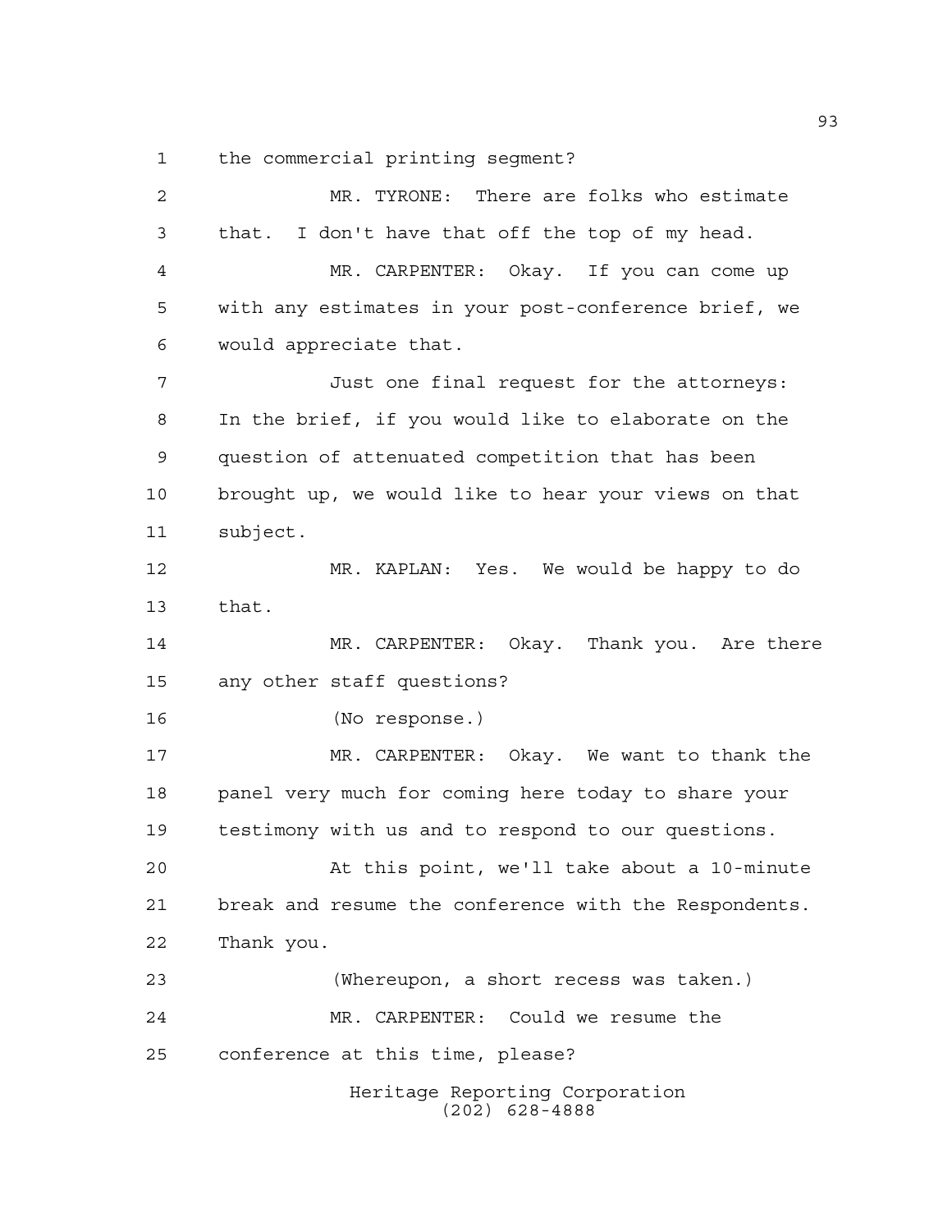the commercial printing segment?

MR. TYRONE: There are folks who estimate that. I don't have that off the top of my head.

MR. CARPENTER: Okay. If you can come up with any estimates in your post-conference brief, we would appreciate that.

Just one final request for the attorneys: In the brief, if you would like to elaborate on the question of attenuated competition that has been brought up, we would like to hear your views on that subject.

MR. KAPLAN: Yes. We would be happy to do that.

MR. CARPENTER: Okay. Thank you. Are there any other staff questions?

(No response.)

MR. CARPENTER: Okay. We want to thank the panel very much for coming here today to share your testimony with us and to respond to our questions.

At this point, we'll take about a 10-minute break and resume the conference with the Respondents. Thank you.

(Whereupon, a short recess was taken.)

MR. CARPENTER: Could we resume the conference at this time, please?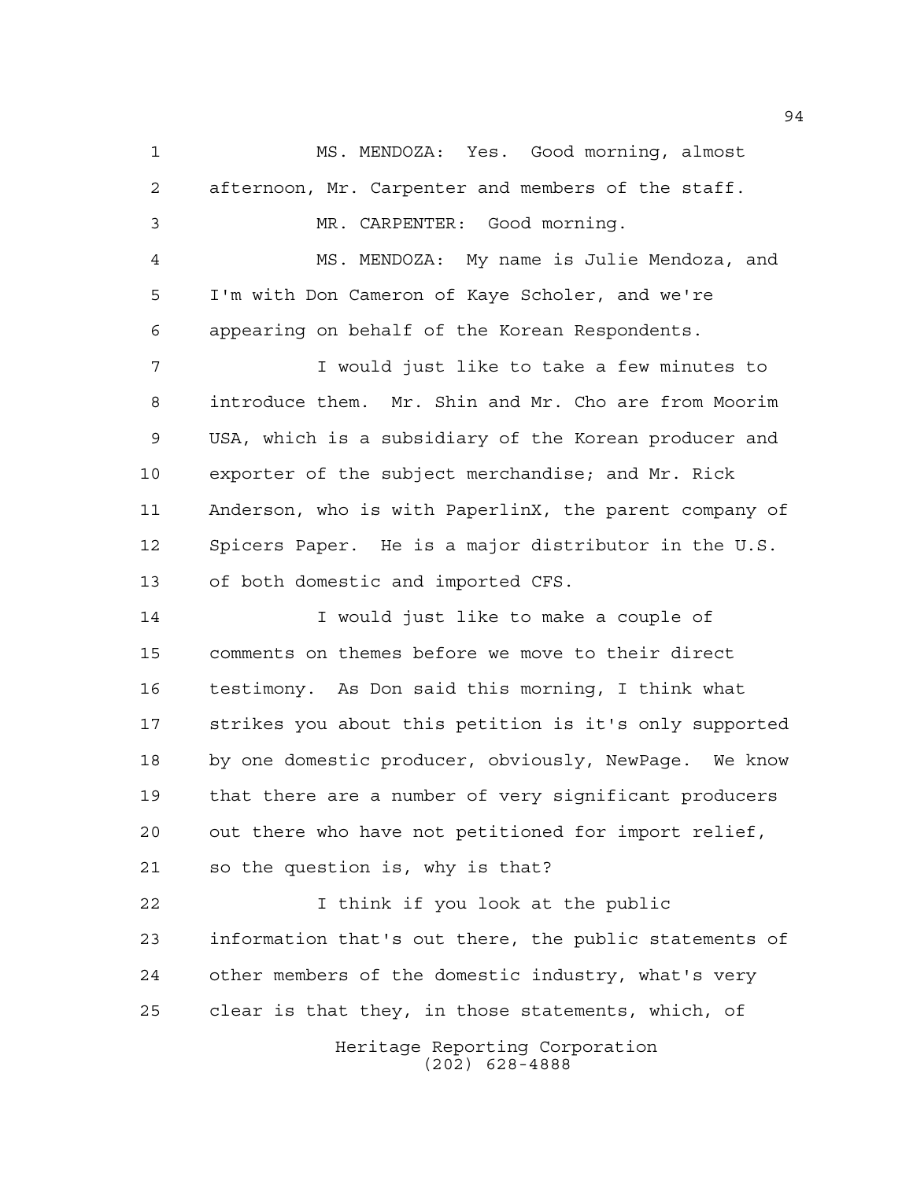MS. MENDOZA: Yes. Good morning, almost afternoon, Mr. Carpenter and members of the staff.

MR. CARPENTER: Good morning.

MS. MENDOZA: My name is Julie Mendoza, and I'm with Don Cameron of Kaye Scholer, and we're appearing on behalf of the Korean Respondents.

I would just like to take a few minutes to introduce them. Mr. Shin and Mr. Cho are from Moorim USA, which is a subsidiary of the Korean producer and exporter of the subject merchandise; and Mr. Rick Anderson, who is with PaperlinX, the parent company of Spicers Paper. He is a major distributor in the U.S. of both domestic and imported CFS.

I would just like to make a couple of comments on themes before we move to their direct testimony. As Don said this morning, I think what strikes you about this petition is it's only supported by one domestic producer, obviously, NewPage. We know that there are a number of very significant producers out there who have not petitioned for import relief, so the question is, why is that?

I think if you look at the public information that's out there, the public statements of other members of the domestic industry, what's very clear is that they, in those statements, which, of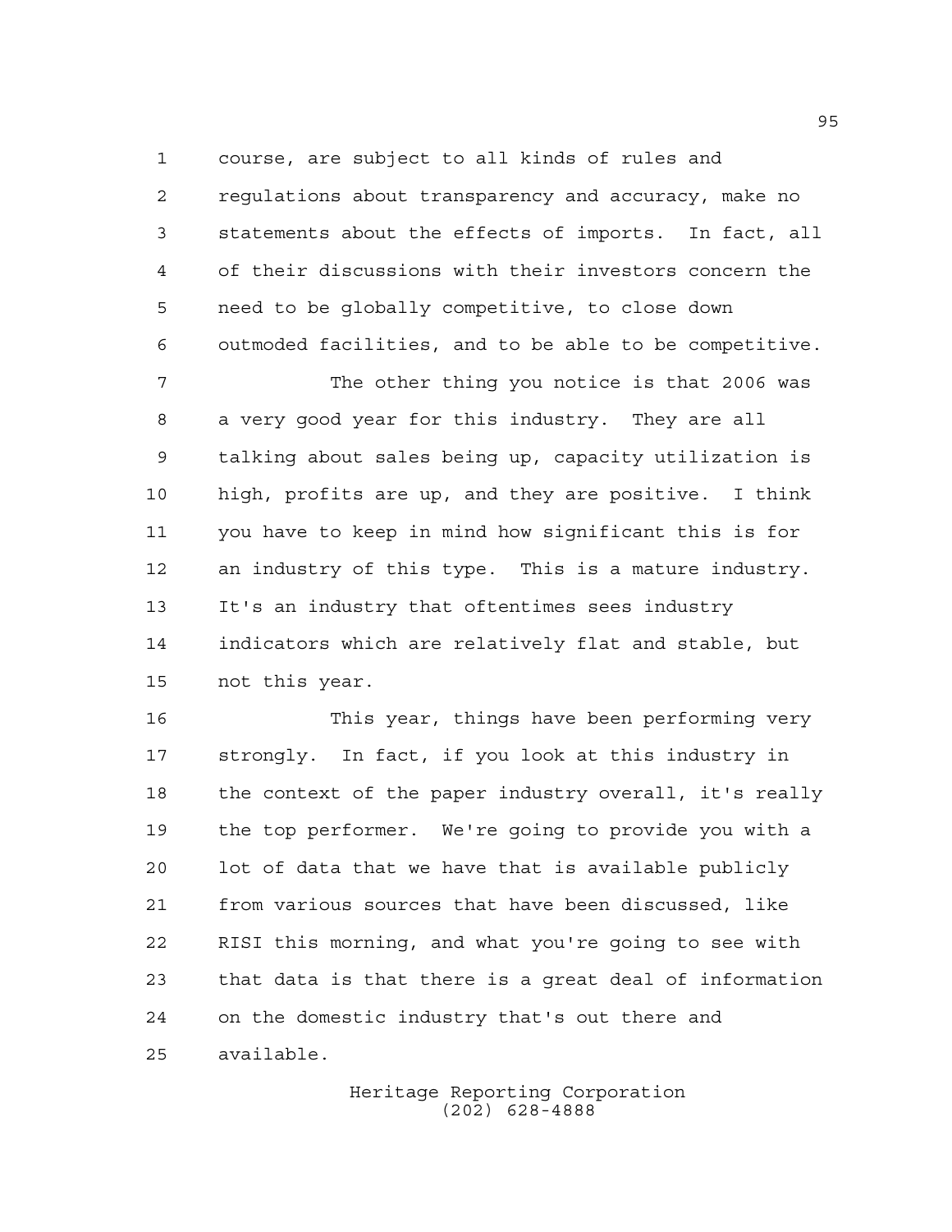course, are subject to all kinds of rules and regulations about transparency and accuracy, make no statements about the effects of imports. In fact, all of their discussions with their investors concern the need to be globally competitive, to close down outmoded facilities, and to be able to be competitive.

The other thing you notice is that 2006 was a very good year for this industry. They are all talking about sales being up, capacity utilization is high, profits are up, and they are positive. I think you have to keep in mind how significant this is for an industry of this type. This is a mature industry. It's an industry that oftentimes sees industry indicators which are relatively flat and stable, but not this year.

This year, things have been performing very strongly. In fact, if you look at this industry in the context of the paper industry overall, it's really the top performer. We're going to provide you with a lot of data that we have that is available publicly from various sources that have been discussed, like RISI this morning, and what you're going to see with that data is that there is a great deal of information on the domestic industry that's out there and available.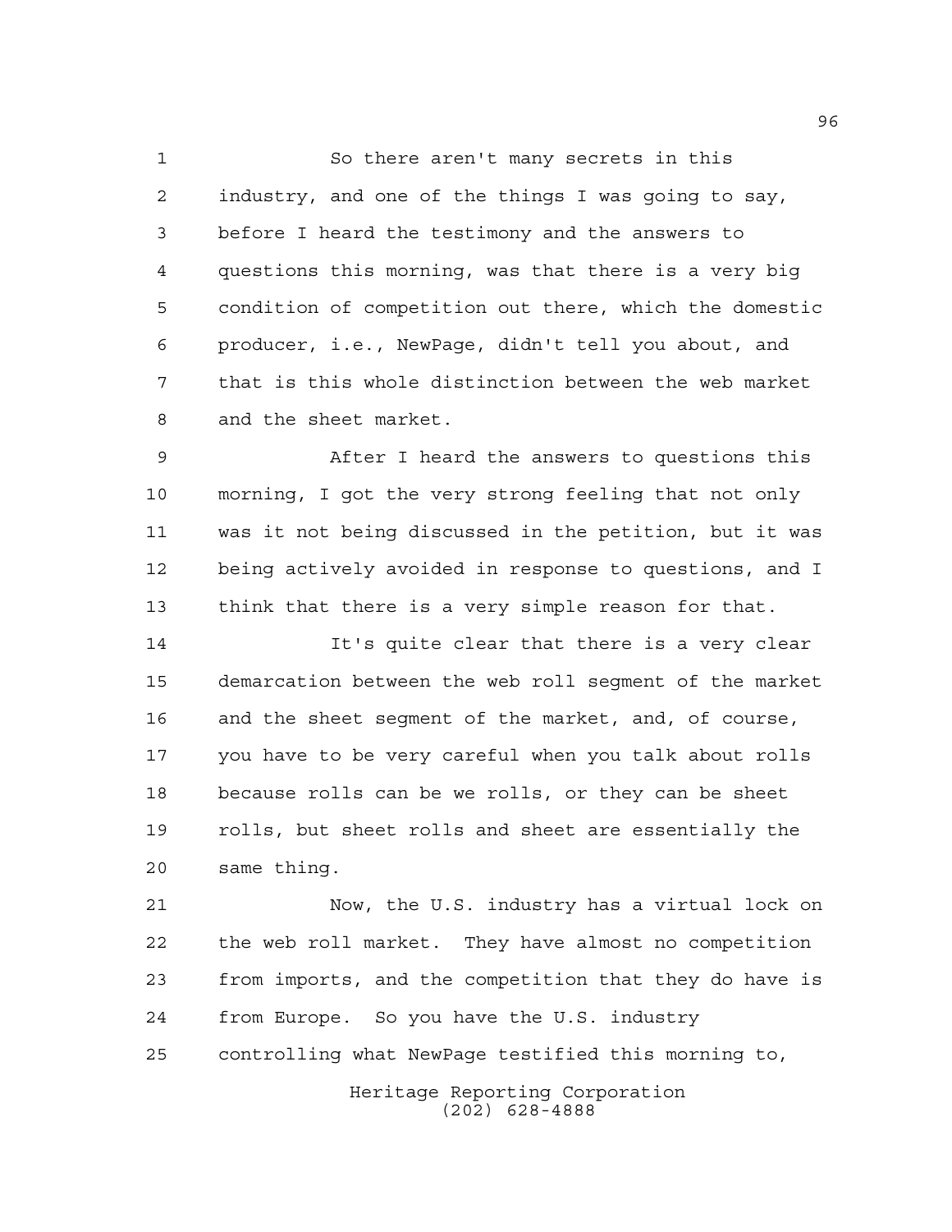So there aren't many secrets in this industry, and one of the things I was going to say, before I heard the testimony and the answers to questions this morning, was that there is a very big condition of competition out there, which the domestic producer, i.e., NewPage, didn't tell you about, and that is this whole distinction between the web market and the sheet market.

After I heard the answers to questions this morning, I got the very strong feeling that not only was it not being discussed in the petition, but it was being actively avoided in response to questions, and I think that there is a very simple reason for that.

It's quite clear that there is a very clear demarcation between the web roll segment of the market and the sheet segment of the market, and, of course, you have to be very careful when you talk about rolls because rolls can be we rolls, or they can be sheet rolls, but sheet rolls and sheet are essentially the same thing.

Now, the U.S. industry has a virtual lock on the web roll market. They have almost no competition from imports, and the competition that they do have is from Europe. So you have the U.S. industry controlling what NewPage testified this morning to,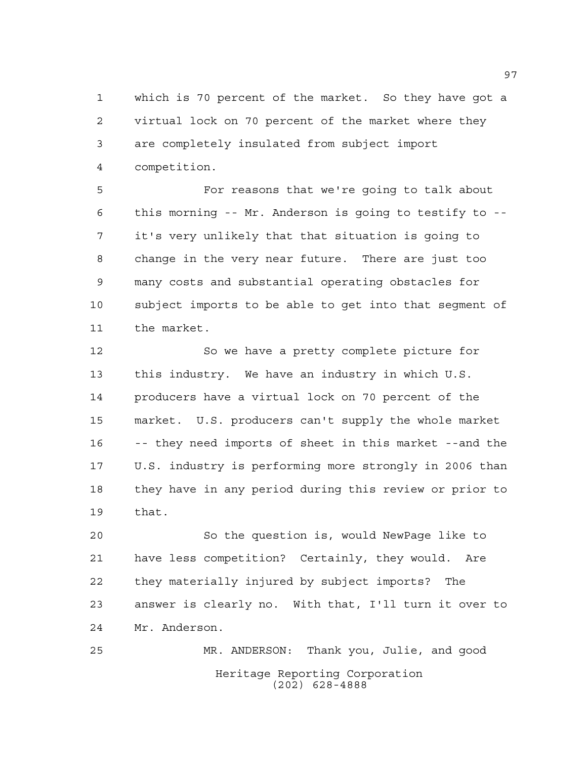which is 70 percent of the market. So they have got a virtual lock on 70 percent of the market where they are completely insulated from subject import competition.

For reasons that we're going to talk about this morning -- Mr. Anderson is going to testify to -- it's very unlikely that that situation is going to change in the very near future. There are just too many costs and substantial operating obstacles for subject imports to be able to get into that segment of the market.

So we have a pretty complete picture for this industry. We have an industry in which U.S. producers have a virtual lock on 70 percent of the market. U.S. producers can't supply the whole market -- they need imports of sheet in this market --and the U.S. industry is performing more strongly in 2006 than they have in any period during this review or prior to that.

So the question is, would NewPage like to have less competition? Certainly, they would. Are they materially injured by subject imports? The answer is clearly no. With that, I'll turn it over to Mr. Anderson.

MR. ANDERSON: Thank you, Julie, and good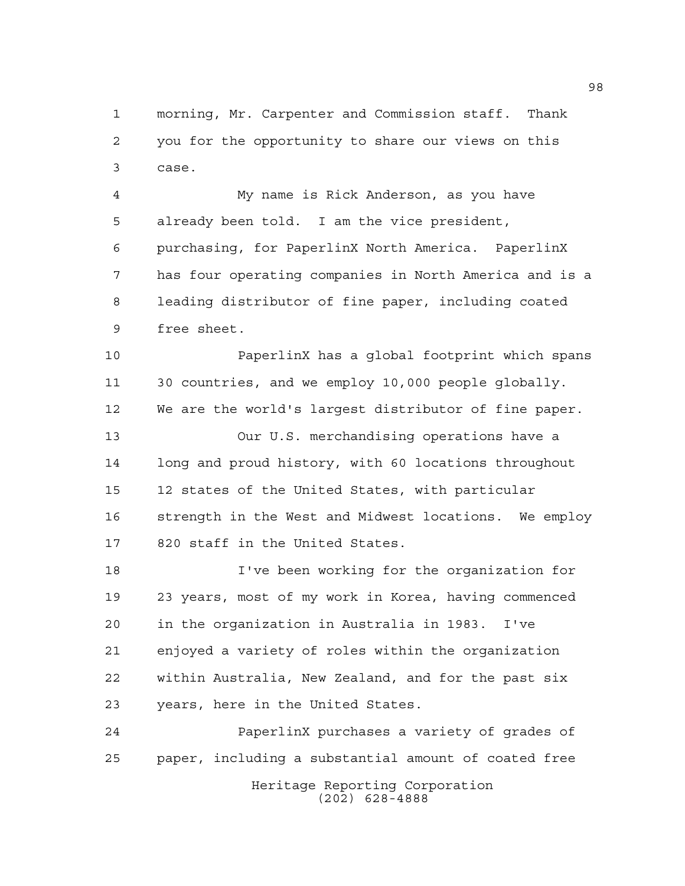morning, Mr. Carpenter and Commission staff. Thank you for the opportunity to share our views on this case.

My name is Rick Anderson, as you have already been told. I am the vice president, purchasing, for PaperlinX North America. PaperlinX has four operating companies in North America and is a leading distributor of fine paper, including coated free sheet.

PaperlinX has a global footprint which spans 30 countries, and we employ 10,000 people globally. We are the world's largest distributor of fine paper.

Our U.S. merchandising operations have a long and proud history, with 60 locations throughout 12 states of the United States, with particular strength in the West and Midwest locations. We employ 820 staff in the United States.

I've been working for the organization for 23 years, most of my work in Korea, having commenced in the organization in Australia in 1983. I've enjoyed a variety of roles within the organization within Australia, New Zealand, and for the past six years, here in the United States.

PaperlinX purchases a variety of grades of paper, including a substantial amount of coated free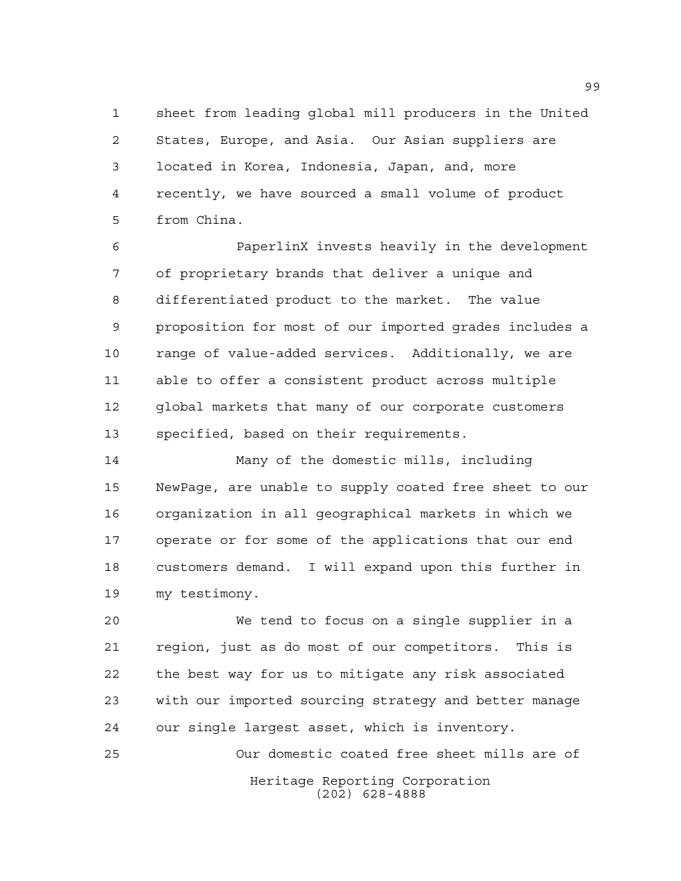sheet from leading global mill producers in the United States, Europe, and Asia. Our Asian suppliers are located in Korea, Indonesia, Japan, and, more recently, we have sourced a small volume of product from China.

PaperlinX invests heavily in the development of proprietary brands that deliver a unique and differentiated product to the market. The value proposition for most of our imported grades includes a range of value-added services. Additionally, we are able to offer a consistent product across multiple global markets that many of our corporate customers specified, based on their requirements.

Many of the domestic mills, including NewPage, are unable to supply coated free sheet to our organization in all geographical markets in which we operate or for some of the applications that our end customers demand. I will expand upon this further in my testimony.

We tend to focus on a single supplier in a region, just as do most of our competitors. This is the best way for us to mitigate any risk associated with our imported sourcing strategy and better manage our single largest asset, which is inventory.

Our domestic coated free sheet mills are of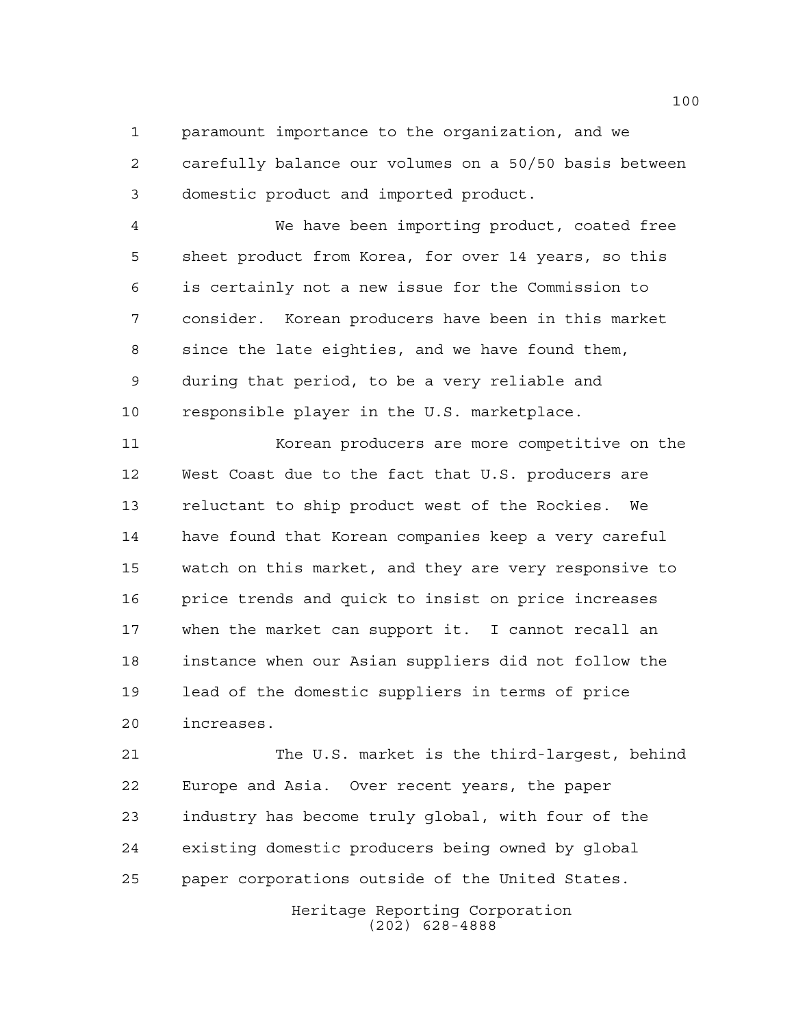paramount importance to the organization, and we carefully balance our volumes on a 50/50 basis between domestic product and imported product.

We have been importing product, coated free sheet product from Korea, for over 14 years, so this is certainly not a new issue for the Commission to consider. Korean producers have been in this market since the late eighties, and we have found them, during that period, to be a very reliable and responsible player in the U.S. marketplace.

Korean producers are more competitive on the West Coast due to the fact that U.S. producers are reluctant to ship product west of the Rockies. We have found that Korean companies keep a very careful watch on this market, and they are very responsive to price trends and quick to insist on price increases when the market can support it. I cannot recall an instance when our Asian suppliers did not follow the lead of the domestic suppliers in terms of price increases.

The U.S. market is the third-largest, behind Europe and Asia. Over recent years, the paper industry has become truly global, with four of the existing domestic producers being owned by global paper corporations outside of the United States.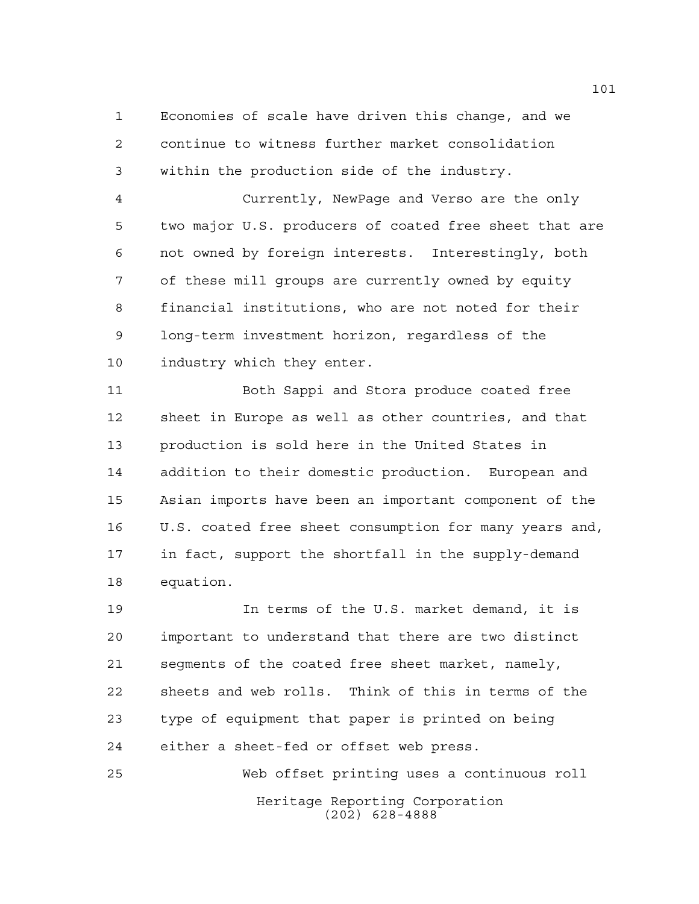Economies of scale have driven this change, and we continue to witness further market consolidation within the production side of the industry.

Currently, NewPage and Verso are the only two major U.S. producers of coated free sheet that are not owned by foreign interests. Interestingly, both of these mill groups are currently owned by equity financial institutions, who are not noted for their long-term investment horizon, regardless of the industry which they enter.

Both Sappi and Stora produce coated free sheet in Europe as well as other countries, and that production is sold here in the United States in addition to their domestic production. European and Asian imports have been an important component of the U.S. coated free sheet consumption for many years and, in fact, support the shortfall in the supply-demand equation.

In terms of the U.S. market demand, it is important to understand that there are two distinct segments of the coated free sheet market, namely, sheets and web rolls. Think of this in terms of the type of equipment that paper is printed on being either a sheet-fed or offset web press.

Web offset printing uses a continuous roll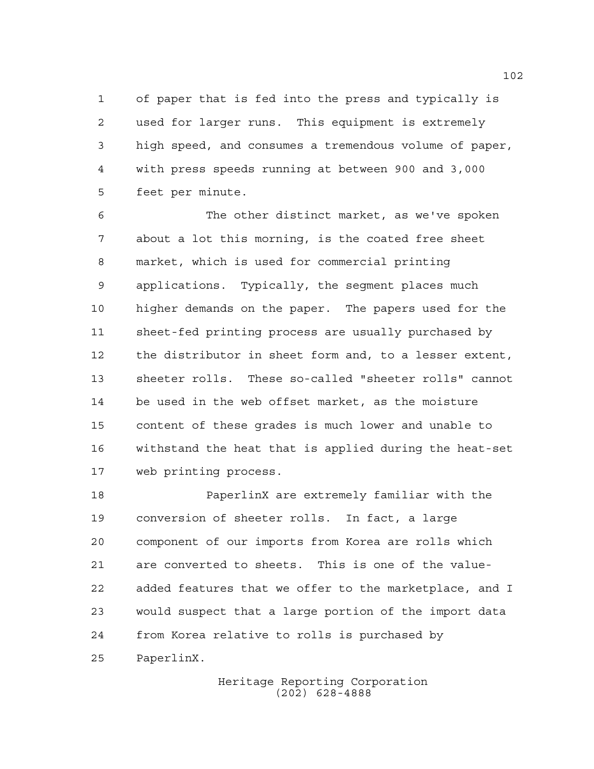of paper that is fed into the press and typically is used for larger runs. This equipment is extremely high speed, and consumes a tremendous volume of paper, with press speeds running at between 900 and 3,000 feet per minute.

The other distinct market, as we've spoken about a lot this morning, is the coated free sheet market, which is used for commercial printing applications. Typically, the segment places much higher demands on the paper. The papers used for the sheet-fed printing process are usually purchased by the distributor in sheet form and, to a lesser extent, sheeter rolls. These so-called "sheeter rolls" cannot be used in the web offset market, as the moisture content of these grades is much lower and unable to withstand the heat that is applied during the heat-set web printing process.

PaperlinX are extremely familiar with the conversion of sheeter rolls. In fact, a large component of our imports from Korea are rolls which are converted to sheets. This is one of the value-added features that we offer to the marketplace, and I would suspect that a large portion of the import data from Korea relative to rolls is purchased by PaperlinX.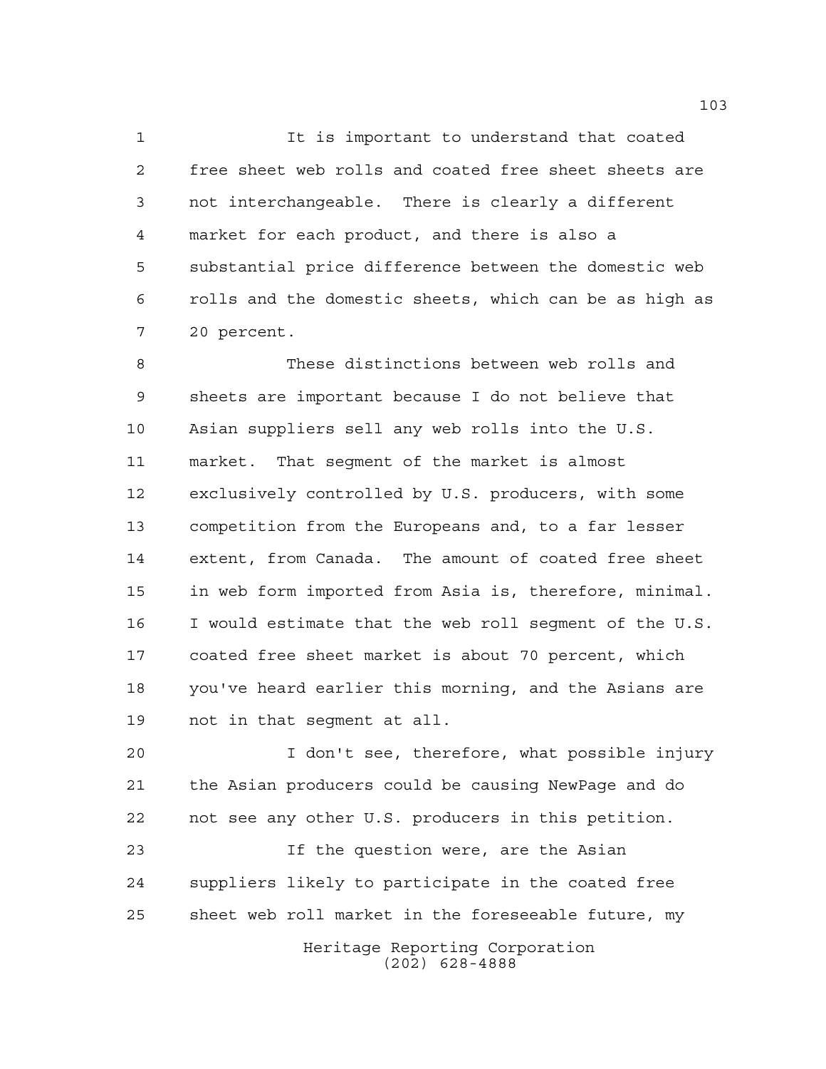It is important to understand that coated free sheet web rolls and coated free sheet sheets are not interchangeable. There is clearly a different market for each product, and there is also a substantial price difference between the domestic web rolls and the domestic sheets, which can be as high as 20 percent.

These distinctions between web rolls and sheets are important because I do not believe that Asian suppliers sell any web rolls into the U.S. market. That segment of the market is almost exclusively controlled by U.S. producers, with some competition from the Europeans and, to a far lesser extent, from Canada. The amount of coated free sheet in web form imported from Asia is, therefore, minimal. I would estimate that the web roll segment of the U.S. coated free sheet market is about 70 percent, which you've heard earlier this morning, and the Asians are not in that segment at all.

I don't see, therefore, what possible injury the Asian producers could be causing NewPage and do not see any other U.S. producers in this petition.

If the question were, are the Asian suppliers likely to participate in the coated free sheet web roll market in the foreseeable future, my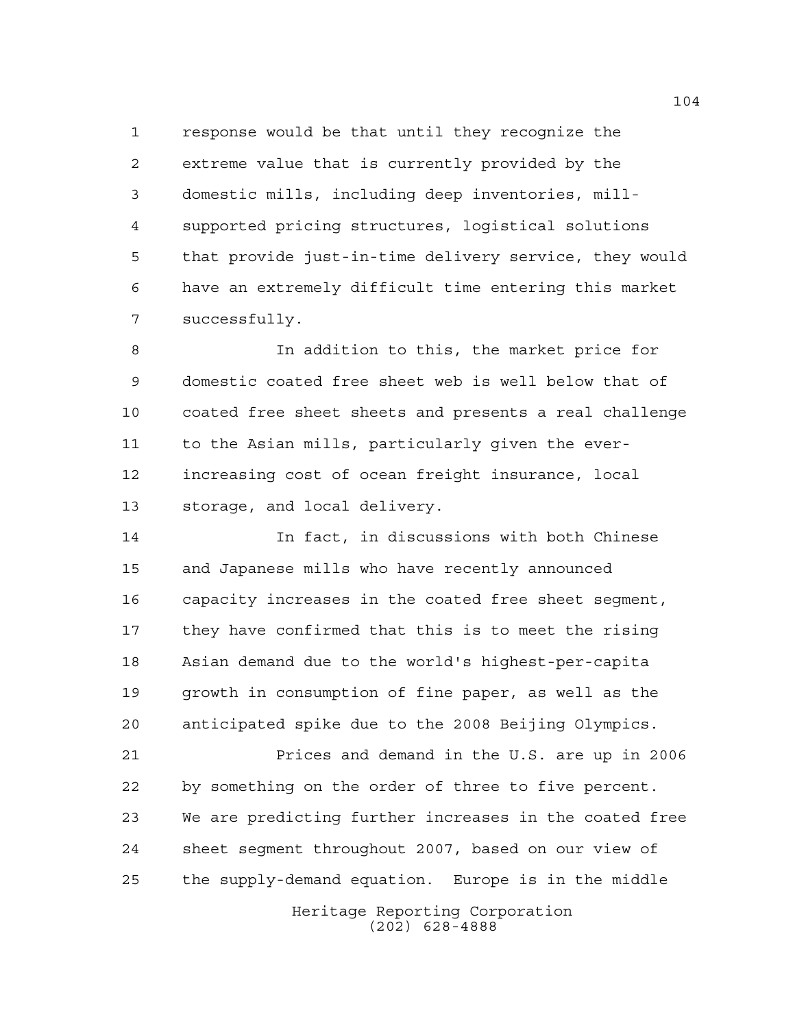response would be that until they recognize the extreme value that is currently provided by the domestic mills, including deep inventories, mill-supported pricing structures, logistical solutions that provide just-in-time delivery service, they would have an extremely difficult time entering this market successfully.

In addition to this, the market price for domestic coated free sheet web is well below that of coated free sheet sheets and presents a real challenge to the Asian mills, particularly given the ever-increasing cost of ocean freight insurance, local storage, and local delivery.

In fact, in discussions with both Chinese and Japanese mills who have recently announced capacity increases in the coated free sheet segment, they have confirmed that this is to meet the rising Asian demand due to the world's highest-per-capita growth in consumption of fine paper, as well as the anticipated spike due to the 2008 Beijing Olympics.

Prices and demand in the U.S. are up in 2006 by something on the order of three to five percent. We are predicting further increases in the coated free sheet segment throughout 2007, based on our view of the supply-demand equation. Europe is in the middle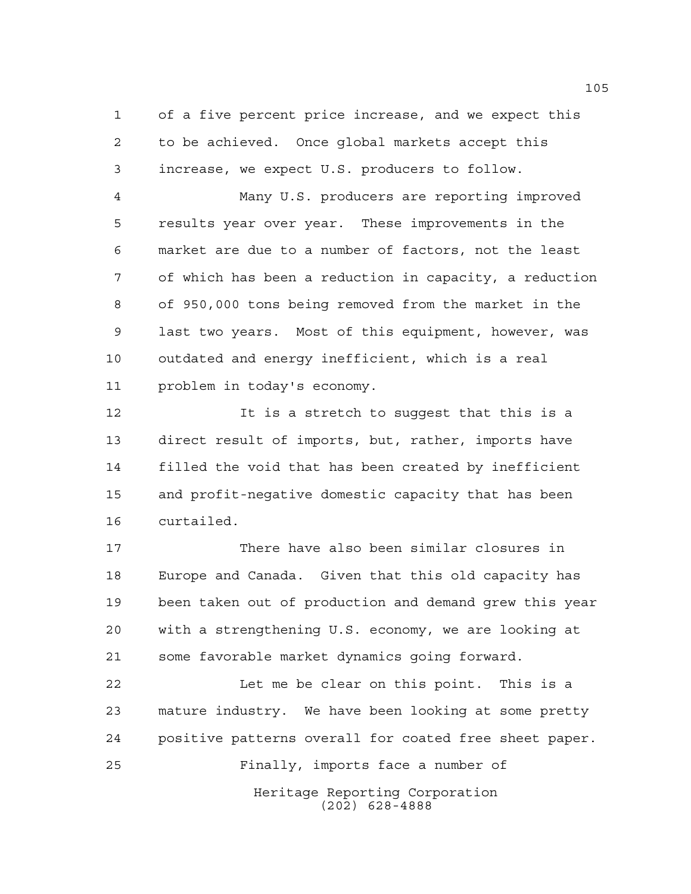of a five percent price increase, and we expect this to be achieved. Once global markets accept this increase, we expect U.S. producers to follow.

Many U.S. producers are reporting improved results year over year. These improvements in the market are due to a number of factors, not the least of which has been a reduction in capacity, a reduction of 950,000 tons being removed from the market in the last two years. Most of this equipment, however, was outdated and energy inefficient, which is a real problem in today's economy.

It is a stretch to suggest that this is a direct result of imports, but, rather, imports have filled the void that has been created by inefficient and profit-negative domestic capacity that has been curtailed.

There have also been similar closures in Europe and Canada. Given that this old capacity has been taken out of production and demand grew this year with a strengthening U.S. economy, we are looking at some favorable market dynamics going forward.

Let me be clear on this point. This is a mature industry. We have been looking at some pretty positive patterns overall for coated free sheet paper.

Finally, imports face a number of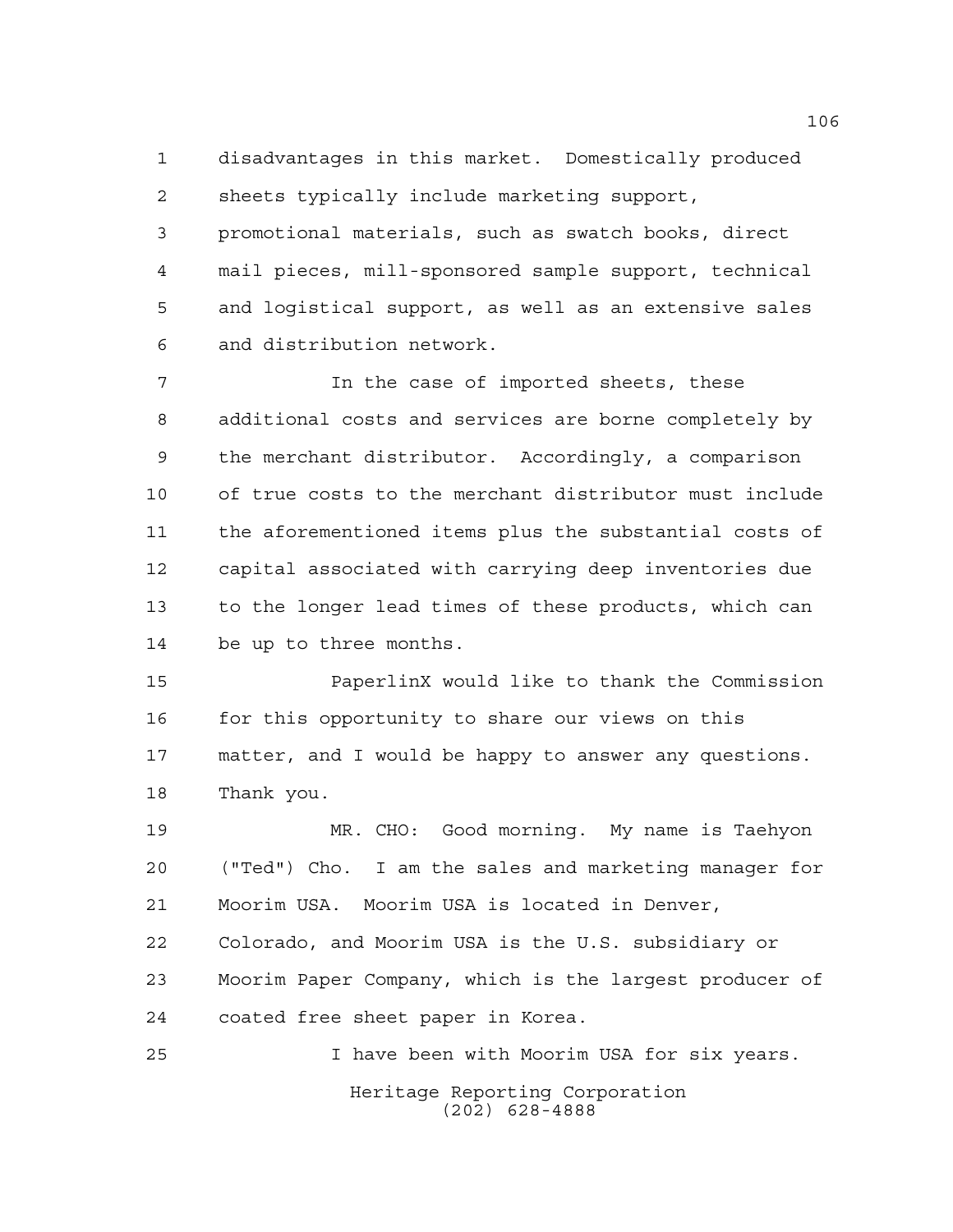disadvantages in this market. Domestically produced sheets typically include marketing support, promotional materials, such as swatch books, direct mail pieces, mill-sponsored sample support, technical and logistical support, as well as an extensive sales and distribution network.

In the case of imported sheets, these additional costs and services are borne completely by the merchant distributor. Accordingly, a comparison of true costs to the merchant distributor must include the aforementioned items plus the substantial costs of capital associated with carrying deep inventories due to the longer lead times of these products, which can be up to three months.

PaperlinX would like to thank the Commission for this opportunity to share our views on this matter, and I would be happy to answer any questions. Thank you.

MR. CHO: Good morning. My name is Taehyon ("Ted") Cho. I am the sales and marketing manager for Moorim USA. Moorim USA is located in Denver, Colorado, and Moorim USA is the U.S. subsidiary or Moorim Paper Company, which is the largest producer of coated free sheet paper in Korea.

I have been with Moorim USA for six years.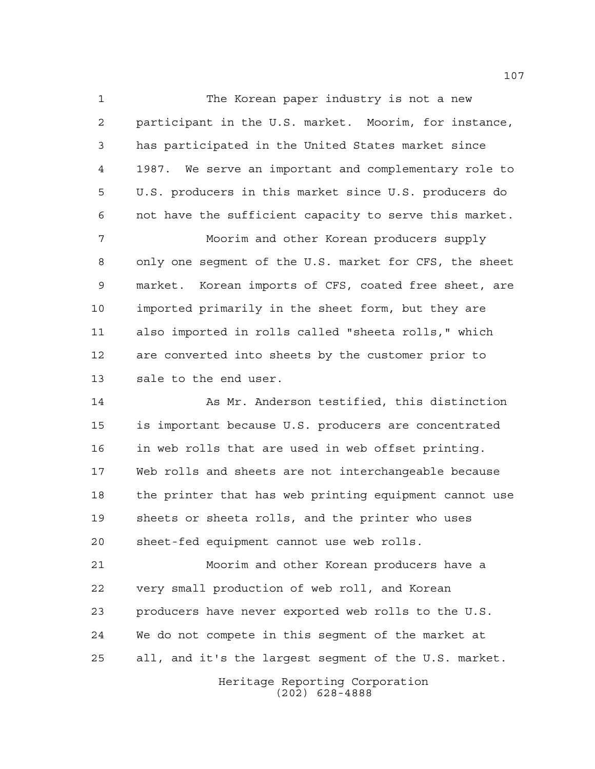The Korean paper industry is not a new participant in the U.S. market. Moorim, for instance, has participated in the United States market since 1987. We serve an important and complementary role to U.S. producers in this market since U.S. producers do not have the sufficient capacity to serve this market.

Moorim and other Korean producers supply only one segment of the U.S. market for CFS, the sheet market. Korean imports of CFS, coated free sheet, are imported primarily in the sheet form, but they are also imported in rolls called "sheeta rolls," which are converted into sheets by the customer prior to sale to the end user.

As Mr. Anderson testified, this distinction is important because U.S. producers are concentrated in web rolls that are used in web offset printing. Web rolls and sheets are not interchangeable because the printer that has web printing equipment cannot use sheets or sheeta rolls, and the printer who uses sheet-fed equipment cannot use web rolls.

Moorim and other Korean producers have a very small production of web roll, and Korean producers have never exported web rolls to the U.S. We do not compete in this segment of the market at all, and it's the largest segment of the U.S. market.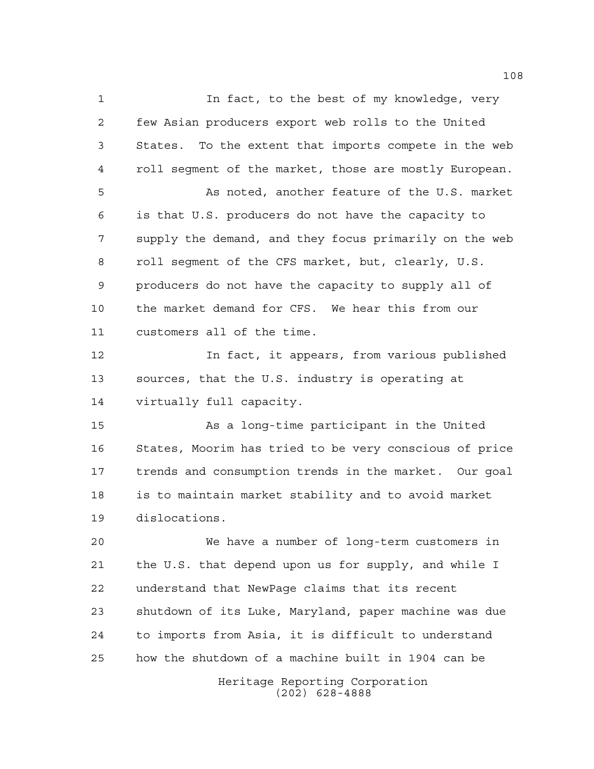In fact, to the best of my knowledge, very few Asian producers export web rolls to the United States. To the extent that imports compete in the web roll segment of the market, those are mostly European.

As noted, another feature of the U.S. market is that U.S. producers do not have the capacity to supply the demand, and they focus primarily on the web roll segment of the CFS market, but, clearly, U.S. producers do not have the capacity to supply all of the market demand for CFS. We hear this from our customers all of the time.

In fact, it appears, from various published sources, that the U.S. industry is operating at virtually full capacity.

As a long-time participant in the United States, Moorim has tried to be very conscious of price trends and consumption trends in the market. Our goal is to maintain market stability and to avoid market dislocations.

We have a number of long-term customers in the U.S. that depend upon us for supply, and while I understand that NewPage claims that its recent shutdown of its Luke, Maryland, paper machine was due to imports from Asia, it is difficult to understand how the shutdown of a machine built in 1904 can be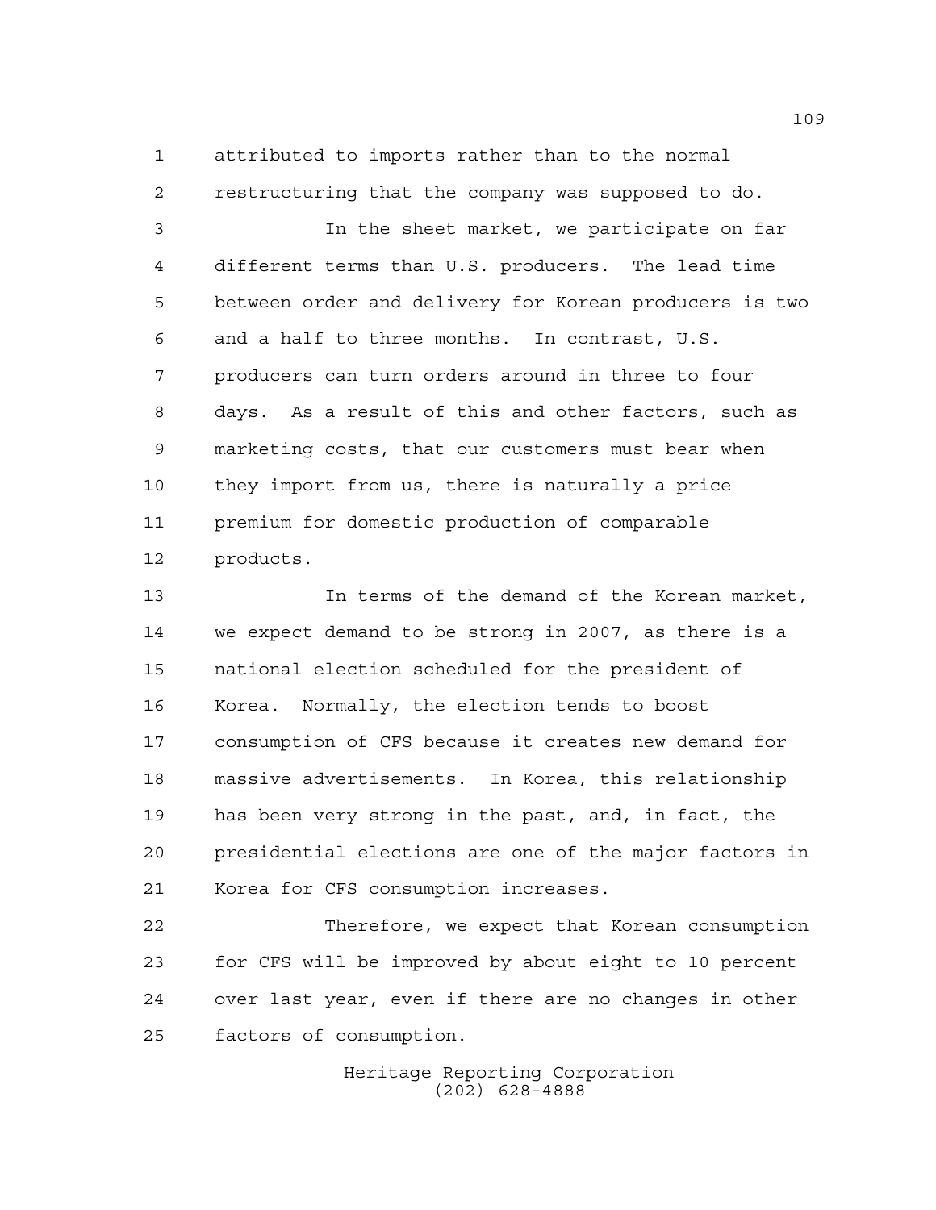attributed to imports rather than to the normal restructuring that the company was supposed to do.

In the sheet market, we participate on far different terms than U.S. producers. The lead time between order and delivery for Korean producers is two and a half to three months. In contrast, U.S. producers can turn orders around in three to four days. As a result of this and other factors, such as marketing costs, that our customers must bear when they import from us, there is naturally a price premium for domestic production of comparable products.

In terms of the demand of the Korean market, we expect demand to be strong in 2007, as there is a national election scheduled for the president of Korea. Normally, the election tends to boost consumption of CFS because it creates new demand for massive advertisements. In Korea, this relationship has been very strong in the past, and, in fact, the presidential elections are one of the major factors in Korea for CFS consumption increases.

Therefore, we expect that Korean consumption for CFS will be improved by about eight to 10 percent over last year, even if there are no changes in other factors of consumption.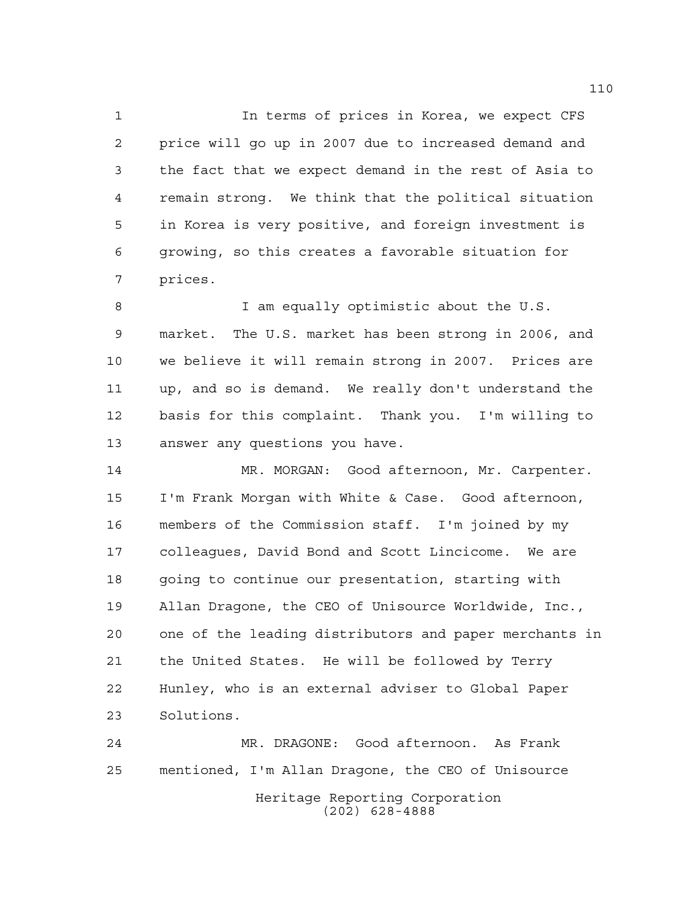In terms of prices in Korea, we expect CFS price will go up in 2007 due to increased demand and the fact that we expect demand in the rest of Asia to remain strong. We think that the political situation in Korea is very positive, and foreign investment is growing, so this creates a favorable situation for prices.

I am equally optimistic about the U.S. market. The U.S. market has been strong in 2006, and we believe it will remain strong in 2007. Prices are up, and so is demand. We really don't understand the basis for this complaint. Thank you. I'm willing to answer any questions you have.

MR. MORGAN: Good afternoon, Mr. Carpenter. I'm Frank Morgan with White & Case. Good afternoon, members of the Commission staff. I'm joined by my colleagues, David Bond and Scott Lincicome. We are going to continue our presentation, starting with Allan Dragone, the CEO of Unisource Worldwide, Inc., one of the leading distributors and paper merchants in the United States. He will be followed by Terry Hunley, who is an external adviser to Global Paper Solutions.

MR. DRAGONE: Good afternoon. As Frank mentioned, I'm Allan Dragone, the CEO of Unisource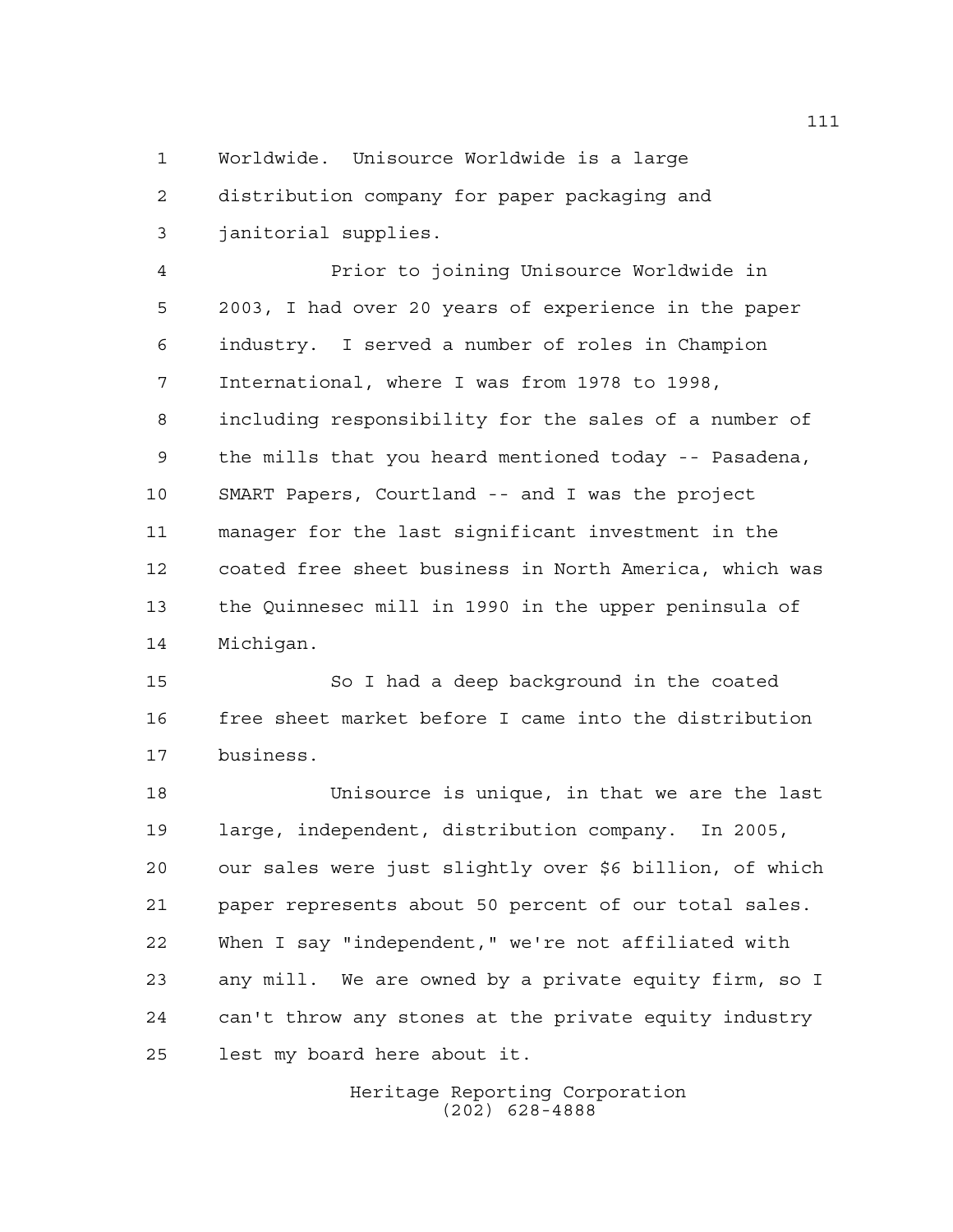Worldwide. Unisource Worldwide is a large distribution company for paper packaging and janitorial supplies.

Prior to joining Unisource Worldwide in 2003, I had over 20 years of experience in the paper industry. I served a number of roles in Champion International, where I was from 1978 to 1998, including responsibility for the sales of a number of the mills that you heard mentioned today -- Pasadena, SMART Papers, Courtland -- and I was the project manager for the last significant investment in the coated free sheet business in North America, which was the Quinnesec mill in 1990 in the upper peninsula of Michigan.

So I had a deep background in the coated free sheet market before I came into the distribution business.

Unisource is unique, in that we are the last large, independent, distribution company. In 2005, our sales were just slightly over $6 billion, of which paper represents about 50 percent of our total sales. When I say "independent," we're not affiliated with any mill. We are owned by a private equity firm, so I can't throw any stones at the private equity industry lest my board here about it.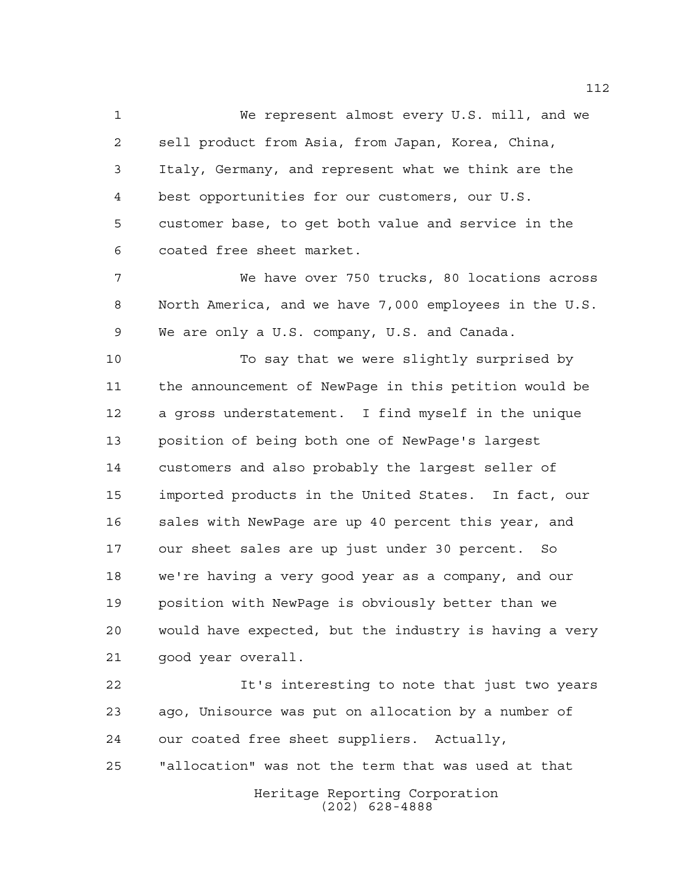We represent almost every U.S. mill, and we sell product from Asia, from Japan, Korea, China, Italy, Germany, and represent what we think are the best opportunities for our customers, our U.S. customer base, to get both value and service in the coated free sheet market.

We have over 750 trucks, 80 locations across North America, and we have 7,000 employees in the U.S. We are only a U.S. company, U.S. and Canada.

To say that we were slightly surprised by the announcement of NewPage in this petition would be a gross understatement. I find myself in the unique position of being both one of NewPage's largest customers and also probably the largest seller of imported products in the United States. In fact, our sales with NewPage are up 40 percent this year, and our sheet sales are up just under 30 percent. So we're having a very good year as a company, and our position with NewPage is obviously better than we would have expected, but the industry is having a very good year overall.

It's interesting to note that just two years ago, Unisource was put on allocation by a number of our coated free sheet suppliers. Actually, "allocation" was not the term that was used at that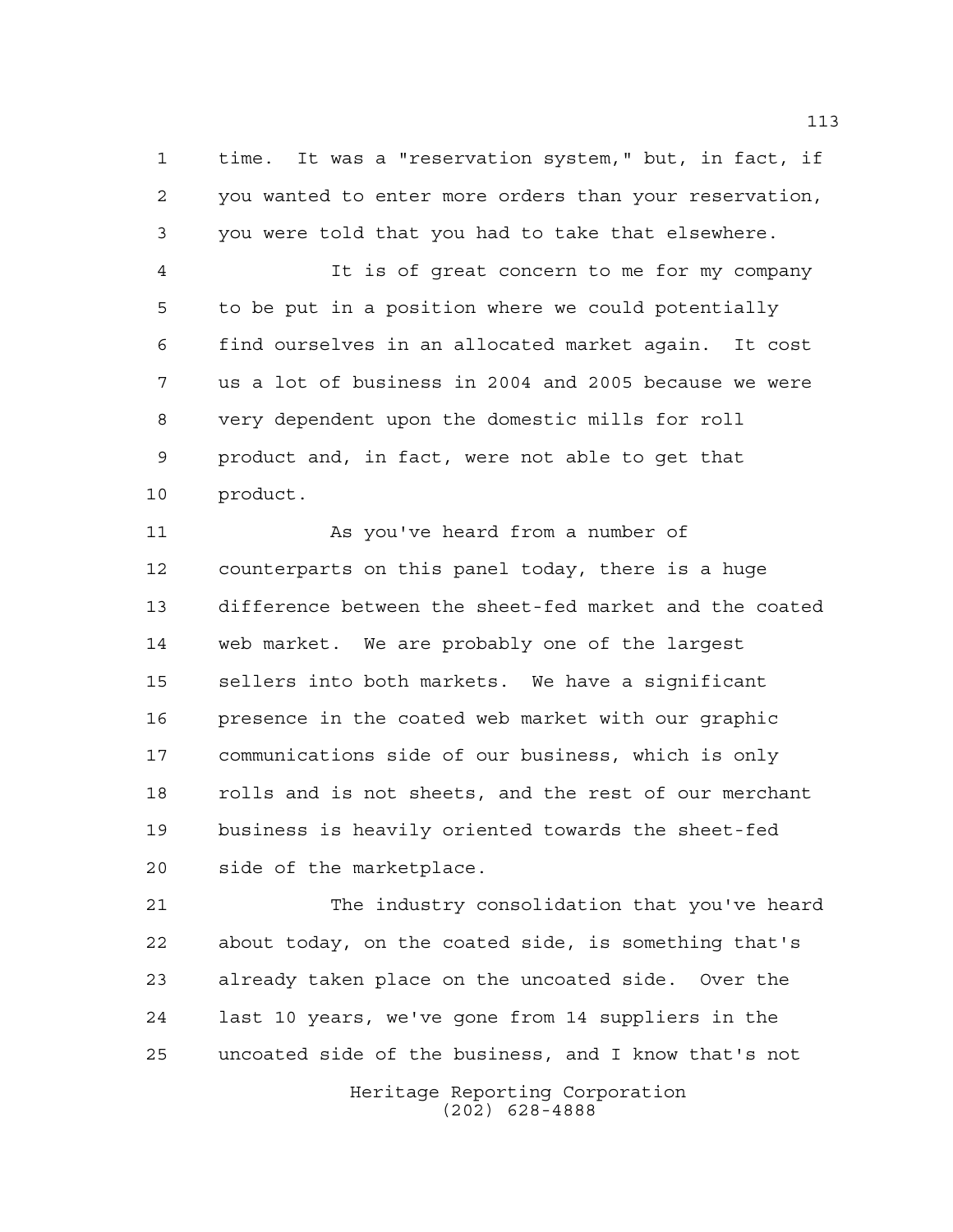time. It was a "reservation system," but, in fact, if you wanted to enter more orders than your reservation, you were told that you had to take that elsewhere.

It is of great concern to me for my company to be put in a position where we could potentially find ourselves in an allocated market again. It cost us a lot of business in 2004 and 2005 because we were very dependent upon the domestic mills for roll product and, in fact, were not able to get that product.

As you've heard from a number of counterparts on this panel today, there is a huge difference between the sheet-fed market and the coated web market. We are probably one of the largest sellers into both markets. We have a significant presence in the coated web market with our graphic communications side of our business, which is only rolls and is not sheets, and the rest of our merchant business is heavily oriented towards the sheet-fed side of the marketplace.

The industry consolidation that you've heard about today, on the coated side, is something that's already taken place on the uncoated side. Over the last 10 years, we've gone from 14 suppliers in the uncoated side of the business, and I know that's not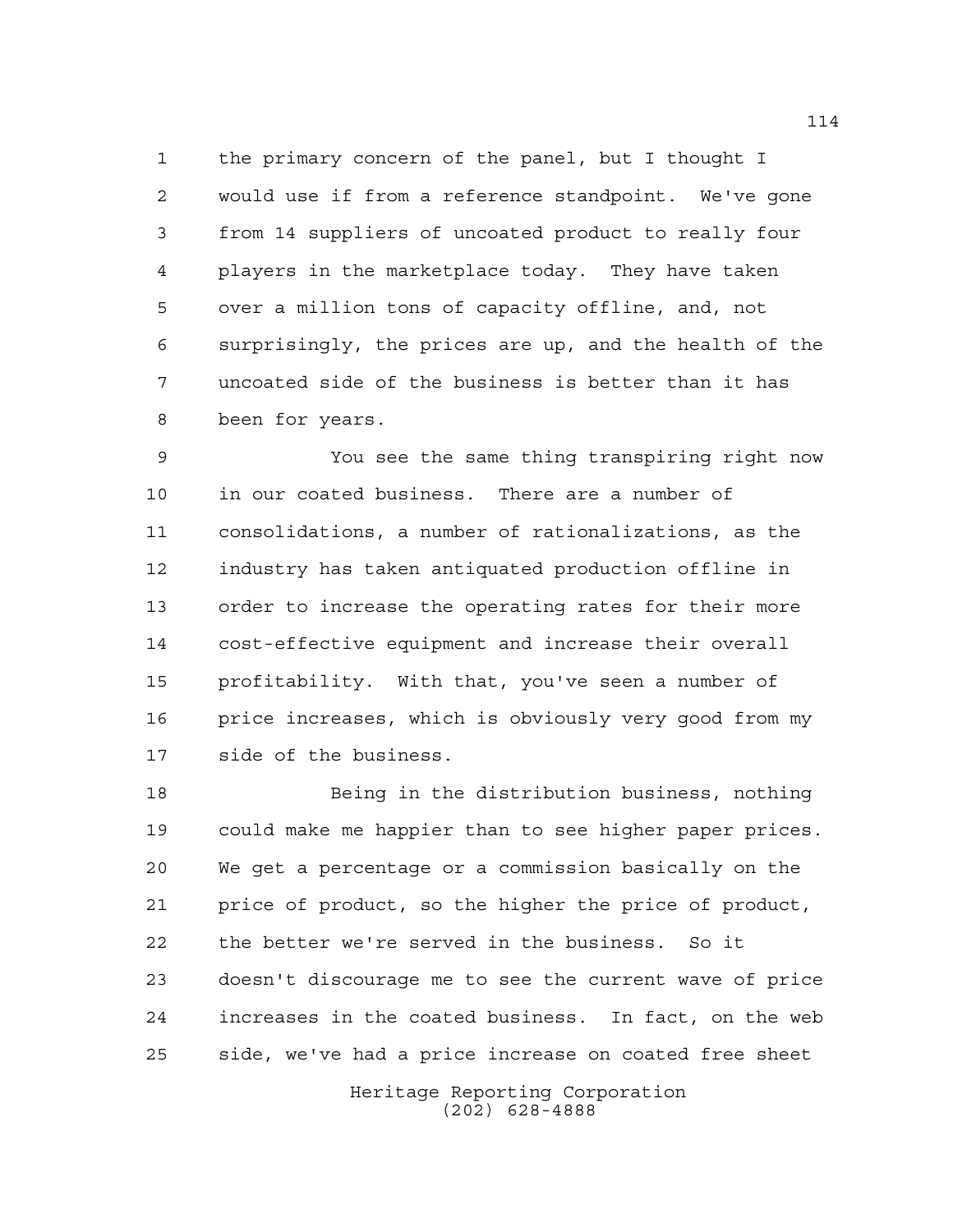the primary concern of the panel, but I thought I would use if from a reference standpoint. We've gone from 14 suppliers of uncoated product to really four players in the marketplace today. They have taken over a million tons of capacity offline, and, not surprisingly, the prices are up, and the health of the uncoated side of the business is better than it has been for years.

You see the same thing transpiring right now in our coated business. There are a number of consolidations, a number of rationalizations, as the industry has taken antiquated production offline in order to increase the operating rates for their more cost-effective equipment and increase their overall profitability. With that, you've seen a number of price increases, which is obviously very good from my side of the business.

Being in the distribution business, nothing could make me happier than to see higher paper prices. We get a percentage or a commission basically on the price of product, so the higher the price of product, the better we're served in the business. So it doesn't discourage me to see the current wave of price increases in the coated business. In fact, on the web side, we've had a price increase on coated free sheet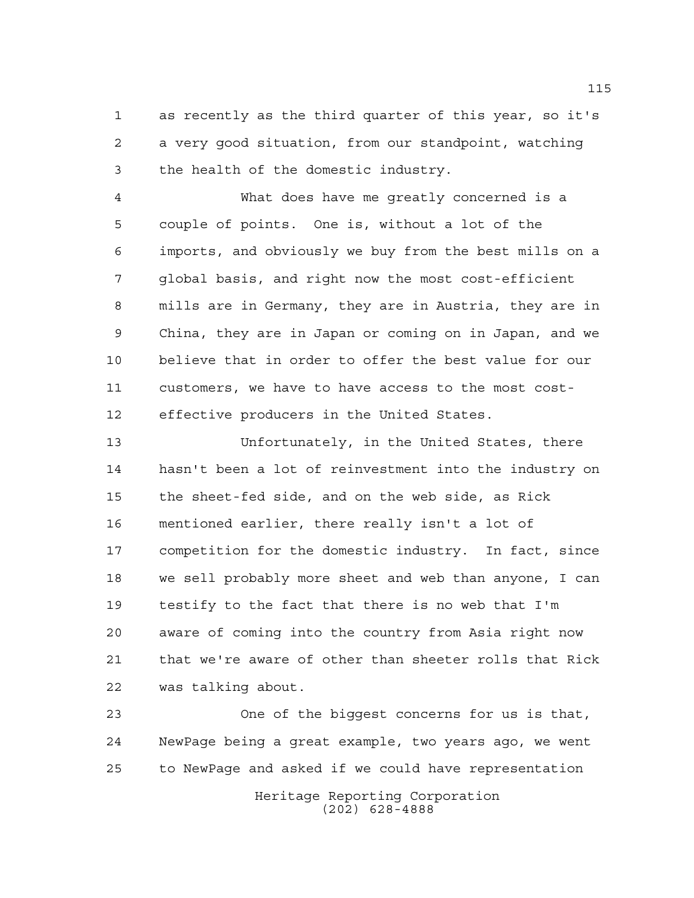as recently as the third quarter of this year, so it's a very good situation, from our standpoint, watching the health of the domestic industry.

What does have me greatly concerned is a couple of points. One is, without a lot of the imports, and obviously we buy from the best mills on a global basis, and right now the most cost-efficient mills are in Germany, they are in Austria, they are in China, they are in Japan or coming on in Japan, and we believe that in order to offer the best value for our customers, we have to have access to the most cost-effective producers in the United States.

Unfortunately, in the United States, there hasn't been a lot of reinvestment into the industry on the sheet-fed side, and on the web side, as Rick mentioned earlier, there really isn't a lot of competition for the domestic industry. In fact, since we sell probably more sheet and web than anyone, I can testify to the fact that there is no web that I'm aware of coming into the country from Asia right now that we're aware of other than sheeter rolls that Rick was talking about.

One of the biggest concerns for us is that, NewPage being a great example, two years ago, we went to NewPage and asked if we could have representation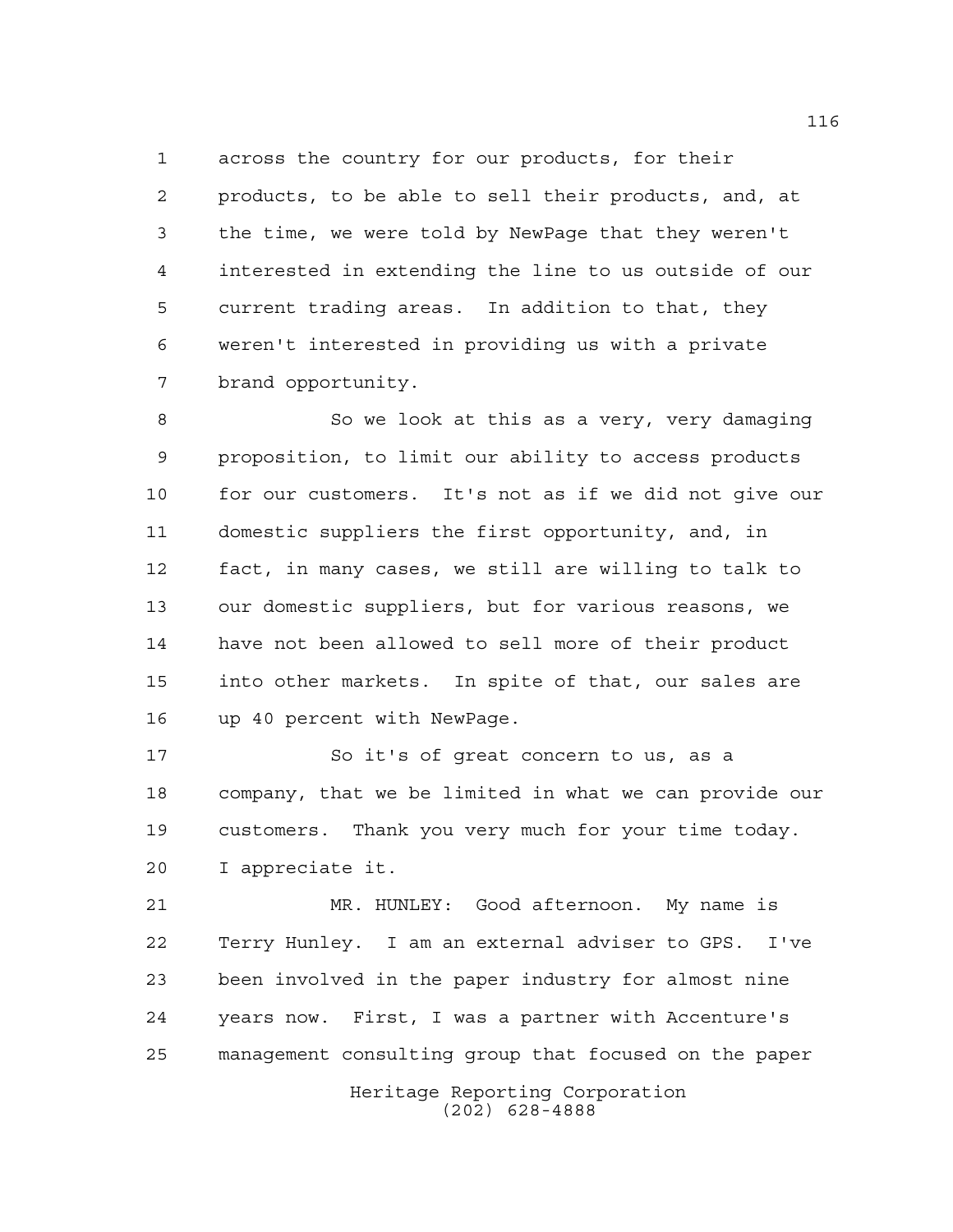across the country for our products, for their products, to be able to sell their products, and, at the time, we were told by NewPage that they weren't interested in extending the line to us outside of our current trading areas. In addition to that, they weren't interested in providing us with a private brand opportunity.

So we look at this as a very, very damaging proposition, to limit our ability to access products for our customers. It's not as if we did not give our domestic suppliers the first opportunity, and, in fact, in many cases, we still are willing to talk to our domestic suppliers, but for various reasons, we have not been allowed to sell more of their product into other markets. In spite of that, our sales are up 40 percent with NewPage.

So it's of great concern to us, as a company, that we be limited in what we can provide our customers. Thank you very much for your time today. I appreciate it.

MR. HUNLEY: Good afternoon. My name is Terry Hunley. I am an external adviser to GPS. I've been involved in the paper industry for almost nine years now. First, I was a partner with Accenture's management consulting group that focused on the paper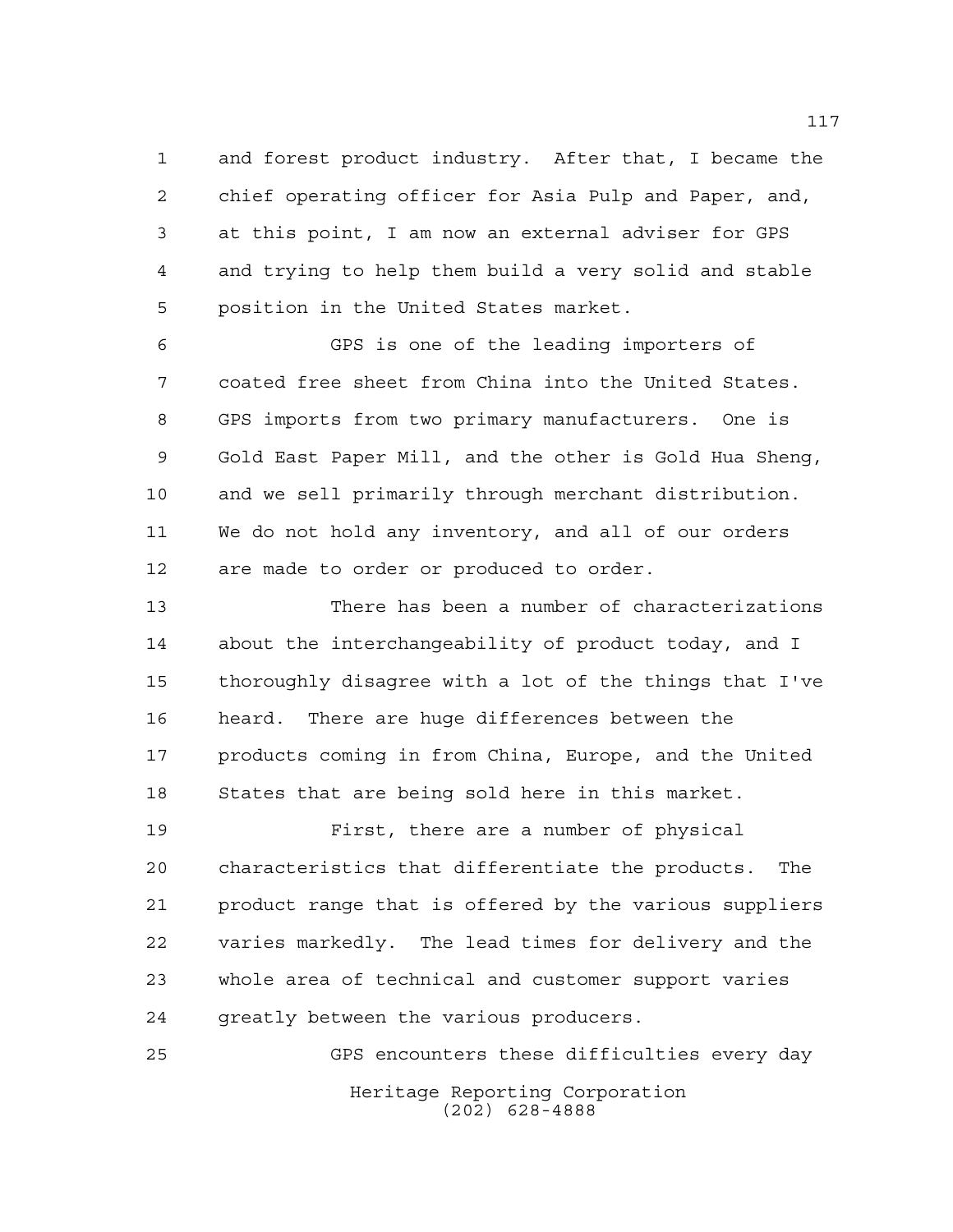and forest product industry. After that, I became the chief operating officer for Asia Pulp and Paper, and, at this point, I am now an external adviser for GPS and trying to help them build a very solid and stable position in the United States market.

GPS is one of the leading importers of coated free sheet from China into the United States. GPS imports from two primary manufacturers. One is Gold East Paper Mill, and the other is Gold Hua Sheng, and we sell primarily through merchant distribution. We do not hold any inventory, and all of our orders are made to order or produced to order.

There has been a number of characterizations about the interchangeability of product today, and I thoroughly disagree with a lot of the things that I've heard. There are huge differences between the products coming in from China, Europe, and the United States that are being sold here in this market.

First, there are a number of physical characteristics that differentiate the products. The product range that is offered by the various suppliers varies markedly. The lead times for delivery and the whole area of technical and customer support varies greatly between the various producers.

GPS encounters these difficulties every day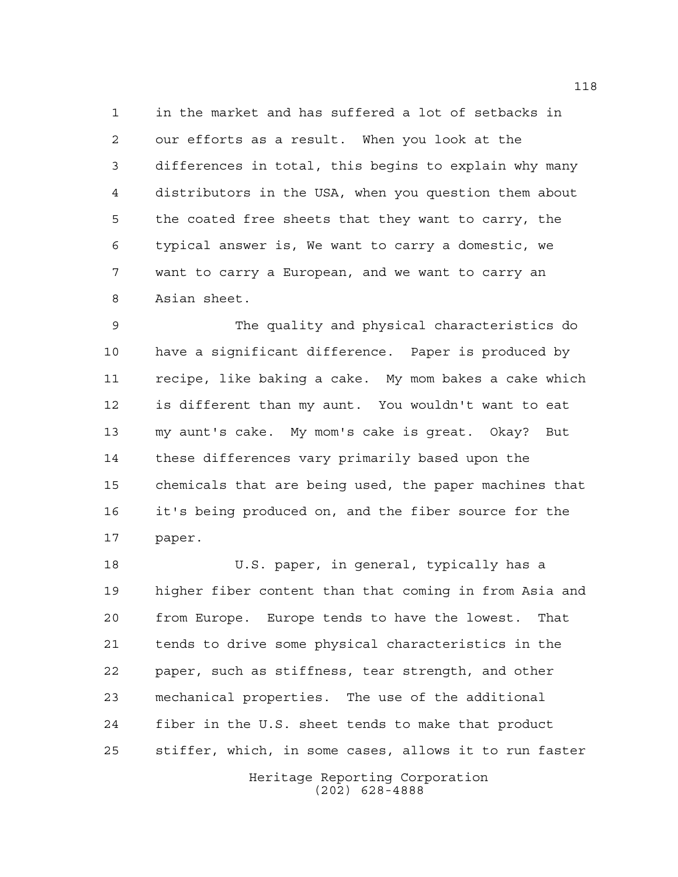in the market and has suffered a lot of setbacks in our efforts as a result. When you look at the differences in total, this begins to explain why many distributors in the USA, when you question them about the coated free sheets that they want to carry, the typical answer is, We want to carry a domestic, we want to carry a European, and we want to carry an Asian sheet.

The quality and physical characteristics do have a significant difference. Paper is produced by recipe, like baking a cake. My mom bakes a cake which is different than my aunt. You wouldn't want to eat my aunt's cake. My mom's cake is great. Okay? But these differences vary primarily based upon the chemicals that are being used, the paper machines that it's being produced on, and the fiber source for the paper.

U.S. paper, in general, typically has a higher fiber content than that coming in from Asia and from Europe. Europe tends to have the lowest. That tends to drive some physical characteristics in the paper, such as stiffness, tear strength, and other mechanical properties. The use of the additional fiber in the U.S. sheet tends to make that product stiffer, which, in some cases, allows it to run faster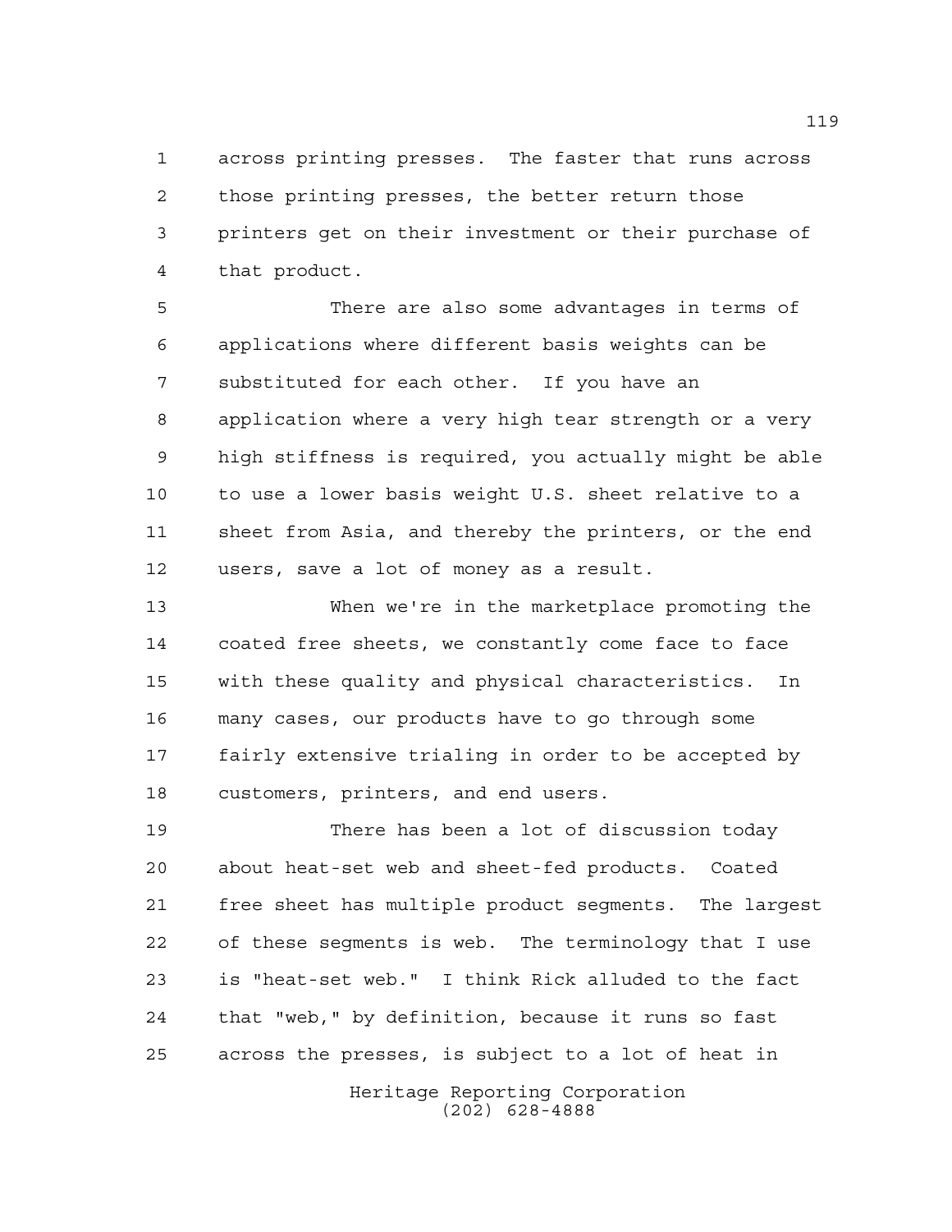across printing presses. The faster that runs across those printing presses, the better return those printers get on their investment or their purchase of that product.

There are also some advantages in terms of applications where different basis weights can be substituted for each other. If you have an application where a very high tear strength or a very high stiffness is required, you actually might be able to use a lower basis weight U.S. sheet relative to a sheet from Asia, and thereby the printers, or the end users, save a lot of money as a result.

When we're in the marketplace promoting the coated free sheets, we constantly come face to face with these quality and physical characteristics. In many cases, our products have to go through some fairly extensive trialing in order to be accepted by customers, printers, and end users.

There has been a lot of discussion today about heat-set web and sheet-fed products. Coated free sheet has multiple product segments. The largest of these segments is web. The terminology that I use is "heat-set web." I think Rick alluded to the fact that "web," by definition, because it runs so fast across the presses, is subject to a lot of heat in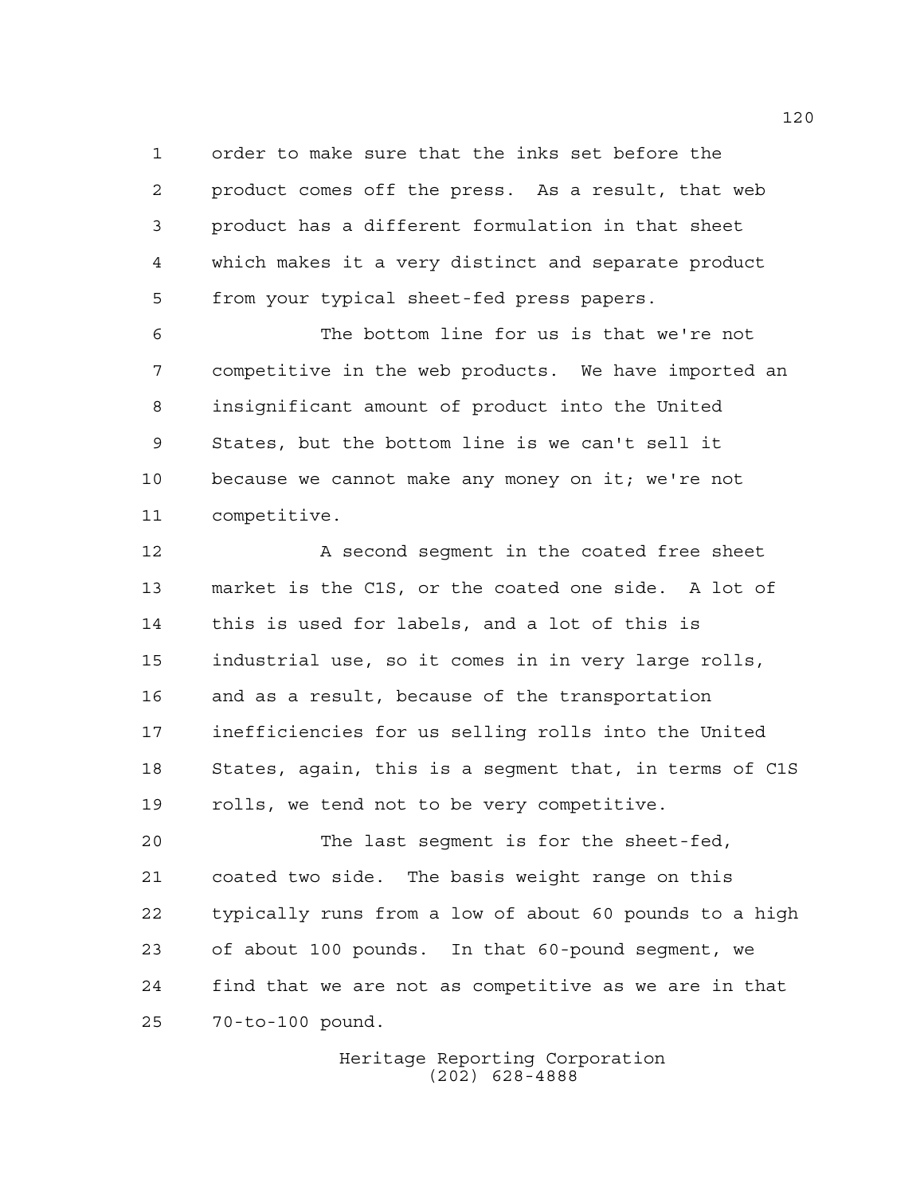order to make sure that the inks set before the product comes off the press. As a result, that web product has a different formulation in that sheet which makes it a very distinct and separate product from your typical sheet-fed press papers.

The bottom line for us is that we're not competitive in the web products. We have imported an insignificant amount of product into the United States, but the bottom line is we can't sell it because we cannot make any money on it; we're not competitive.

A second segment in the coated free sheet market is the C1S, or the coated one side. A lot of this is used for labels, and a lot of this is industrial use, so it comes in in very large rolls, and as a result, because of the transportation inefficiencies for us selling rolls into the United States, again, this is a segment that, in terms of C1S rolls, we tend not to be very competitive.

The last segment is for the sheet-fed, coated two side. The basis weight range on this typically runs from a low of about 60 pounds to a high of about 100 pounds. In that 60-pound segment, we find that we are not as competitive as we are in that 70-to-100 pound.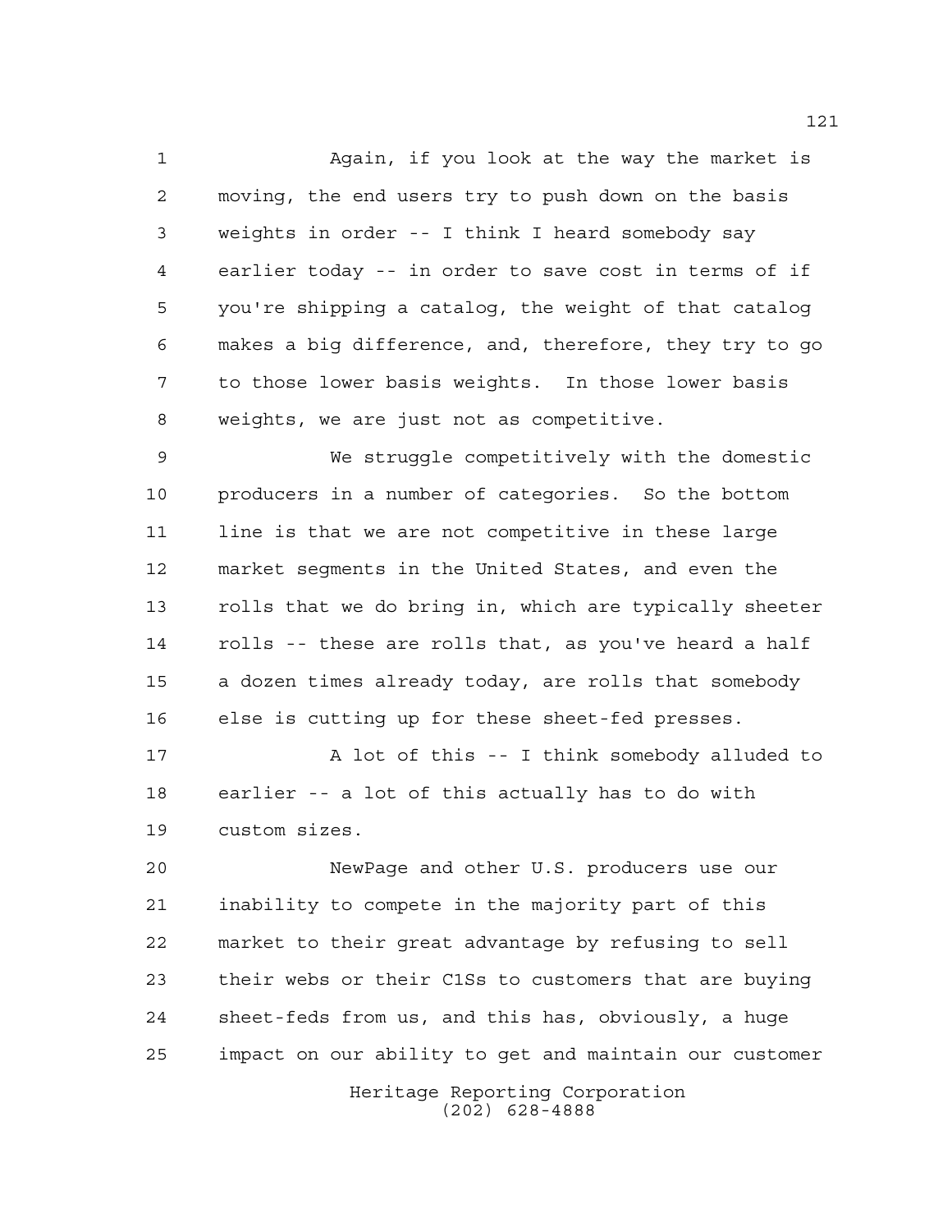Again, if you look at the way the market is moving, the end users try to push down on the basis weights in order -- I think I heard somebody say earlier today -- in order to save cost in terms of if you're shipping a catalog, the weight of that catalog makes a big difference, and, therefore, they try to go to those lower basis weights. In those lower basis weights, we are just not as competitive.

We struggle competitively with the domestic producers in a number of categories. So the bottom line is that we are not competitive in these large market segments in the United States, and even the rolls that we do bring in, which are typically sheeter rolls -- these are rolls that, as you've heard a half a dozen times already today, are rolls that somebody else is cutting up for these sheet-fed presses.

A lot of this -- I think somebody alluded to earlier -- a lot of this actually has to do with custom sizes.

NewPage and other U.S. producers use our inability to compete in the majority part of this market to their great advantage by refusing to sell their webs or their C1Ss to customers that are buying sheet-feds from us, and this has, obviously, a huge impact on our ability to get and maintain our customer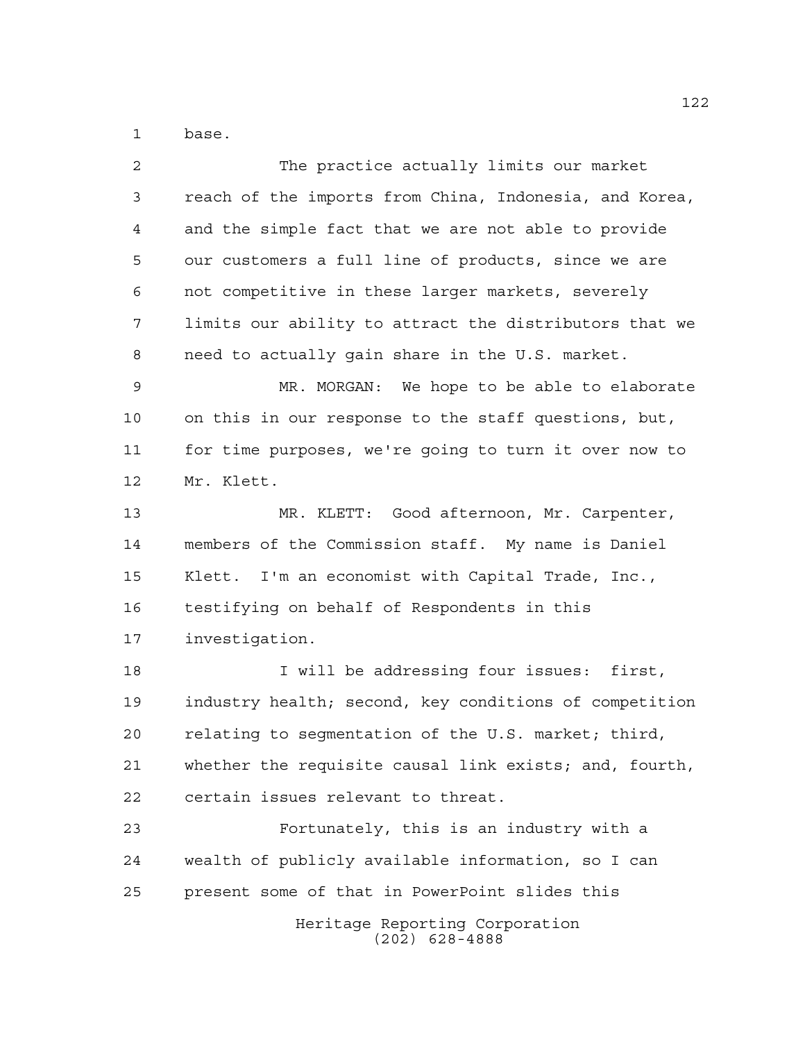base.

The practice actually limits our market reach of the imports from China, Indonesia, and Korea, and the simple fact that we are not able to provide our customers a full line of products, since we are not competitive in these larger markets, severely limits our ability to attract the distributors that we need to actually gain share in the U.S. market.

MR. MORGAN: We hope to be able to elaborate on this in our response to the staff questions, but, for time purposes, we're going to turn it over now to Mr. Klett.

MR. KLETT: Good afternoon, Mr. Carpenter, members of the Commission staff. My name is Daniel Klett. I'm an economist with Capital Trade, Inc., testifying on behalf of Respondents in this investigation.

I will be addressing four issues: first, industry health; second, key conditions of competition relating to segmentation of the U.S. market; third, whether the requisite causal link exists; and, fourth, certain issues relevant to threat.

Fortunately, this is an industry with a wealth of publicly available information, so I can present some of that in PowerPoint slides this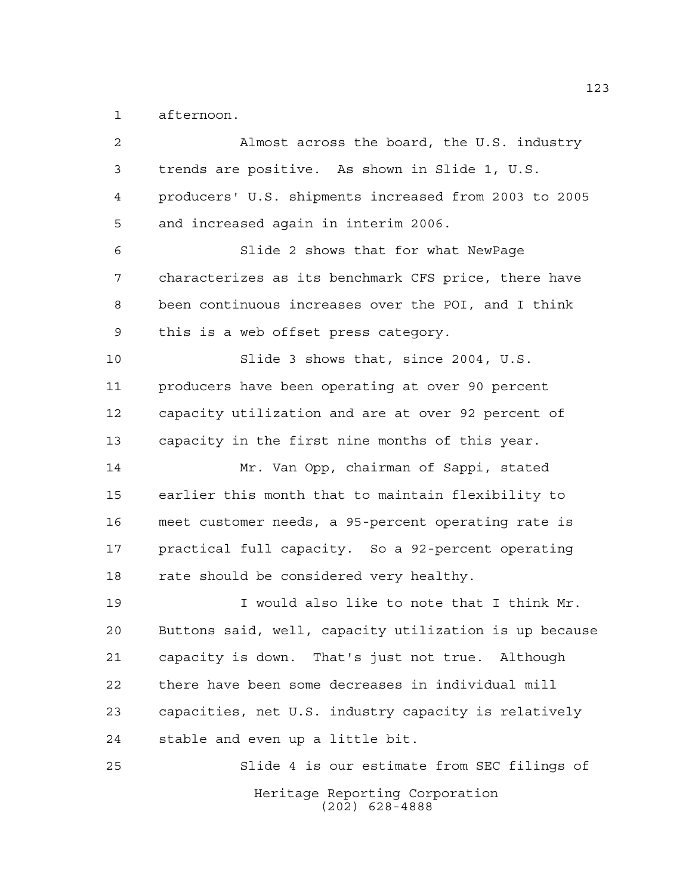afternoon.

Almost across the board, the U.S. industry trends are positive. As shown in Slide 1, U.S. producers' U.S. shipments increased from 2003 to 2005 and increased again in interim 2006.

Slide 2 shows that for what NewPage characterizes as its benchmark CFS price, there have been continuous increases over the POI, and I think this is a web offset press category.

Slide 3 shows that, since 2004, U.S. producers have been operating at over 90 percent capacity utilization and are at over 92 percent of capacity in the first nine months of this year.

Mr. Van Opp, chairman of Sappi, stated earlier this month that to maintain flexibility to meet customer needs, a 95-percent operating rate is practical full capacity. So a 92-percent operating rate should be considered very healthy.

I would also like to note that I think Mr. Buttons said, well, capacity utilization is up because capacity is down. That's just not true. Although there have been some decreases in individual mill capacities, net U.S. industry capacity is relatively stable and even up a little bit.

Slide 4 is our estimate from SEC filings of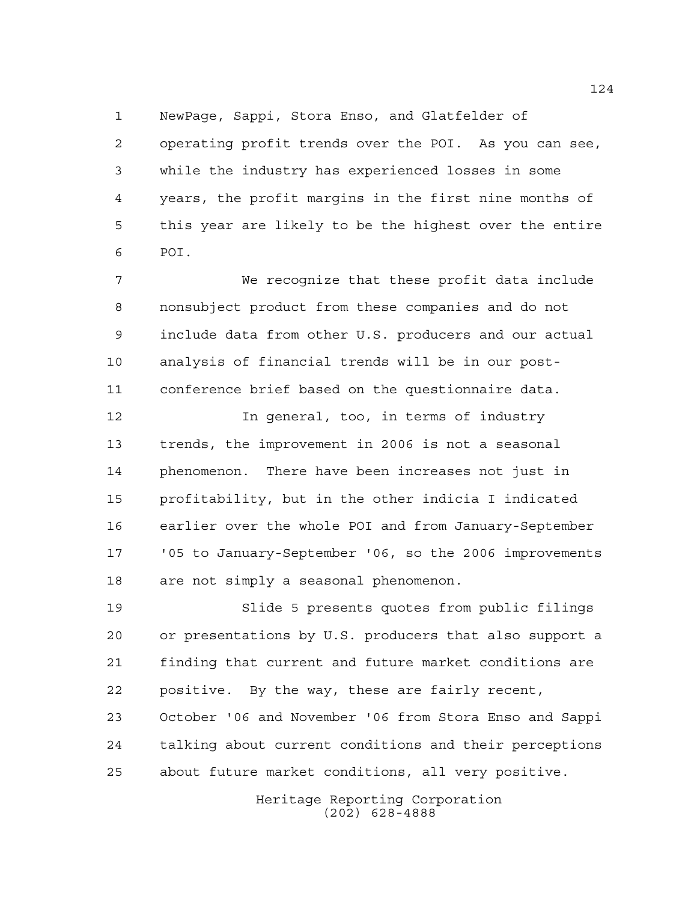NewPage, Sappi, Stora Enso, and Glatfelder of operating profit trends over the POI. As you can see, while the industry has experienced losses in some years, the profit margins in the first nine months of this year are likely to be the highest over the entire POI.

We recognize that these profit data include nonsubject product from these companies and do not include data from other U.S. producers and our actual analysis of financial trends will be in our post-conference brief based on the questionnaire data.

In general, too, in terms of industry trends, the improvement in 2006 is not a seasonal phenomenon. There have been increases not just in profitability, but in the other indicia I indicated earlier over the whole POI and from January-September '05 to January-September '06, so the 2006 improvements are not simply a seasonal phenomenon.

Slide 5 presents quotes from public filings or presentations by U.S. producers that also support a finding that current and future market conditions are positive. By the way, these are fairly recent, October '06 and November '06 from Stora Enso and Sappi talking about current conditions and their perceptions about future market conditions, all very positive.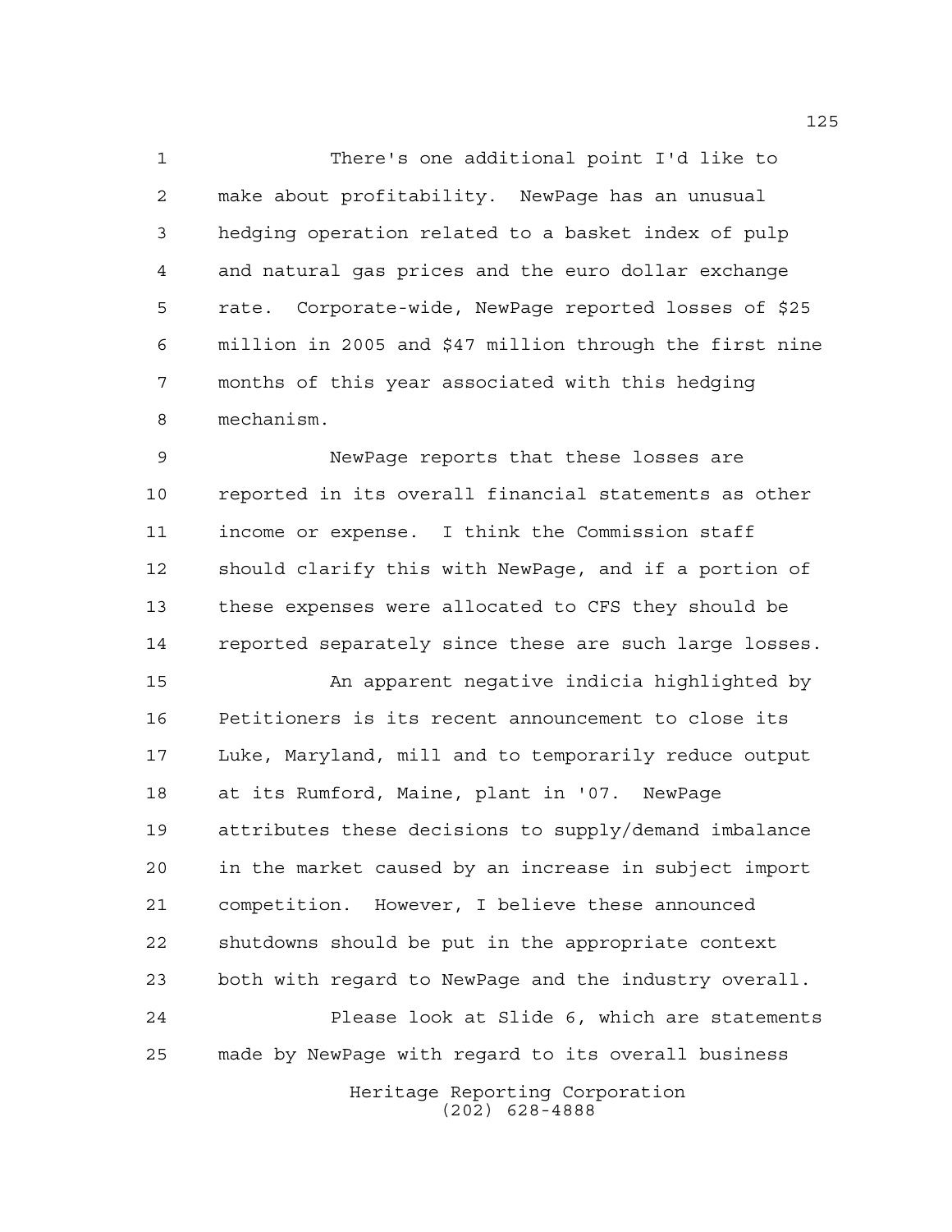There's one additional point I'd like to make about profitability. NewPage has an unusual hedging operation related to a basket index of pulp and natural gas prices and the euro dollar exchange rate. Corporate-wide, NewPage reported losses of $25 million in 2005 and $47 million through the first nine months of this year associated with this hedging mechanism.

NewPage reports that these losses are reported in its overall financial statements as other income or expense. I think the Commission staff should clarify this with NewPage, and if a portion of these expenses were allocated to CFS they should be reported separately since these are such large losses.

An apparent negative indicia highlighted by Petitioners is its recent announcement to close its Luke, Maryland, mill and to temporarily reduce output at its Rumford, Maine, plant in '07. NewPage attributes these decisions to supply/demand imbalance in the market caused by an increase in subject import competition. However, I believe these announced shutdowns should be put in the appropriate context both with regard to NewPage and the industry overall.

Please look at Slide 6, which are statements made by NewPage with regard to its overall business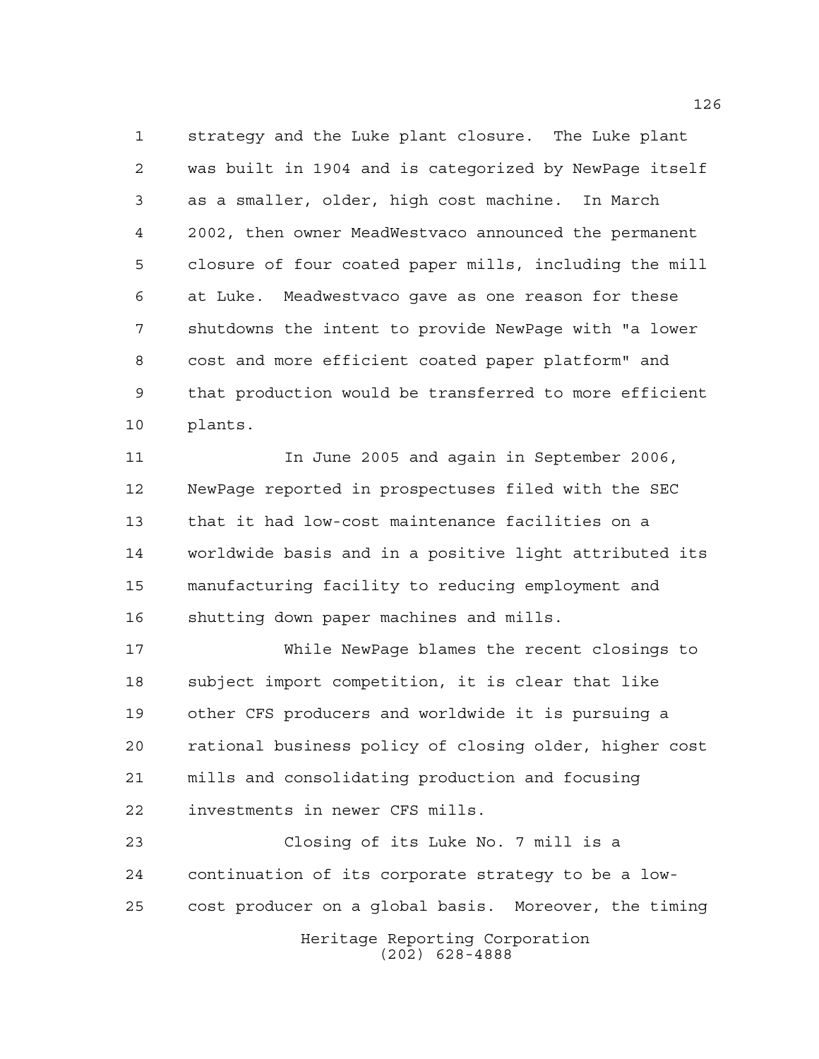strategy and the Luke plant closure. The Luke plant was built in 1904 and is categorized by NewPage itself as a smaller, older, high cost machine. In March 2002, then owner MeadWestvaco announced the permanent closure of four coated paper mills, including the mill at Luke. Meadwestvaco gave as one reason for these shutdowns the intent to provide NewPage with "a lower cost and more efficient coated paper platform" and that production would be transferred to more efficient plants.

In June 2005 and again in September 2006, NewPage reported in prospectuses filed with the SEC that it had low-cost maintenance facilities on a worldwide basis and in a positive light attributed its manufacturing facility to reducing employment and shutting down paper machines and mills.

While NewPage blames the recent closings to subject import competition, it is clear that like other CFS producers and worldwide it is pursuing a rational business policy of closing older, higher cost mills and consolidating production and focusing investments in newer CFS mills.

Closing of its Luke No. 7 mill is a continuation of its corporate strategy to be a low-cost producer on a global basis. Moreover, the timing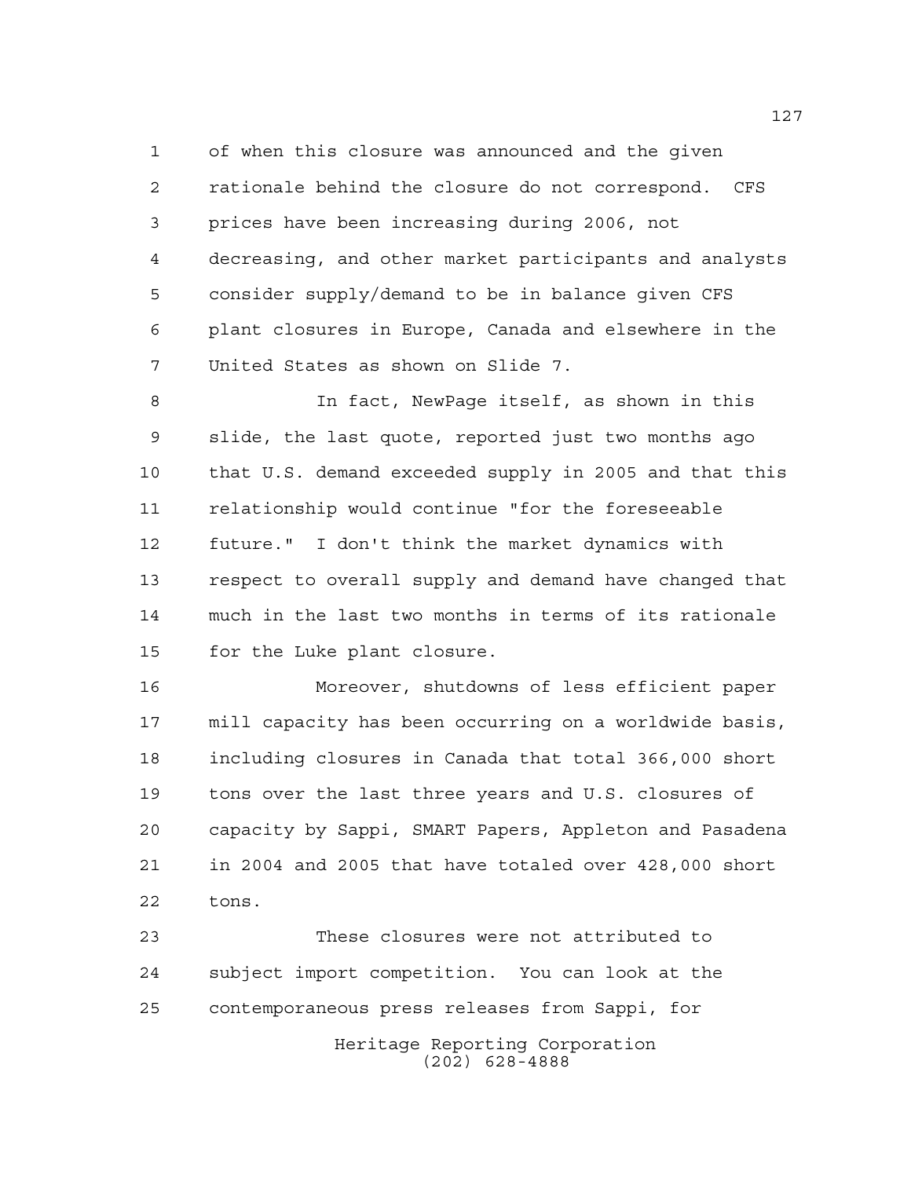of when this closure was announced and the given rationale behind the closure do not correspond. CFS prices have been increasing during 2006, not decreasing, and other market participants and analysts consider supply/demand to be in balance given CFS plant closures in Europe, Canada and elsewhere in the United States as shown on Slide 7.

In fact, NewPage itself, as shown in this slide, the last quote, reported just two months ago that U.S. demand exceeded supply in 2005 and that this relationship would continue "for the foreseeable future." I don't think the market dynamics with respect to overall supply and demand have changed that much in the last two months in terms of its rationale for the Luke plant closure.

Moreover, shutdowns of less efficient paper mill capacity has been occurring on a worldwide basis, including closures in Canada that total 366,000 short tons over the last three years and U.S. closures of capacity by Sappi, SMART Papers, Appleton and Pasadena in 2004 and 2005 that have totaled over 428,000 short tons.

These closures were not attributed to subject import competition. You can look at the contemporaneous press releases from Sappi, for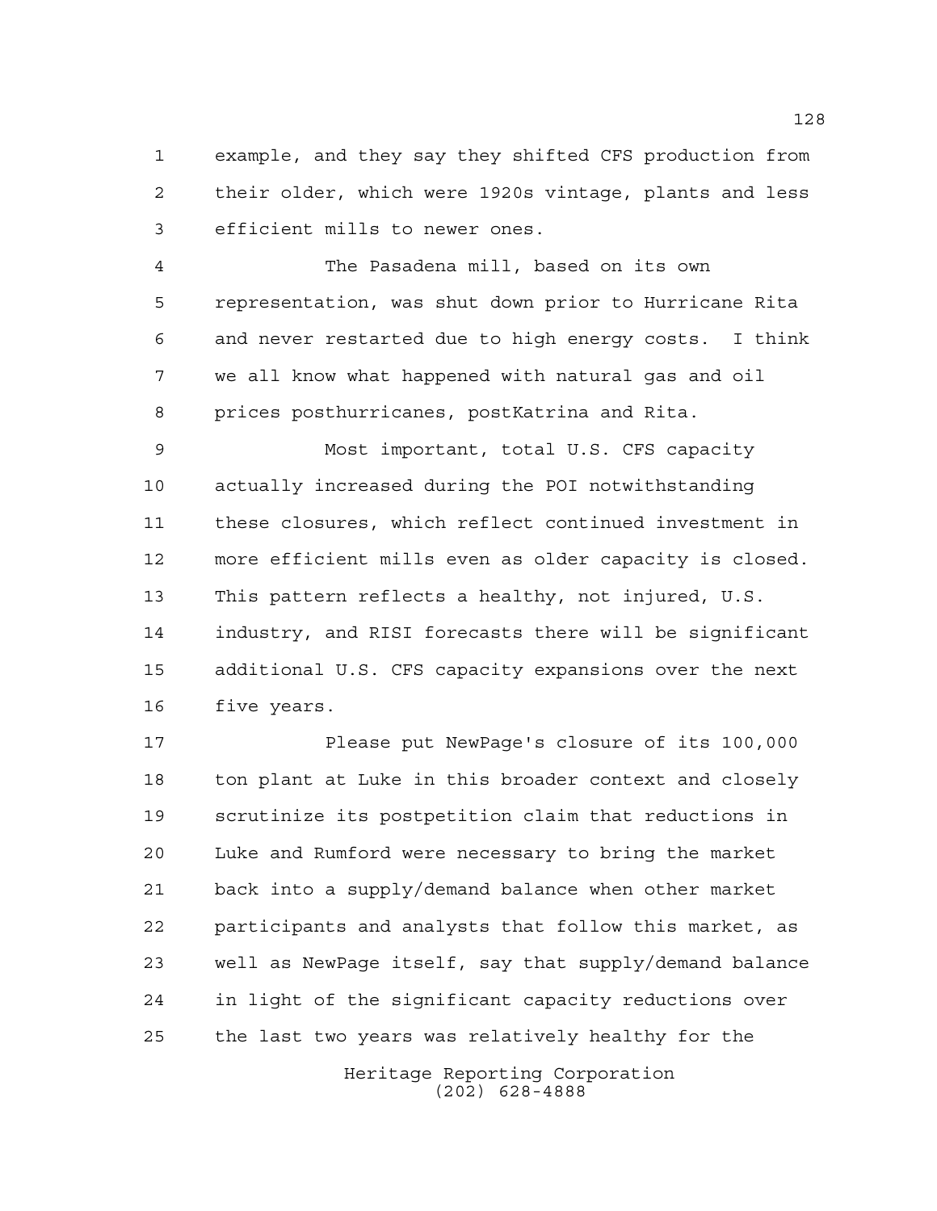example, and they say they shifted CFS production from their older, which were 1920s vintage, plants and less efficient mills to newer ones.

The Pasadena mill, based on its own representation, was shut down prior to Hurricane Rita and never restarted due to high energy costs. I think we all know what happened with natural gas and oil prices posthurricanes, postKatrina and Rita.

Most important, total U.S. CFS capacity actually increased during the POI notwithstanding these closures, which reflect continued investment in more efficient mills even as older capacity is closed. This pattern reflects a healthy, not injured, U.S. industry, and RISI forecasts there will be significant additional U.S. CFS capacity expansions over the next five years.

Please put NewPage's closure of its 100,000 ton plant at Luke in this broader context and closely scrutinize its postpetition claim that reductions in Luke and Rumford were necessary to bring the market back into a supply/demand balance when other market participants and analysts that follow this market, as well as NewPage itself, say that supply/demand balance in light of the significant capacity reductions over the last two years was relatively healthy for the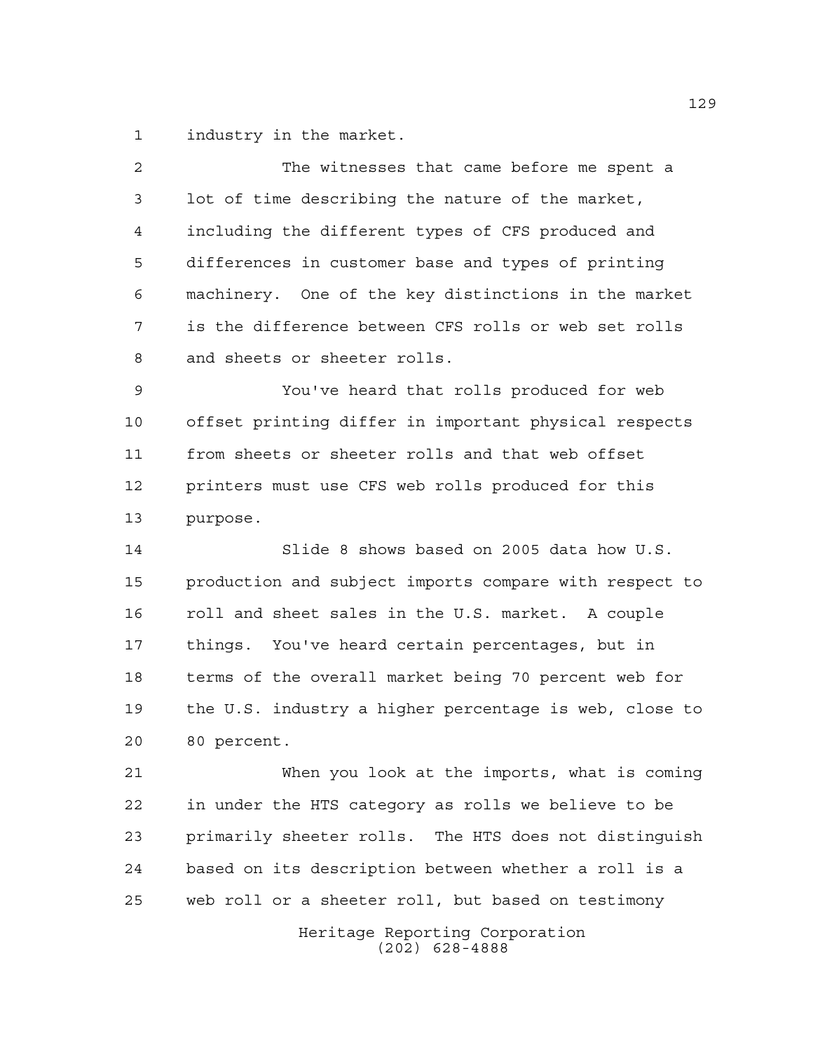industry in the market.

The witnesses that came before me spent a lot of time describing the nature of the market, including the different types of CFS produced and differences in customer base and types of printing machinery. One of the key distinctions in the market is the difference between CFS rolls or web set rolls and sheets or sheeter rolls.

You've heard that rolls produced for web offset printing differ in important physical respects from sheets or sheeter rolls and that web offset printers must use CFS web rolls produced for this purpose.

Slide 8 shows based on 2005 data how U.S. production and subject imports compare with respect to roll and sheet sales in the U.S. market. A couple things. You've heard certain percentages, but in terms of the overall market being 70 percent web for the U.S. industry a higher percentage is web, close to 80 percent.

When you look at the imports, what is coming in under the HTS category as rolls we believe to be primarily sheeter rolls. The HTS does not distinguish based on its description between whether a roll is a web roll or a sheeter roll, but based on testimony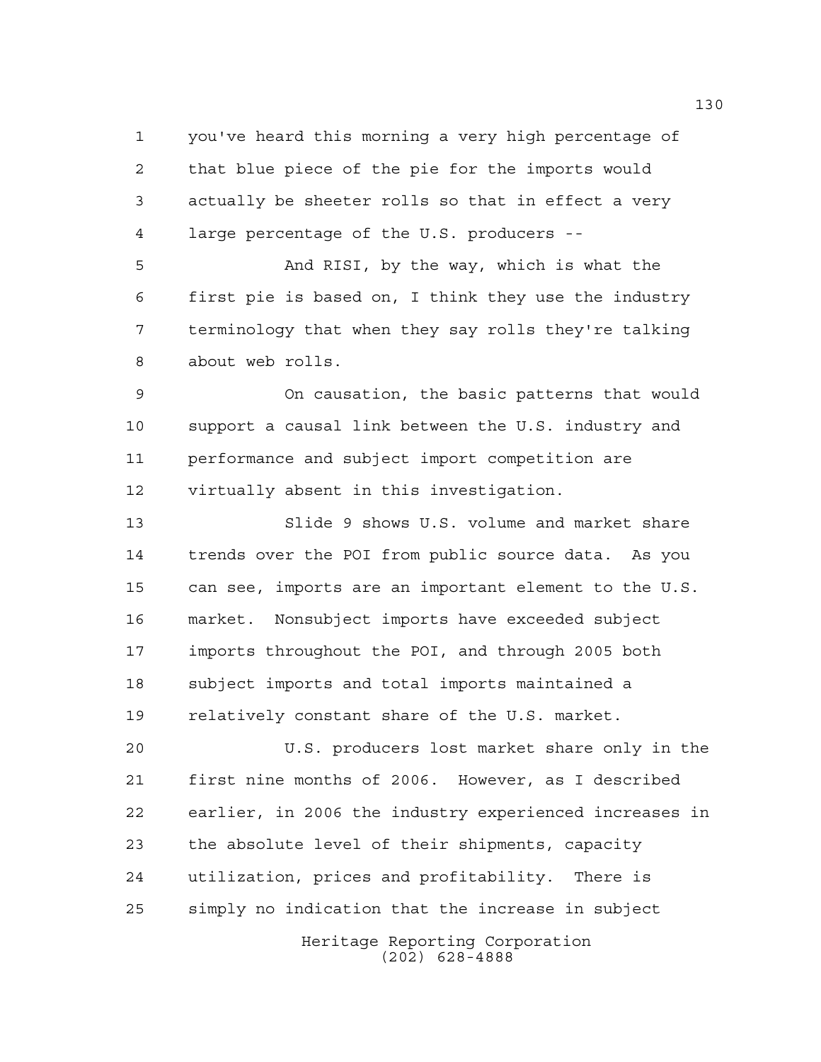you've heard this morning a very high percentage of that blue piece of the pie for the imports would actually be sheeter rolls so that in effect a very large percentage of the U.S. producers --

And RISI, by the way, which is what the first pie is based on, I think they use the industry terminology that when they say rolls they're talking about web rolls.

On causation, the basic patterns that would support a causal link between the U.S. industry and performance and subject import competition are virtually absent in this investigation.

Slide 9 shows U.S. volume and market share trends over the POI from public source data. As you can see, imports are an important element to the U.S. market. Nonsubject imports have exceeded subject imports throughout the POI, and through 2005 both subject imports and total imports maintained a relatively constant share of the U.S. market.

U.S. producers lost market share only in the first nine months of 2006. However, as I described earlier, in 2006 the industry experienced increases in the absolute level of their shipments, capacity utilization, prices and profitability. There is simply no indication that the increase in subject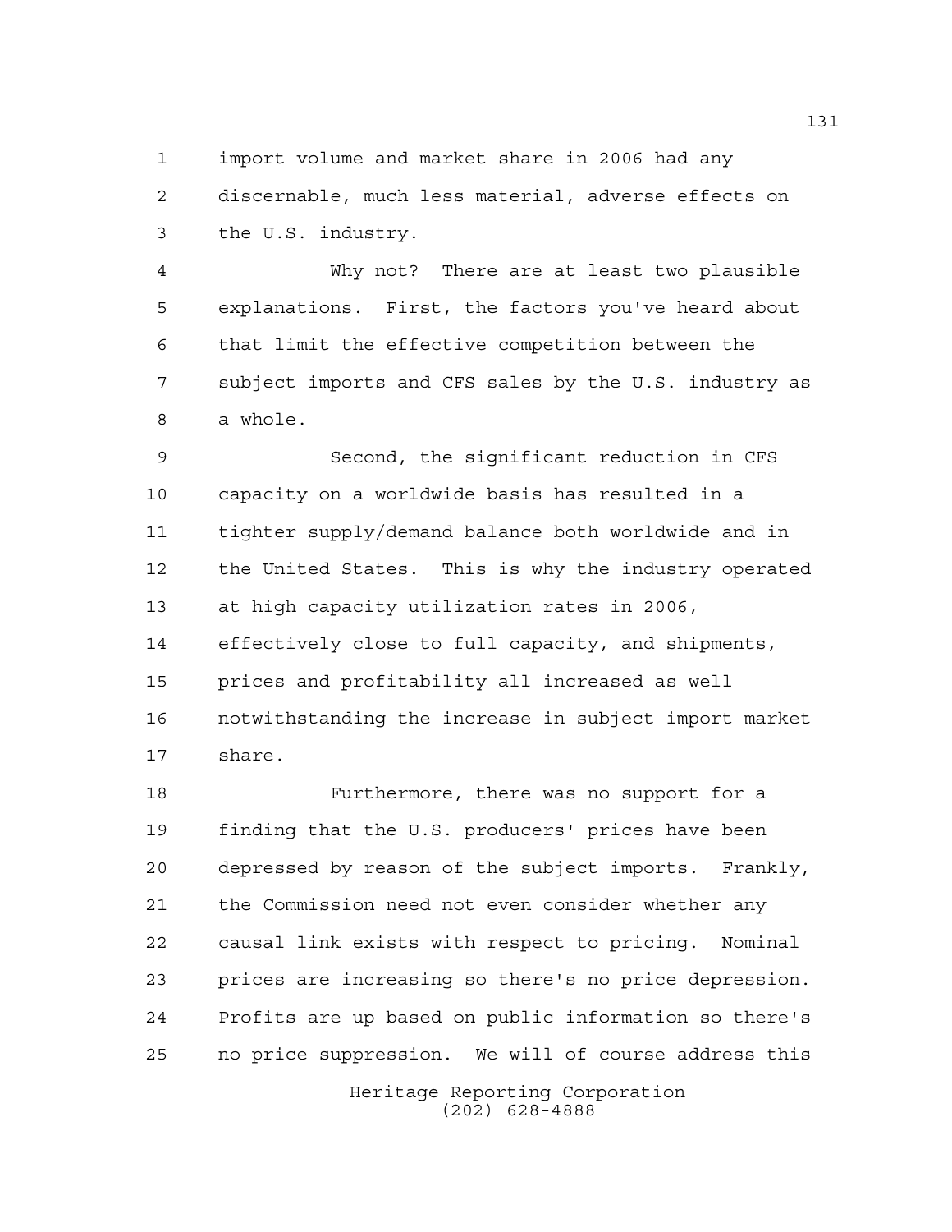import volume and market share in 2006 had any discernable, much less material, adverse effects on the U.S. industry.

Why not? There are at least two plausible explanations. First, the factors you've heard about that limit the effective competition between the subject imports and CFS sales by the U.S. industry as a whole.

Second, the significant reduction in CFS capacity on a worldwide basis has resulted in a tighter supply/demand balance both worldwide and in the United States. This is why the industry operated at high capacity utilization rates in 2006, effectively close to full capacity, and shipments, prices and profitability all increased as well notwithstanding the increase in subject import market share.

Furthermore, there was no support for a finding that the U.S. producers' prices have been depressed by reason of the subject imports. Frankly, the Commission need not even consider whether any causal link exists with respect to pricing. Nominal prices are increasing so there's no price depression. Profits are up based on public information so there's no price suppression. We will of course address this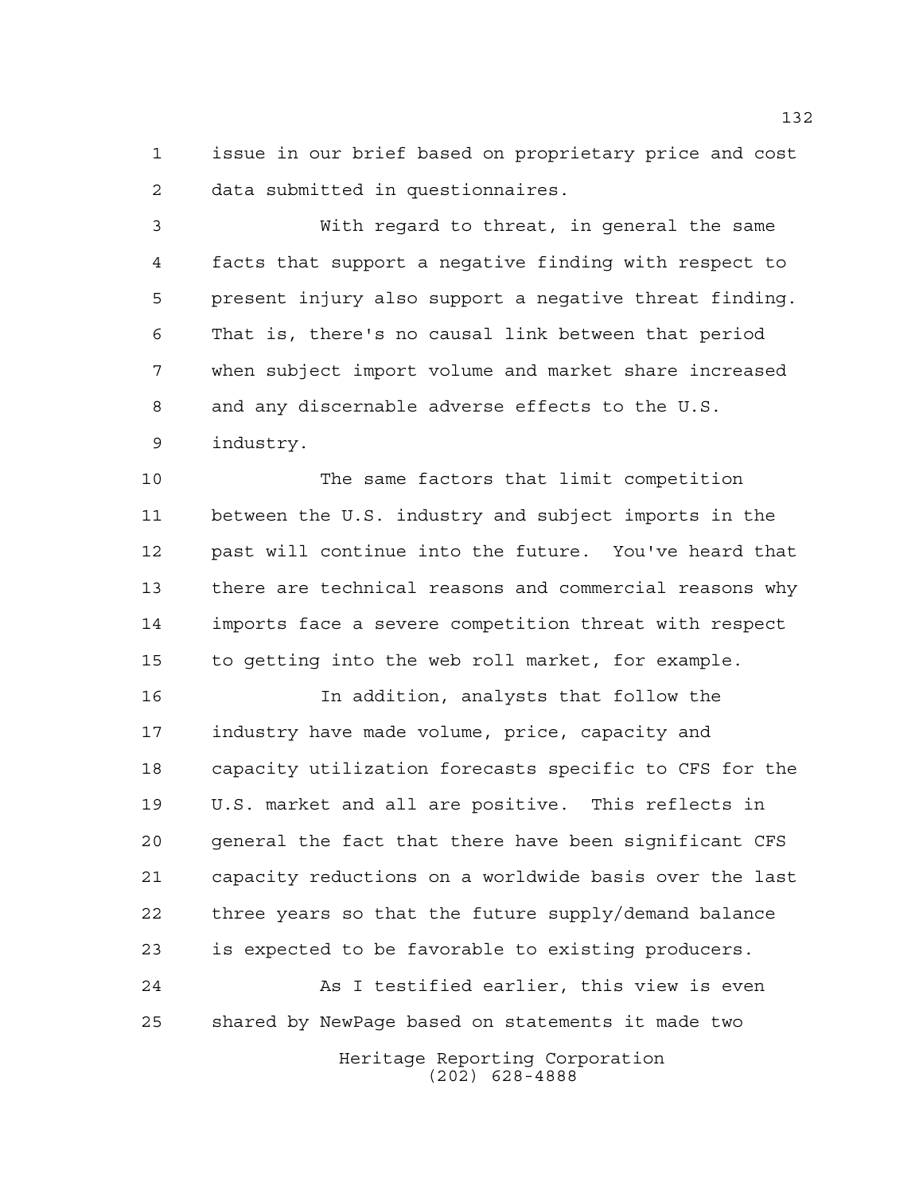issue in our brief based on proprietary price and cost data submitted in questionnaires.

With regard to threat, in general the same facts that support a negative finding with respect to present injury also support a negative threat finding. That is, there's no causal link between that period when subject import volume and market share increased and any discernable adverse effects to the U.S. industry.

The same factors that limit competition between the U.S. industry and subject imports in the past will continue into the future. You've heard that there are technical reasons and commercial reasons why imports face a severe competition threat with respect to getting into the web roll market, for example.

In addition, analysts that follow the industry have made volume, price, capacity and capacity utilization forecasts specific to CFS for the U.S. market and all are positive. This reflects in general the fact that there have been significant CFS capacity reductions on a worldwide basis over the last three years so that the future supply/demand balance is expected to be favorable to existing producers.

As I testified earlier, this view is even shared by NewPage based on statements it made two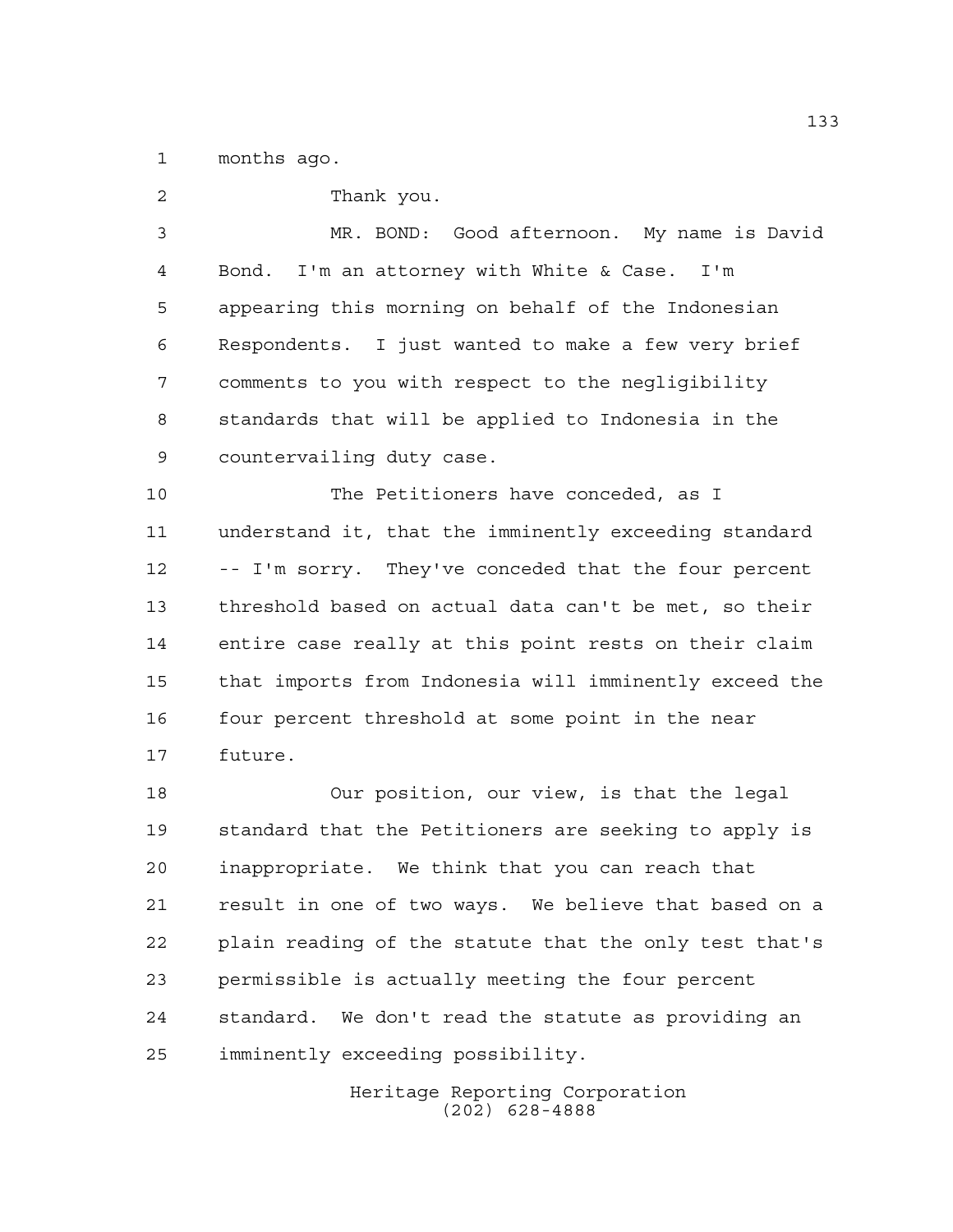months ago.

Thank you.

MR. BOND: Good afternoon. My name is David Bond. I'm an attorney with White & Case. I'm appearing this morning on behalf of the Indonesian Respondents. I just wanted to make a few very brief comments to you with respect to the negligibility standards that will be applied to Indonesia in the countervailing duty case.

The Petitioners have conceded, as I understand it, that the imminently exceeding standard -- I'm sorry. They've conceded that the four percent threshold based on actual data can't be met, so their entire case really at this point rests on their claim that imports from Indonesia will imminently exceed the four percent threshold at some point in the near future.

Our position, our view, is that the legal standard that the Petitioners are seeking to apply is inappropriate. We think that you can reach that result in one of two ways. We believe that based on a plain reading of the statute that the only test that's permissible is actually meeting the four percent standard. We don't read the statute as providing an imminently exceeding possibility.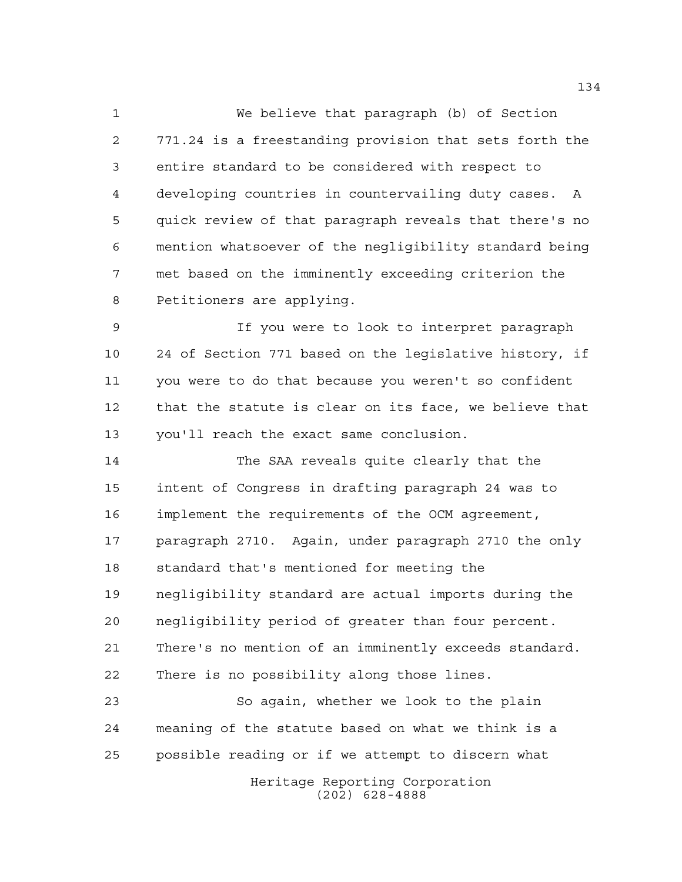We believe that paragraph (b) of Section 771.24 is a freestanding provision that sets forth the entire standard to be considered with respect to developing countries in countervailing duty cases. A quick review of that paragraph reveals that there's no mention whatsoever of the negligibility standard being met based on the imminently exceeding criterion the Petitioners are applying.

If you were to look to interpret paragraph 24 of Section 771 based on the legislative history, if you were to do that because you weren't so confident that the statute is clear on its face, we believe that you'll reach the exact same conclusion.

The SAA reveals quite clearly that the intent of Congress in drafting paragraph 24 was to implement the requirements of the OCM agreement, paragraph 2710. Again, under paragraph 2710 the only standard that's mentioned for meeting the negligibility standard are actual imports during the negligibility period of greater than four percent. There's no mention of an imminently exceeds standard. There is no possibility along those lines.

So again, whether we look to the plain meaning of the statute based on what we think is a possible reading or if we attempt to discern what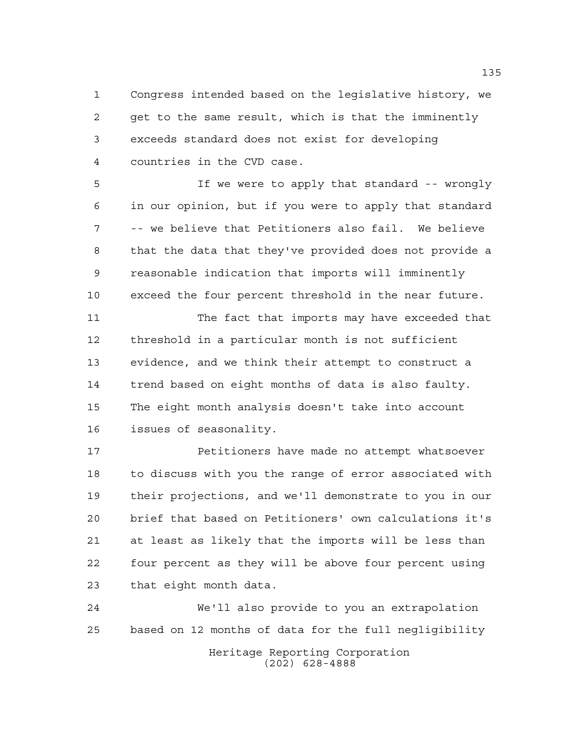Congress intended based on the legislative history, we get to the same result, which is that the imminently exceeds standard does not exist for developing countries in the CVD case.

If we were to apply that standard -- wrongly in our opinion, but if you were to apply that standard -- we believe that Petitioners also fail. We believe that the data that they've provided does not provide a reasonable indication that imports will imminently exceed the four percent threshold in the near future.

The fact that imports may have exceeded that threshold in a particular month is not sufficient evidence, and we think their attempt to construct a trend based on eight months of data is also faulty. The eight month analysis doesn't take into account issues of seasonality.

Petitioners have made no attempt whatsoever to discuss with you the range of error associated with their projections, and we'll demonstrate to you in our brief that based on Petitioners' own calculations it's at least as likely that the imports will be less than four percent as they will be above four percent using that eight month data.

We'll also provide to you an extrapolation based on 12 months of data for the full negligibility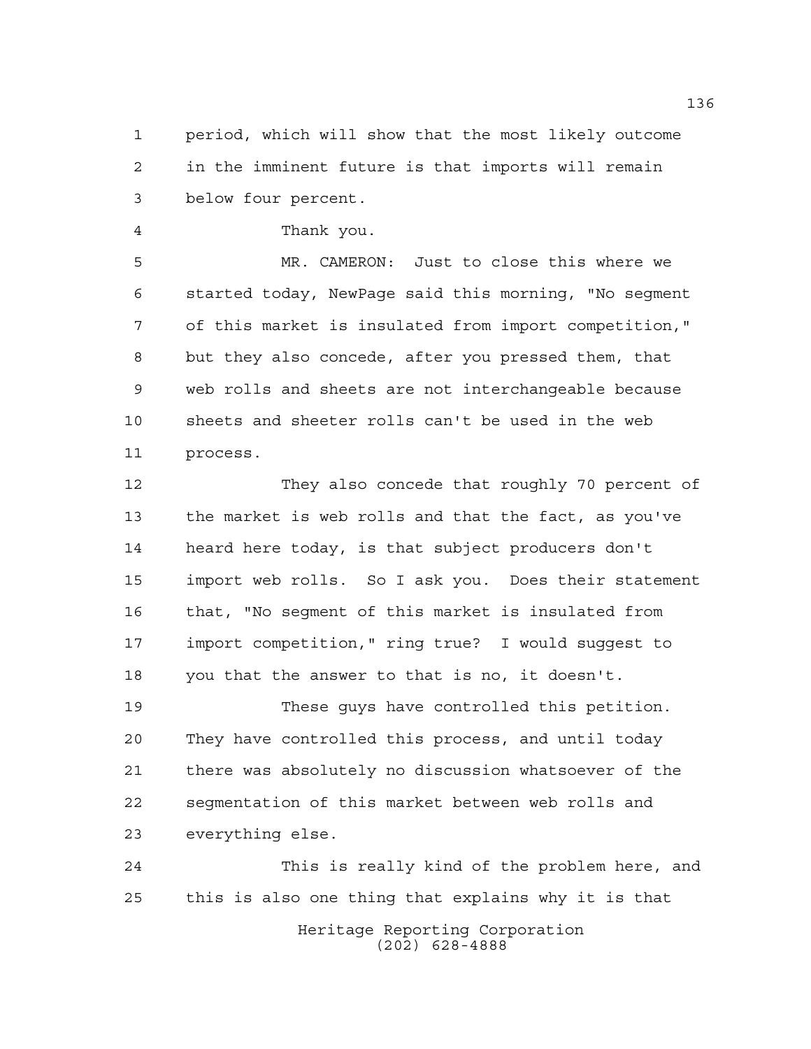period, which will show that the most likely outcome in the imminent future is that imports will remain below four percent.

Thank you.

MR. CAMERON: Just to close this where we started today, NewPage said this morning, "No segment of this market is insulated from import competition," but they also concede, after you pressed them, that web rolls and sheets are not interchangeable because sheets and sheeter rolls can't be used in the web process.

They also concede that roughly 70 percent of the market is web rolls and that the fact, as you've heard here today, is that subject producers don't import web rolls. So I ask you. Does their statement that, "No segment of this market is insulated from import competition," ring true? I would suggest to you that the answer to that is no, it doesn't.

These guys have controlled this petition. They have controlled this process, and until today there was absolutely no discussion whatsoever of the segmentation of this market between web rolls and everything else.

This is really kind of the problem here, and this is also one thing that explains why it is that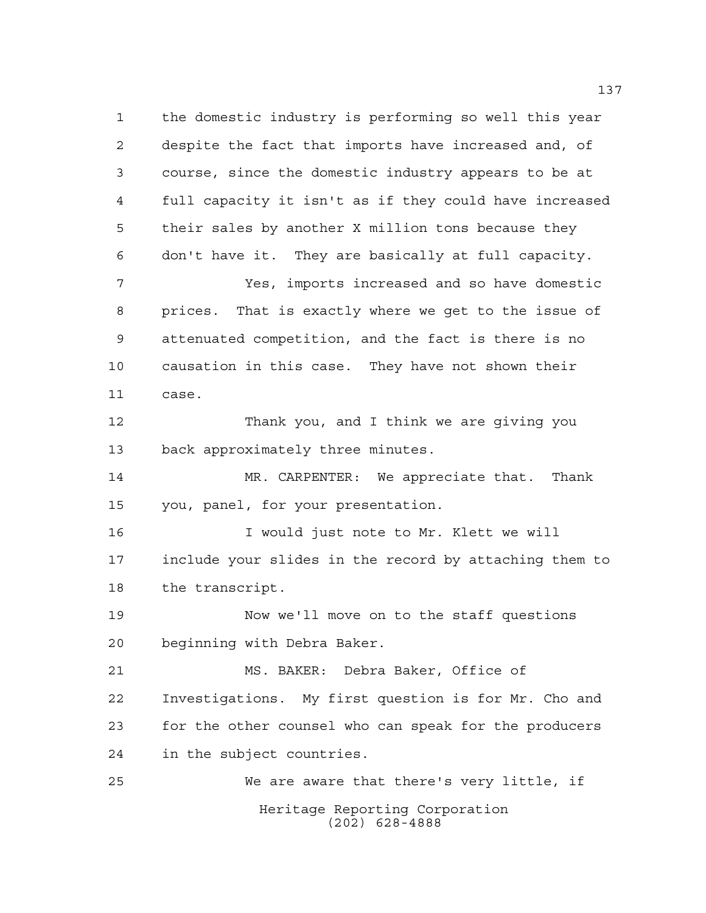the domestic industry is performing so well this year despite the fact that imports have increased and, of course, since the domestic industry appears to be at full capacity it isn't as if they could have increased their sales by another X million tons because they don't have it. They are basically at full capacity.

Yes, imports increased and so have domestic prices. That is exactly where we get to the issue of attenuated competition, and the fact is there is no causation in this case. They have not shown their case.

Thank you, and I think we are giving you back approximately three minutes.

MR. CARPENTER: We appreciate that. Thank you, panel, for your presentation.

I would just note to Mr. Klett we will include your slides in the record by attaching them to the transcript.

Now we'll move on to the staff questions beginning with Debra Baker.

MS. BAKER: Debra Baker, Office of Investigations. My first question is for Mr. Cho and for the other counsel who can speak for the producers in the subject countries.

We are aware that there's very little, if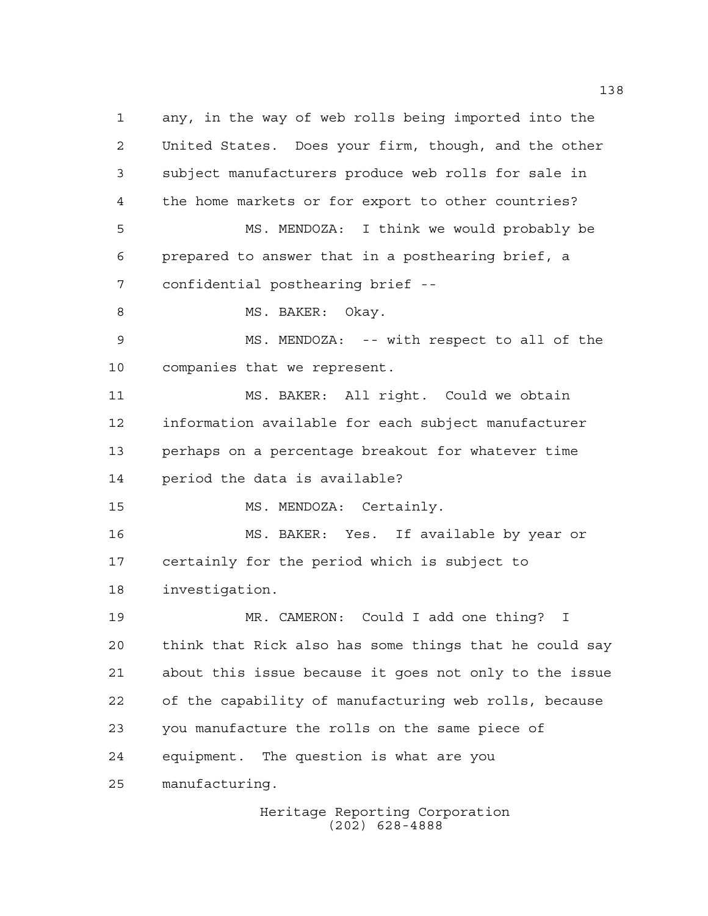any, in the way of web rolls being imported into the United States. Does your firm, though, and the other subject manufacturers produce web rolls for sale in the home markets or for export to other countries?

MS. MENDOZA: I think we would probably be prepared to answer that in a posthearing brief, a confidential posthearing brief --

MS. BAKER: Okay.

MS. MENDOZA: -- with respect to all of the companies that we represent.

MS. BAKER: All right. Could we obtain information available for each subject manufacturer perhaps on a percentage breakout for whatever time period the data is available?

MS. MENDOZA: Certainly.

MS. BAKER: Yes. If available by year or certainly for the period which is subject to investigation.

MR. CAMERON: Could I add one thing? I think that Rick also has some things that he could say about this issue because it goes not only to the issue of the capability of manufacturing web rolls, because you manufacture the rolls on the same piece of equipment. The question is what are you manufacturing.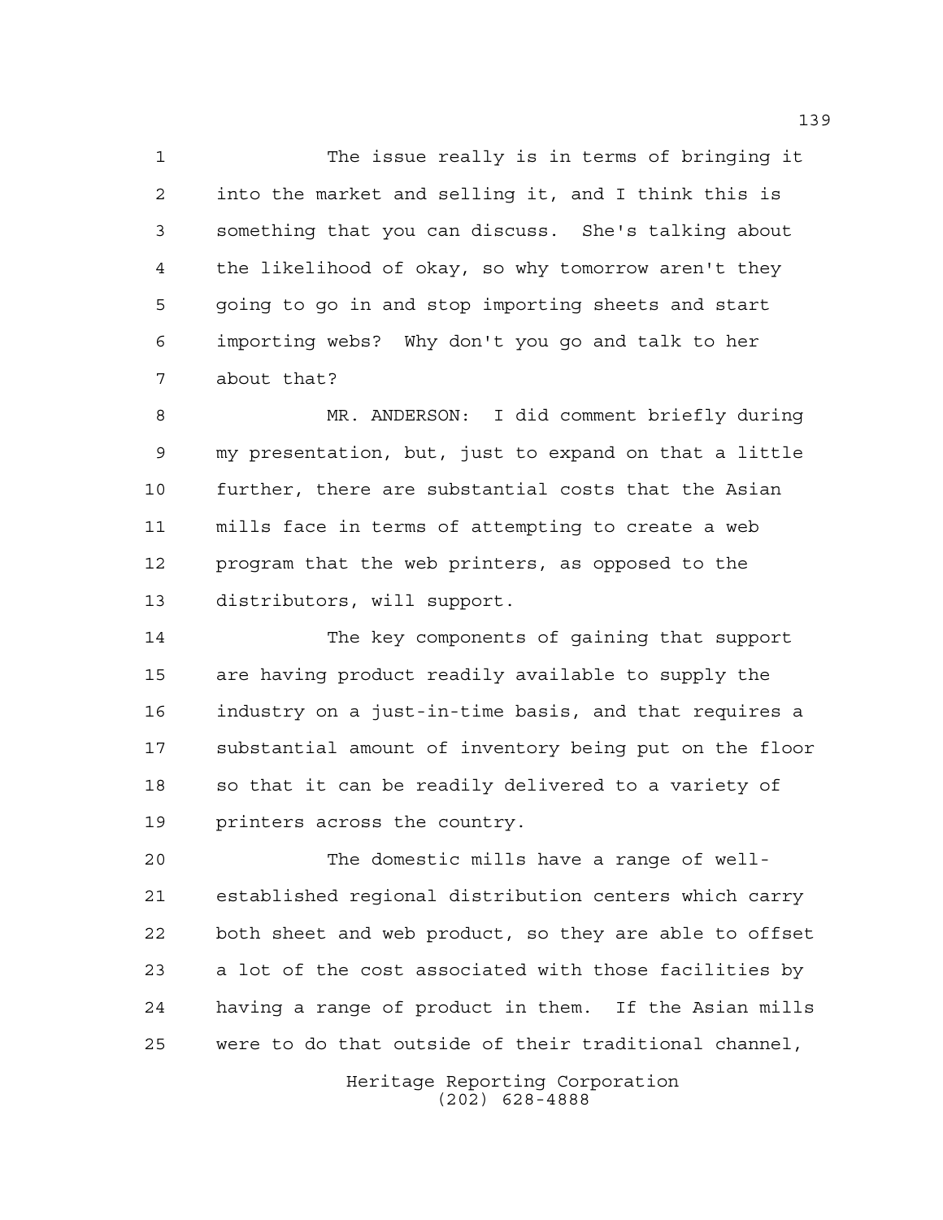The issue really is in terms of bringing it into the market and selling it, and I think this is something that you can discuss. She's talking about the likelihood of okay, so why tomorrow aren't they going to go in and stop importing sheets and start importing webs? Why don't you go and talk to her about that?

MR. ANDERSON: I did comment briefly during my presentation, but, just to expand on that a little further, there are substantial costs that the Asian mills face in terms of attempting to create a web program that the web printers, as opposed to the distributors, will support.

The key components of gaining that support are having product readily available to supply the industry on a just-in-time basis, and that requires a substantial amount of inventory being put on the floor so that it can be readily delivered to a variety of printers across the country.

The domestic mills have a range of well-established regional distribution centers which carry both sheet and web product, so they are able to offset a lot of the cost associated with those facilities by having a range of product in them. If the Asian mills were to do that outside of their traditional channel,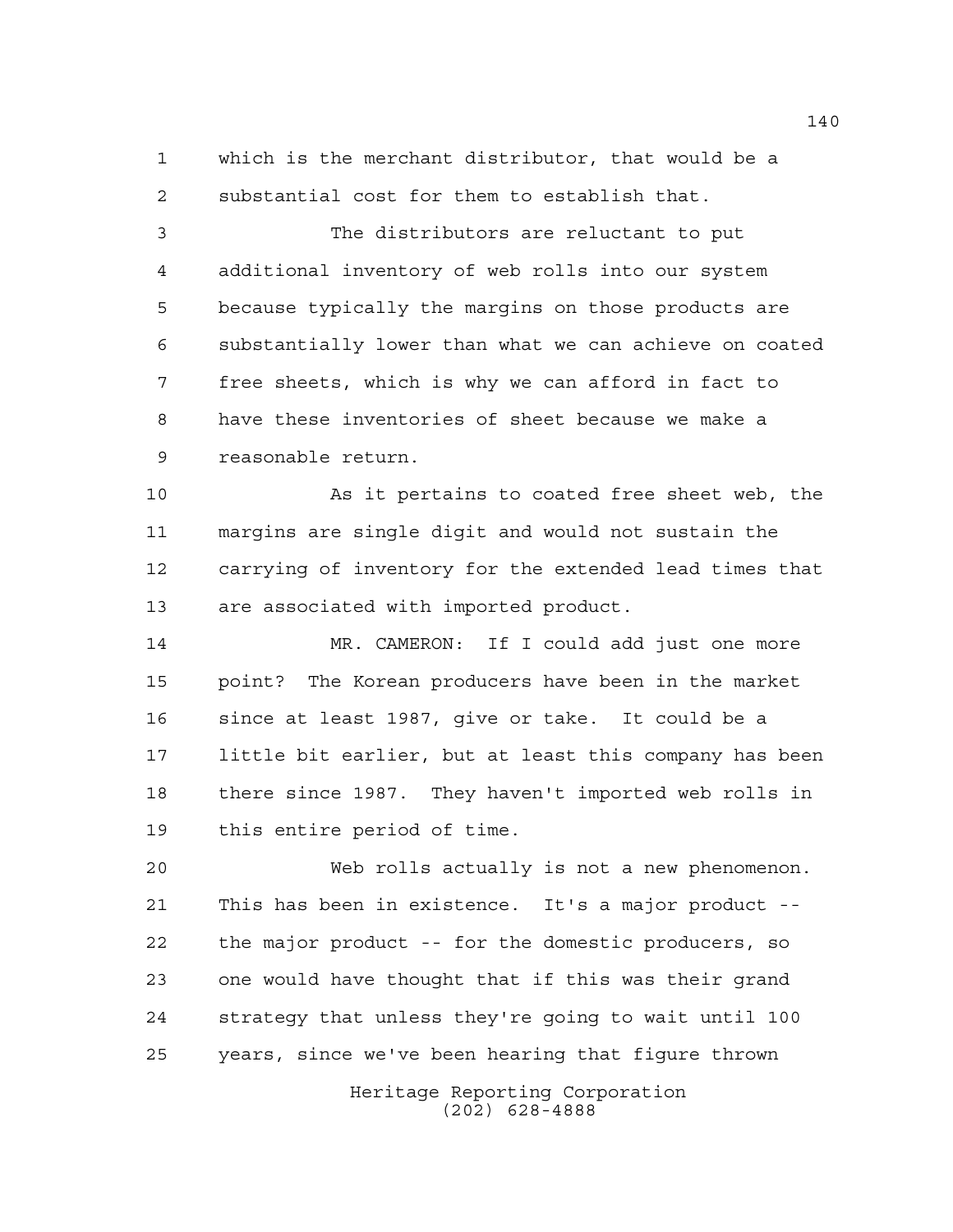which is the merchant distributor, that would be a substantial cost for them to establish that.

The distributors are reluctant to put additional inventory of web rolls into our system because typically the margins on those products are substantially lower than what we can achieve on coated free sheets, which is why we can afford in fact to have these inventories of sheet because we make a reasonable return.

As it pertains to coated free sheet web, the margins are single digit and would not sustain the carrying of inventory for the extended lead times that are associated with imported product.

MR. CAMERON: If I could add just one more point? The Korean producers have been in the market since at least 1987, give or take. It could be a little bit earlier, but at least this company has been there since 1987. They haven't imported web rolls in this entire period of time.

Web rolls actually is not a new phenomenon. This has been in existence. It's a major product -- the major product -- for the domestic producers, so one would have thought that if this was their grand strategy that unless they're going to wait until 100 years, since we've been hearing that figure thrown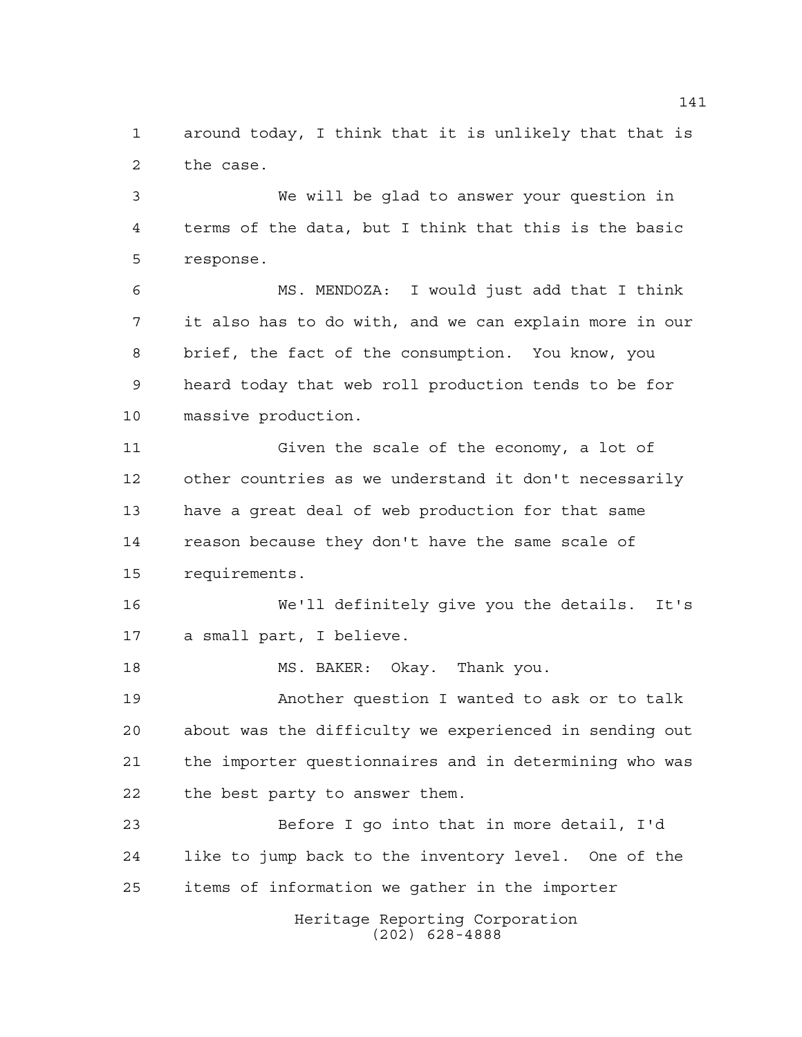around today, I think that it is unlikely that that is the case.

We will be glad to answer your question in terms of the data, but I think that this is the basic response.

MS. MENDOZA: I would just add that I think it also has to do with, and we can explain more in our brief, the fact of the consumption. You know, you heard today that web roll production tends to be for massive production.

Given the scale of the economy, a lot of other countries as we understand it don't necessarily have a great deal of web production for that same reason because they don't have the same scale of requirements.

We'll definitely give you the details. It's a small part, I believe.

MS. BAKER: Okay. Thank you.

Another question I wanted to ask or to talk about was the difficulty we experienced in sending out the importer questionnaires and in determining who was the best party to answer them.

Before I go into that in more detail, I'd like to jump back to the inventory level. One of the items of information we gather in the importer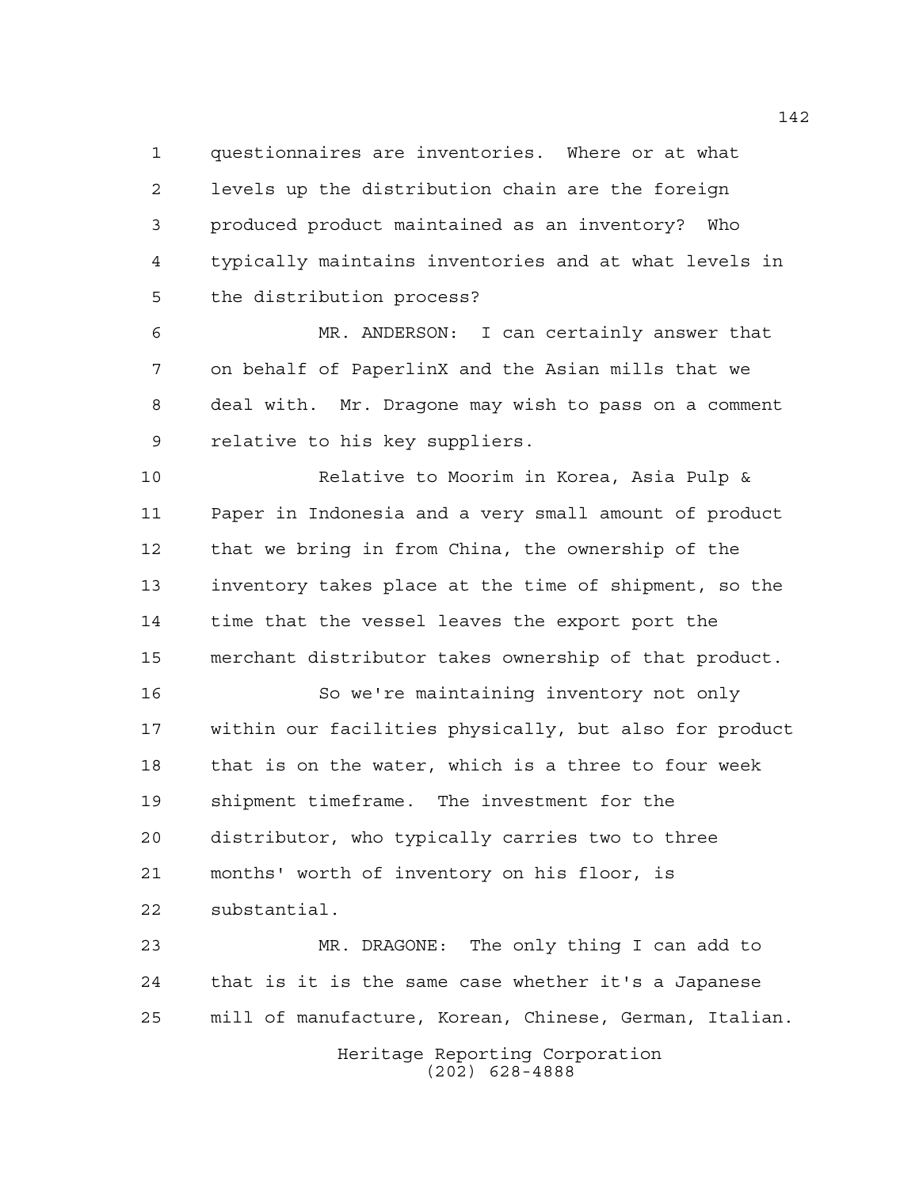questionnaires are inventories. Where or at what levels up the distribution chain are the foreign produced product maintained as an inventory? Who typically maintains inventories and at what levels in the distribution process?

MR. ANDERSON: I can certainly answer that on behalf of PaperlinX and the Asian mills that we deal with. Mr. Dragone may wish to pass on a comment relative to his key suppliers.

Relative to Moorim in Korea, Asia Pulp & Paper in Indonesia and a very small amount of product that we bring in from China, the ownership of the inventory takes place at the time of shipment, so the time that the vessel leaves the export port the merchant distributor takes ownership of that product.

So we're maintaining inventory not only within our facilities physically, but also for product that is on the water, which is a three to four week shipment timeframe. The investment for the distributor, who typically carries two to three months' worth of inventory on his floor, is substantial.

MR. DRAGONE: The only thing I can add to that is it is the same case whether it's a Japanese mill of manufacture, Korean, Chinese, German, Italian.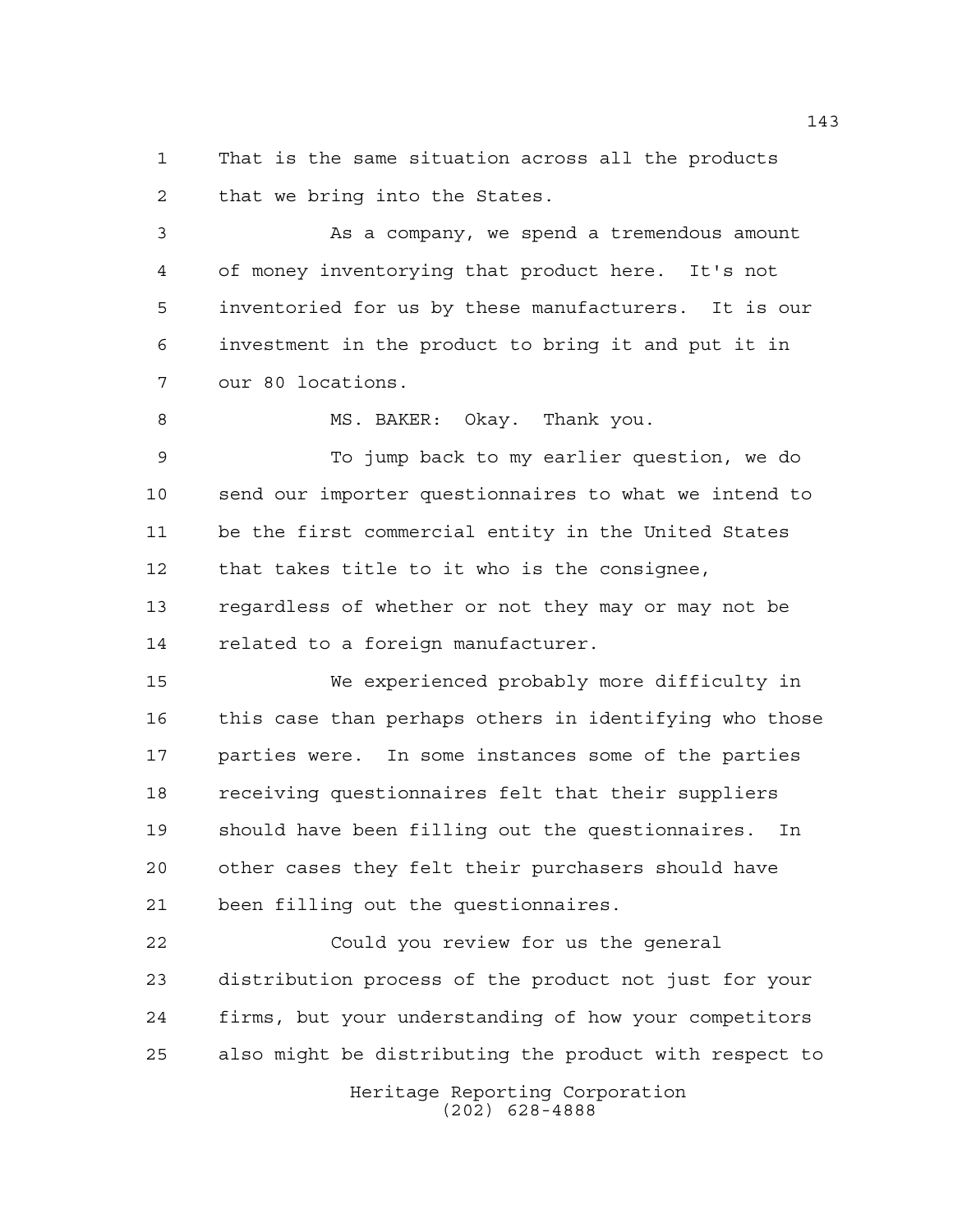That is the same situation across all the products that we bring into the States.

As a company, we spend a tremendous amount of money inventorying that product here. It's not inventoried for us by these manufacturers. It is our investment in the product to bring it and put it in our 80 locations.

MS. BAKER: Okay. Thank you.

To jump back to my earlier question, we do send our importer questionnaires to what we intend to be the first commercial entity in the United States that takes title to it who is the consignee, regardless of whether or not they may or may not be related to a foreign manufacturer.

We experienced probably more difficulty in this case than perhaps others in identifying who those parties were. In some instances some of the parties receiving questionnaires felt that their suppliers should have been filling out the questionnaires. In other cases they felt their purchasers should have been filling out the questionnaires.

Could you review for us the general distribution process of the product not just for your firms, but your understanding of how your competitors also might be distributing the product with respect to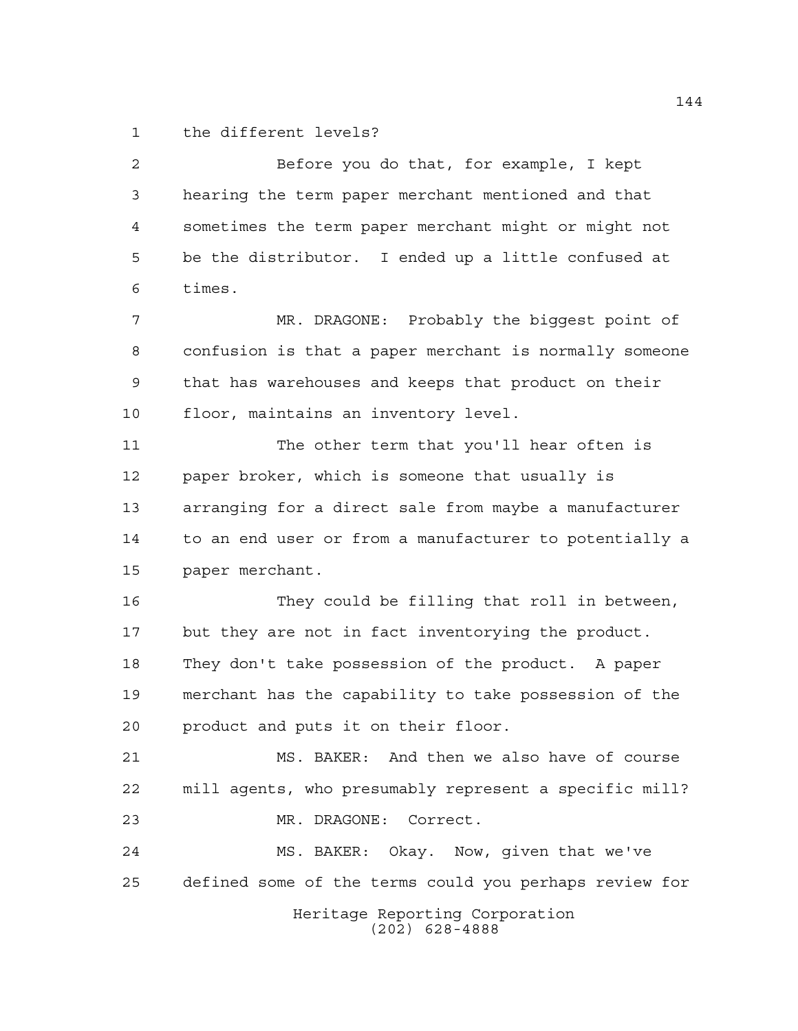the different levels?

Before you do that, for example, I kept hearing the term paper merchant mentioned and that sometimes the term paper merchant might or might not be the distributor. I ended up a little confused at times.

MR. DRAGONE: Probably the biggest point of confusion is that a paper merchant is normally someone that has warehouses and keeps that product on their floor, maintains an inventory level.

The other term that you'll hear often is paper broker, which is someone that usually is arranging for a direct sale from maybe a manufacturer to an end user or from a manufacturer to potentially a paper merchant.

They could be filling that roll in between, but they are not in fact inventorying the product. They don't take possession of the product. A paper merchant has the capability to take possession of the product and puts it on their floor.

MS. BAKER: And then we also have of course mill agents, who presumably represent a specific mill?

MR. DRAGONE: Correct.

MS. BAKER: Okay. Now, given that we've defined some of the terms could you perhaps review for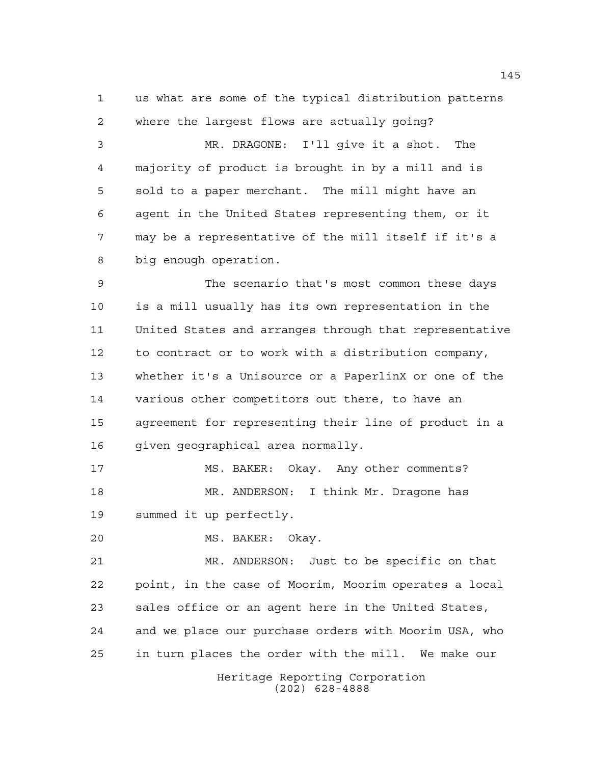us what are some of the typical distribution patterns where the largest flows are actually going?

MR. DRAGONE: I'll give it a shot. The majority of product is brought in by a mill and is sold to a paper merchant. The mill might have an agent in the United States representing them, or it may be a representative of the mill itself if it's a big enough operation.

The scenario that's most common these days is a mill usually has its own representation in the United States and arranges through that representative to contract or to work with a distribution company, whether it's a Unisource or a PaperlinX or one of the various other competitors out there, to have an agreement for representing their line of product in a given geographical area normally.

MS. BAKER: Okay. Any other comments?

MR. ANDERSON: I think Mr. Dragone has summed it up perfectly.

MS. BAKER: Okay.

MR. ANDERSON: Just to be specific on that point, in the case of Moorim, Moorim operates a local sales office or an agent here in the United States, and we place our purchase orders with Moorim USA, who in turn places the order with the mill. We make our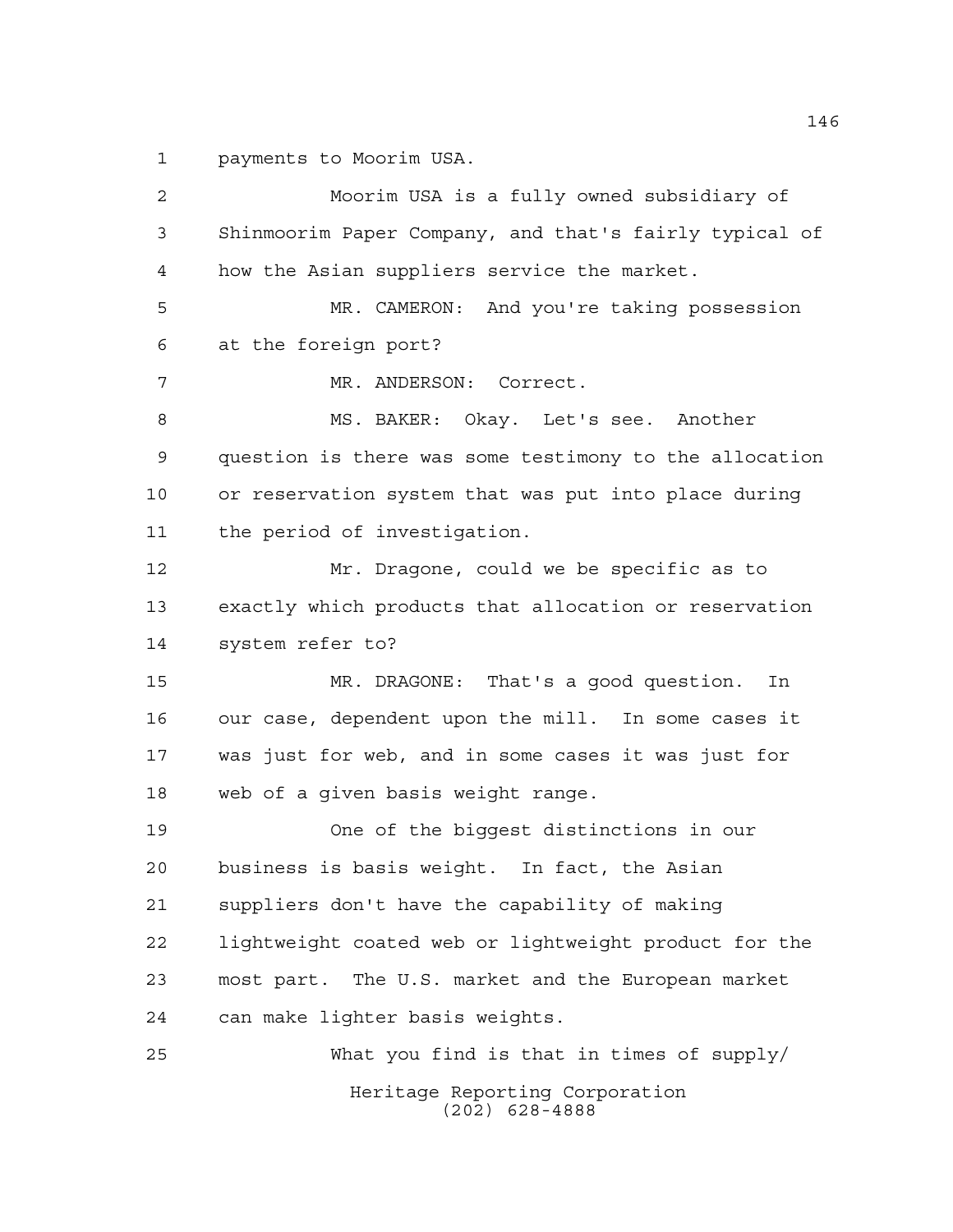payments to Moorim USA.

Moorim USA is a fully owned subsidiary of Shinmoorim Paper Company, and that's fairly typical of how the Asian suppliers service the market.

MR. CAMERON: And you're taking possession at the foreign port?

MR. ANDERSON: Correct.

MS. BAKER: Okay. Let's see. Another question is there was some testimony to the allocation or reservation system that was put into place during the period of investigation.

Mr. Dragone, could we be specific as to exactly which products that allocation or reservation system refer to?

MR. DRAGONE: That's a good question. In our case, dependent upon the mill. In some cases it was just for web, and in some cases it was just for web of a given basis weight range.

One of the biggest distinctions in our business is basis weight. In fact, the Asian suppliers don't have the capability of making lightweight coated web or lightweight product for the most part. The U.S. market and the European market can make lighter basis weights.

What you find is that in times of supply/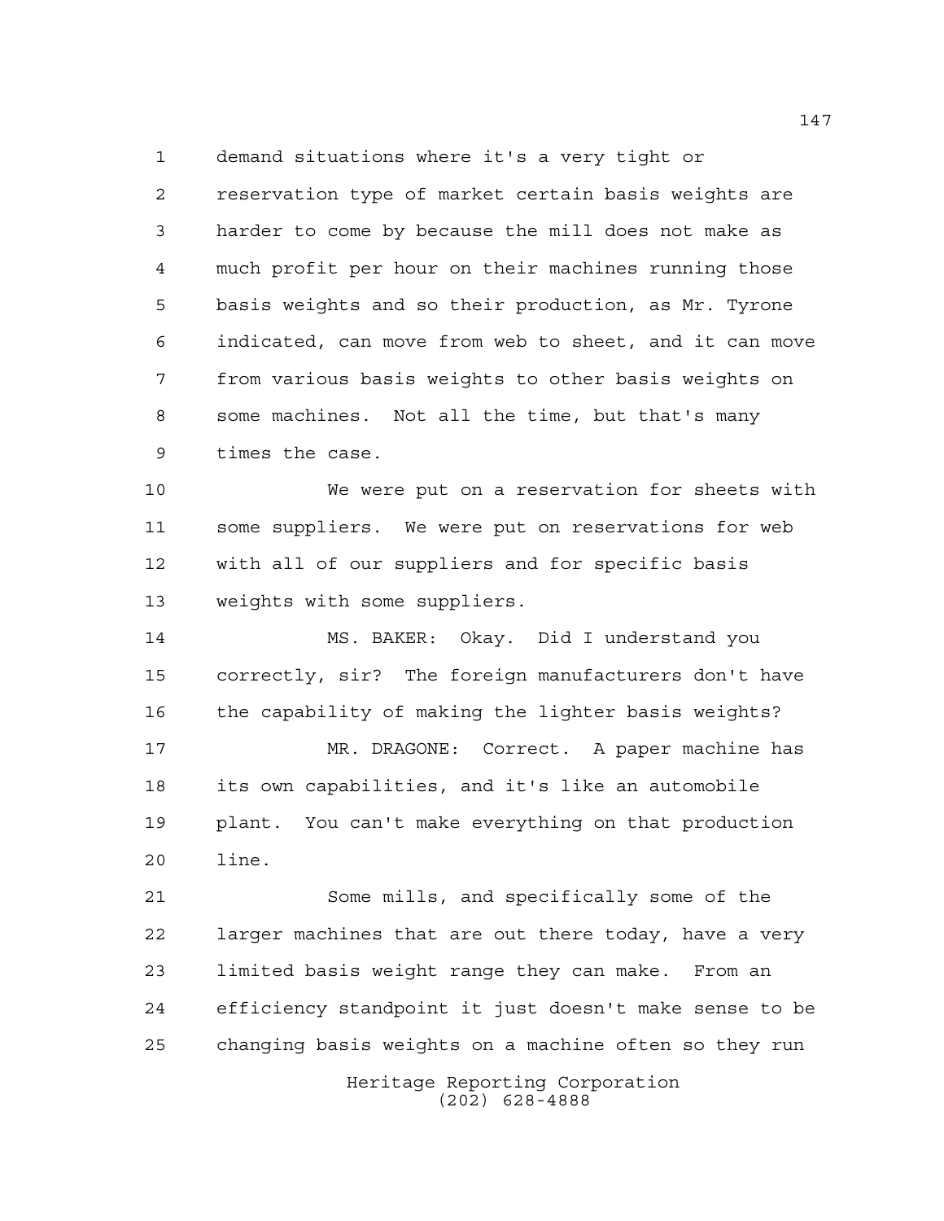demand situations where it's a very tight or reservation type of market certain basis weights are harder to come by because the mill does not make as much profit per hour on their machines running those basis weights and so their production, as Mr. Tyrone indicated, can move from web to sheet, and it can move from various basis weights to other basis weights on some machines. Not all the time, but that's many times the case.

We were put on a reservation for sheets with some suppliers. We were put on reservations for web with all of our suppliers and for specific basis weights with some suppliers.

MS. BAKER: Okay. Did I understand you correctly, sir? The foreign manufacturers don't have the capability of making the lighter basis weights?

MR. DRAGONE: Correct. A paper machine has its own capabilities, and it's like an automobile plant. You can't make everything on that production line.

Some mills, and specifically some of the larger machines that are out there today, have a very limited basis weight range they can make. From an efficiency standpoint it just doesn't make sense to be changing basis weights on a machine often so they run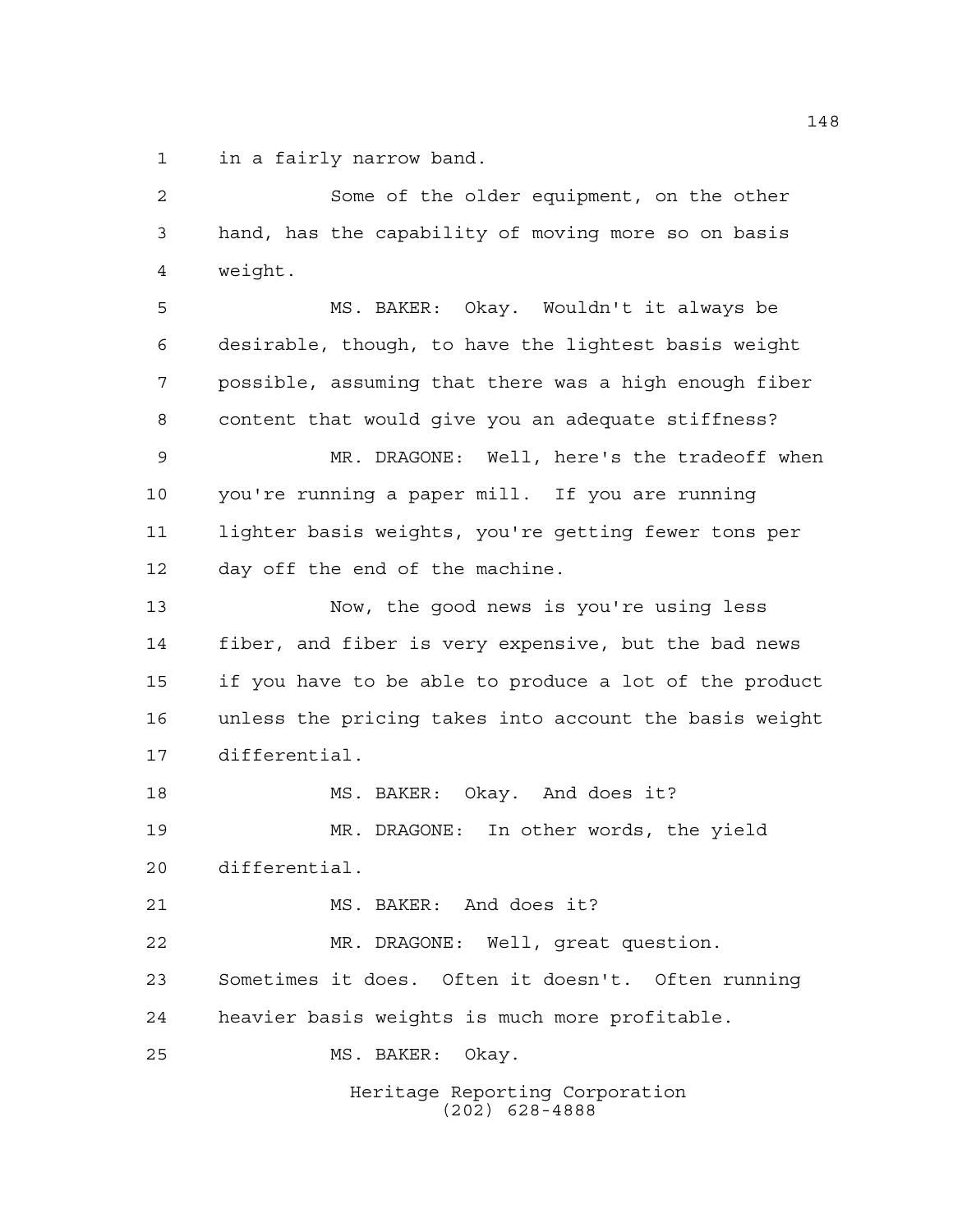in a fairly narrow band.

Some of the older equipment, on the other hand, has the capability of moving more so on basis weight.

MS. BAKER: Okay. Wouldn't it always be desirable, though, to have the lightest basis weight possible, assuming that there was a high enough fiber content that would give you an adequate stiffness?

MR. DRAGONE: Well, here's the tradeoff when you're running a paper mill. If you are running lighter basis weights, you're getting fewer tons per day off the end of the machine.

Now, the good news is you're using less fiber, and fiber is very expensive, but the bad news if you have to be able to produce a lot of the product unless the pricing takes into account the basis weight differential.

MS. BAKER: Okay. And does it?

MR. DRAGONE: In other words, the yield differential.

MS. BAKER: And does it?

MR. DRAGONE: Well, great question. Sometimes it does. Often it doesn't. Often running heavier basis weights is much more profitable.

MS. BAKER: Okay.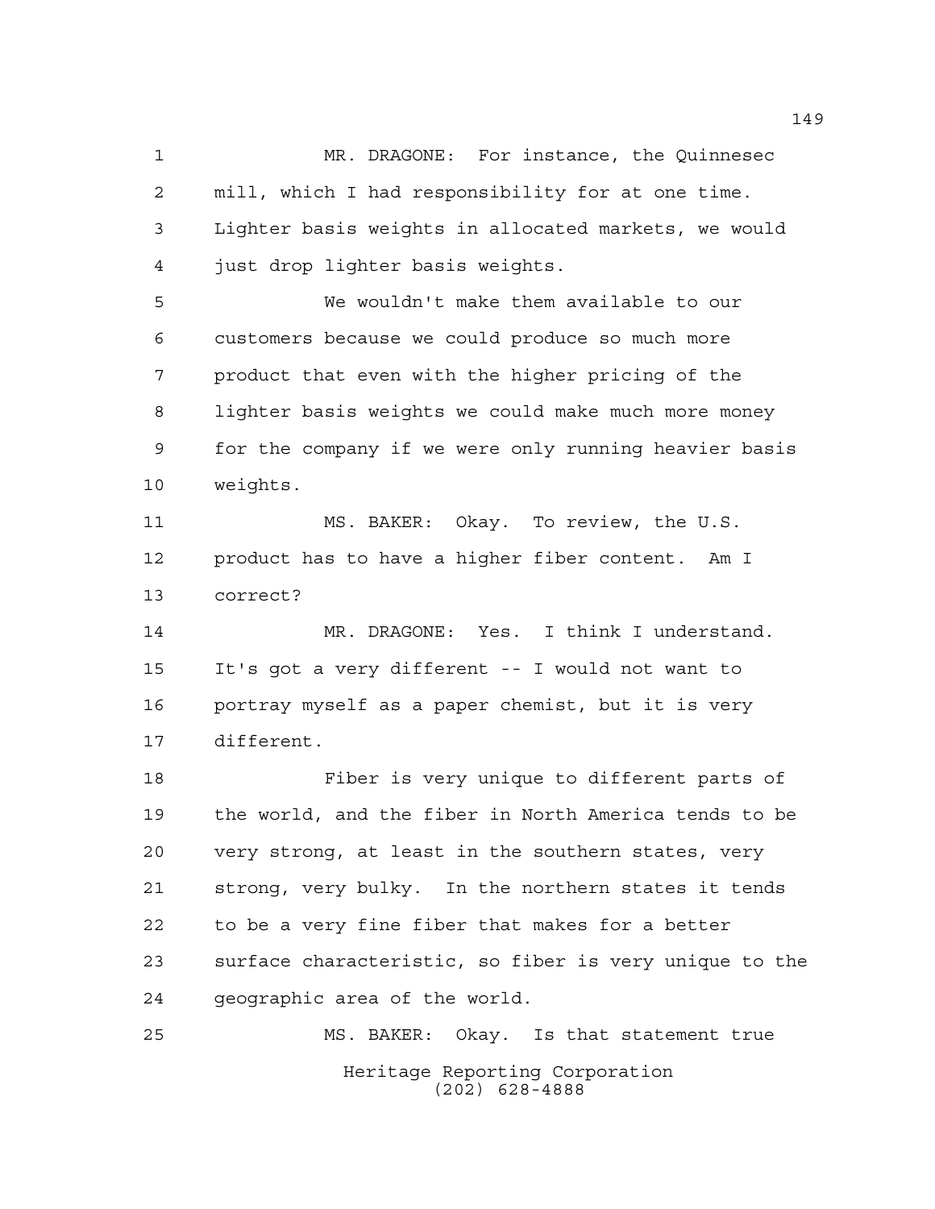MR. DRAGONE: For instance, the Quinnesec mill, which I had responsibility for at one time. Lighter basis weights in allocated markets, we would just drop lighter basis weights.

We wouldn't make them available to our customers because we could produce so much more product that even with the higher pricing of the lighter basis weights we could make much more money for the company if we were only running heavier basis weights.

MS. BAKER: Okay. To review, the U.S. product has to have a higher fiber content. Am I correct?

MR. DRAGONE: Yes. I think I understand. It's got a very different -- I would not want to portray myself as a paper chemist, but it is very different.

Fiber is very unique to different parts of the world, and the fiber in North America tends to be very strong, at least in the southern states, very strong, very bulky. In the northern states it tends to be a very fine fiber that makes for a better surface characteristic, so fiber is very unique to the geographic area of the world.

MS. BAKER: Okay. Is that statement true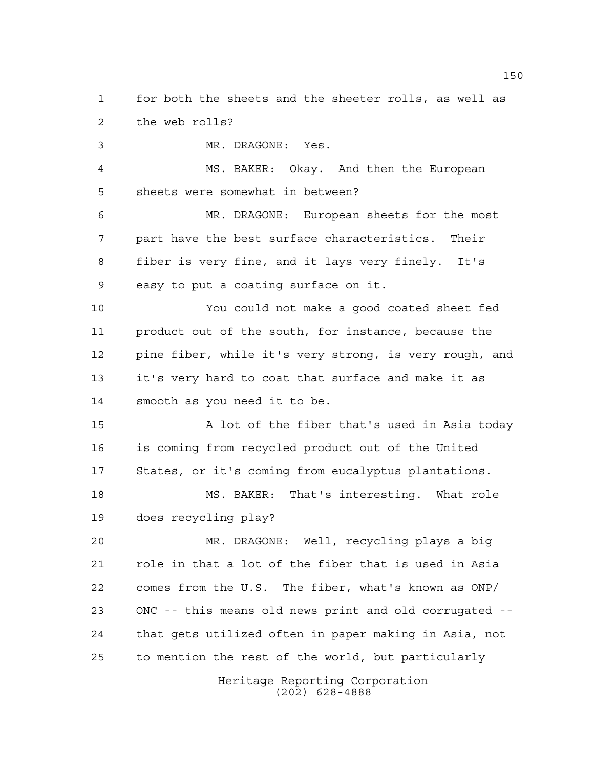for both the sheets and the sheeter rolls, as well as the web rolls?

MR. DRAGONE: Yes.

MS. BAKER: Okay. And then the European sheets were somewhat in between?

MR. DRAGONE: European sheets for the most part have the best surface characteristics. Their fiber is very fine, and it lays very finely. It's easy to put a coating surface on it.

You could not make a good coated sheet fed product out of the south, for instance, because the pine fiber, while it's very strong, is very rough, and it's very hard to coat that surface and make it as smooth as you need it to be.

A lot of the fiber that's used in Asia today is coming from recycled product out of the United States, or it's coming from eucalyptus plantations.

MS. BAKER: That's interesting. What role does recycling play?

MR. DRAGONE: Well, recycling plays a big role in that a lot of the fiber that is used in Asia comes from the U.S. The fiber, what's known as ONP/ONC -- this means old news print and old corrugated -- that gets utilized often in paper making in Asia, not to mention the rest of the world, but particularly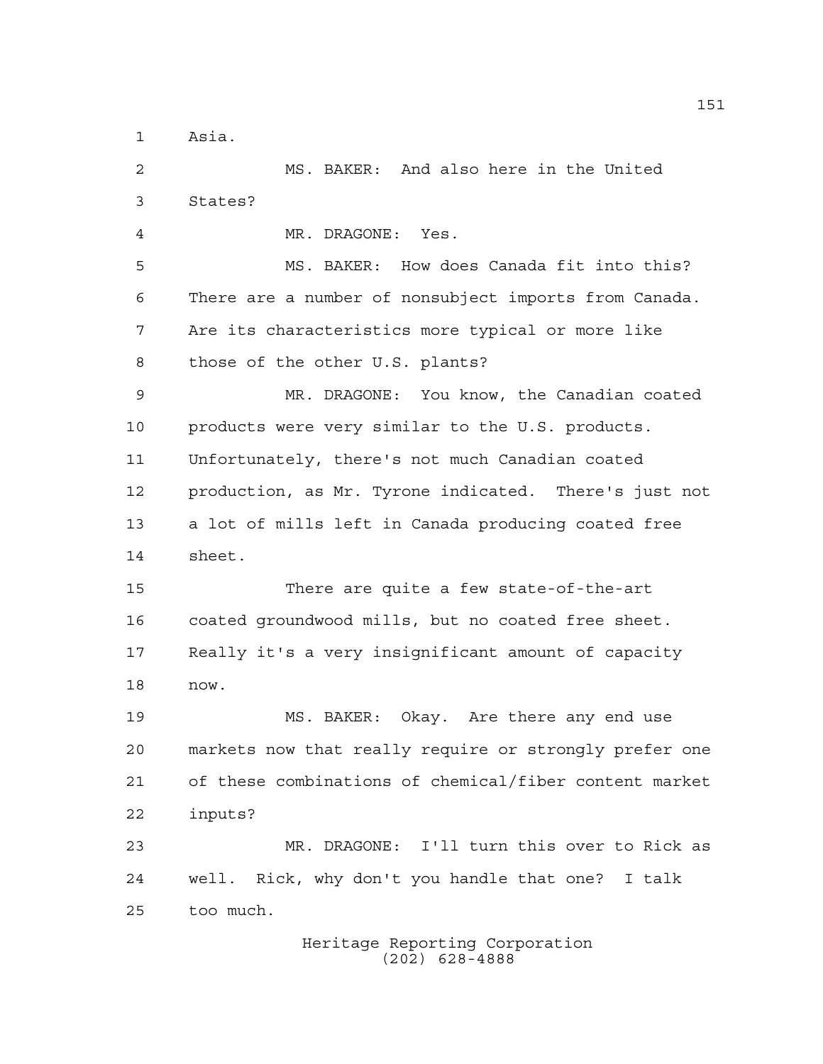Asia.

MS. BAKER: And also here in the United States?

MR. DRAGONE: Yes.

MS. BAKER: How does Canada fit into this? There are a number of nonsubject imports from Canada. Are its characteristics more typical or more like those of the other U.S. plants?

MR. DRAGONE: You know, the Canadian coated products were very similar to the U.S. products. Unfortunately, there's not much Canadian coated production, as Mr. Tyrone indicated. There's just not a lot of mills left in Canada producing coated free sheet.

There are quite a few state-of-the-art coated groundwood mills, but no coated free sheet. Really it's a very insignificant amount of capacity now.

MS. BAKER: Okay. Are there any end use markets now that really require or strongly prefer one of these combinations of chemical/fiber content market inputs?

MR. DRAGONE: I'll turn this over to Rick as well. Rick, why don't you handle that one? I talk too much.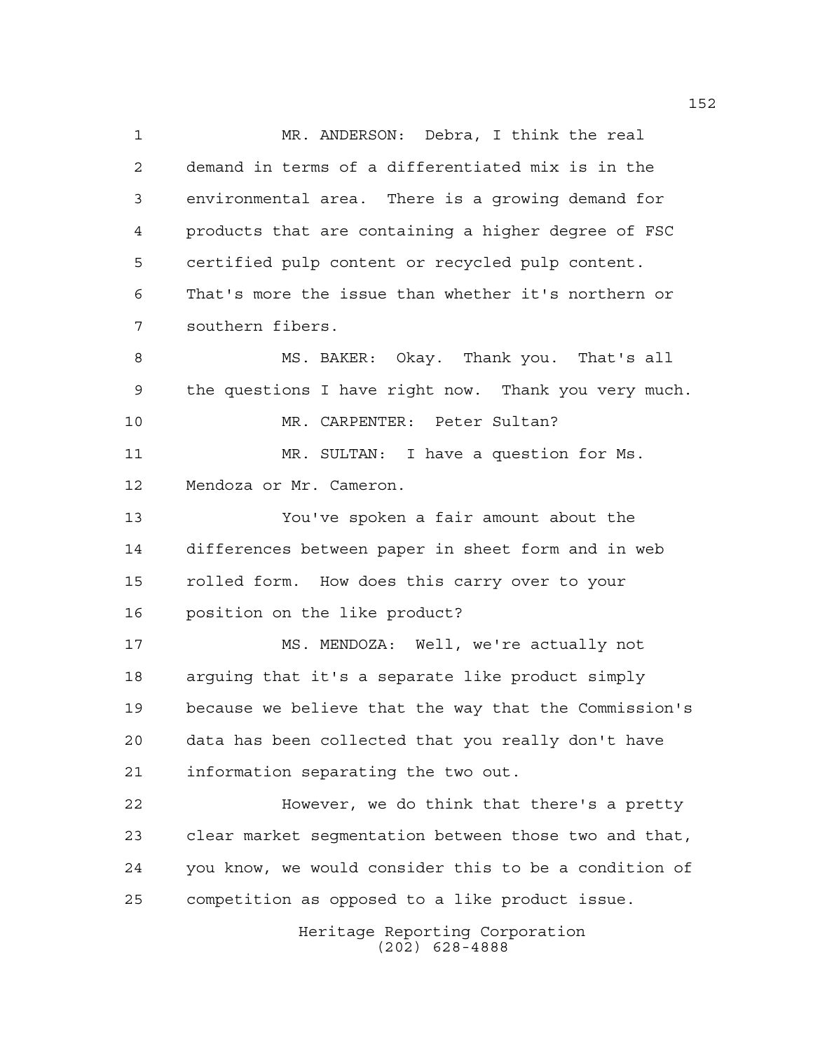MR. ANDERSON: Debra, I think the real demand in terms of a differentiated mix is in the environmental area. There is a growing demand for products that are containing a higher degree of FSC certified pulp content or recycled pulp content. That's more the issue than whether it's northern or southern fibers.

MS. BAKER: Okay. Thank you. That's all the questions I have right now. Thank you very much.

MR. CARPENTER: Peter Sultan?

MR. SULTAN: I have a question for Ms. Mendoza or Mr. Cameron.

You've spoken a fair amount about the differences between paper in sheet form and in web rolled form. How does this carry over to your position on the like product?

MS. MENDOZA: Well, we're actually not arguing that it's a separate like product simply because we believe that the way that the Commission's data has been collected that you really don't have information separating the two out.

However, we do think that there's a pretty clear market segmentation between those two and that, you know, we would consider this to be a condition of competition as opposed to a like product issue.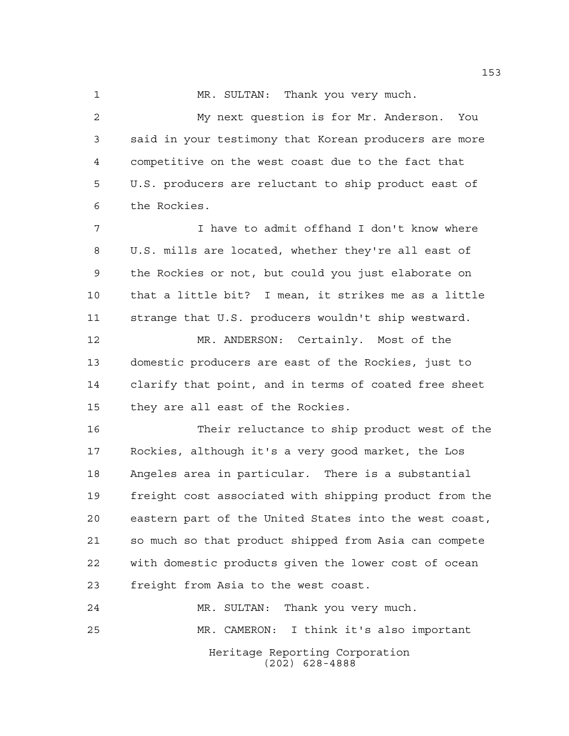MR. SULTAN: Thank you very much.

My next question is for Mr. Anderson. You said in your testimony that Korean producers are more competitive on the west coast due to the fact that U.S. producers are reluctant to ship product east of the Rockies.

I have to admit offhand I don't know where U.S. mills are located, whether they're all east of the Rockies or not, but could you just elaborate on that a little bit? I mean, it strikes me as a little strange that U.S. producers wouldn't ship westward.

MR. ANDERSON: Certainly. Most of the domestic producers are east of the Rockies, just to clarify that point, and in terms of coated free sheet they are all east of the Rockies.

Their reluctance to ship product west of the Rockies, although it's a very good market, the Los Angeles area in particular. There is a substantial freight cost associated with shipping product from the eastern part of the United States into the west coast, so much so that product shipped from Asia can compete with domestic products given the lower cost of ocean freight from Asia to the west coast.

MR. SULTAN: Thank you very much.

MR. CAMERON: I think it's also important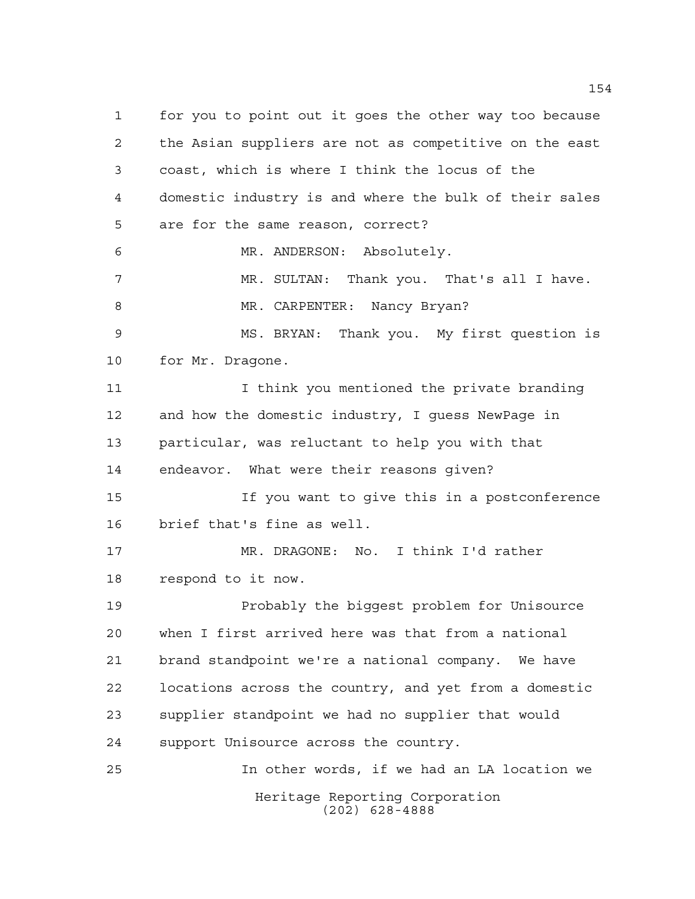for you to point out it goes the other way too because the Asian suppliers are not as competitive on the east coast, which is where I think the locus of the domestic industry is and where the bulk of their sales are for the same reason, correct?

MR. ANDERSON: Absolutely.

MR. SULTAN: Thank you. That's all I have.

MR. CARPENTER: Nancy Bryan?

MS. BRYAN: Thank you. My first question is for Mr. Dragone.

I think you mentioned the private branding and how the domestic industry, I guess NewPage in particular, was reluctant to help you with that endeavor. What were their reasons given?

If you want to give this in a postconference brief that's fine as well.

MR. DRAGONE: No. I think I'd rather respond to it now.

Probably the biggest problem for Unisource when I first arrived here was that from a national brand standpoint we're a national company. We have locations across the country, and yet from a domestic supplier standpoint we had no supplier that would support Unisource across the country.

In other words, if we had an LA location we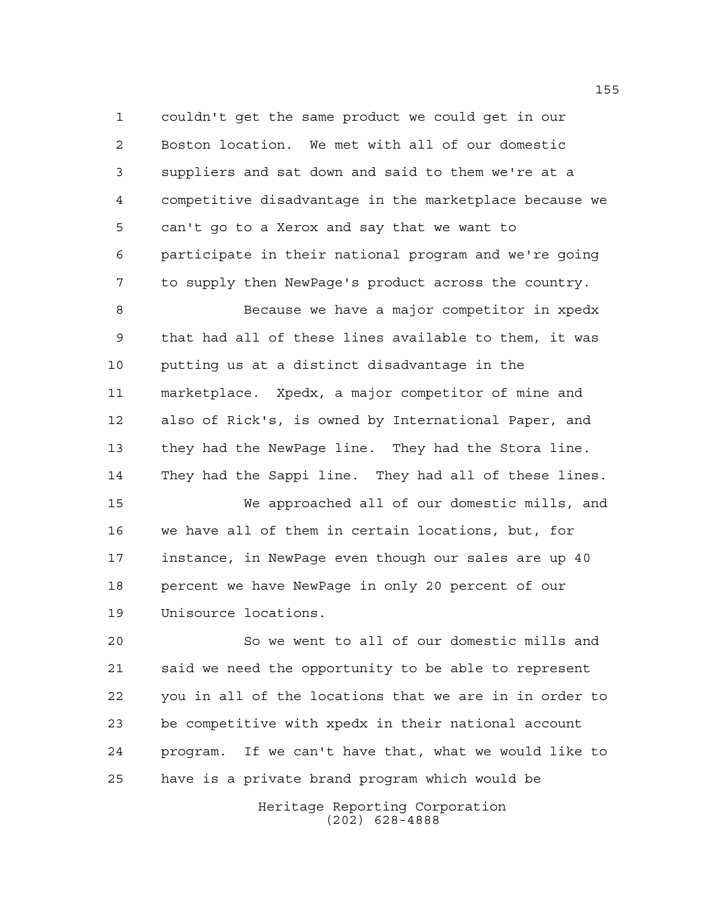couldn't get the same product we could get in our Boston location. We met with all of our domestic suppliers and sat down and said to them we're at a competitive disadvantage in the marketplace because we can't go to a Xerox and say that we want to participate in their national program and we're going to supply then NewPage's product across the country.

Because we have a major competitor in xpedx that had all of these lines available to them, it was putting us at a distinct disadvantage in the marketplace. Xpedx, a major competitor of mine and also of Rick's, is owned by International Paper, and they had the NewPage line. They had the Stora line. They had the Sappi line. They had all of these lines.

We approached all of our domestic mills, and we have all of them in certain locations, but, for instance, in NewPage even though our sales are up 40 percent we have NewPage in only 20 percent of our Unisource locations.

So we went to all of our domestic mills and said we need the opportunity to be able to represent you in all of the locations that we are in in order to be competitive with xpedx in their national account program. If we can't have that, what we would like to have is a private brand program which would be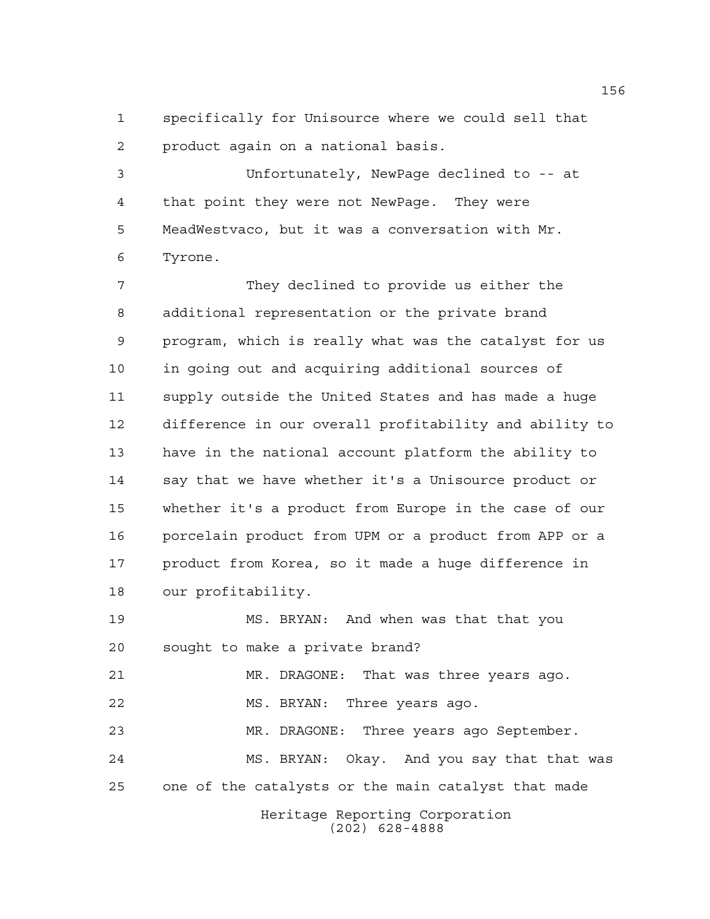specifically for Unisource where we could sell that product again on a national basis.

Unfortunately, NewPage declined to -- at that point they were not NewPage. They were MeadWestvaco, but it was a conversation with Mr. Tyrone.

They declined to provide us either the additional representation or the private brand program, which is really what was the catalyst for us in going out and acquiring additional sources of supply outside the United States and has made a huge difference in our overall profitability and ability to have in the national account platform the ability to say that we have whether it's a Unisource product or whether it's a product from Europe in the case of our porcelain product from UPM or a product from APP or a product from Korea, so it made a huge difference in our profitability.

MS. BRYAN: And when was that that you sought to make a private brand?

MR. DRAGONE: That was three years ago.

MS. BRYAN: Three years ago.

MR. DRAGONE: Three years ago September.

MS. BRYAN: Okay. And you say that that was one of the catalysts or the main catalyst that made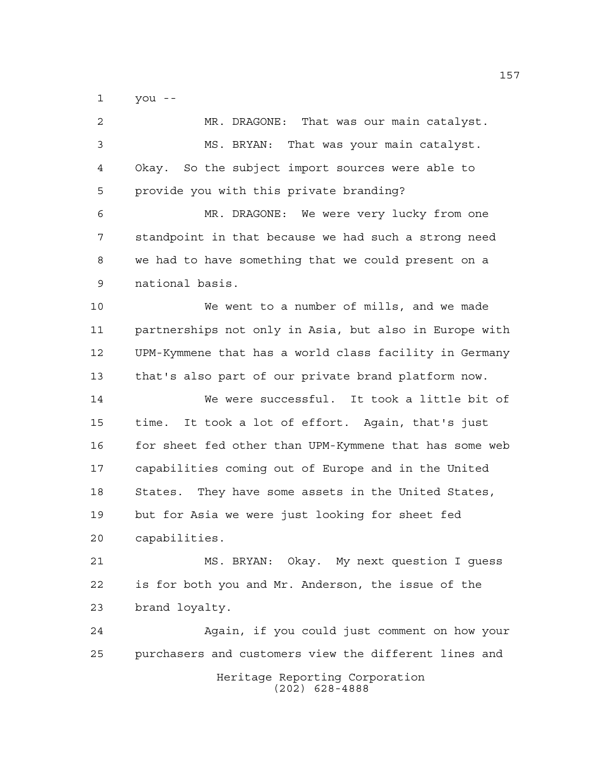you --

MR. DRAGONE: That was our main catalyst.

MS. BRYAN: That was your main catalyst. Okay. So the subject import sources were able to provide you with this private branding?

MR. DRAGONE: We were very lucky from one standpoint in that because we had such a strong need we had to have something that we could present on a national basis.

We went to a number of mills, and we made partnerships not only in Asia, but also in Europe with UPM-Kymmene that has a world class facility in Germany that's also part of our private brand platform now.

We were successful. It took a little bit of time. It took a lot of effort. Again, that's just for sheet fed other than UPM-Kymmene that has some web capabilities coming out of Europe and in the United States. They have some assets in the United States, but for Asia we were just looking for sheet fed capabilities.

MS. BRYAN: Okay. My next question I guess is for both you and Mr. Anderson, the issue of the brand loyalty.

Again, if you could just comment on how your purchasers and customers view the different lines and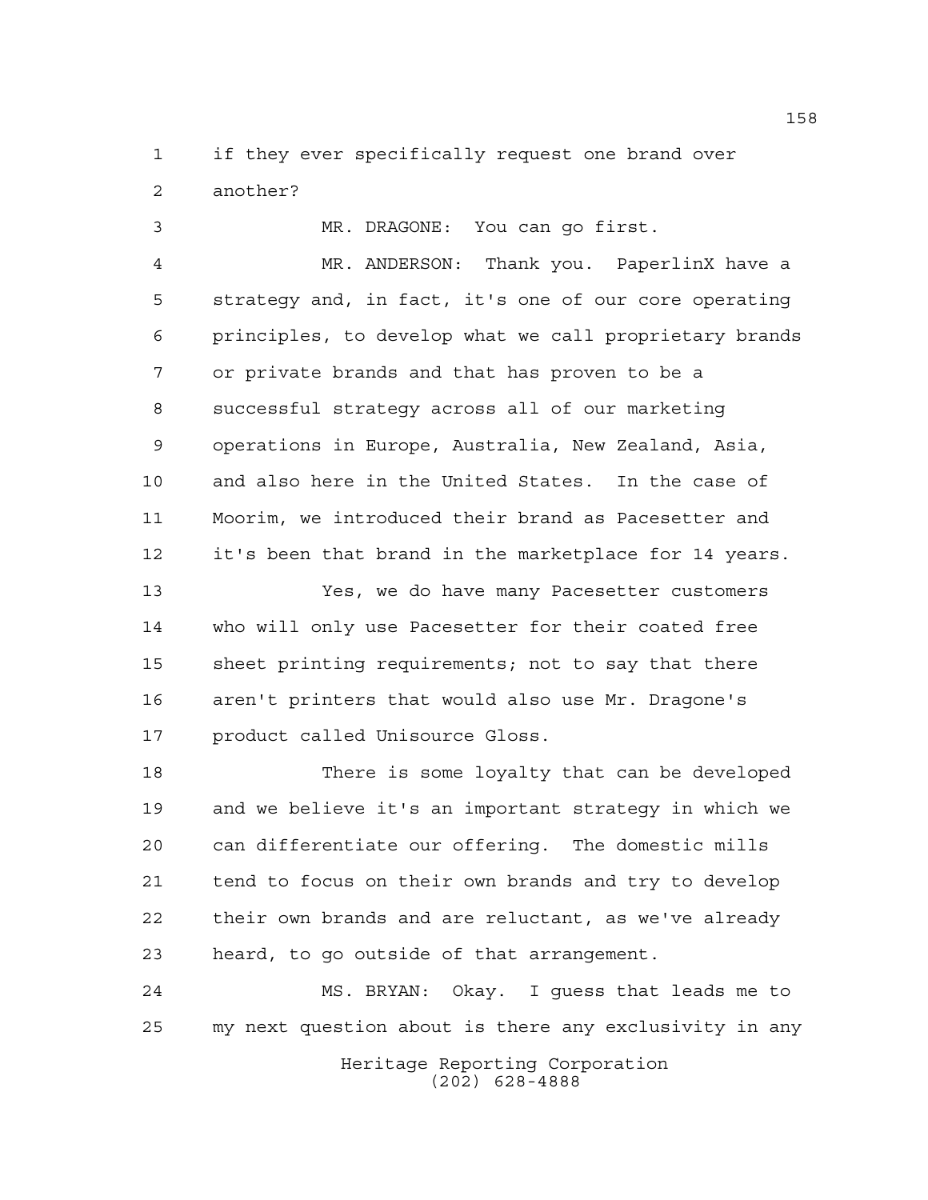if they ever specifically request one brand over another?

MR. DRAGONE: You can go first.

MR. ANDERSON: Thank you. PaperlinX have a strategy and, in fact, it's one of our core operating principles, to develop what we call proprietary brands or private brands and that has proven to be a successful strategy across all of our marketing operations in Europe, Australia, New Zealand, Asia, and also here in the United States. In the case of Moorim, we introduced their brand as Pacesetter and it's been that brand in the marketplace for 14 years.

Yes, we do have many Pacesetter customers who will only use Pacesetter for their coated free sheet printing requirements; not to say that there aren't printers that would also use Mr. Dragone's product called Unisource Gloss.

There is some loyalty that can be developed and we believe it's an important strategy in which we can differentiate our offering. The domestic mills tend to focus on their own brands and try to develop their own brands and are reluctant, as we've already heard, to go outside of that arrangement.

MS. BRYAN: Okay. I guess that leads me to my next question about is there any exclusivity in any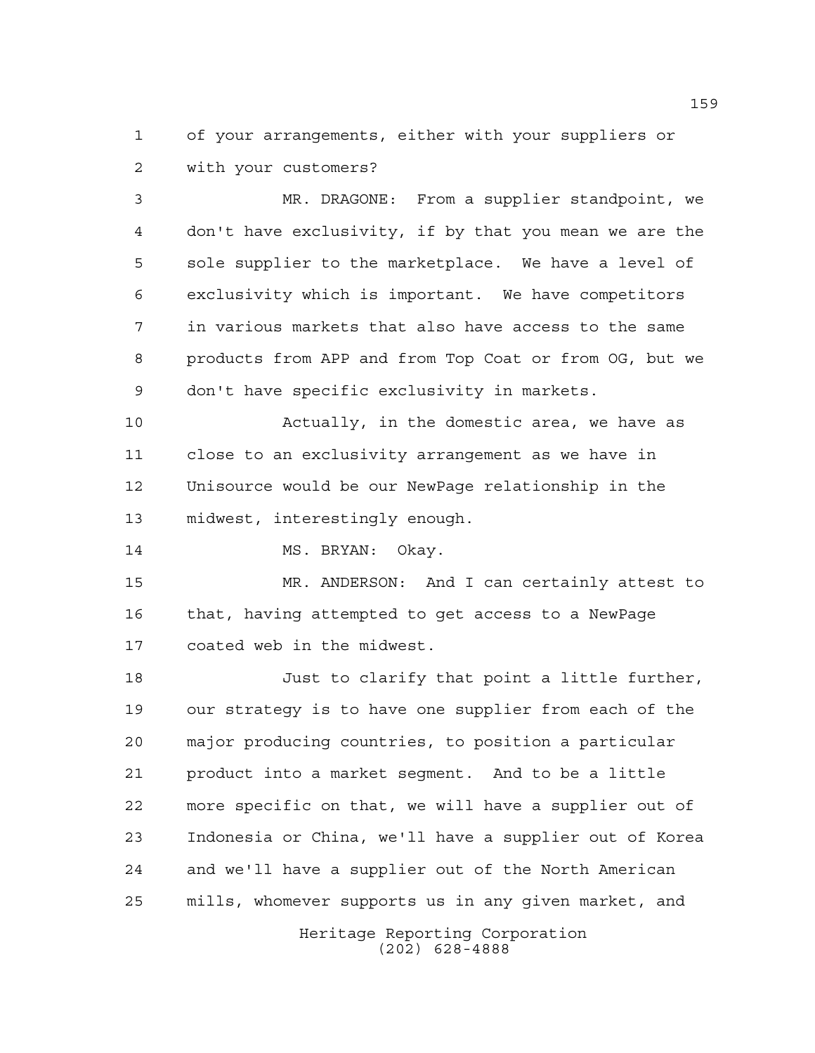of your arrangements, either with your suppliers or with your customers?

MR. DRAGONE: From a supplier standpoint, we don't have exclusivity, if by that you mean we are the sole supplier to the marketplace. We have a level of exclusivity which is important. We have competitors in various markets that also have access to the same products from APP and from Top Coat or from OG, but we don't have specific exclusivity in markets.

Actually, in the domestic area, we have as close to an exclusivity arrangement as we have in Unisource would be our NewPage relationship in the midwest, interestingly enough.

MS. BRYAN: Okay.

MR. ANDERSON: And I can certainly attest to that, having attempted to get access to a NewPage coated web in the midwest.

Just to clarify that point a little further, our strategy is to have one supplier from each of the major producing countries, to position a particular product into a market segment. And to be a little more specific on that, we will have a supplier out of Indonesia or China, we'll have a supplier out of Korea and we'll have a supplier out of the North American mills, whomever supports us in any given market, and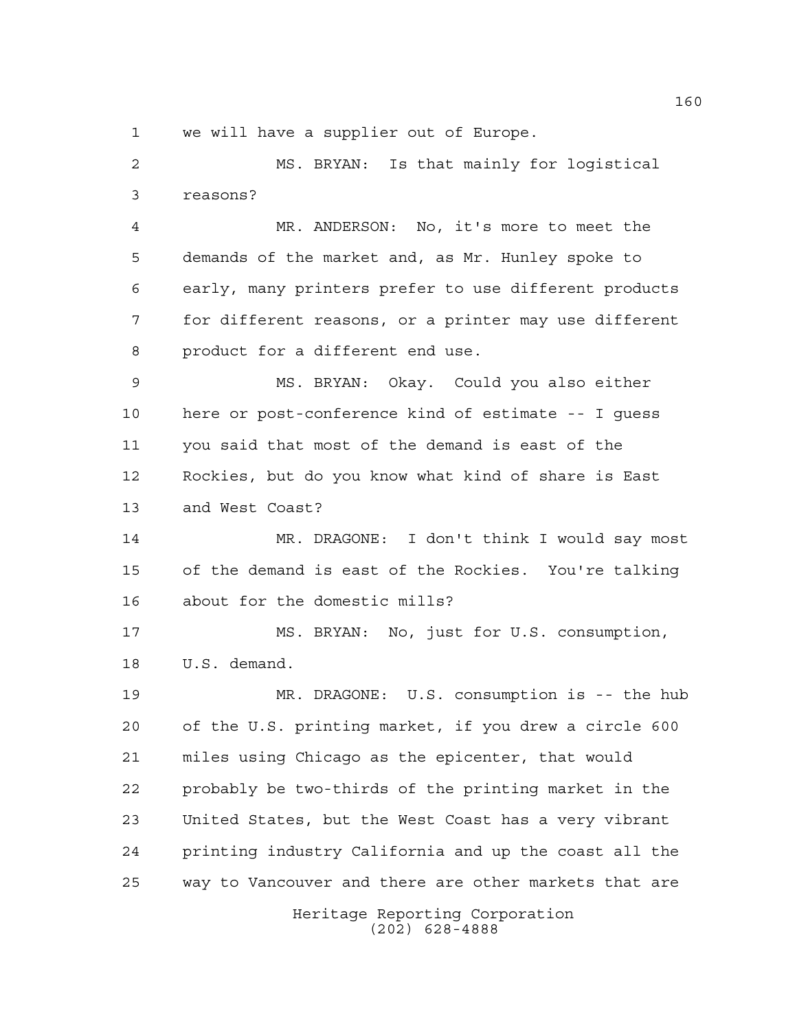we will have a supplier out of Europe.

MS. BRYAN: Is that mainly for logistical reasons?

MR. ANDERSON: No, it's more to meet the demands of the market and, as Mr. Hunley spoke to early, many printers prefer to use different products for different reasons, or a printer may use different product for a different end use.

MS. BRYAN: Okay. Could you also either here or post-conference kind of estimate -- I guess you said that most of the demand is east of the Rockies, but do you know what kind of share is East and West Coast?

MR. DRAGONE: I don't think I would say most of the demand is east of the Rockies. You're talking about for the domestic mills?

MS. BRYAN: No, just for U.S. consumption, U.S. demand.

MR. DRAGONE: U.S. consumption is -- the hub of the U.S. printing market, if you drew a circle 600 miles using Chicago as the epicenter, that would probably be two-thirds of the printing market in the United States, but the West Coast has a very vibrant printing industry California and up the coast all the way to Vancouver and there are other markets that are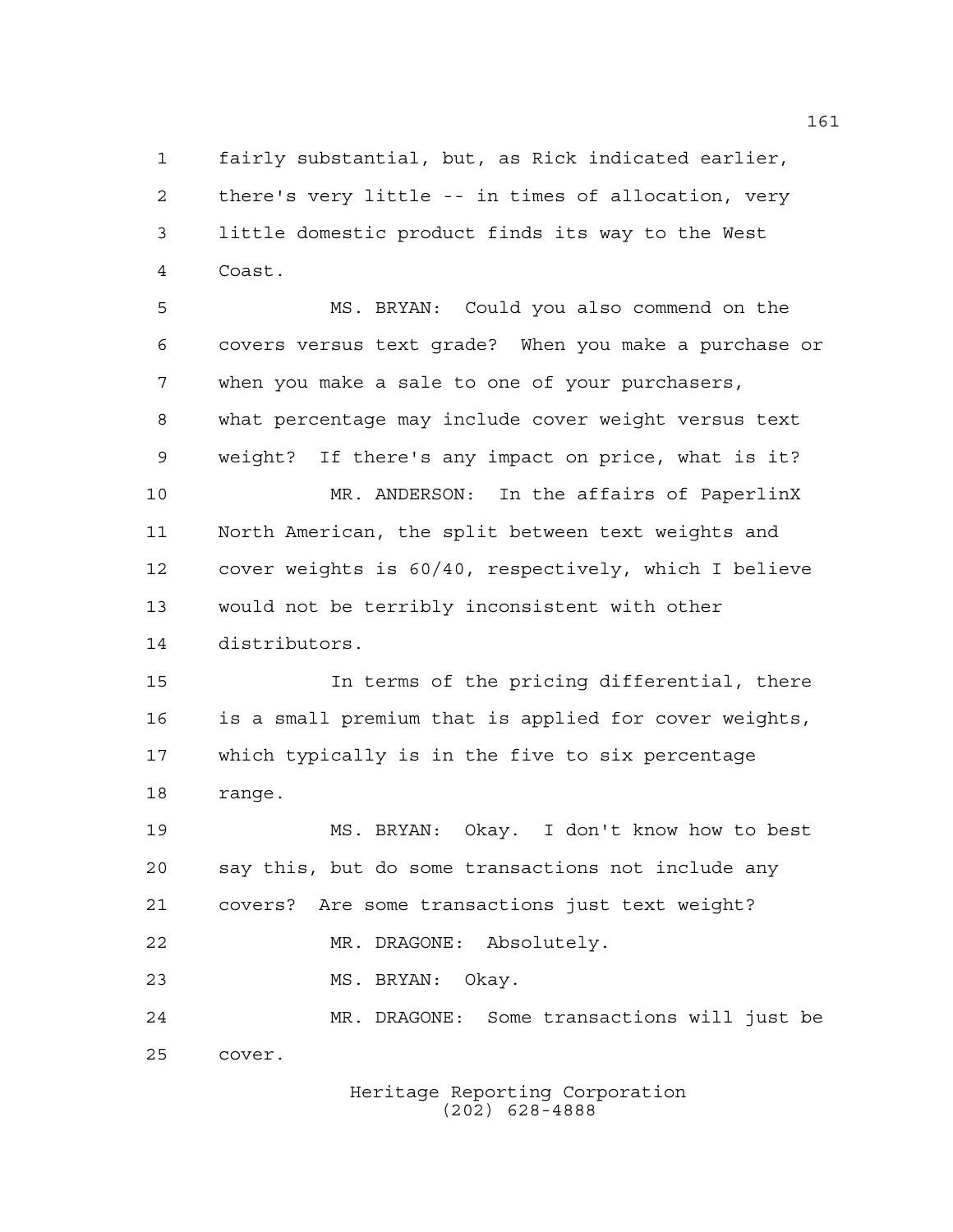fairly substantial, but, as Rick indicated earlier, there's very little -- in times of allocation, very little domestic product finds its way to the West Coast.

MS. BRYAN: Could you also commend on the covers versus text grade? When you make a purchase or when you make a sale to one of your purchasers, what percentage may include cover weight versus text weight? If there's any impact on price, what is it?

MR. ANDERSON: In the affairs of PaperlinX North American, the split between text weights and cover weights is 60/40, respectively, which I believe would not be terribly inconsistent with other distributors.

In terms of the pricing differential, there is a small premium that is applied for cover weights, which typically is in the five to six percentage range.

MS. BRYAN: Okay. I don't know how to best say this, but do some transactions not include any covers? Are some transactions just text weight?

MR. DRAGONE: Absolutely.

MS. BRYAN: Okay.

MR. DRAGONE: Some transactions will just be cover.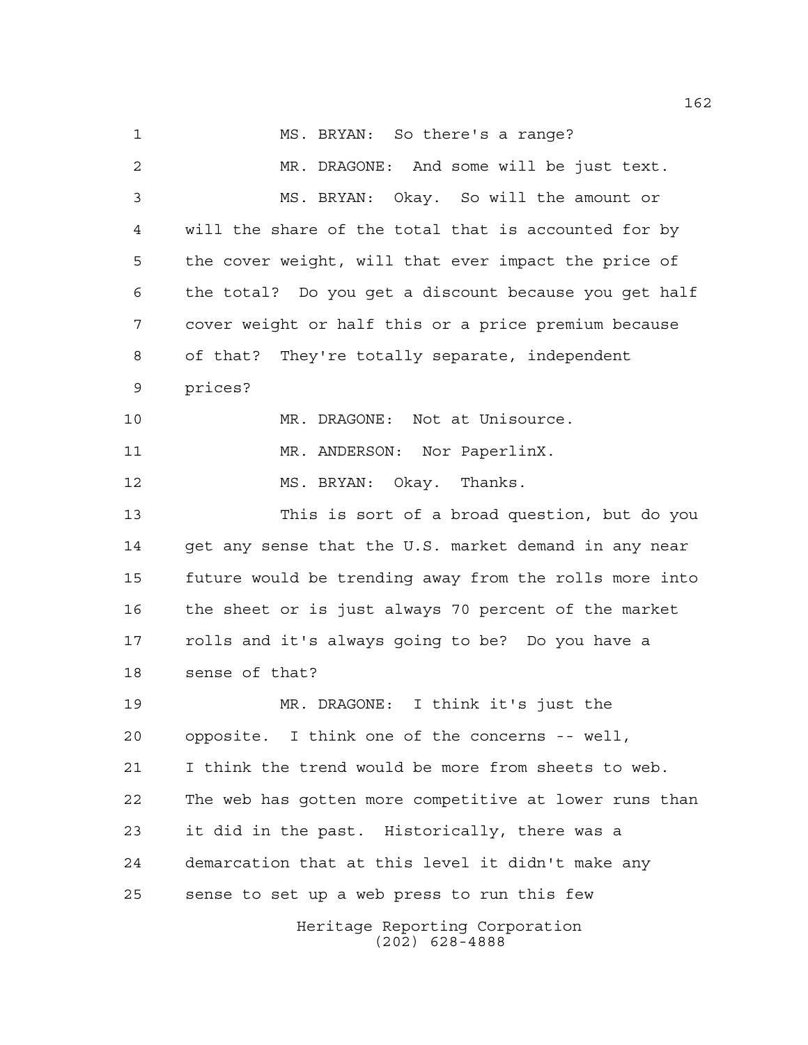MS. BRYAN: So there's a range?

MR. DRAGONE: And some will be just text.

MS. BRYAN: Okay. So will the amount or will the share of the total that is accounted for by the cover weight, will that ever impact the price of the total? Do you get a discount because you get half cover weight or half this or a price premium because of that? They're totally separate, independent prices?

MR. DRAGONE: Not at Unisource.

MR. ANDERSON: Nor PaperlinX.

MS. BRYAN: Okay. Thanks.

This is sort of a broad question, but do you get any sense that the U.S. market demand in any near future would be trending away from the rolls more into the sheet or is just always 70 percent of the market rolls and it's always going to be? Do you have a sense of that?

MR. DRAGONE: I think it's just the opposite. I think one of the concerns -- well, I think the trend would be more from sheets to web. The web has gotten more competitive at lower runs than it did in the past. Historically, there was a demarcation that at this level it didn't make any sense to set up a web press to run this few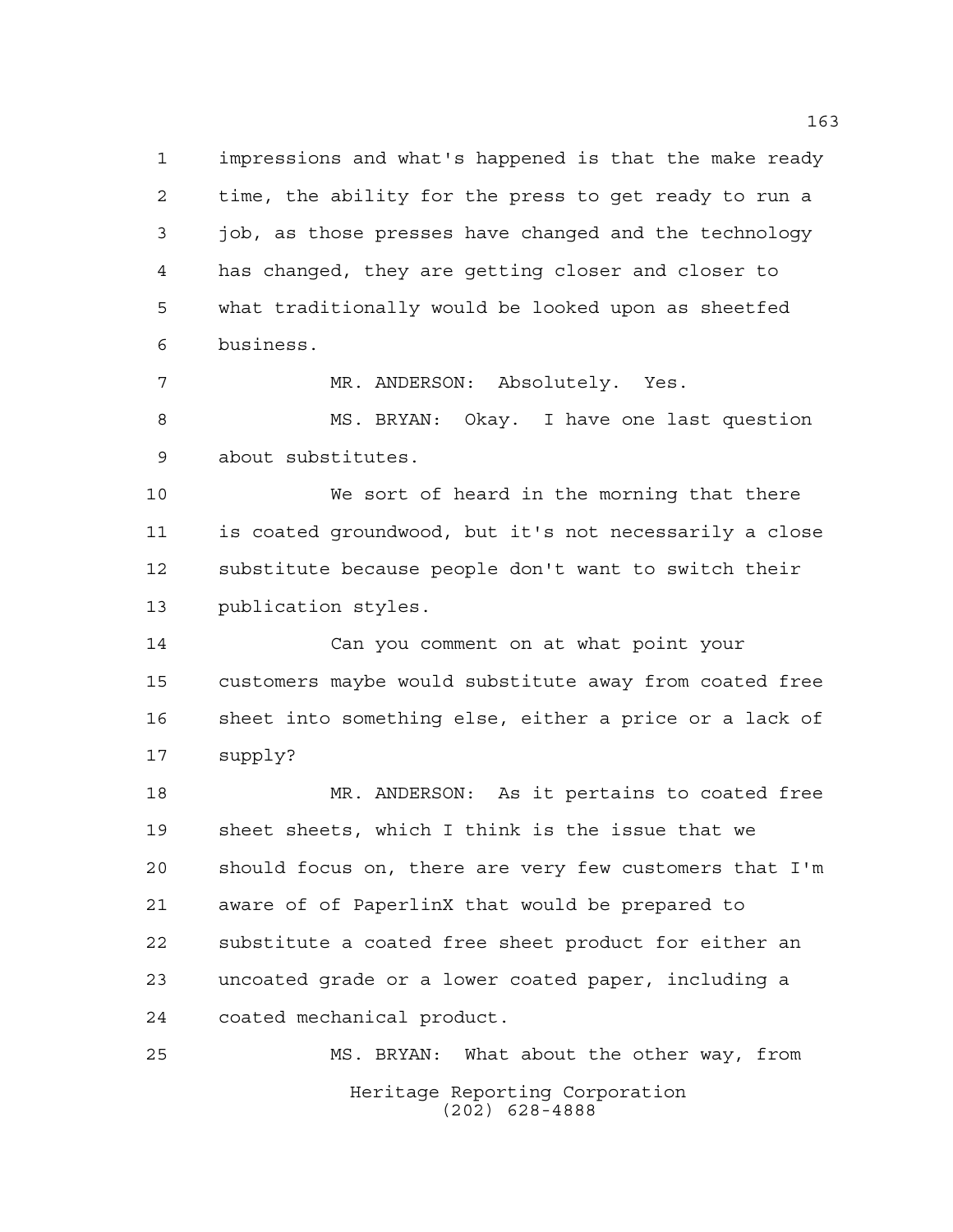impressions and what's happened is that the make ready time, the ability for the press to get ready to run a job, as those presses have changed and the technology has changed, they are getting closer and closer to what traditionally would be looked upon as sheetfed business.

MR. ANDERSON: Absolutely. Yes.

MS. BRYAN: Okay. I have one last question about substitutes.

We sort of heard in the morning that there is coated groundwood, but it's not necessarily a close substitute because people don't want to switch their publication styles.

Can you comment on at what point your customers maybe would substitute away from coated free sheet into something else, either a price or a lack of supply?

MR. ANDERSON: As it pertains to coated free sheet sheets, which I think is the issue that we should focus on, there are very few customers that I'm aware of of PaperlinX that would be prepared to substitute a coated free sheet product for either an uncoated grade or a lower coated paper, including a coated mechanical product.

MS. BRYAN: What about the other way, from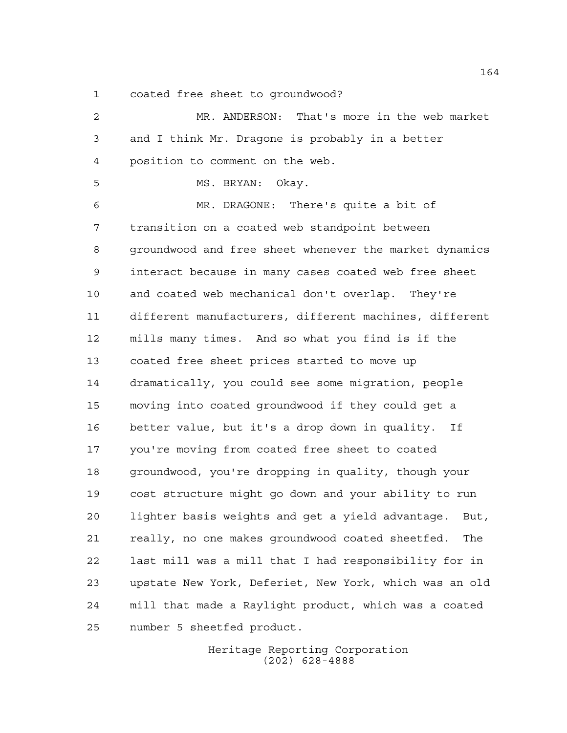coated free sheet to groundwood?

MR. ANDERSON: That's more in the web market and I think Mr. Dragone is probably in a better position to comment on the web.

MS. BRYAN: Okay.

MR. DRAGONE: There's quite a bit of transition on a coated web standpoint between groundwood and free sheet whenever the market dynamics interact because in many cases coated web free sheet and coated web mechanical don't overlap. They're different manufacturers, different machines, different mills many times. And so what you find is if the coated free sheet prices started to move up dramatically, you could see some migration, people moving into coated groundwood if they could get a better value, but it's a drop down in quality. If you're moving from coated free sheet to coated groundwood, you're dropping in quality, though your cost structure might go down and your ability to run lighter basis weights and get a yield advantage. But, really, no one makes groundwood coated sheetfed. The last mill was a mill that I had responsibility for in upstate New York, Deferiet, New York, which was an old mill that made a Raylight product, which was a coated number 5 sheetfed product.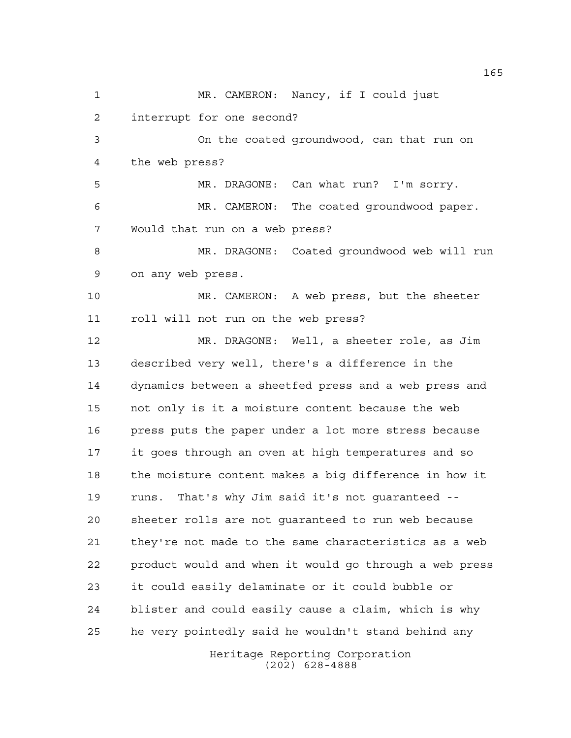MR. CAMERON: Nancy, if I could just interrupt for one second?

On the coated groundwood, can that run on the web press?

MR. DRAGONE: Can what run? I'm sorry.

MR. CAMERON: The coated groundwood paper. Would that run on a web press?

MR. DRAGONE: Coated groundwood web will run on any web press.

MR. CAMERON: A web press, but the sheeter roll will not run on the web press?

MR. DRAGONE: Well, a sheeter role, as Jim described very well, there's a difference in the dynamics between a sheetfed press and a web press and not only is it a moisture content because the web press puts the paper under a lot more stress because it goes through an oven at high temperatures and so the moisture content makes a big difference in how it runs. That's why Jim said it's not guaranteed -- sheeter rolls are not guaranteed to run web because they're not made to the same characteristics as a web product would and when it would go through a web press it could easily delaminate or it could bubble or blister and could easily cause a claim, which is why he very pointedly said he wouldn't stand behind any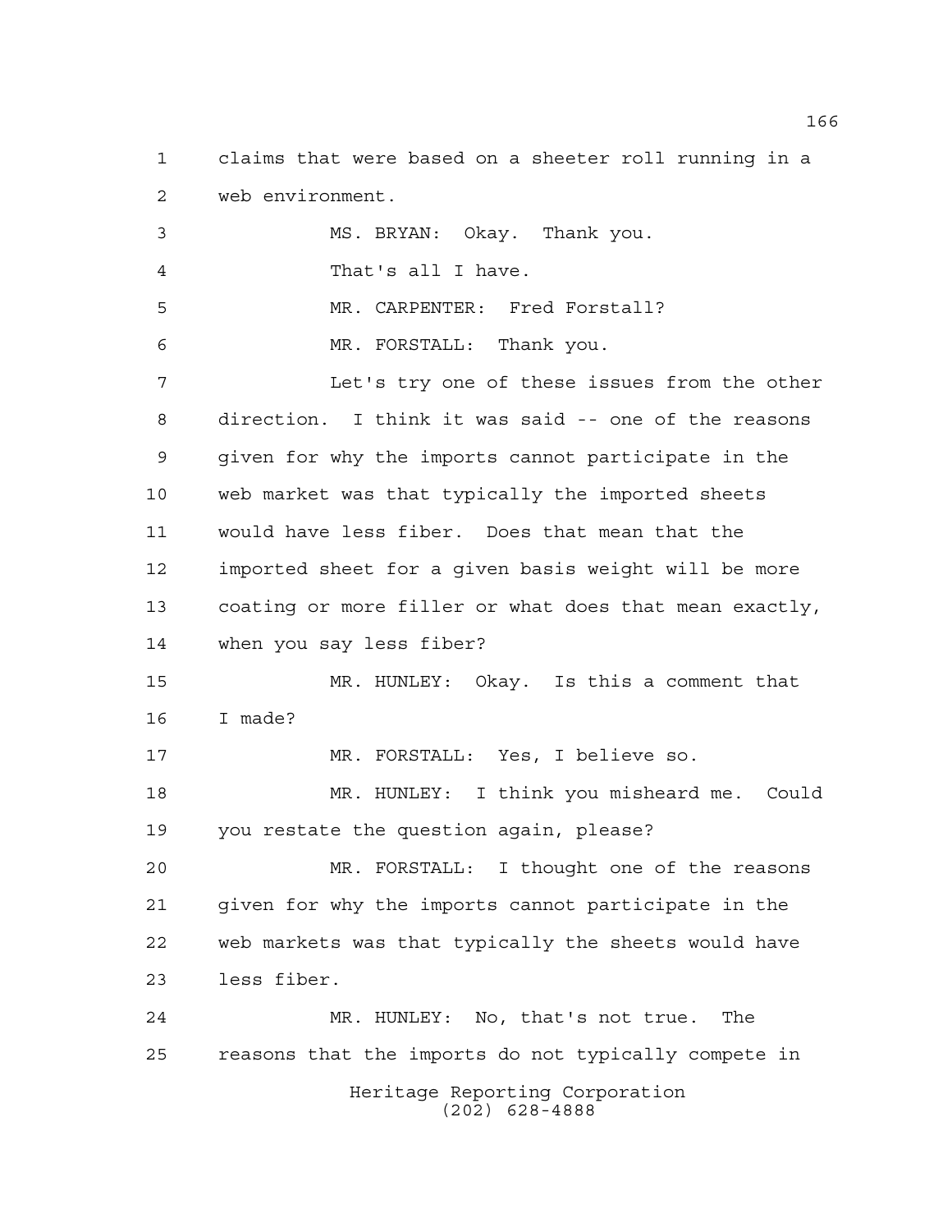claims that were based on a sheeter roll running in a web environment.

MS. BRYAN: Okay. Thank you.

That's all I have.

MR. CARPENTER: Fred Forstall?

MR. FORSTALL: Thank you.

Let's try one of these issues from the other direction. I think it was said -- one of the reasons given for why the imports cannot participate in the web market was that typically the imported sheets would have less fiber. Does that mean that the imported sheet for a given basis weight will be more coating or more filler or what does that mean exactly, when you say less fiber?

MR. HUNLEY: Okay. Is this a comment that I made?

MR. FORSTALL: Yes, I believe so.

MR. HUNLEY: I think you misheard me. Could you restate the question again, please?

MR. FORSTALL: I thought one of the reasons given for why the imports cannot participate in the web markets was that typically the sheets would have less fiber.

MR. HUNLEY: No, that's not true. The reasons that the imports do not typically compete in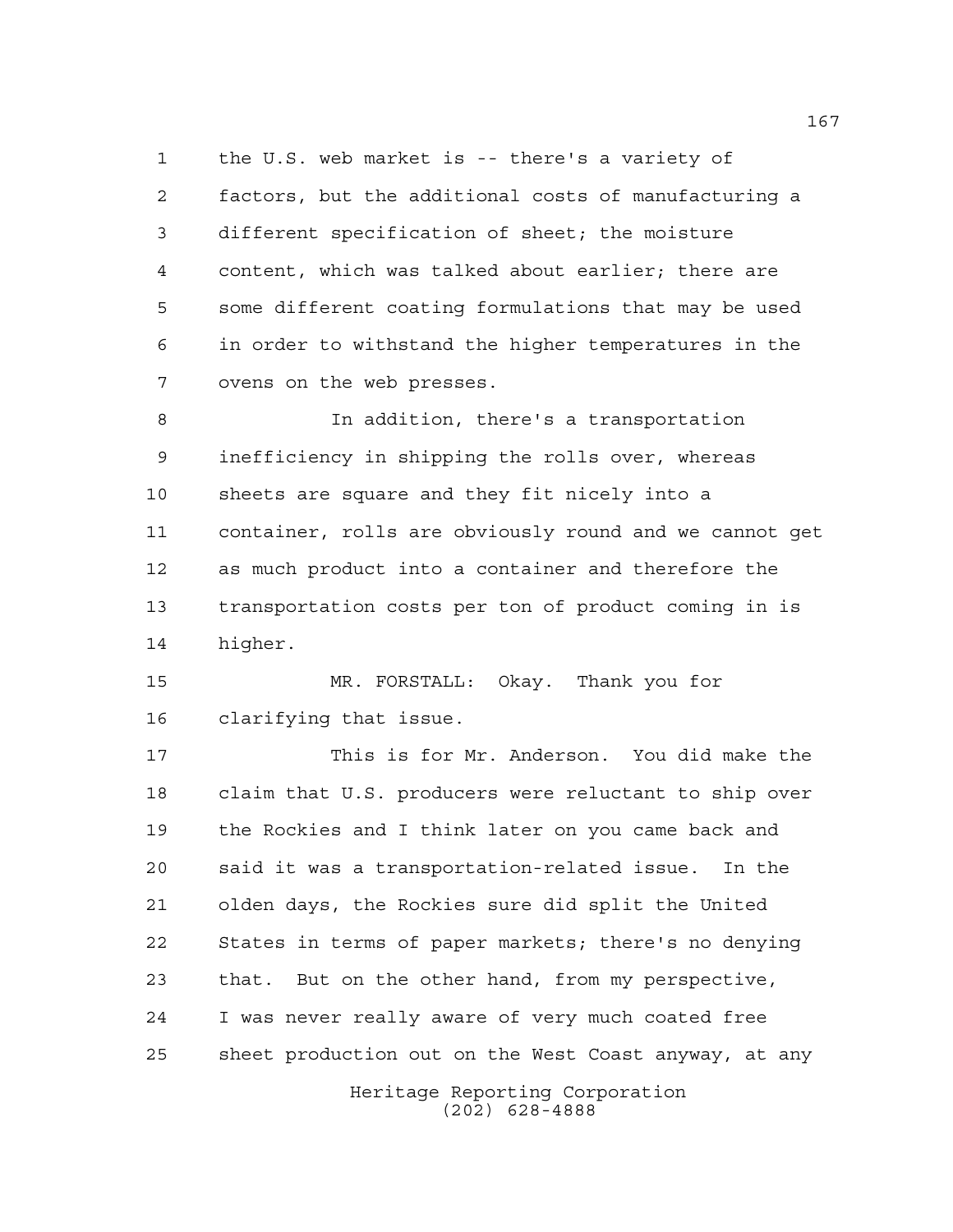the U.S. web market is -- there's a variety of factors, but the additional costs of manufacturing a different specification of sheet; the moisture content, which was talked about earlier; there are some different coating formulations that may be used in order to withstand the higher temperatures in the ovens on the web presses.

In addition, there's a transportation inefficiency in shipping the rolls over, whereas sheets are square and they fit nicely into a container, rolls are obviously round and we cannot get as much product into a container and therefore the transportation costs per ton of product coming in is higher.

MR. FORSTALL: Okay. Thank you for clarifying that issue.

This is for Mr. Anderson. You did make the claim that U.S. producers were reluctant to ship over the Rockies and I think later on you came back and said it was a transportation-related issue. In the olden days, the Rockies sure did split the United States in terms of paper markets; there's no denying that. But on the other hand, from my perspective, I was never really aware of very much coated free sheet production out on the West Coast anyway, at any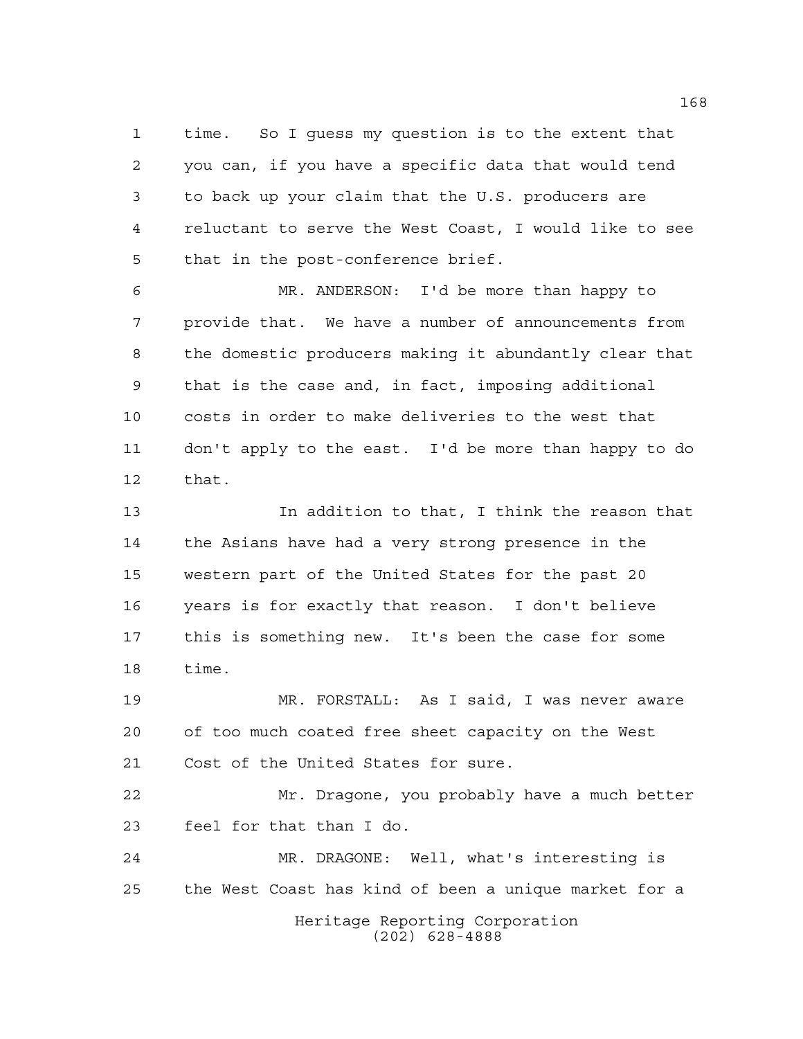time. So I guess my question is to the extent that you can, if you have a specific data that would tend to back up your claim that the U.S. producers are reluctant to serve the West Coast, I would like to see that in the post-conference brief.

MR. ANDERSON: I'd be more than happy to provide that. We have a number of announcements from the domestic producers making it abundantly clear that that is the case and, in fact, imposing additional costs in order to make deliveries to the west that don't apply to the east. I'd be more than happy to do that.

In addition to that, I think the reason that the Asians have had a very strong presence in the western part of the United States for the past 20 years is for exactly that reason. I don't believe this is something new. It's been the case for some time.

MR. FORSTALL: As I said, I was never aware of too much coated free sheet capacity on the West Cost of the United States for sure.

Mr. Dragone, you probably have a much better feel for that than I do.

MR. DRAGONE: Well, what's interesting is the West Coast has kind of been a unique market for a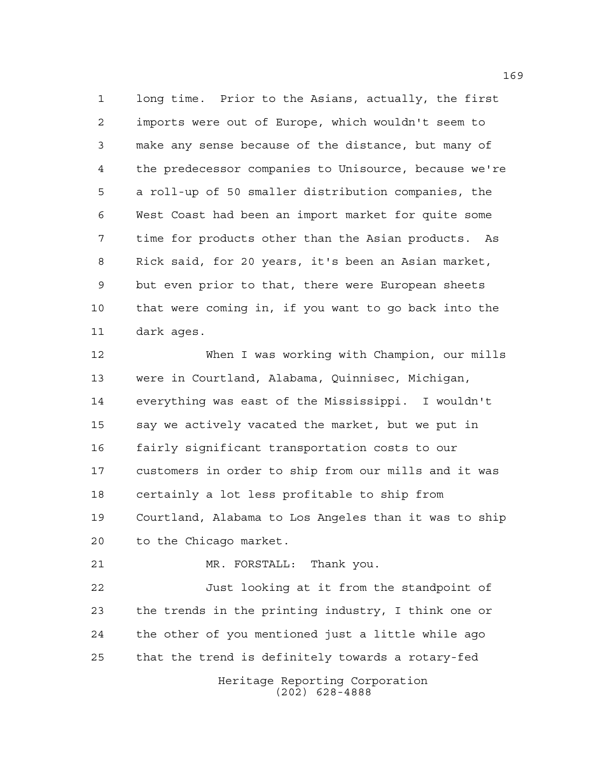long time. Prior to the Asians, actually, the first imports were out of Europe, which wouldn't seem to make any sense because of the distance, but many of the predecessor companies to Unisource, because we're a roll-up of 50 smaller distribution companies, the West Coast had been an import market for quite some time for products other than the Asian products. As Rick said, for 20 years, it's been an Asian market, but even prior to that, there were European sheets that were coming in, if you want to go back into the dark ages.

When I was working with Champion, our mills were in Courtland, Alabama, Quinnisec, Michigan, everything was east of the Mississippi. I wouldn't say we actively vacated the market, but we put in fairly significant transportation costs to our customers in order to ship from our mills and it was certainly a lot less profitable to ship from Courtland, Alabama to Los Angeles than it was to ship to the Chicago market.

MR. FORSTALL: Thank you.

Just looking at it from the standpoint of the trends in the printing industry, I think one or the other of you mentioned just a little while ago that the trend is definitely towards a rotary-fed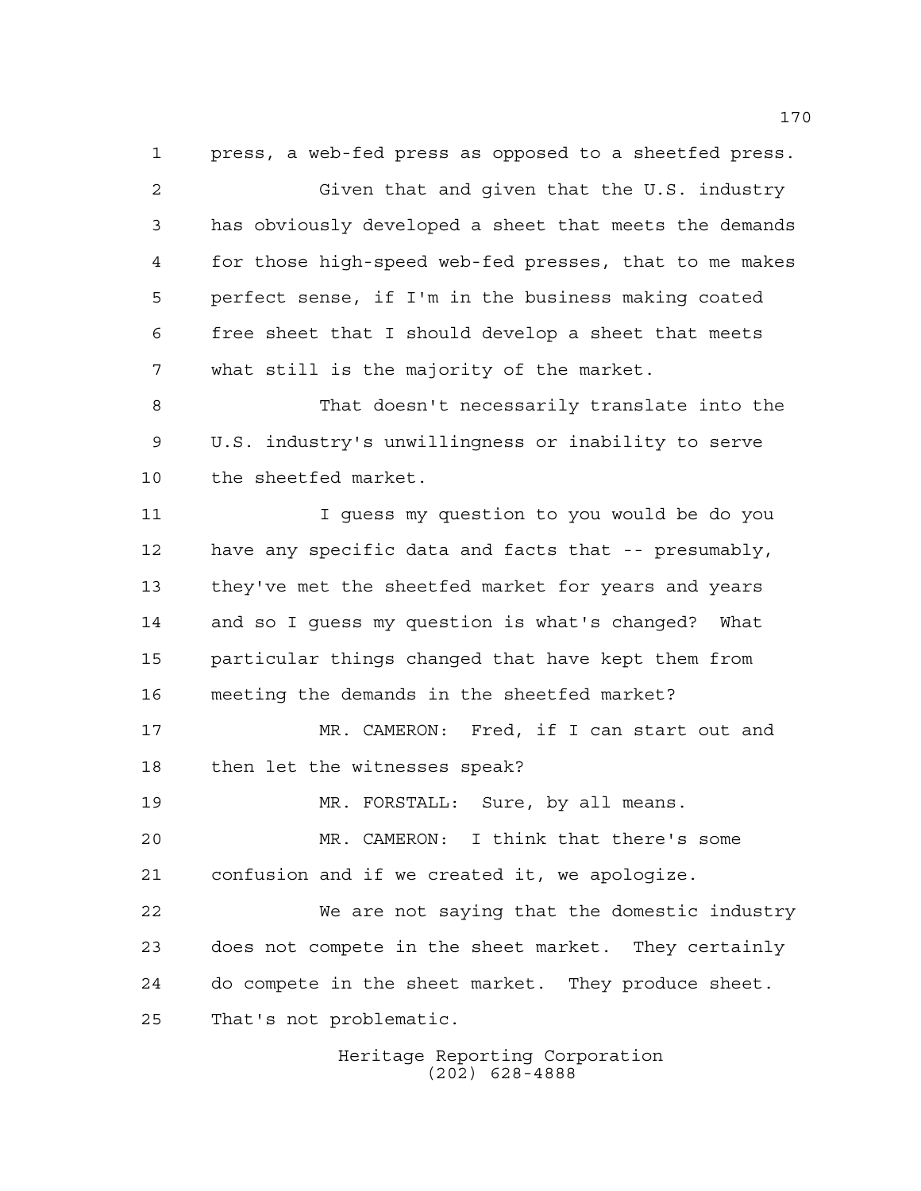press, a web-fed press as opposed to a sheetfed press.

Given that and given that the U.S. industry has obviously developed a sheet that meets the demands for those high-speed web-fed presses, that to me makes perfect sense, if I'm in the business making coated free sheet that I should develop a sheet that meets what still is the majority of the market.

That doesn't necessarily translate into the U.S. industry's unwillingness or inability to serve the sheetfed market.

I guess my question to you would be do you have any specific data and facts that -- presumably, they've met the sheetfed market for years and years and so I guess my question is what's changed? What particular things changed that have kept them from meeting the demands in the sheetfed market?

MR. CAMERON: Fred, if I can start out and then let the witnesses speak?

MR. FORSTALL: Sure, by all means.

MR. CAMERON: I think that there's some confusion and if we created it, we apologize.

We are not saying that the domestic industry does not compete in the sheet market. They certainly do compete in the sheet market. They produce sheet. That's not problematic.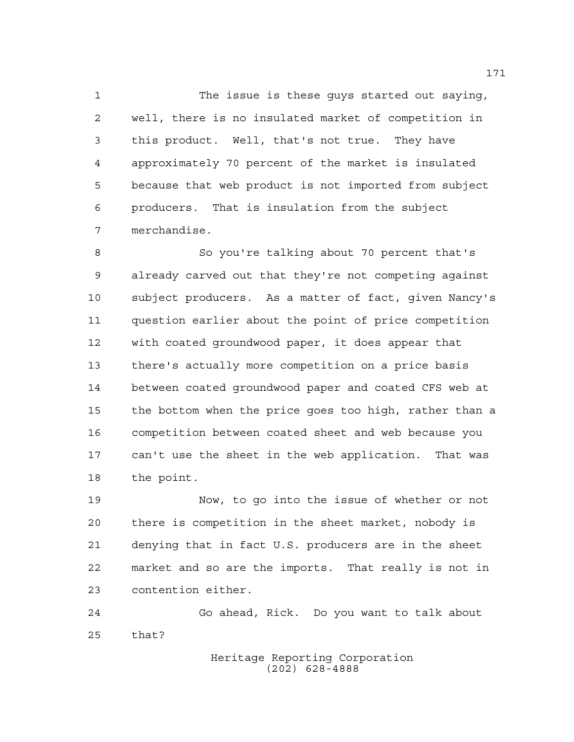The issue is these guys started out saying, well, there is no insulated market of competition in this product. Well, that's not true. They have approximately 70 percent of the market is insulated because that web product is not imported from subject producers. That is insulation from the subject merchandise.

So you're talking about 70 percent that's already carved out that they're not competing against subject producers. As a matter of fact, given Nancy's question earlier about the point of price competition with coated groundwood paper, it does appear that there's actually more competition on a price basis between coated groundwood paper and coated CFS web at the bottom when the price goes too high, rather than a competition between coated sheet and web because you can't use the sheet in the web application. That was the point.

Now, to go into the issue of whether or not there is competition in the sheet market, nobody is denying that in fact U.S. producers are in the sheet market and so are the imports. That really is not in contention either.

Go ahead, Rick. Do you want to talk about that?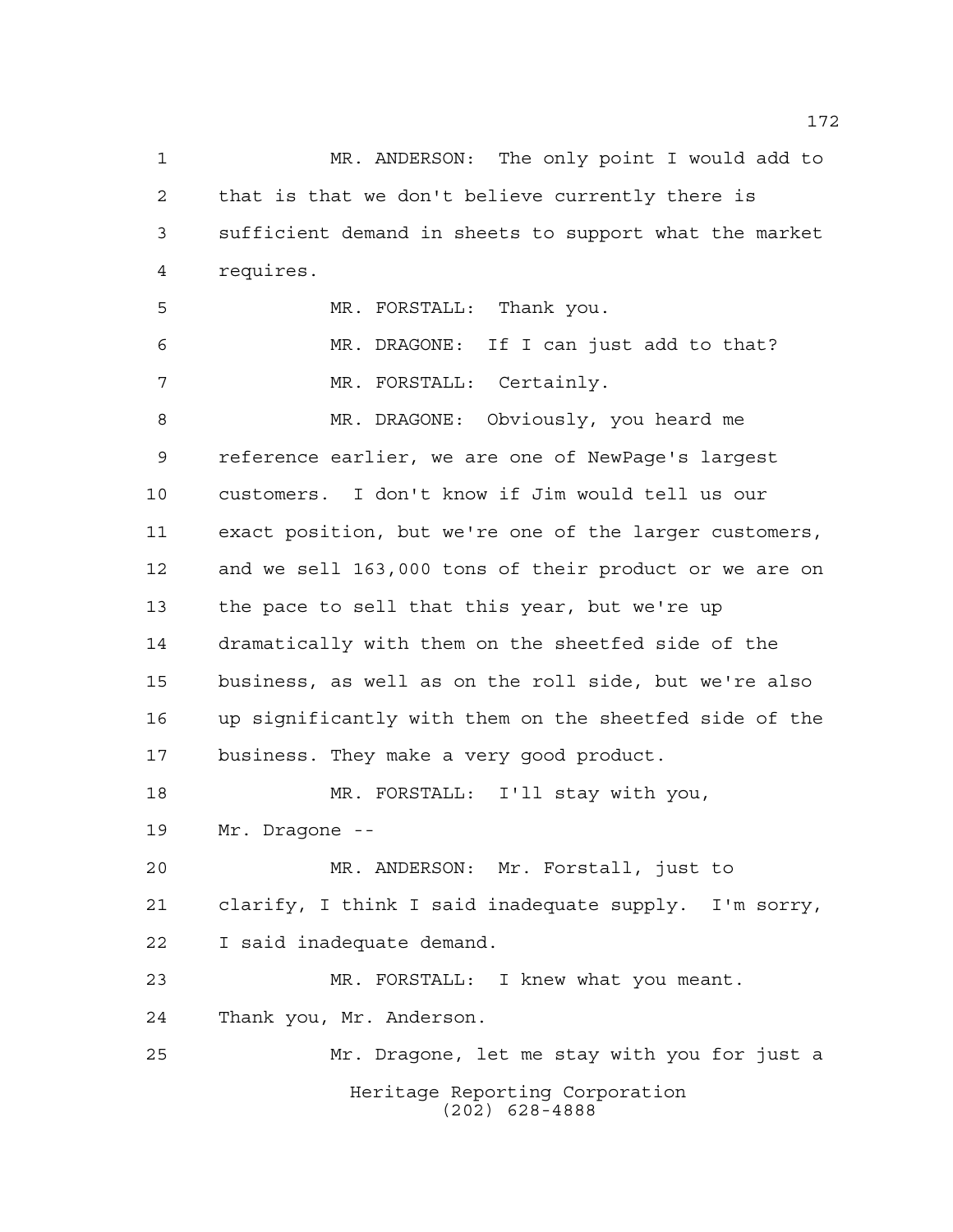MR. ANDERSON: The only point I would add to that is that we don't believe currently there is sufficient demand in sheets to support what the market requires.

MR. FORSTALL: Thank you.

MR. DRAGONE: If I can just add to that?

MR. FORSTALL: Certainly.

MR. DRAGONE: Obviously, you heard me reference earlier, we are one of NewPage's largest customers. I don't know if Jim would tell us our exact position, but we're one of the larger customers, and we sell 163,000 tons of their product or we are on the pace to sell that this year, but we're up dramatically with them on the sheetfed side of the business, as well as on the roll side, but we're also up significantly with them on the sheetfed side of the business. They make a very good product.

MR. FORSTALL: I'll stay with you, Mr. Dragone --

MR. ANDERSON: Mr. Forstall, just to clarify, I think I said inadequate supply. I'm sorry, I said inadequate demand.

MR. FORSTALL: I knew what you meant. Thank you, Mr. Anderson.

Mr. Dragone, let me stay with you for just a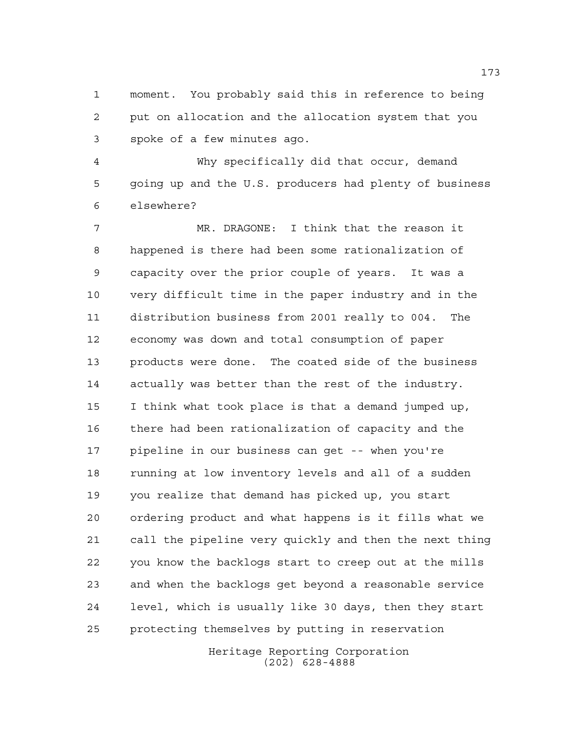moment. You probably said this in reference to being put on allocation and the allocation system that you spoke of a few minutes ago.

Why specifically did that occur, demand going up and the U.S. producers had plenty of business elsewhere?

MR. DRAGONE: I think that the reason it happened is there had been some rationalization of capacity over the prior couple of years. It was a very difficult time in the paper industry and in the distribution business from 2001 really to 004. The economy was down and total consumption of paper products were done. The coated side of the business actually was better than the rest of the industry. I think what took place is that a demand jumped up, there had been rationalization of capacity and the pipeline in our business can get -- when you're running at low inventory levels and all of a sudden you realize that demand has picked up, you start ordering product and what happens is it fills what we call the pipeline very quickly and then the next thing you know the backlogs start to creep out at the mills and when the backlogs get beyond a reasonable service level, which is usually like 30 days, then they start protecting themselves by putting in reservation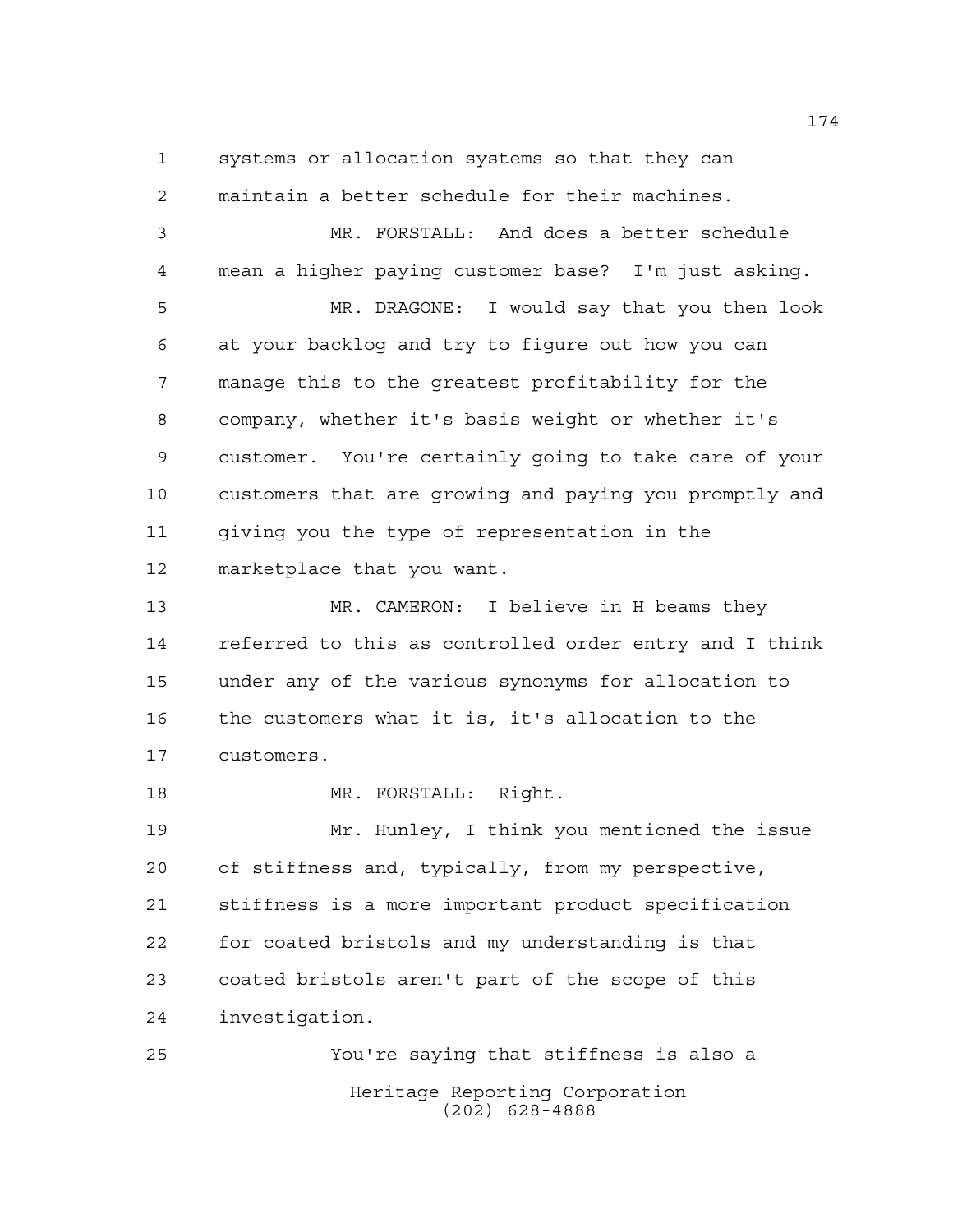systems or allocation systems so that they can maintain a better schedule for their machines.

MR. FORSTALL: And does a better schedule mean a higher paying customer base? I'm just asking.

MR. DRAGONE: I would say that you then look at your backlog and try to figure out how you can manage this to the greatest profitability for the company, whether it's basis weight or whether it's customer. You're certainly going to take care of your customers that are growing and paying you promptly and giving you the type of representation in the marketplace that you want.

MR. CAMERON: I believe in H beams they referred to this as controlled order entry and I think under any of the various synonyms for allocation to the customers what it is, it's allocation to the customers.

MR. FORSTALL: Right.

Mr. Hunley, I think you mentioned the issue of stiffness and, typically, from my perspective, stiffness is a more important product specification for coated bristols and my understanding is that coated bristols aren't part of the scope of this investigation.

You're saying that stiffness is also a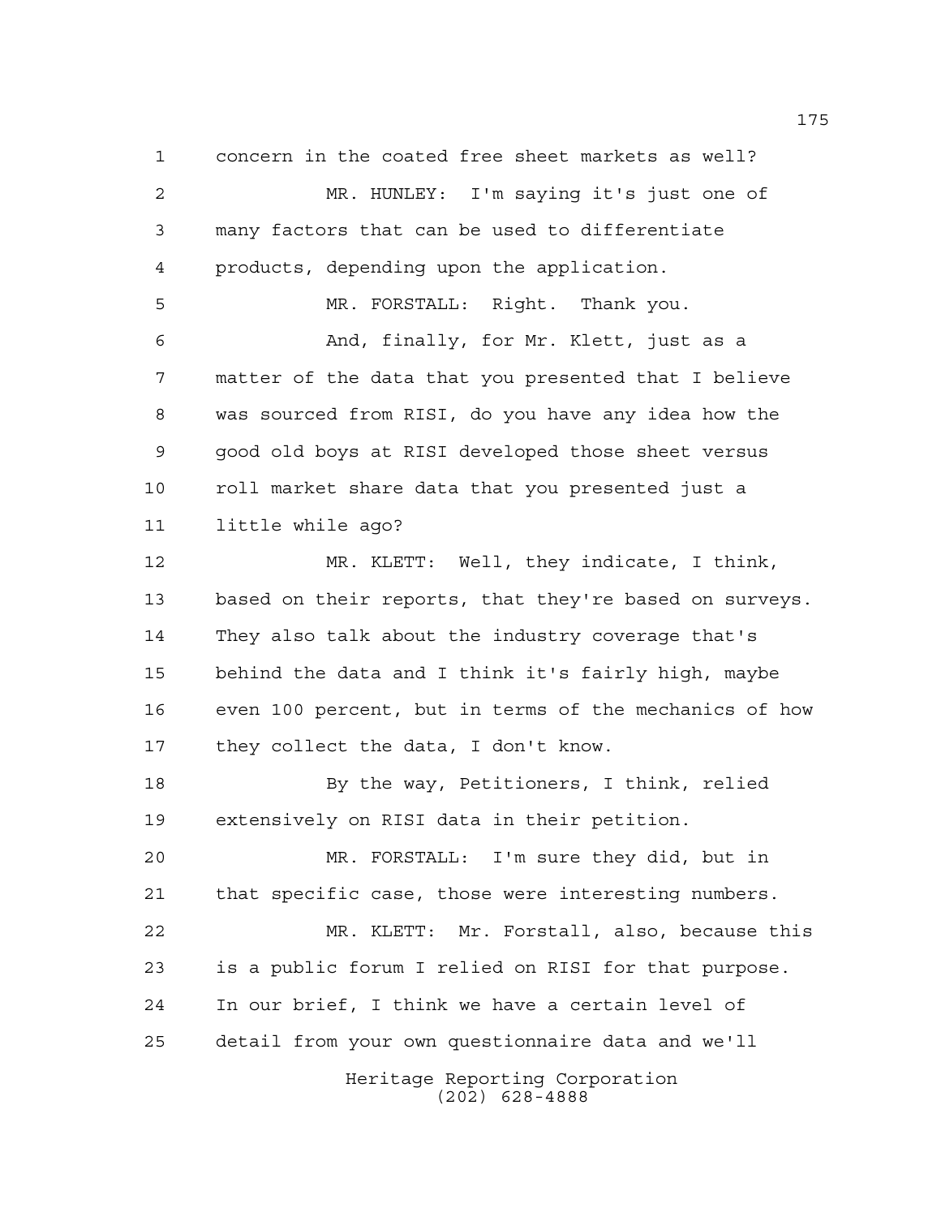concern in the coated free sheet markets as well?

MR. HUNLEY: I'm saying it's just one of many factors that can be used to differentiate products, depending upon the application.

MR. FORSTALL: Right. Thank you.

And, finally, for Mr. Klett, just as a matter of the data that you presented that I believe was sourced from RISI, do you have any idea how the good old boys at RISI developed those sheet versus roll market share data that you presented just a little while ago?

MR. KLETT: Well, they indicate, I think, based on their reports, that they're based on surveys. They also talk about the industry coverage that's behind the data and I think it's fairly high, maybe even 100 percent, but in terms of the mechanics of how they collect the data, I don't know.

By the way, Petitioners, I think, relied extensively on RISI data in their petition.

MR. FORSTALL: I'm sure they did, but in that specific case, those were interesting numbers.

MR. KLETT: Mr. Forstall, also, because this is a public forum I relied on RISI for that purpose. In our brief, I think we have a certain level of detail from your own questionnaire data and we'll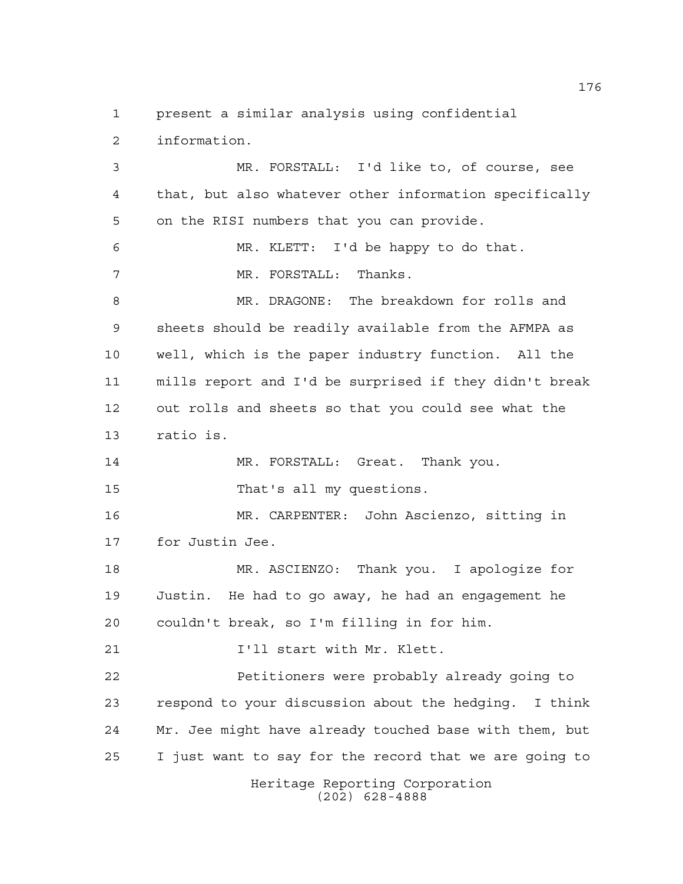present a similar analysis using confidential information.

MR. FORSTALL: I'd like to, of course, see that, but also whatever other information specifically on the RISI numbers that you can provide.

MR. KLETT: I'd be happy to do that.

MR. FORSTALL: Thanks.

MR. DRAGONE: The breakdown for rolls and sheets should be readily available from the AFMPA as well, which is the paper industry function. All the mills report and I'd be surprised if they didn't break out rolls and sheets so that you could see what the ratio is.

MR. FORSTALL: Great. Thank you.

That's all my questions.

MR. CARPENTER: John Ascienzo, sitting in for Justin Jee.

MR. ASCIENZO: Thank you. I apologize for Justin. He had to go away, he had an engagement he couldn't break, so I'm filling in for him.

I'll start with Mr. Klett.

Petitioners were probably already going to respond to your discussion about the hedging. I think Mr. Jee might have already touched base with them, but I just want to say for the record that we are going to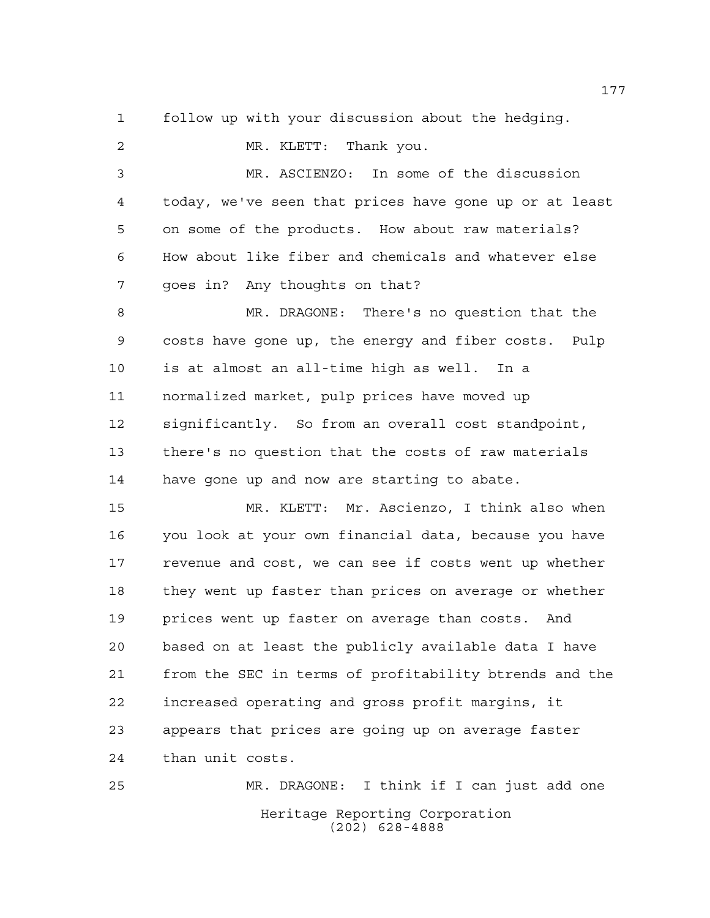follow up with your discussion about the hedging.

MR. KLETT: Thank you.

MR. ASCIENZO: In some of the discussion today, we've seen that prices have gone up or at least on some of the products. How about raw materials? How about like fiber and chemicals and whatever else goes in? Any thoughts on that?

MR. DRAGONE: There's no question that the costs have gone up, the energy and fiber costs. Pulp is at almost an all-time high as well. In a normalized market, pulp prices have moved up significantly. So from an overall cost standpoint, there's no question that the costs of raw materials have gone up and now are starting to abate.

MR. KLETT: Mr. Ascienzo, I think also when you look at your own financial data, because you have revenue and cost, we can see if costs went up whether they went up faster than prices on average or whether prices went up faster on average than costs. And based on at least the publicly available data I have from the SEC in terms of profitability btrends and the increased operating and gross profit margins, it appears that prices are going up on average faster than unit costs.

MR. DRAGONE: I think if I can just add one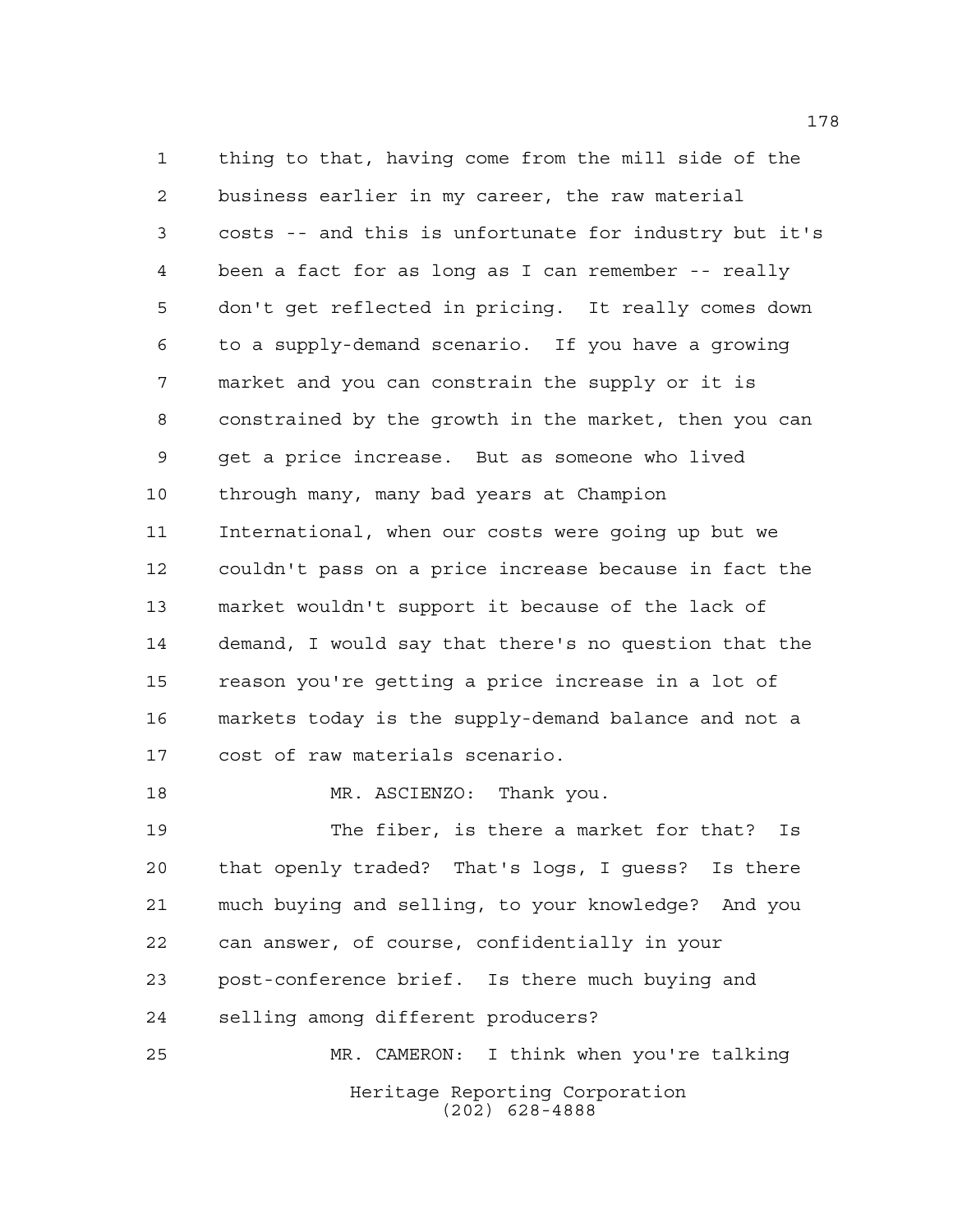thing to that, having come from the mill side of the business earlier in my career, the raw material costs -- and this is unfortunate for industry but it's been a fact for as long as I can remember -- really don't get reflected in pricing. It really comes down to a supply-demand scenario. If you have a growing market and you can constrain the supply or it is constrained by the growth in the market, then you can get a price increase. But as someone who lived through many, many bad years at Champion International, when our costs were going up but we couldn't pass on a price increase because in fact the market wouldn't support it because of the lack of demand, I would say that there's no question that the reason you're getting a price increase in a lot of markets today is the supply-demand balance and not a cost of raw materials scenario.

MR. ASCIENZO: Thank you.

The fiber, is there a market for that? Is that openly traded? That's logs, I guess? Is there much buying and selling, to your knowledge? And you can answer, of course, confidentially in your post-conference brief. Is there much buying and selling among different producers?

MR. CAMERON: I think when you're talking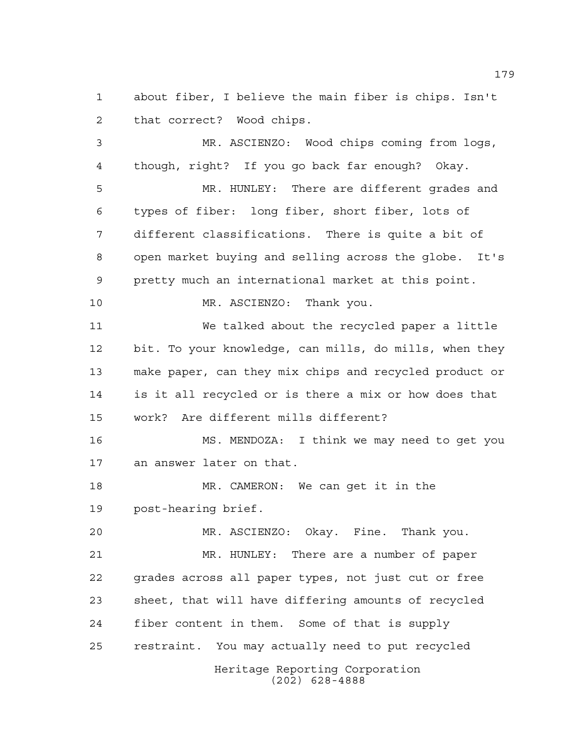about fiber, I believe the main fiber is chips. Isn't that correct? Wood chips.

MR. ASCIENZO: Wood chips coming from logs, though, right? If you go back far enough? Okay.

MR. HUNLEY: There are different grades and types of fiber: long fiber, short fiber, lots of different classifications. There is quite a bit of open market buying and selling across the globe. It's pretty much an international market at this point.

MR. ASCIENZO: Thank you.

We talked about the recycled paper a little bit. To your knowledge, can mills, do mills, when they make paper, can they mix chips and recycled product or is it all recycled or is there a mix or how does that work? Are different mills different?

MS. MENDOZA: I think we may need to get you an answer later on that.

MR. CAMERON: We can get it in the post-hearing brief.

MR. ASCIENZO: Okay. Fine. Thank you.

MR. HUNLEY: There are a number of paper grades across all paper types, not just cut or free sheet, that will have differing amounts of recycled fiber content in them. Some of that is supply restraint. You may actually need to put recycled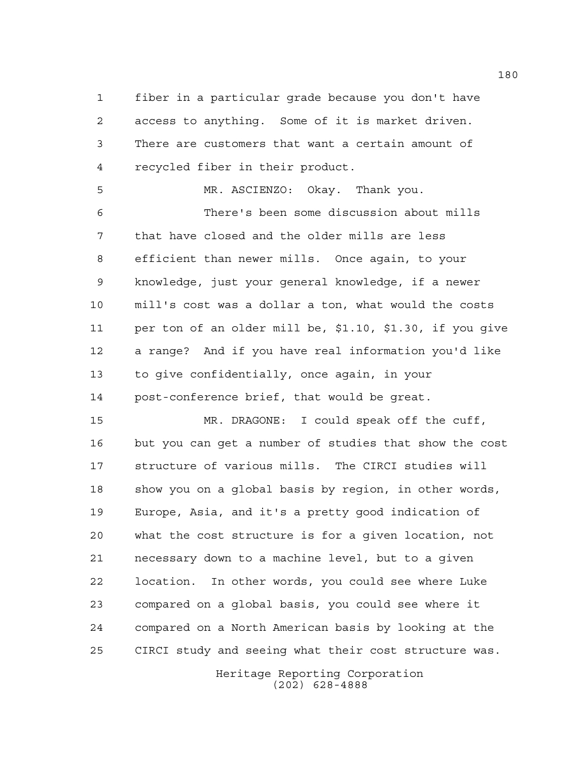fiber in a particular grade because you don't have access to anything. Some of it is market driven. There are customers that want a certain amount of recycled fiber in their product.

MR. ASCIENZO: Okay. Thank you.

There's been some discussion about mills that have closed and the older mills are less efficient than newer mills. Once again, to your knowledge, just your general knowledge, if a newer mill's cost was a dollar a ton, what would the costs per ton of an older mill be, $1.10, $1.30, if you give a range? And if you have real information you'd like to give confidentially, once again, in your post-conference brief, that would be great.

MR. DRAGONE: I could speak off the cuff, but you can get a number of studies that show the cost structure of various mills. The CIRCI studies will show you on a global basis by region, in other words, Europe, Asia, and it's a pretty good indication of what the cost structure is for a given location, not necessary down to a machine level, but to a given location. In other words, you could see where Luke compared on a global basis, you could see where it compared on a North American basis by looking at the CIRCI study and seeing what their cost structure was.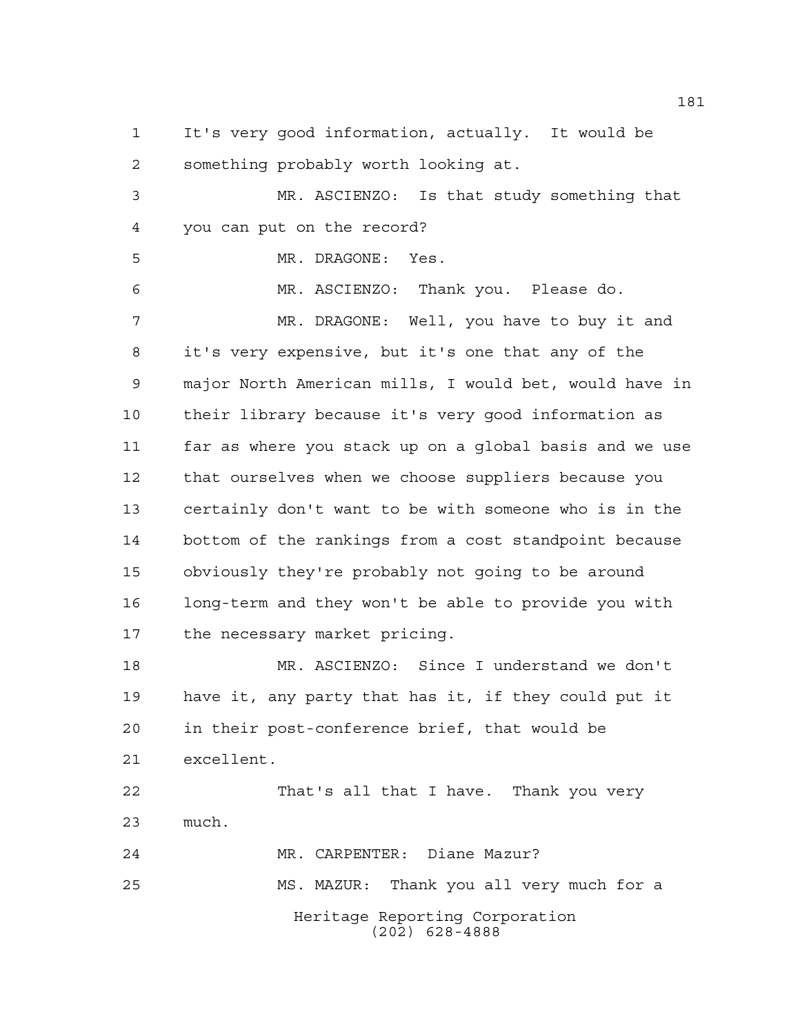It's very good information, actually. It would be something probably worth looking at.

MR. ASCIENZO: Is that study something that you can put on the record?

MR. DRAGONE: Yes.

MR. ASCIENZO: Thank you. Please do.

MR. DRAGONE: Well, you have to buy it and it's very expensive, but it's one that any of the major North American mills, I would bet, would have in their library because it's very good information as far as where you stack up on a global basis and we use that ourselves when we choose suppliers because you certainly don't want to be with someone who is in the bottom of the rankings from a cost standpoint because obviously they're probably not going to be around long-term and they won't be able to provide you with the necessary market pricing.

MR. ASCIENZO: Since I understand we don't have it, any party that has it, if they could put it in their post-conference brief, that would be excellent.

That's all that I have. Thank you very much.

MR. CARPENTER: Diane Mazur?

MS. MAZUR: Thank you all very much for a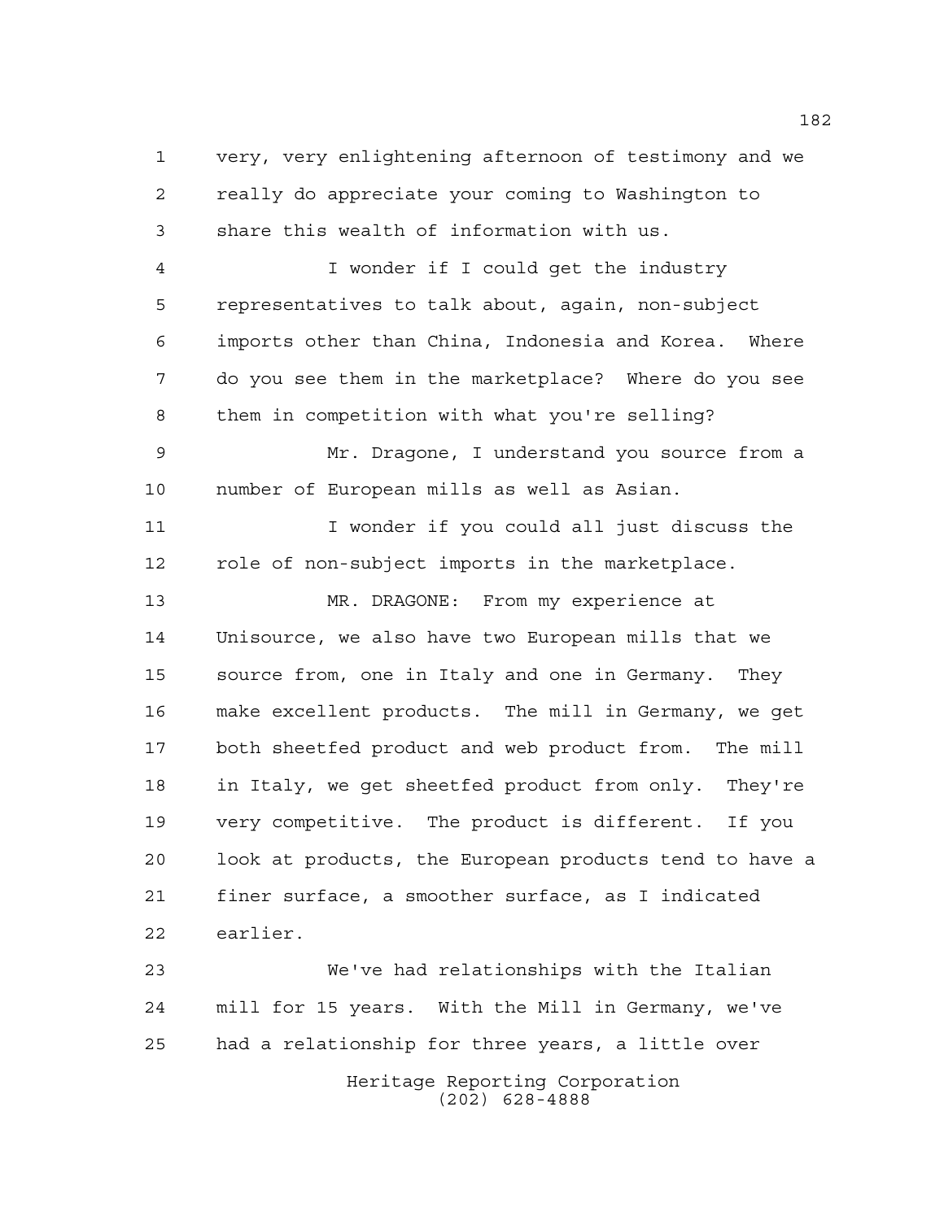very, very enlightening afternoon of testimony and we really do appreciate your coming to Washington to share this wealth of information with us.

I wonder if I could get the industry representatives to talk about, again, non-subject imports other than China, Indonesia and Korea. Where do you see them in the marketplace? Where do you see them in competition with what you're selling?

Mr. Dragone, I understand you source from a number of European mills as well as Asian.

I wonder if you could all just discuss the role of non-subject imports in the marketplace.

MR. DRAGONE: From my experience at Unisource, we also have two European mills that we source from, one in Italy and one in Germany. They make excellent products. The mill in Germany, we get both sheetfed product and web product from. The mill in Italy, we get sheetfed product from only. They're very competitive. The product is different. If you look at products, the European products tend to have a finer surface, a smoother surface, as I indicated earlier.

We've had relationships with the Italian mill for 15 years. With the Mill in Germany, we've had a relationship for three years, a little over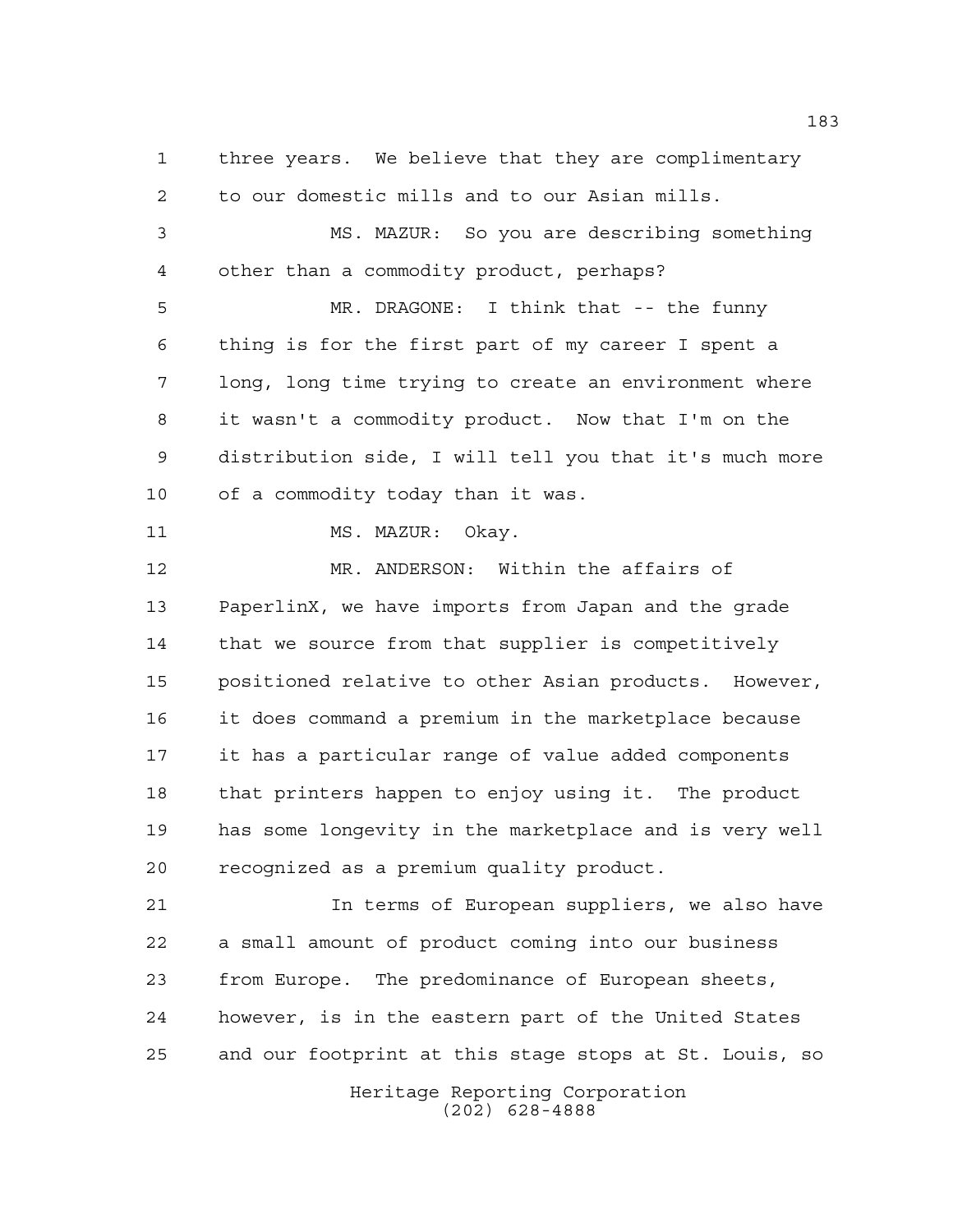three years. We believe that they are complimentary to our domestic mills and to our Asian mills.

MS. MAZUR: So you are describing something other than a commodity product, perhaps?

MR. DRAGONE: I think that -- the funny thing is for the first part of my career I spent a long, long time trying to create an environment where it wasn't a commodity product. Now that I'm on the distribution side, I will tell you that it's much more of a commodity today than it was.

MS. MAZUR: Okay.

MR. ANDERSON: Within the affairs of PaperlinX, we have imports from Japan and the grade that we source from that supplier is competitively positioned relative to other Asian products. However, it does command a premium in the marketplace because it has a particular range of value added components that printers happen to enjoy using it. The product has some longevity in the marketplace and is very well recognized as a premium quality product.

In terms of European suppliers, we also have a small amount of product coming into our business from Europe. The predominance of European sheets, however, is in the eastern part of the United States and our footprint at this stage stops at St. Louis, so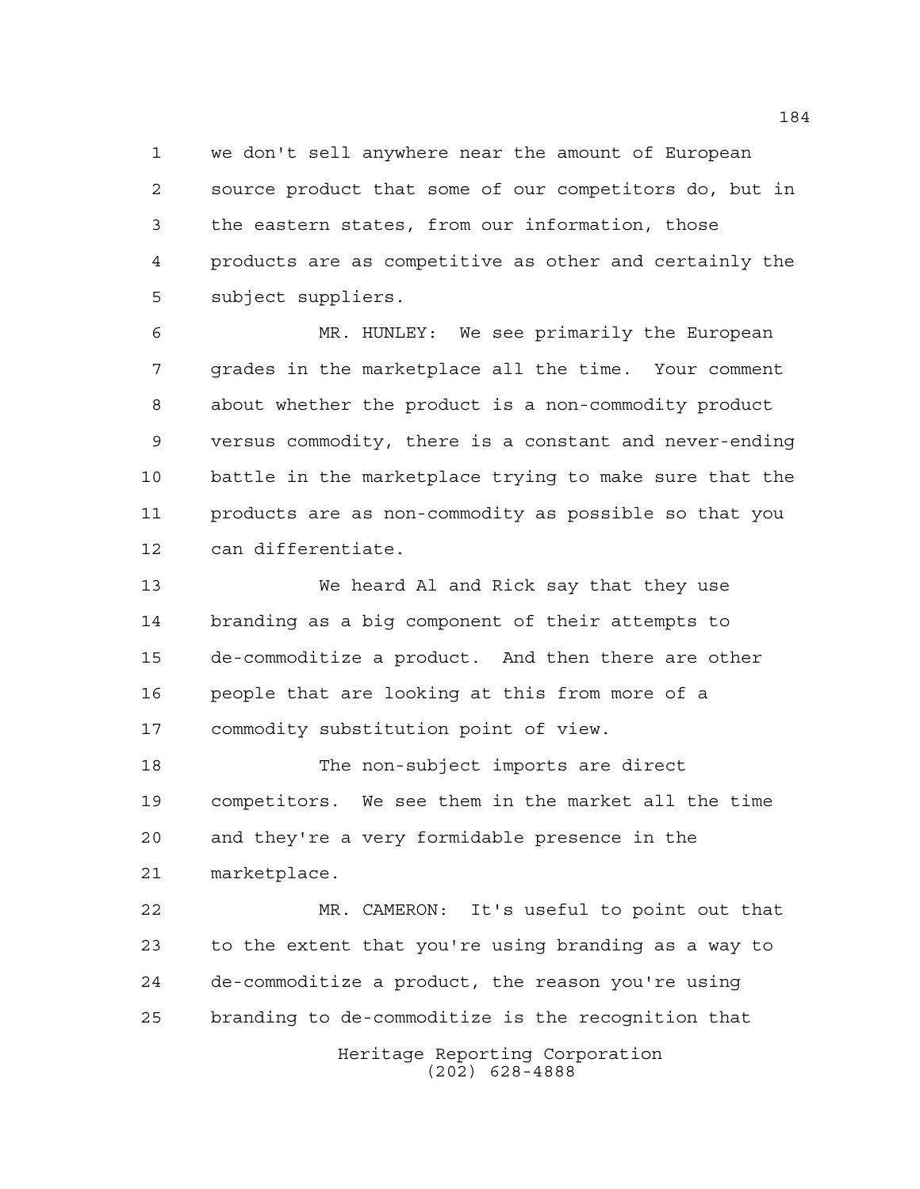we don't sell anywhere near the amount of European source product that some of our competitors do, but in the eastern states, from our information, those products are as competitive as other and certainly the subject suppliers.

MR. HUNLEY: We see primarily the European grades in the marketplace all the time. Your comment about whether the product is a non-commodity product versus commodity, there is a constant and never-ending battle in the marketplace trying to make sure that the products are as non-commodity as possible so that you can differentiate.

We heard Al and Rick say that they use branding as a big component of their attempts to de-commoditize a product. And then there are other people that are looking at this from more of a commodity substitution point of view.

The non-subject imports are direct competitors. We see them in the market all the time and they're a very formidable presence in the marketplace.

MR. CAMERON: It's useful to point out that to the extent that you're using branding as a way to de-commoditize a product, the reason you're using branding to de-commoditize is the recognition that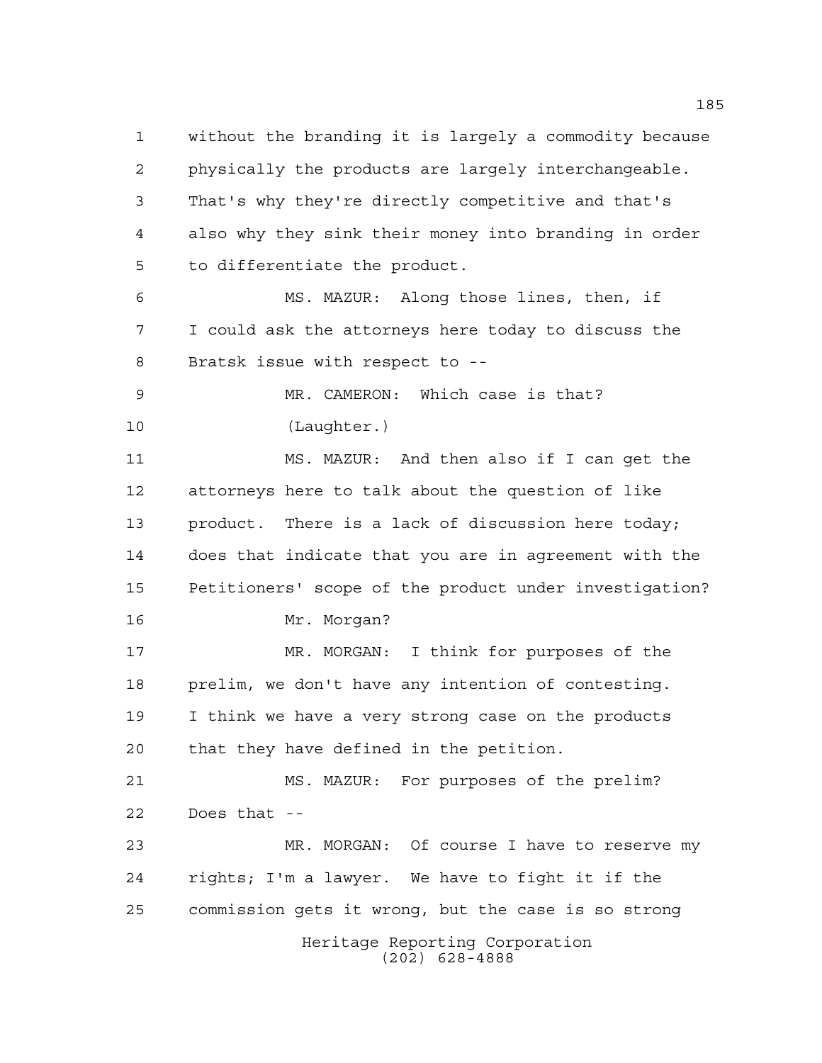without the branding it is largely a commodity because physically the products are largely interchangeable. That's why they're directly competitive and that's also why they sink their money into branding in order to differentiate the product.

MS. MAZUR: Along those lines, then, if I could ask the attorneys here today to discuss the Bratsk issue with respect to --

MR. CAMERON: Which case is that?

(Laughter.)

MS. MAZUR: And then also if I can get the attorneys here to talk about the question of like product. There is a lack of discussion here today; does that indicate that you are in agreement with the Petitioners' scope of the product under investigation?

Mr. Morgan?

MR. MORGAN: I think for purposes of the prelim, we don't have any intention of contesting. I think we have a very strong case on the products that they have defined in the petition.

MS. MAZUR: For purposes of the prelim? Does that --

MR. MORGAN: Of course I have to reserve my rights; I'm a lawyer. We have to fight it if the commission gets it wrong, but the case is so strong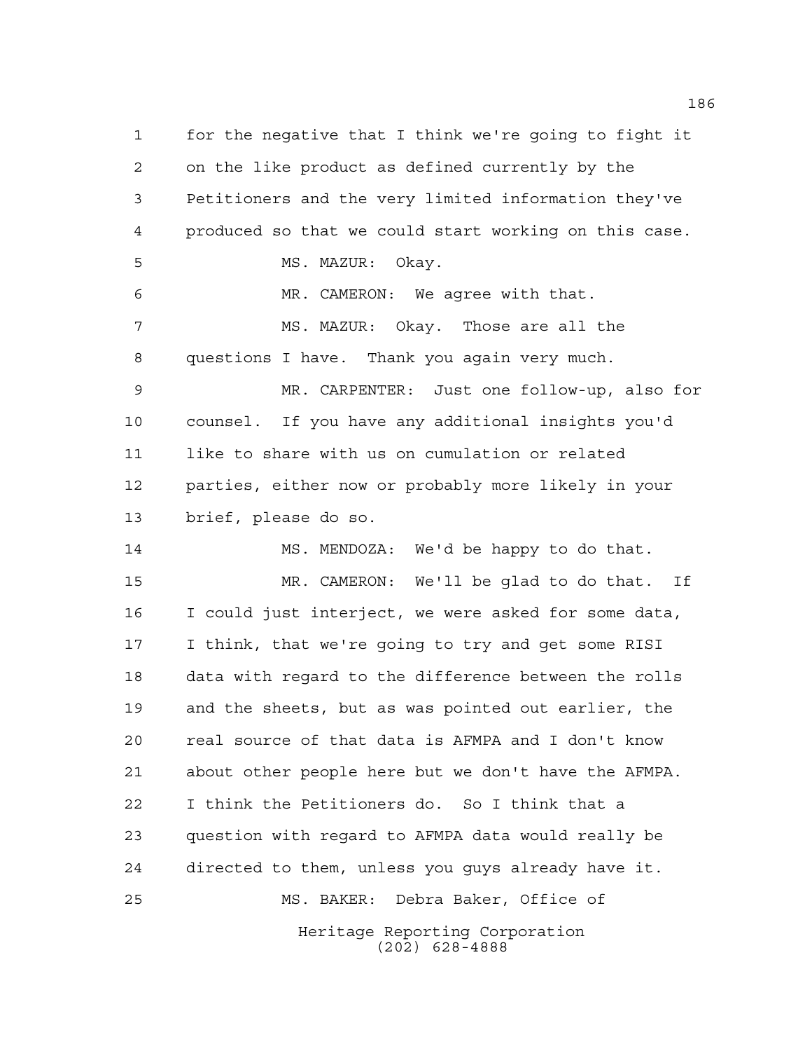for the negative that I think we're going to fight it on the like product as defined currently by the Petitioners and the very limited information they've produced so that we could start working on this case.

MS. MAZUR: Okay.

MR. CAMERON: We agree with that.

MS. MAZUR: Okay. Those are all the questions I have. Thank you again very much.

MR. CARPENTER: Just one follow-up, also for counsel. If you have any additional insights you'd like to share with us on cumulation or related parties, either now or probably more likely in your brief, please do so.

MS. MENDOZA: We'd be happy to do that.

MR. CAMERON: We'll be glad to do that. If I could just interject, we were asked for some data, I think, that we're going to try and get some RISI data with regard to the difference between the rolls and the sheets, but as was pointed out earlier, the real source of that data is AFMPA and I don't know about other people here but we don't have the AFMPA. I think the Petitioners do. So I think that a question with regard to AFMPA data would really be directed to them, unless you guys already have it.

MS. BAKER: Debra Baker, Office of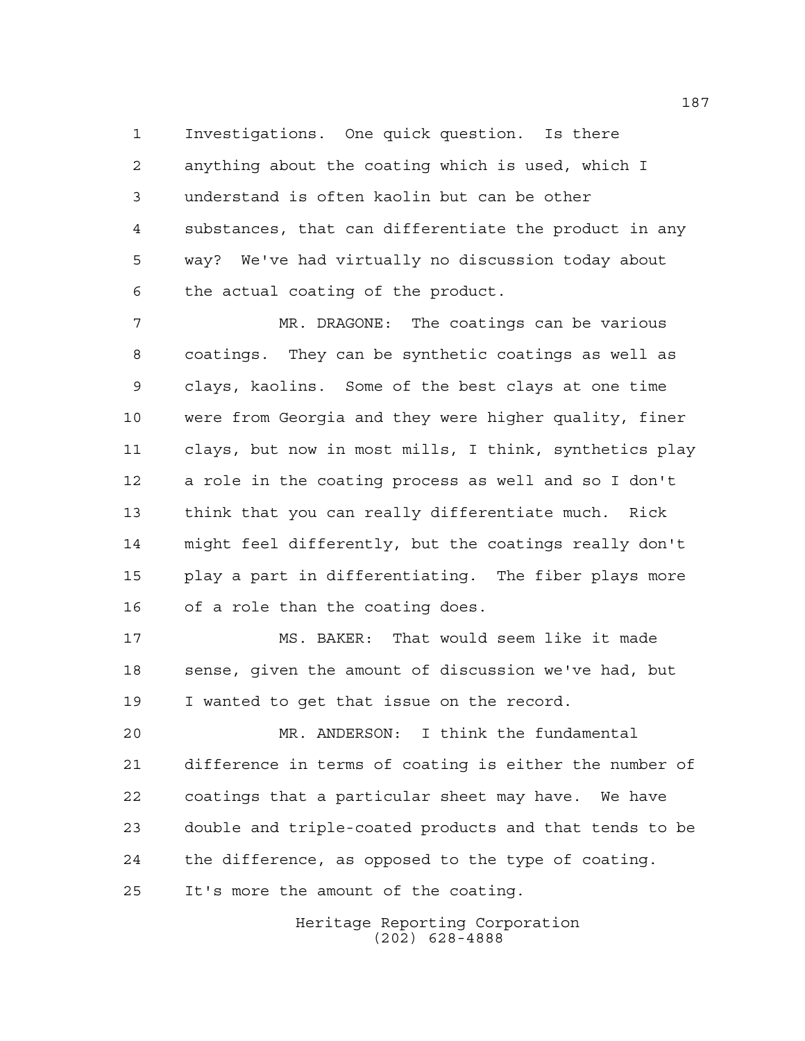Investigations. One quick question. Is there anything about the coating which is used, which I understand is often kaolin but can be other substances, that can differentiate the product in any way? We've had virtually no discussion today about the actual coating of the product.

MR. DRAGONE: The coatings can be various coatings. They can be synthetic coatings as well as clays, kaolins. Some of the best clays at one time were from Georgia and they were higher quality, finer clays, but now in most mills, I think, synthetics play a role in the coating process as well and so I don't think that you can really differentiate much. Rick might feel differently, but the coatings really don't play a part in differentiating. The fiber plays more of a role than the coating does.

MS. BAKER: That would seem like it made sense, given the amount of discussion we've had, but I wanted to get that issue on the record.

MR. ANDERSON: I think the fundamental difference in terms of coating is either the number of coatings that a particular sheet may have. We have double and triple-coated products and that tends to be the difference, as opposed to the type of coating. It's more the amount of the coating.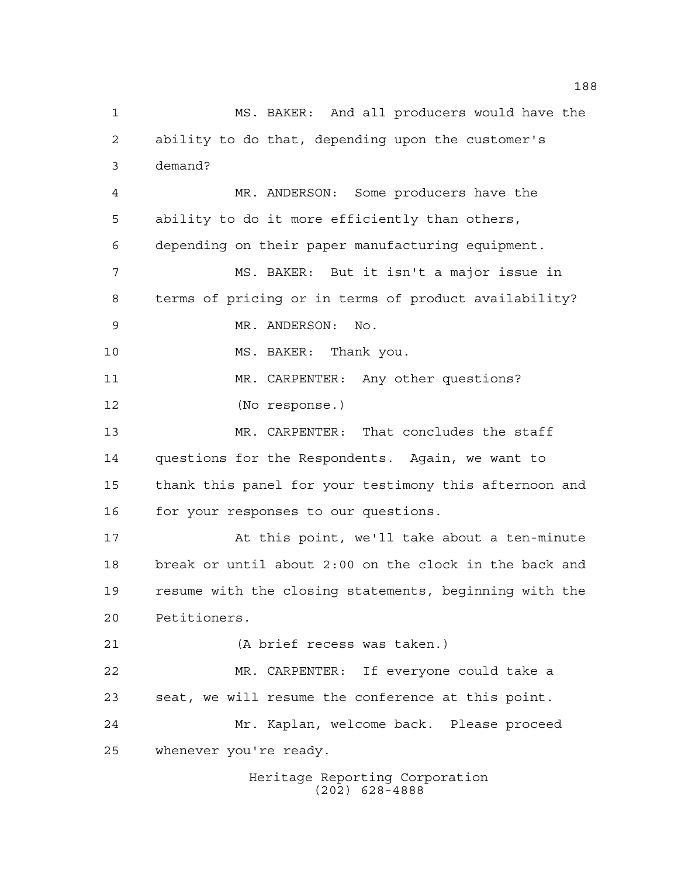MS. BAKER: And all producers would have the ability to do that, depending upon the customer's demand?

MR. ANDERSON: Some producers have the ability to do it more efficiently than others, depending on their paper manufacturing equipment.

MS. BAKER: But it isn't a major issue in terms of pricing or in terms of product availability?

MR. ANDERSON: No.

MS. BAKER: Thank you.

MR. CARPENTER: Any other questions?

(No response.)

MR. CARPENTER: That concludes the staff questions for the Respondents. Again, we want to thank this panel for your testimony this afternoon and for your responses to our questions.

At this point, we'll take about a ten-minute break or until about 2:00 on the clock in the back and resume with the closing statements, beginning with the Petitioners.

(A brief recess was taken.)

MR. CARPENTER: If everyone could take a seat, we will resume the conference at this point.

Mr. Kaplan, welcome back. Please proceed whenever you're ready.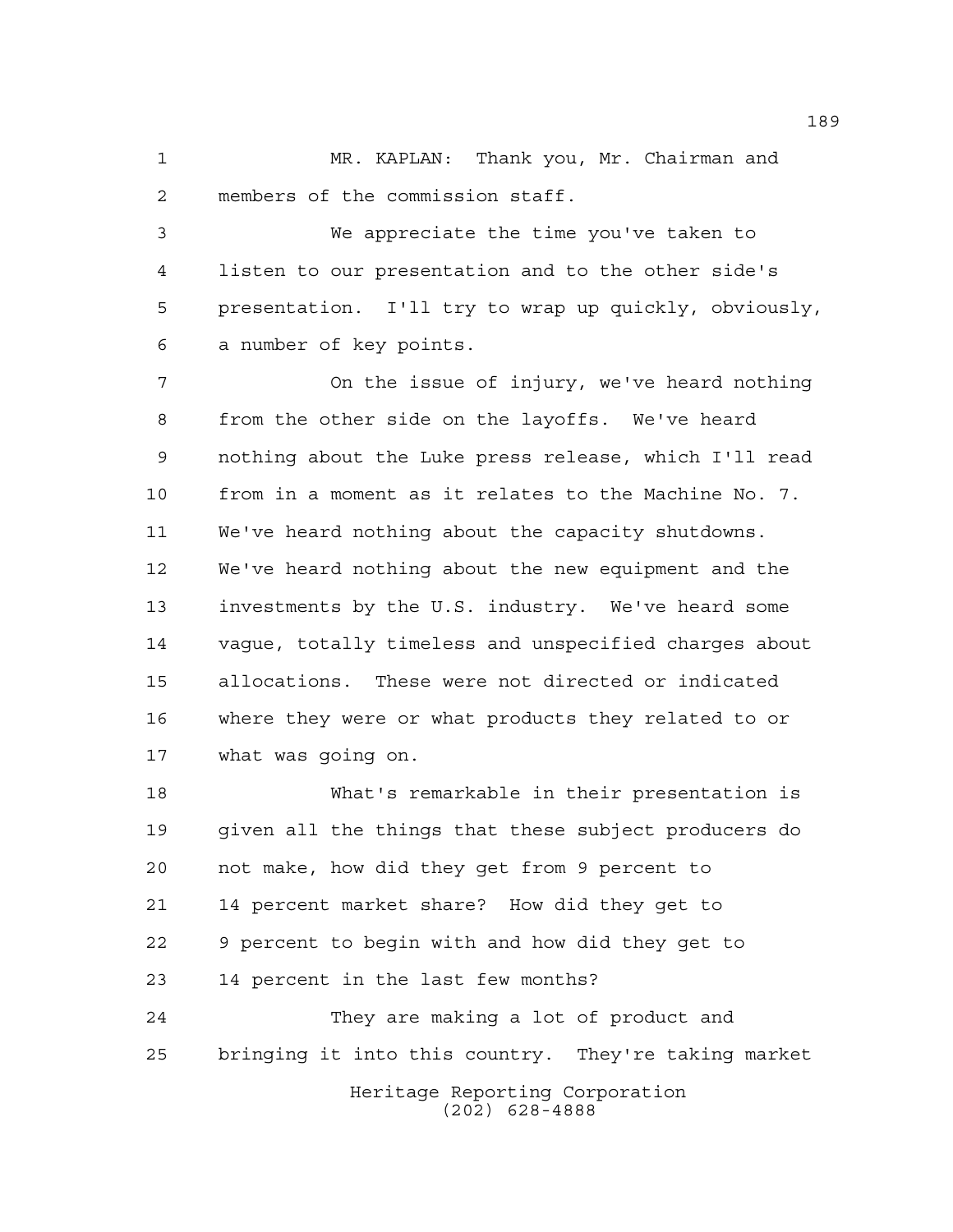MR. KAPLAN: Thank you, Mr. Chairman and members of the commission staff.

We appreciate the time you've taken to listen to our presentation and to the other side's presentation. I'll try to wrap up quickly, obviously, a number of key points.

On the issue of injury, we've heard nothing from the other side on the layoffs. We've heard nothing about the Luke press release, which I'll read from in a moment as it relates to the Machine No. 7. We've heard nothing about the capacity shutdowns. We've heard nothing about the new equipment and the investments by the U.S. industry. We've heard some vague, totally timeless and unspecified charges about allocations. These were not directed or indicated where they were or what products they related to or what was going on.

What's remarkable in their presentation is given all the things that these subject producers do not make, how did they get from 9 percent to 14 percent market share? How did they get to 9 percent to begin with and how did they get to 14 percent in the last few months?

They are making a lot of product and bringing it into this country. They're taking market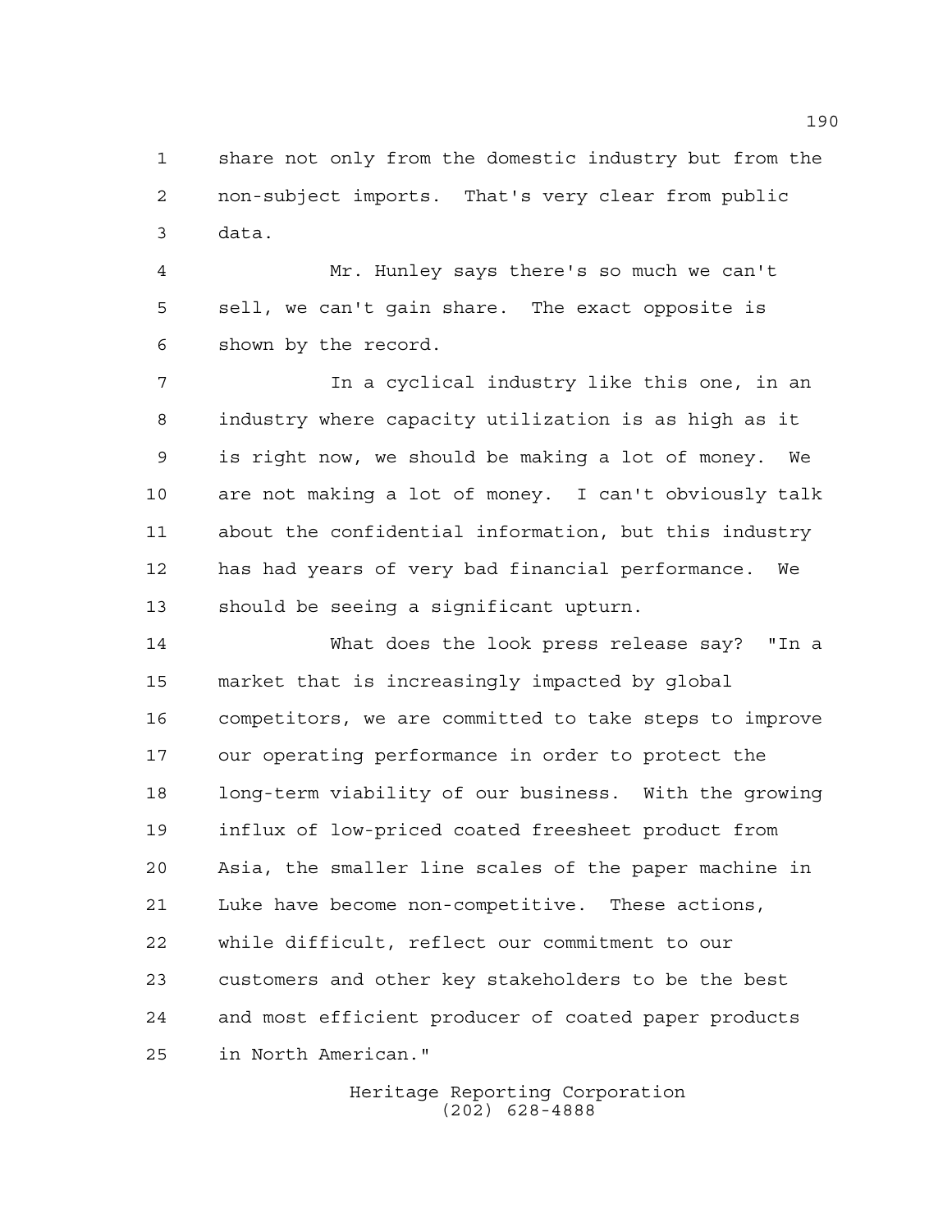share not only from the domestic industry but from the non-subject imports. That's very clear from public data.

Mr. Hunley says there's so much we can't sell, we can't gain share. The exact opposite is shown by the record.

In a cyclical industry like this one, in an industry where capacity utilization is as high as it is right now, we should be making a lot of money. We are not making a lot of money. I can't obviously talk about the confidential information, but this industry has had years of very bad financial performance. We should be seeing a significant upturn.

What does the look press release say? "In a market that is increasingly impacted by global competitors, we are committed to take steps to improve our operating performance in order to protect the long-term viability of our business. With the growing influx of low-priced coated freesheet product from Asia, the smaller line scales of the paper machine in Luke have become non-competitive. These actions, while difficult, reflect our commitment to our customers and other key stakeholders to be the best and most efficient producer of coated paper products in North American."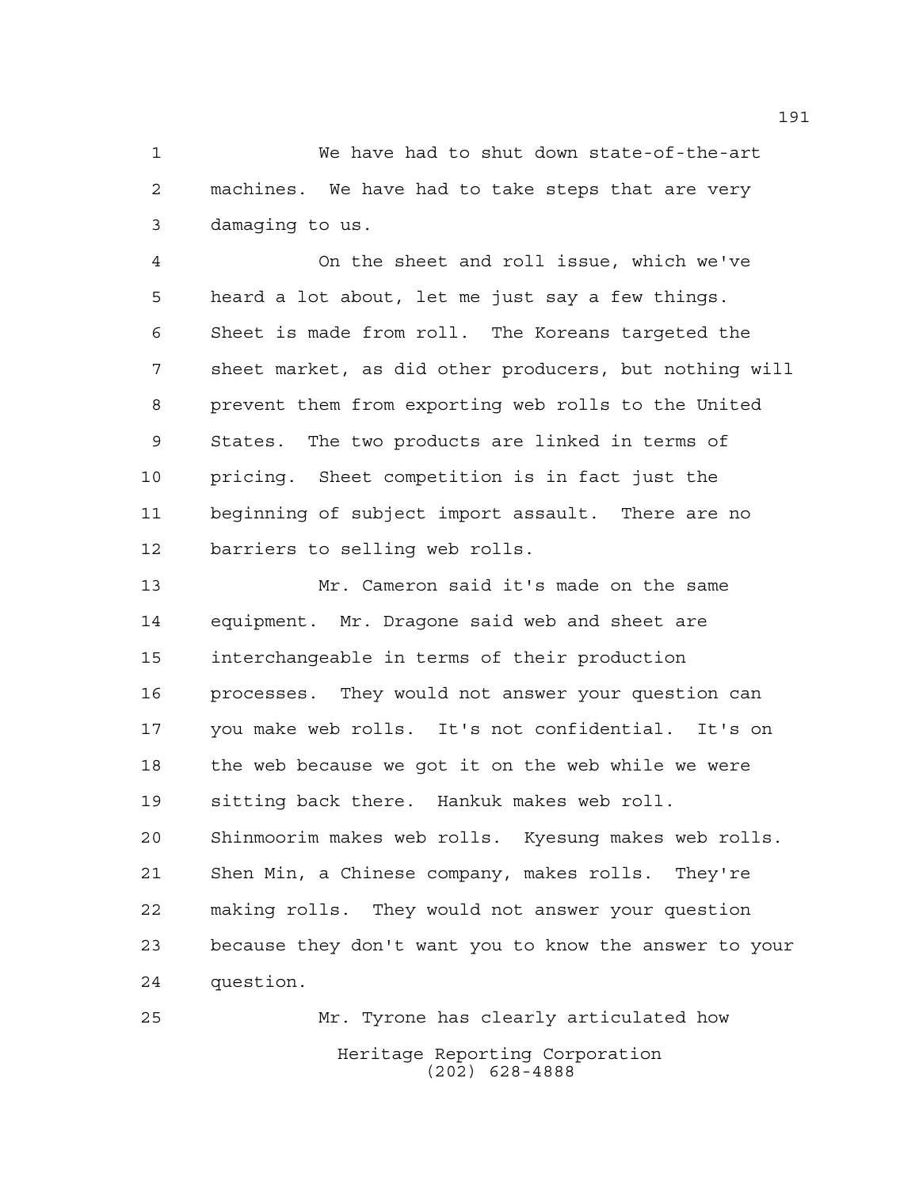We have had to shut down state-of-the-art machines. We have had to take steps that are very damaging to us.

On the sheet and roll issue, which we've heard a lot about, let me just say a few things. Sheet is made from roll. The Koreans targeted the sheet market, as did other producers, but nothing will prevent them from exporting web rolls to the United States. The two products are linked in terms of pricing. Sheet competition is in fact just the beginning of subject import assault. There are no barriers to selling web rolls.

Mr. Cameron said it's made on the same equipment. Mr. Dragone said web and sheet are interchangeable in terms of their production processes. They would not answer your question can you make web rolls. It's not confidential. It's on the web because we got it on the web while we were sitting back there. Hankuk makes web roll. Shinmoorim makes web rolls. Kyesung makes web rolls. Shen Min, a Chinese company, makes rolls. They're making rolls. They would not answer your question because they don't want you to know the answer to your question.

Mr. Tyrone has clearly articulated how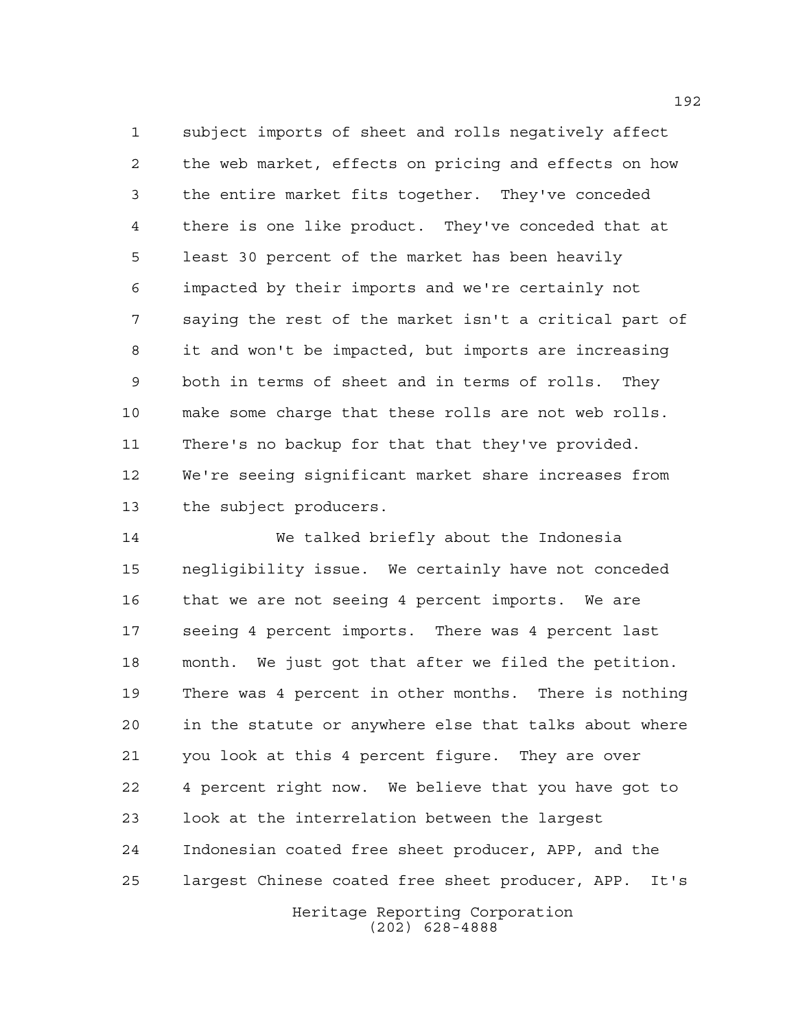subject imports of sheet and rolls negatively affect the web market, effects on pricing and effects on how the entire market fits together. They've conceded there is one like product. They've conceded that at least 30 percent of the market has been heavily impacted by their imports and we're certainly not saying the rest of the market isn't a critical part of it and won't be impacted, but imports are increasing both in terms of sheet and in terms of rolls. They make some charge that these rolls are not web rolls. There's no backup for that that they've provided. We're seeing significant market share increases from the subject producers.

We talked briefly about the Indonesia negligibility issue. We certainly have not conceded that we are not seeing 4 percent imports. We are seeing 4 percent imports. There was 4 percent last month. We just got that after we filed the petition. There was 4 percent in other months. There is nothing in the statute or anywhere else that talks about where you look at this 4 percent figure. They are over 4 percent right now. We believe that you have got to look at the interrelation between the largest Indonesian coated free sheet producer, APP, and the largest Chinese coated free sheet producer, APP. It's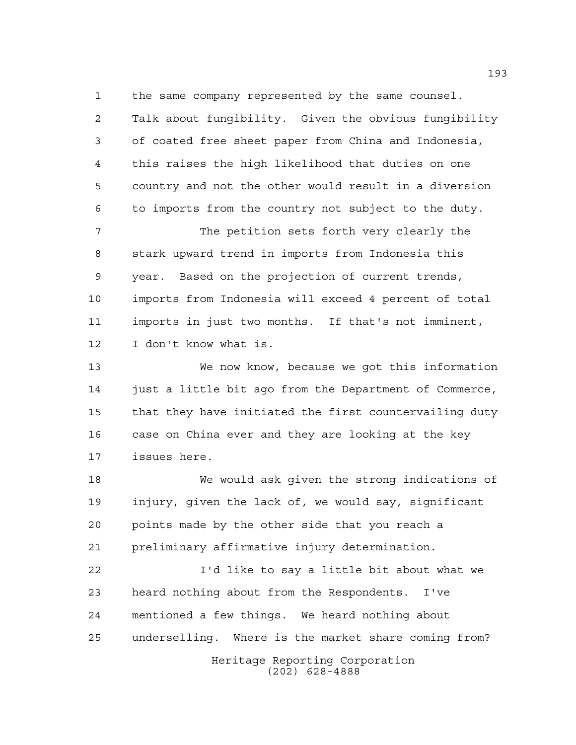the same company represented by the same counsel. Talk about fungibility. Given the obvious fungibility of coated free sheet paper from China and Indonesia, this raises the high likelihood that duties on one country and not the other would result in a diversion to imports from the country not subject to the duty.

The petition sets forth very clearly the stark upward trend in imports from Indonesia this year. Based on the projection of current trends, imports from Indonesia will exceed 4 percent of total imports in just two months. If that's not imminent, I don't know what is.

We now know, because we got this information just a little bit ago from the Department of Commerce, that they have initiated the first countervailing duty case on China ever and they are looking at the key issues here.

We would ask given the strong indications of injury, given the lack of, we would say, significant points made by the other side that you reach a preliminary affirmative injury determination.

I'd like to say a little bit about what we heard nothing about from the Respondents. I've mentioned a few things. We heard nothing about underselling. Where is the market share coming from?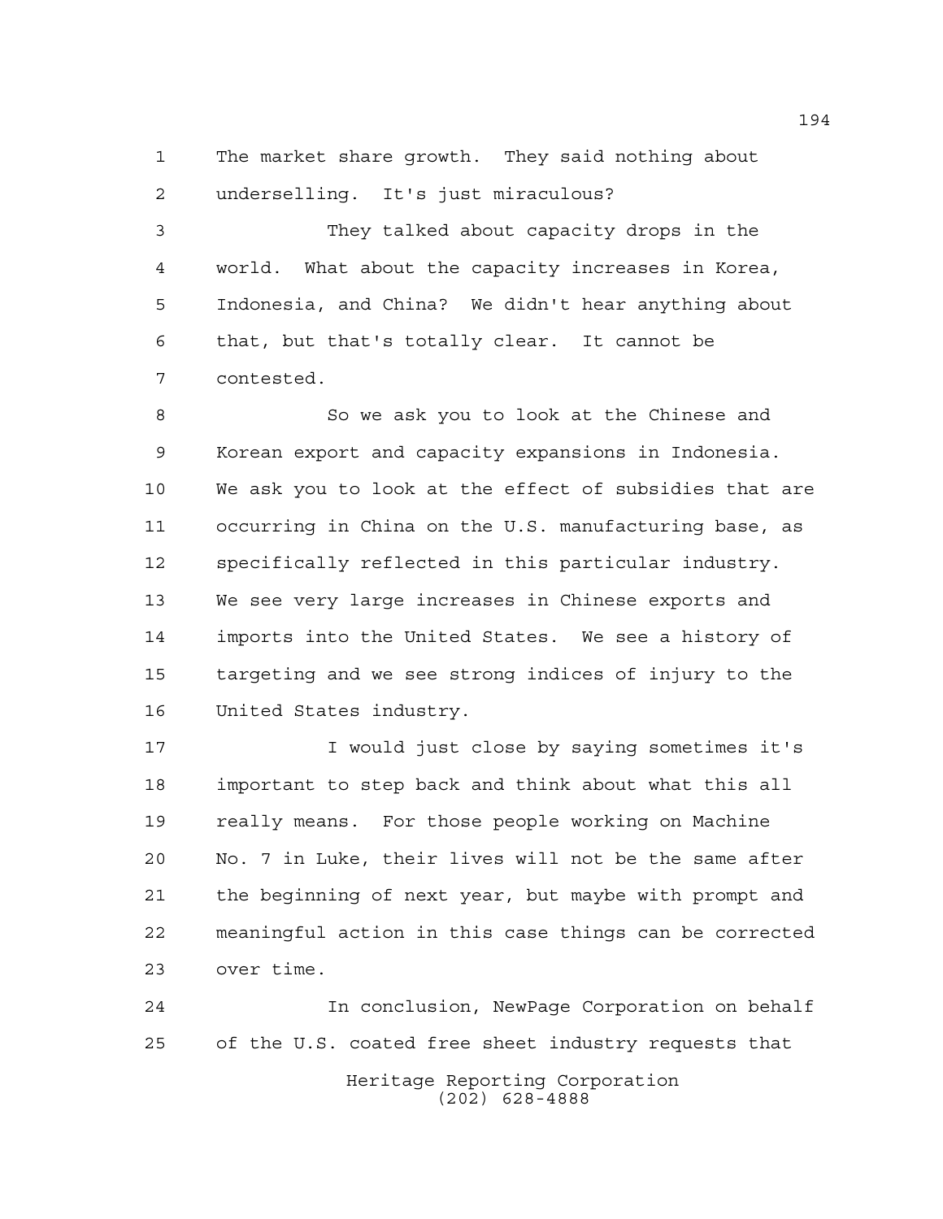The market share growth. They said nothing about underselling. It's just miraculous?

They talked about capacity drops in the world. What about the capacity increases in Korea, Indonesia, and China? We didn't hear anything about that, but that's totally clear. It cannot be contested.

So we ask you to look at the Chinese and Korean export and capacity expansions in Indonesia. We ask you to look at the effect of subsidies that are occurring in China on the U.S. manufacturing base, as specifically reflected in this particular industry. We see very large increases in Chinese exports and imports into the United States. We see a history of targeting and we see strong indices of injury to the United States industry.

I would just close by saying sometimes it's important to step back and think about what this all really means. For those people working on Machine No. 7 in Luke, their lives will not be the same after the beginning of next year, but maybe with prompt and meaningful action in this case things can be corrected over time.

In conclusion, NewPage Corporation on behalf of the U.S. coated free sheet industry requests that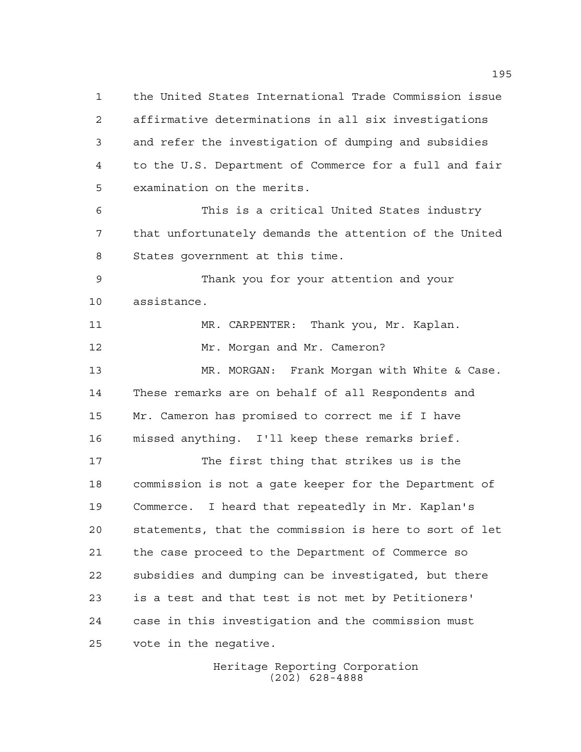the United States International Trade Commission issue affirmative determinations in all six investigations and refer the investigation of dumping and subsidies to the U.S. Department of Commerce for a full and fair examination on the merits.

This is a critical United States industry that unfortunately demands the attention of the United States government at this time.

Thank you for your attention and your assistance.

MR. CARPENTER: Thank you, Mr. Kaplan.

Mr. Morgan and Mr. Cameron?

MR. MORGAN: Frank Morgan with White & Case. These remarks are on behalf of all Respondents and Mr. Cameron has promised to correct me if I have missed anything. I'll keep these remarks brief.

The first thing that strikes us is the commission is not a gate keeper for the Department of Commerce. I heard that repeatedly in Mr. Kaplan's statements, that the commission is here to sort of let the case proceed to the Department of Commerce so subsidies and dumping can be investigated, but there is a test and that test is not met by Petitioners' case in this investigation and the commission must vote in the negative.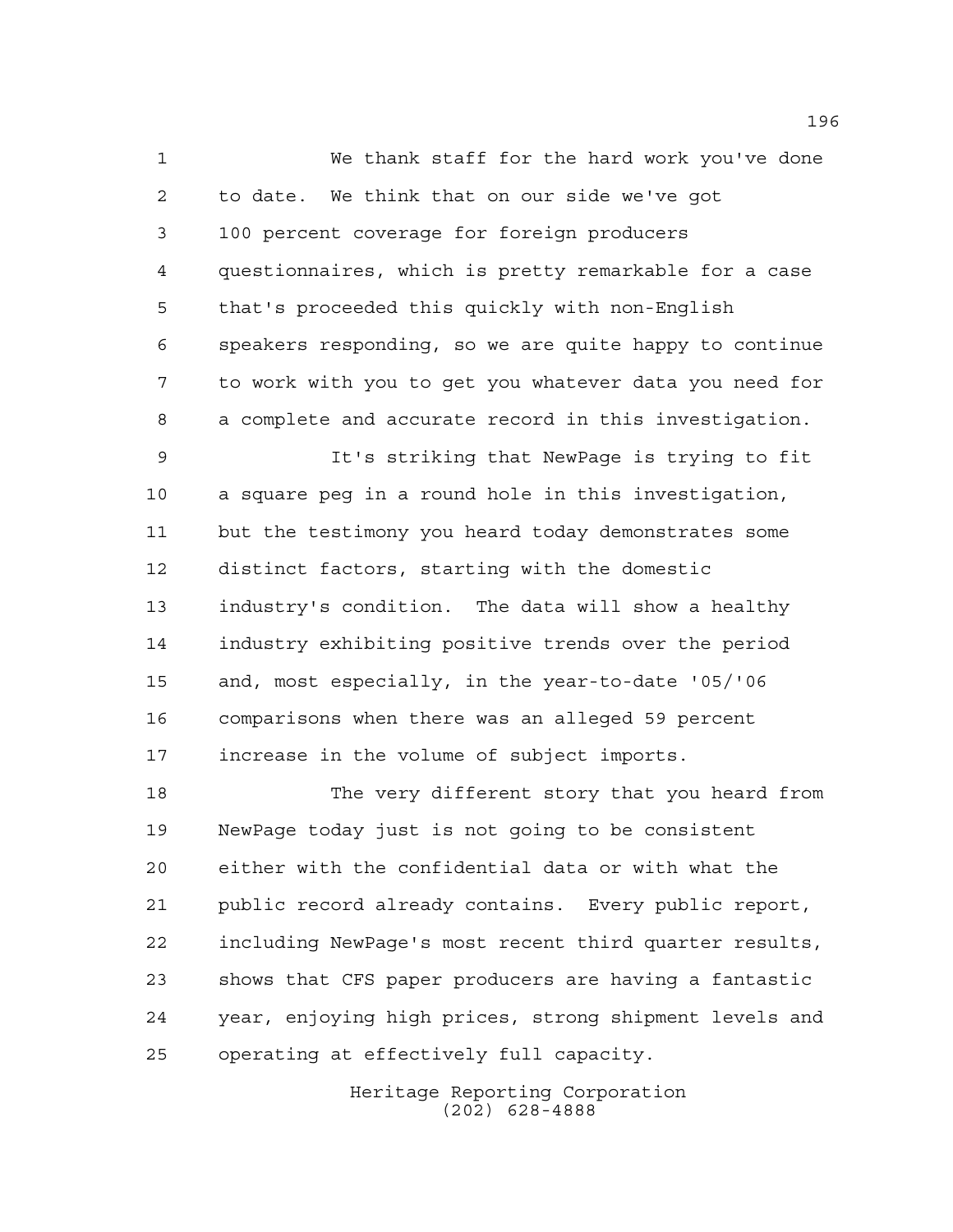We thank staff for the hard work you've done to date. We think that on our side we've got 100 percent coverage for foreign producers questionnaires, which is pretty remarkable for a case that's proceeded this quickly with non-English speakers responding, so we are quite happy to continue to work with you to get you whatever data you need for a complete and accurate record in this investigation.

It's striking that NewPage is trying to fit a square peg in a round hole in this investigation, but the testimony you heard today demonstrates some distinct factors, starting with the domestic industry's condition. The data will show a healthy industry exhibiting positive trends over the period and, most especially, in the year-to-date '05/'06 comparisons when there was an alleged 59 percent increase in the volume of subject imports.

The very different story that you heard from NewPage today just is not going to be consistent either with the confidential data or with what the public record already contains. Every public report, including NewPage's most recent third quarter results, shows that CFS paper producers are having a fantastic year, enjoying high prices, strong shipment levels and operating at effectively full capacity.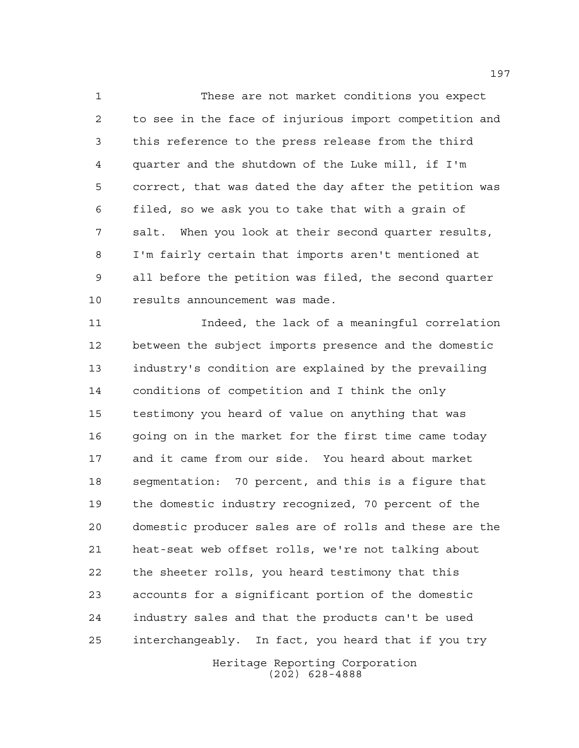These are not market conditions you expect to see in the face of injurious import competition and this reference to the press release from the third quarter and the shutdown of the Luke mill, if I'm correct, that was dated the day after the petition was filed, so we ask you to take that with a grain of salt. When you look at their second quarter results, I'm fairly certain that imports aren't mentioned at all before the petition was filed, the second quarter results announcement was made.

Indeed, the lack of a meaningful correlation between the subject imports presence and the domestic industry's condition are explained by the prevailing conditions of competition and I think the only testimony you heard of value on anything that was going on in the market for the first time came today and it came from our side. You heard about market segmentation: 70 percent, and this is a figure that the domestic industry recognized, 70 percent of the domestic producer sales are of rolls and these are the heat-seat web offset rolls, we're not talking about the sheeter rolls, you heard testimony that this accounts for a significant portion of the domestic industry sales and that the products can't be used interchangeably. In fact, you heard that if you try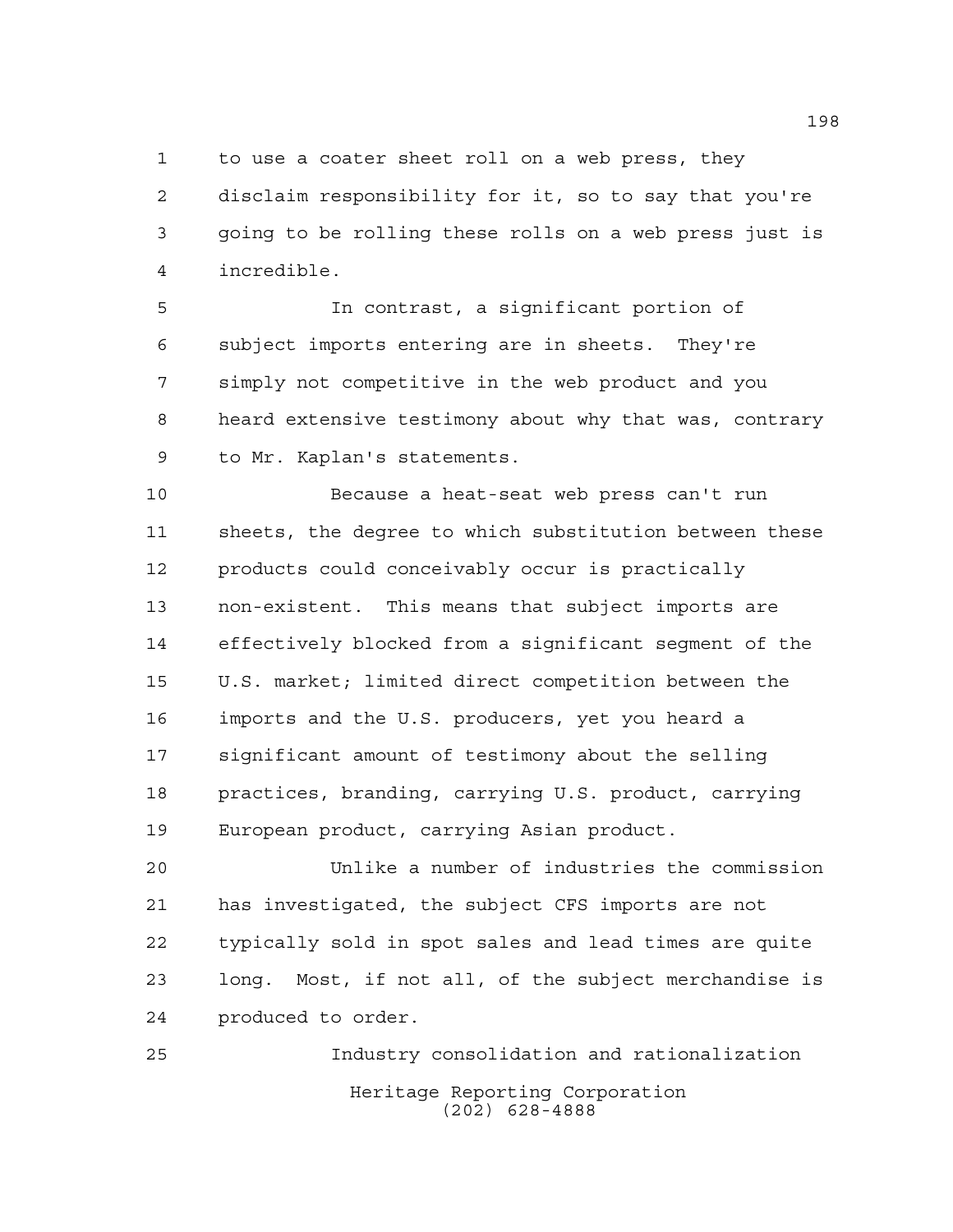to use a coater sheet roll on a web press, they disclaim responsibility for it, so to say that you're going to be rolling these rolls on a web press just is incredible.

In contrast, a significant portion of subject imports entering are in sheets. They're simply not competitive in the web product and you heard extensive testimony about why that was, contrary to Mr. Kaplan's statements.

Because a heat-seat web press can't run sheets, the degree to which substitution between these products could conceivably occur is practically non-existent. This means that subject imports are effectively blocked from a significant segment of the U.S. market; limited direct competition between the imports and the U.S. producers, yet you heard a significant amount of testimony about the selling practices, branding, carrying U.S. product, carrying European product, carrying Asian product.

Unlike a number of industries the commission has investigated, the subject CFS imports are not typically sold in spot sales and lead times are quite long. Most, if not all, of the subject merchandise is produced to order.

Industry consolidation and rationalization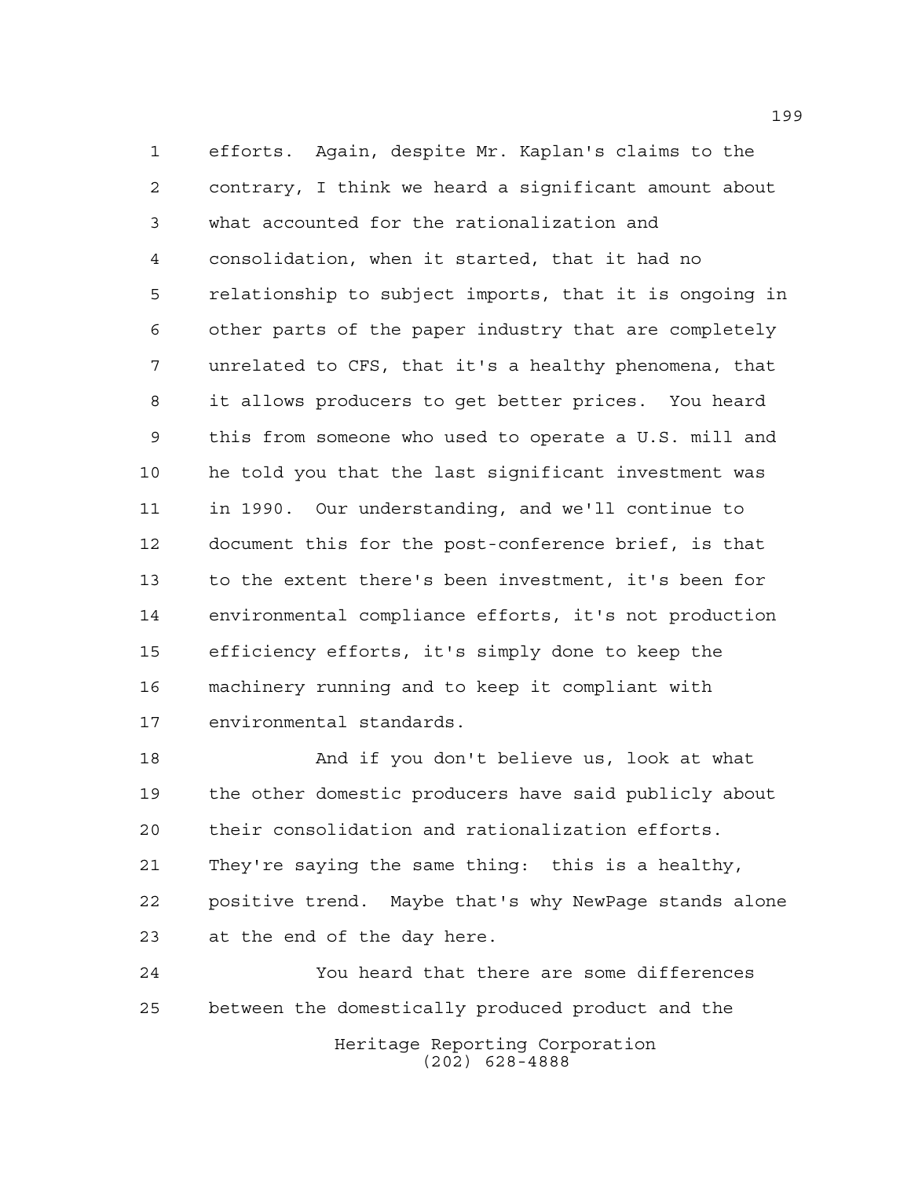efforts. Again, despite Mr. Kaplan's claims to the contrary, I think we heard a significant amount about what accounted for the rationalization and consolidation, when it started, that it had no relationship to subject imports, that it is ongoing in other parts of the paper industry that are completely unrelated to CFS, that it's a healthy phenomena, that it allows producers to get better prices. You heard this from someone who used to operate a U.S. mill and he told you that the last significant investment was in 1990. Our understanding, and we'll continue to document this for the post-conference brief, is that to the extent there's been investment, it's been for environmental compliance efforts, it's not production efficiency efforts, it's simply done to keep the machinery running and to keep it compliant with environmental standards.

And if you don't believe us, look at what the other domestic producers have said publicly about their consolidation and rationalization efforts. They're saying the same thing: this is a healthy, positive trend. Maybe that's why NewPage stands alone at the end of the day here.

You heard that there are some differences between the domestically produced product and the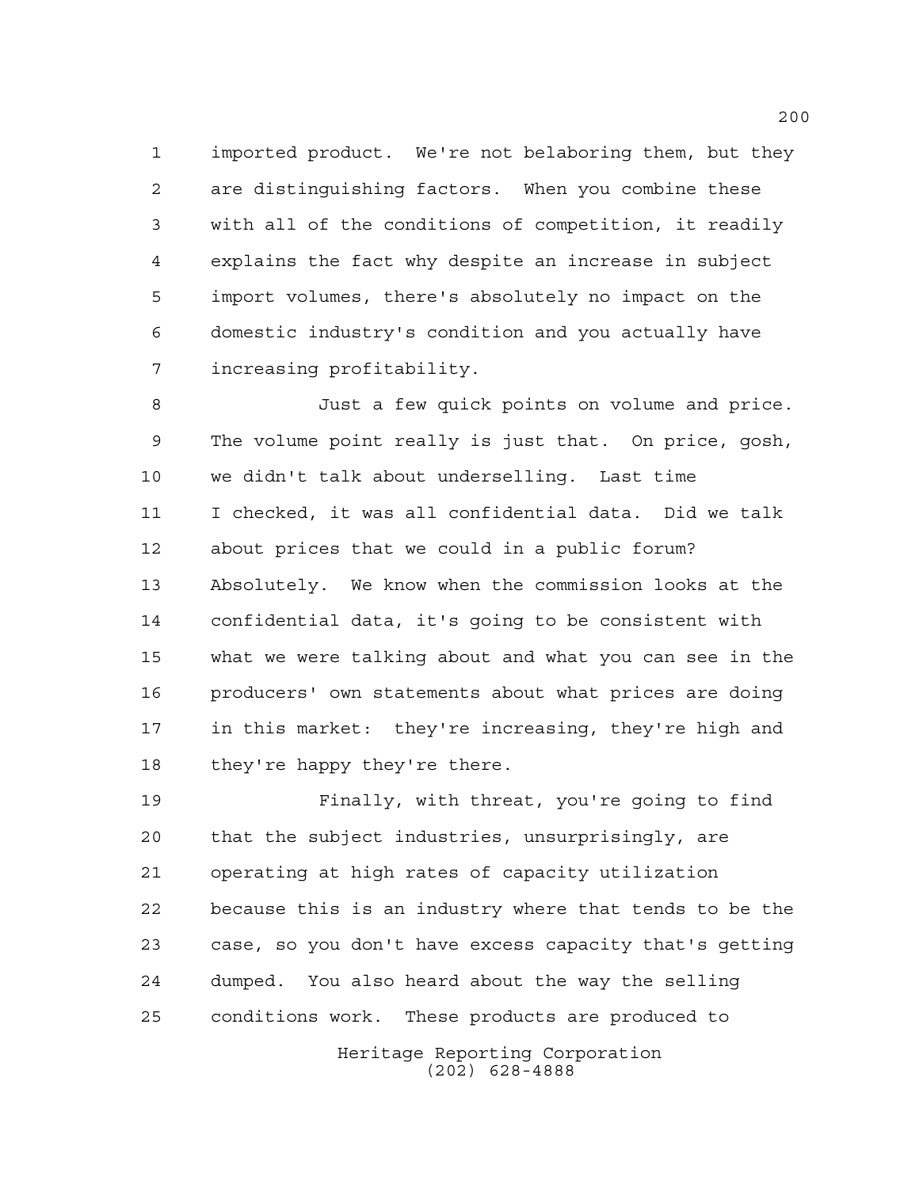imported product. We're not belaboring them, but they are distinguishing factors. When you combine these with all of the conditions of competition, it readily explains the fact why despite an increase in subject import volumes, there's absolutely no impact on the domestic industry's condition and you actually have increasing profitability.

Just a few quick points on volume and price. The volume point really is just that. On price, gosh, we didn't talk about underselling. Last time I checked, it was all confidential data. Did we talk about prices that we could in a public forum? Absolutely. We know when the commission looks at the confidential data, it's going to be consistent with what we were talking about and what you can see in the producers' own statements about what prices are doing in this market: they're increasing, they're high and they're happy they're there.

Finally, with threat, you're going to find that the subject industries, unsurprisingly, are operating at high rates of capacity utilization because this is an industry where that tends to be the case, so you don't have excess capacity that's getting dumped. You also heard about the way the selling conditions work. These products are produced to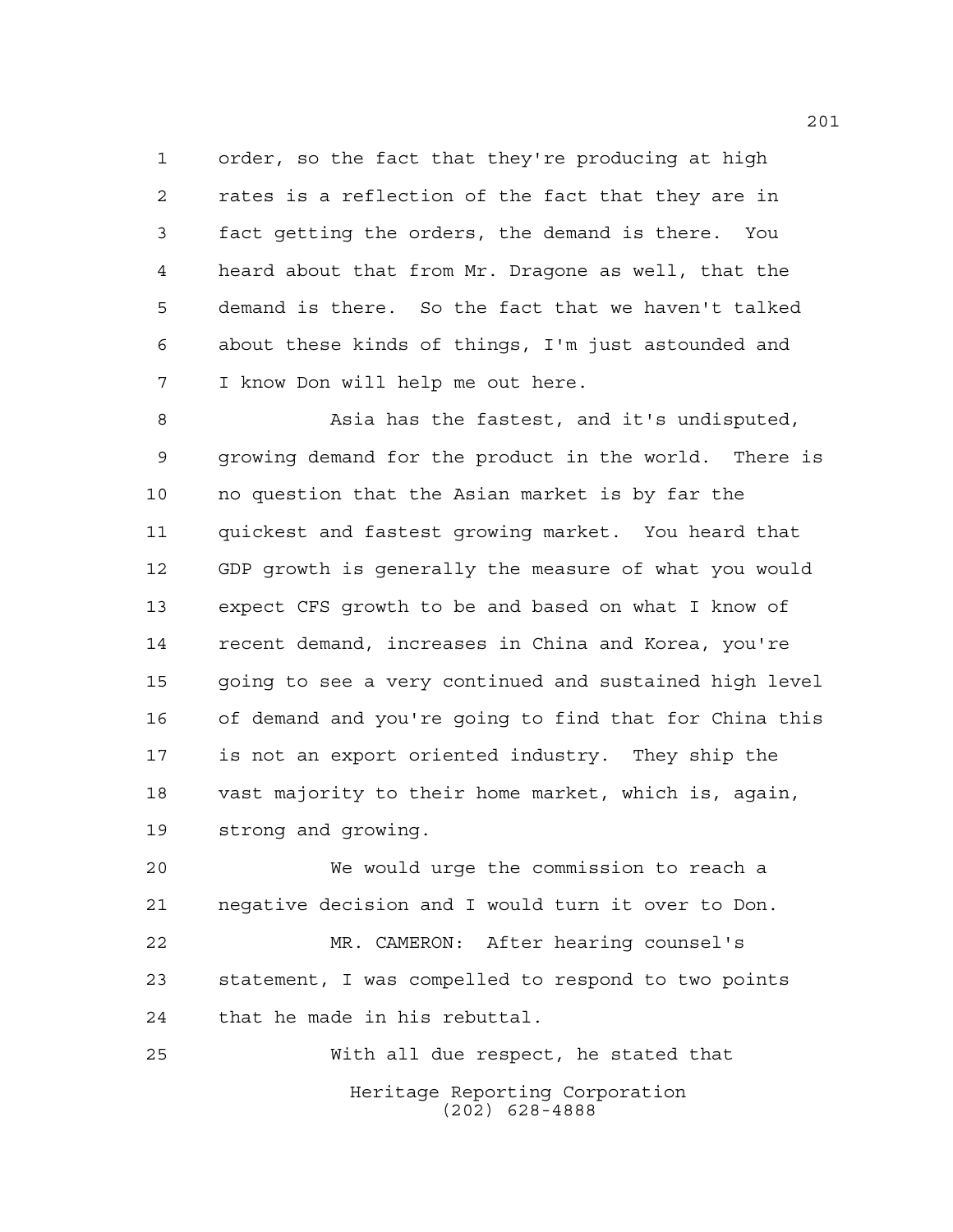order, so the fact that they're producing at high rates is a reflection of the fact that they are in fact getting the orders, the demand is there. You heard about that from Mr. Dragone as well, that the demand is there. So the fact that we haven't talked about these kinds of things, I'm just astounded and I know Don will help me out here.

Asia has the fastest, and it's undisputed, growing demand for the product in the world. There is no question that the Asian market is by far the quickest and fastest growing market. You heard that GDP growth is generally the measure of what you would expect CFS growth to be and based on what I know of recent demand, increases in China and Korea, you're going to see a very continued and sustained high level of demand and you're going to find that for China this is not an export oriented industry. They ship the vast majority to their home market, which is, again, strong and growing.

We would urge the commission to reach a negative decision and I would turn it over to Don.

MR. CAMERON: After hearing counsel's statement, I was compelled to respond to two points that he made in his rebuttal.

With all due respect, he stated that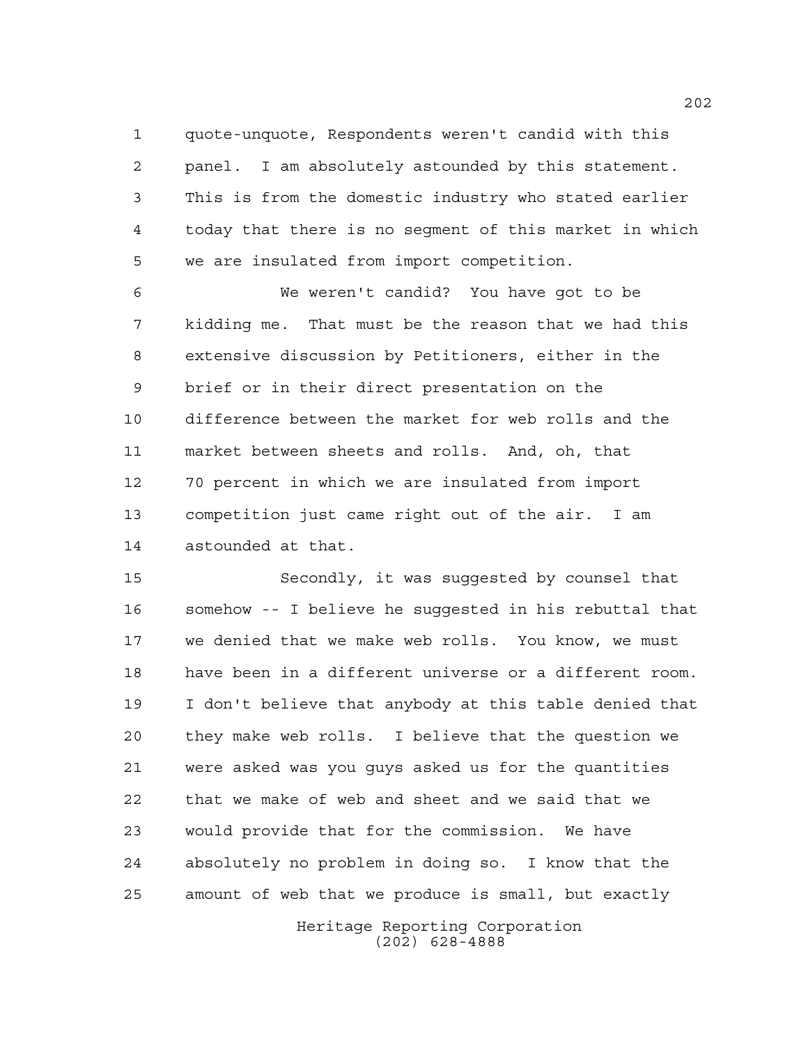quote-unquote, Respondents weren't candid with this panel. I am absolutely astounded by this statement. This is from the domestic industry who stated earlier today that there is no segment of this market in which we are insulated from import competition.

We weren't candid? You have got to be kidding me. That must be the reason that we had this extensive discussion by Petitioners, either in the brief or in their direct presentation on the difference between the market for web rolls and the market between sheets and rolls. And, oh, that 70 percent in which we are insulated from import competition just came right out of the air. I am astounded at that.

Secondly, it was suggested by counsel that somehow -- I believe he suggested in his rebuttal that we denied that we make web rolls. You know, we must have been in a different universe or a different room. I don't believe that anybody at this table denied that they make web rolls. I believe that the question we were asked was you guys asked us for the quantities that we make of web and sheet and we said that we would provide that for the commission. We have absolutely no problem in doing so. I know that the amount of web that we produce is small, but exactly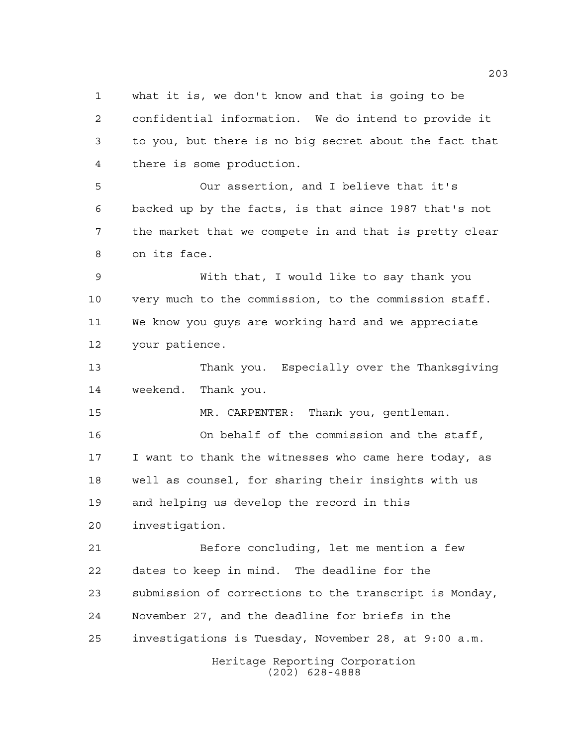what it is, we don't know and that is going to be confidential information. We do intend to provide it to you, but there is no big secret about the fact that there is some production.

Our assertion, and I believe that it's backed up by the facts, is that since 1987 that's not the market that we compete in and that is pretty clear on its face.

With that, I would like to say thank you very much to the commission, to the commission staff. We know you guys are working hard and we appreciate your patience.

Thank you. Especially over the Thanksgiving weekend. Thank you.

MR. CARPENTER: Thank you, gentleman.

On behalf of the commission and the staff, I want to thank the witnesses who came here today, as well as counsel, for sharing their insights with us and helping us develop the record in this investigation.

Before concluding, let me mention a few dates to keep in mind. The deadline for the submission of corrections to the transcript is Monday, November 27, and the deadline for briefs in the investigations is Tuesday, November 28, at 9:00 a.m.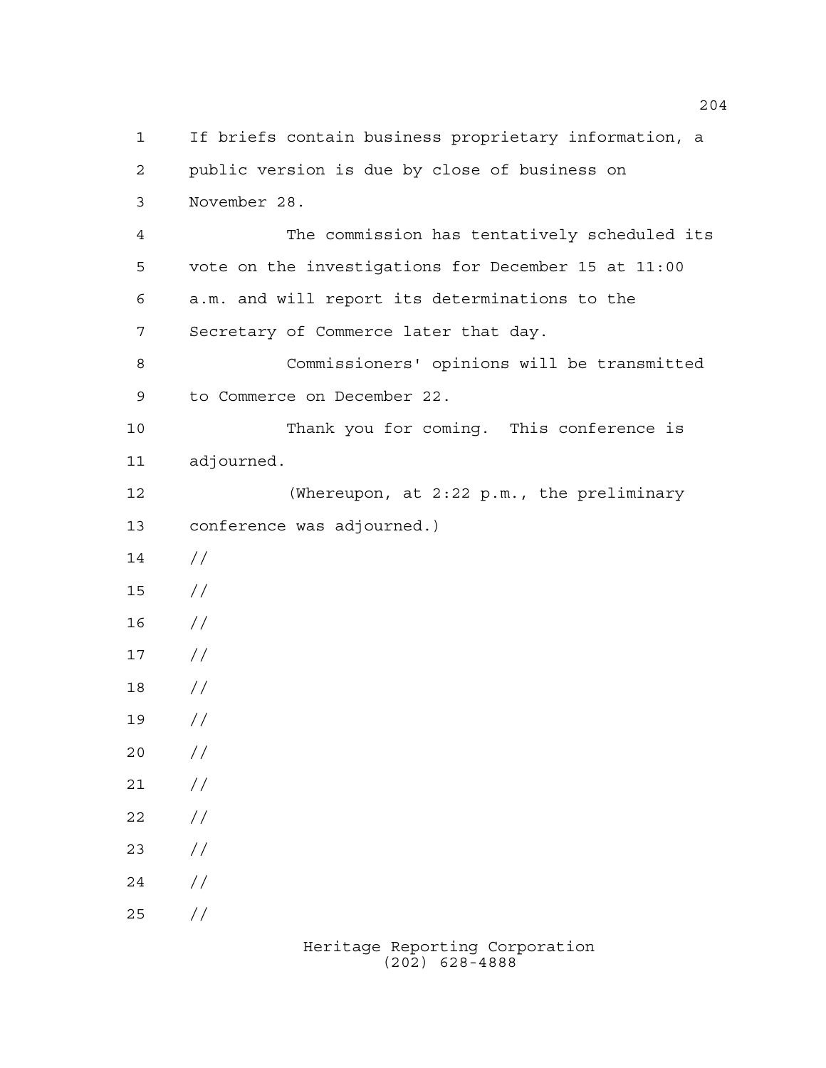If briefs contain business proprietary information, a public version is due by close of business on November 28.

The commission has tentatively scheduled its vote on the investigations for December 15 at 11:00 a.m. and will report its determinations to the Secretary of Commerce later that day.

Commissioners' opinions will be transmitted to Commerce on December 22.

Thank you for coming. This conference is adjourned.

(Whereupon, at 2:22 p.m., the preliminary conference was adjourned.)

//
//
//
//
//
//
//
//
//
//
//
//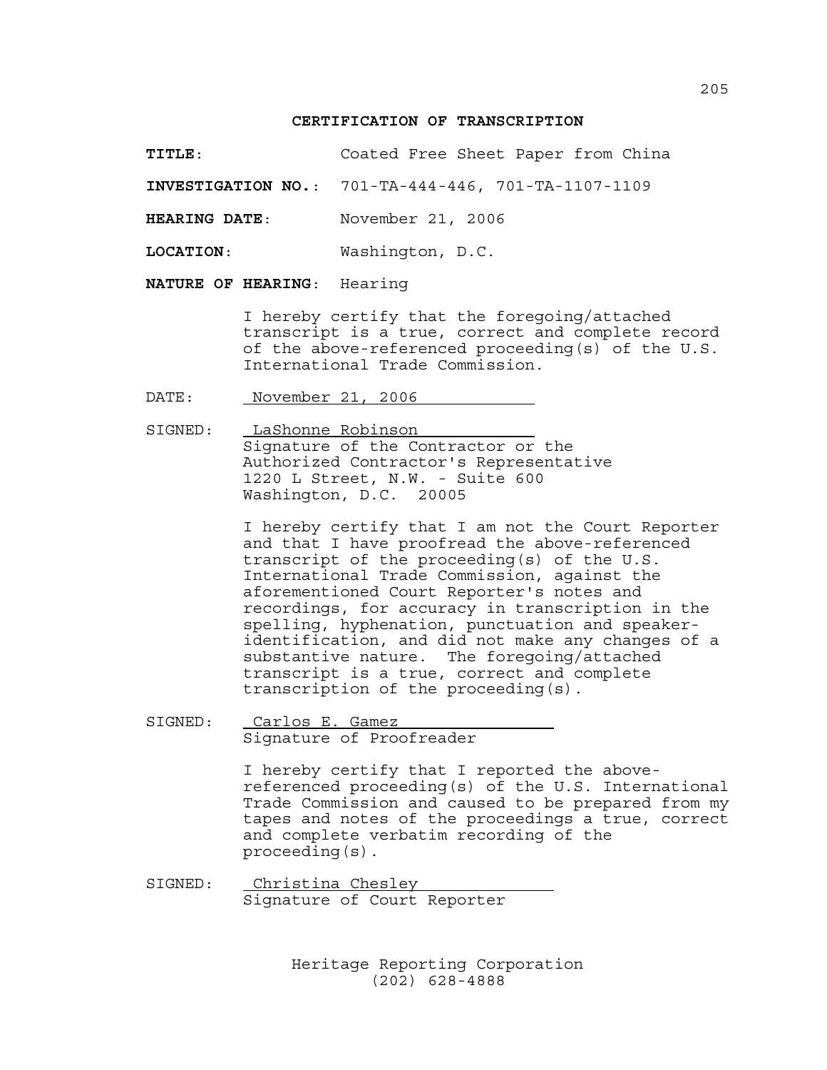## CERTIFICATION OF TRANSCRIPTION

**TITLE**: Coated Free Sheet Paper from China

**INVESTIGATION NO.**: 701-TA-444-446, 701-TA-1107-1109

**HEARING DATE**: November 21, 2006

**LOCATION**: Washington, D.C.

**NATURE OF HEARING**: Hearing

I hereby certify that the foregoing/attached transcript is a true, correct and complete record of the above-referenced proceeding(s) of the U.S. International Trade Commission.

DATE: November 21, 2006

SIGNED: LaShonne Robinson
Signature of the Contractor or the Authorized Contractor's Representative
1220 L Street, N.W. - Suite 600
Washington, D.C. 20005

I hereby certify that I am not the Court Reporter and that I have proofread the above-referenced transcript of the proceeding(s) of the U.S. International Trade Commission, against the aforementioned Court Reporter's notes and recordings, for accuracy in transcription in the spelling, hyphenation, punctuation and speaker-identification, and did not make any changes of a substantive nature. The foregoing/attached transcript is a true, correct and complete transcription of the proceeding(s).

SIGNED: Carlos E. Gamez
Signature of Proofreader

I hereby certify that I reported the above-referenced proceeding(s) of the U.S. International Trade Commission and caused to be prepared from my tapes and notes of the proceedings a true, correct and complete verbatim recording of the proceeding(s).

SIGNED: Christina Chesley
Signature of Court Reporter